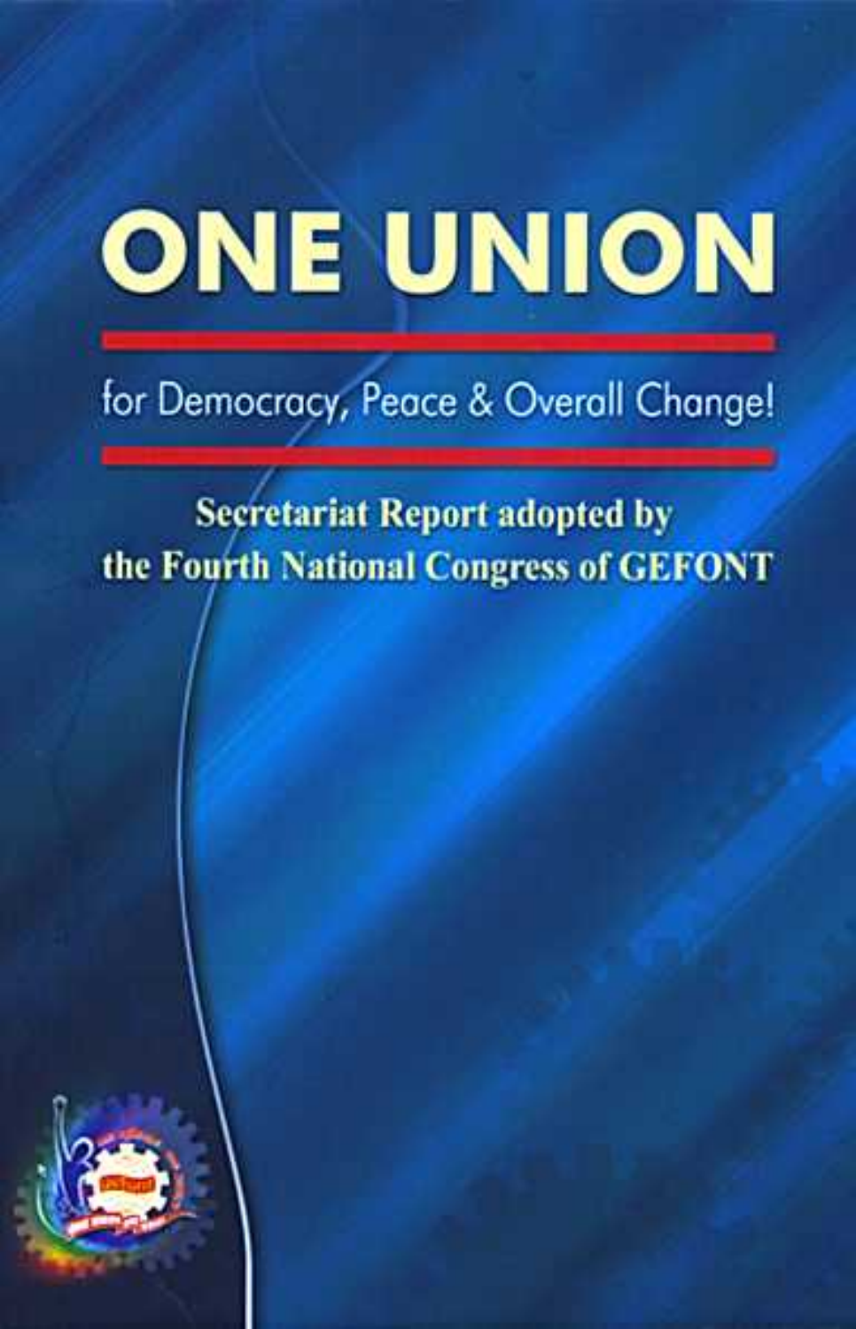# ONE UNION

for Democracy, Peace & Overall Change!

**Secretariat Report adopted by the Fourth National Congress of GEFONT**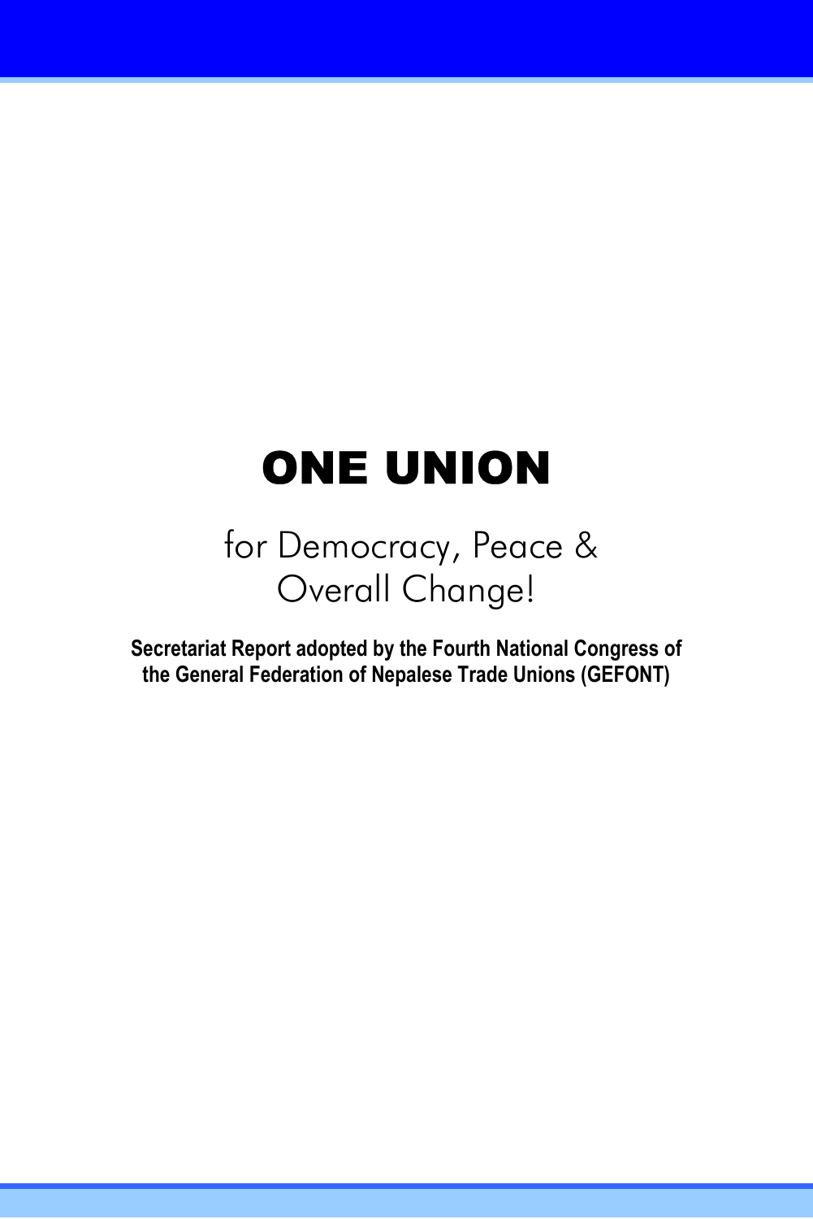# ONE UNION

## for Democracy, Peace & Overall Change!

**Secretariat Report adopted by the Fourth National Congress of the General Federation of Nepalese Trade Unions (GEFONT)**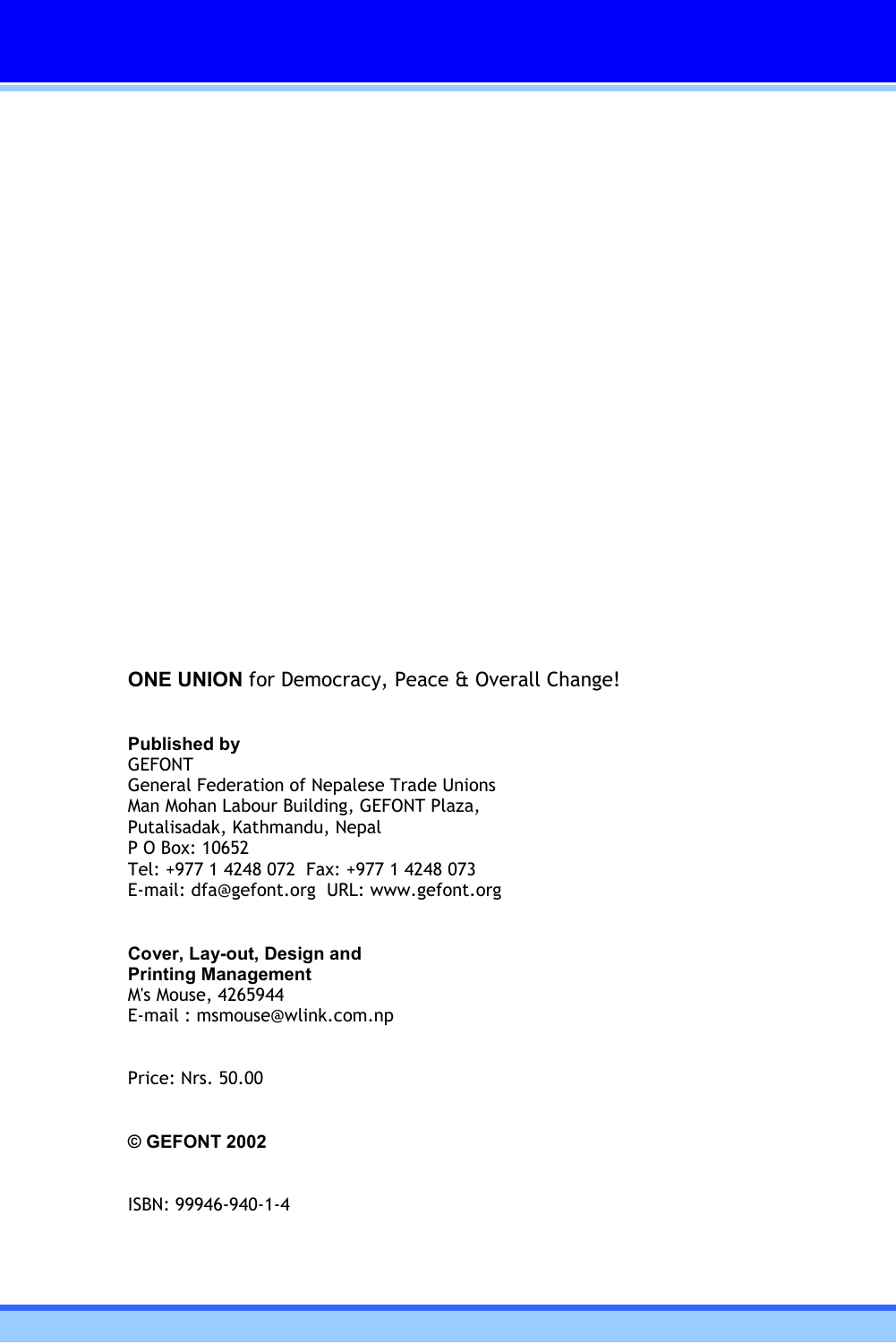**ONE UNION** for Democracy, Peace & Overall Change!

**Published by**
GEFONT
General Federation of Nepalese Trade Unions
Man Mohan Labour Building, GEFONT Plaza,
Putalisadak, Kathmandu, Nepal
P O Box: 10652
Tel: +977 1 4248 072  Fax: +977 1 4248 073
E-mail: dfa@gefont.org  URL: www.gefont.org

**Cover, Lay-out, Design and Printing Management**
M's Mouse, 4265944
E-mail : msmouse@wlink.com.np

Price: Nrs. 50.00

**© GEFONT 2002**

ISBN: 99946-940-1-4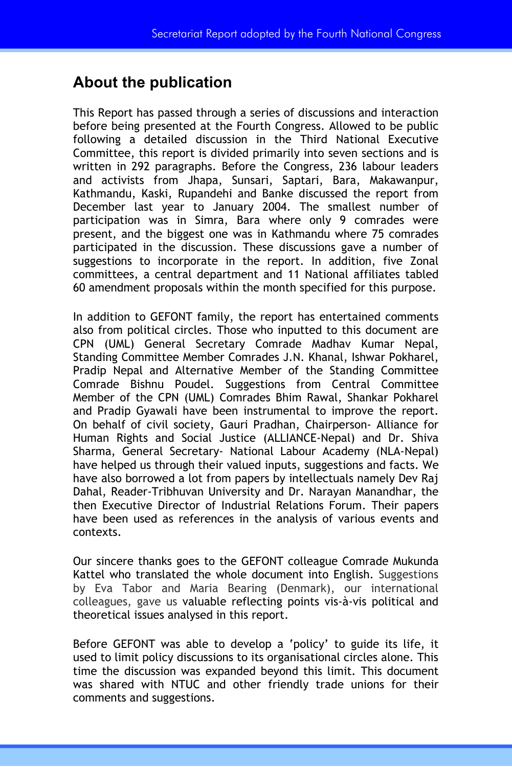## About the publication

This Report has passed through a series of discussions and interaction before being presented at the Fourth Congress. Allowed to be public following a detailed discussion in the Third National Executive Committee, this report is divided primarily into seven sections and is written in 292 paragraphs. Before the Congress, 236 labour leaders and activists from Jhapa, Sunsari, Saptari, Bara, Makawanpur, Kathmandu, Kaski, Rupandehi and Banke discussed the report from December last year to January 2004. The smallest number of participation was in Simra, Bara where only 9 comrades were present, and the biggest one was in Kathmandu where 75 comrades participated in the discussion. These discussions gave a number of suggestions to incorporate in the report. In addition, five Zonal committees, a central department and 11 National affiliates tabled 60 amendment proposals within the month specified for this purpose.

In addition to GEFONT family, the report has entertained comments also from political circles. Those who inputted to this document are CPN (UML) General Secretary Comrade Madhav Kumar Nepal, Standing Committee Member Comrades J.N. Khanal, Ishwar Pokharel, Pradip Nepal and Alternative Member of the Standing Committee Comrade Bishnu Poudel. Suggestions from Central Committee Member of the CPN (UML) Comrades Bhim Rawal, Shankar Pokharel and Pradip Gyawali have been instrumental to improve the report. On behalf of civil society, Gauri Pradhan, Chairperson- Alliance for Human Rights and Social Justice (ALLIANCE-Nepal) and Dr. Shiva Sharma, General Secretary- National Labour Academy (NLA-Nepal) have helped us through their valued inputs, suggestions and facts. We have also borrowed a lot from papers by intellectuals namely Dev Raj Dahal, Reader-Tribhuvan University and Dr. Narayan Manandhar, the then Executive Director of Industrial Relations Forum. Their papers have been used as references in the analysis of various events and contexts.

Our sincere thanks goes to the GEFONT colleague Comrade Mukunda Kattel who translated the whole document into English. Suggestions by Eva Tabor and Maria Bearing (Denmark), our international colleagues, gave us valuable reflecting points vis-à-vis political and theoretical issues analysed in this report.

Before GEFONT was able to develop a 'policy' to guide its life, it used to limit policy discussions to its organisational circles alone. This time the discussion was expanded beyond this limit. This document was shared with NTUC and other friendly trade unions for their comments and suggestions.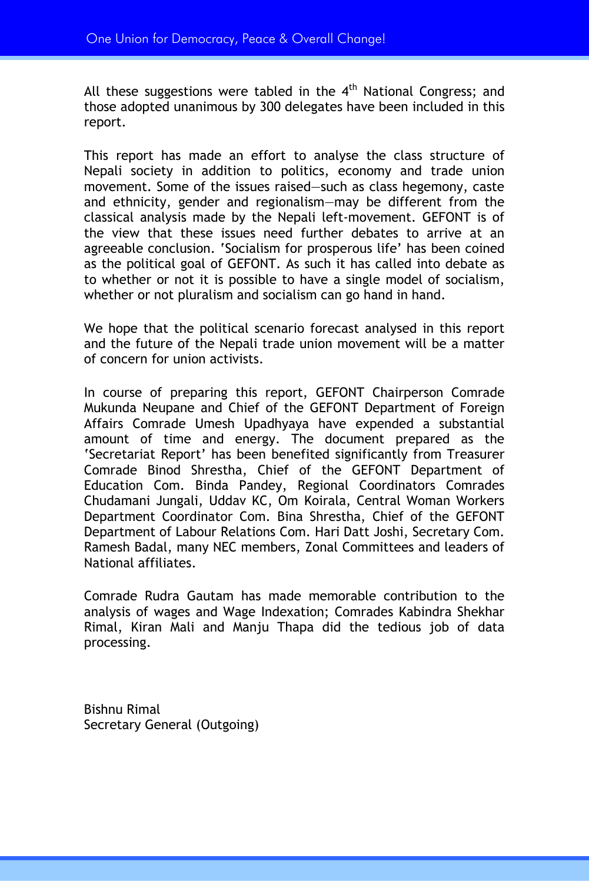All these suggestions were tabled in the 4th National Congress; and those adopted unanimous by 300 delegates have been included in this report.

This report has made an effort to analyse the class structure of Nepali society in addition to politics, economy and trade union movement. Some of the issues raised—such as class hegemony, caste and ethnicity, gender and regionalism—may be different from the classical analysis made by the Nepali left-movement. GEFONT is of the view that these issues need further debates to arrive at an agreeable conclusion. 'Socialism for prosperous life' has been coined as the political goal of GEFONT. As such it has called into debate as to whether or not it is possible to have a single model of socialism, whether or not pluralism and socialism can go hand in hand.

We hope that the political scenario forecast analysed in this report and the future of the Nepali trade union movement will be a matter of concern for union activists.

In course of preparing this report, GEFONT Chairperson Comrade Mukunda Neupane and Chief of the GEFONT Department of Foreign Affairs Comrade Umesh Upadhyaya have expended a substantial amount of time and energy. The document prepared as the 'Secretariat Report' has been benefited significantly from Treasurer Comrade Binod Shrestha, Chief of the GEFONT Department of Education Com. Binda Pandey, Regional Coordinators Comrades Chudamani Jungali, Uddav KC, Om Koirala, Central Woman Workers Department Coordinator Com. Bina Shrestha, Chief of the GEFONT Department of Labour Relations Com. Hari Datt Joshi, Secretary Com. Ramesh Badal, many NEC members, Zonal Committees and leaders of National affiliates.

Comrade Rudra Gautam has made memorable contribution to the analysis of wages and Wage Indexation; Comrades Kabindra Shekhar Rimal, Kiran Mali and Manju Thapa did the tedious job of data processing.

Bishnu Rimal
Secretary General (Outgoing)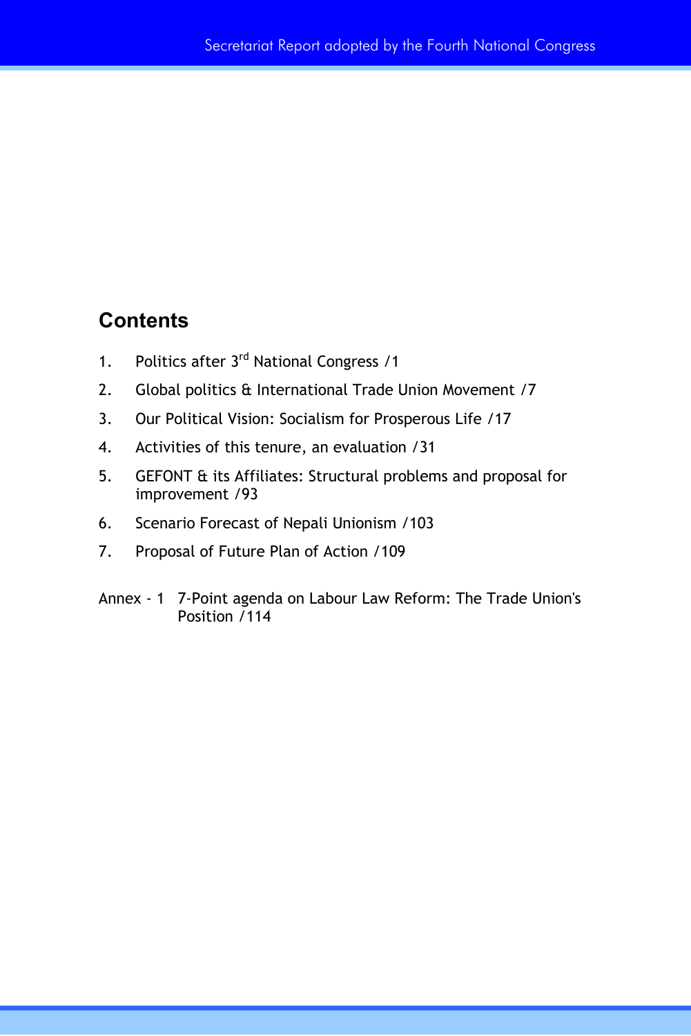## Contents

1. Politics after 3rd National Congress /1
2. Global politics & International Trade Union Movement /7
3. Our Political Vision: Socialism for Prosperous Life /17
4. Activities of this tenure, an evaluation /31
5. GEFONT & its Affiliates: Structural problems and proposal for improvement /93
6. Scenario Forecast of Nepali Unionism /103
7. Proposal of Future Plan of Action /109

Annex - 1 7-Point agenda on Labour Law Reform: The Trade Union's Position /114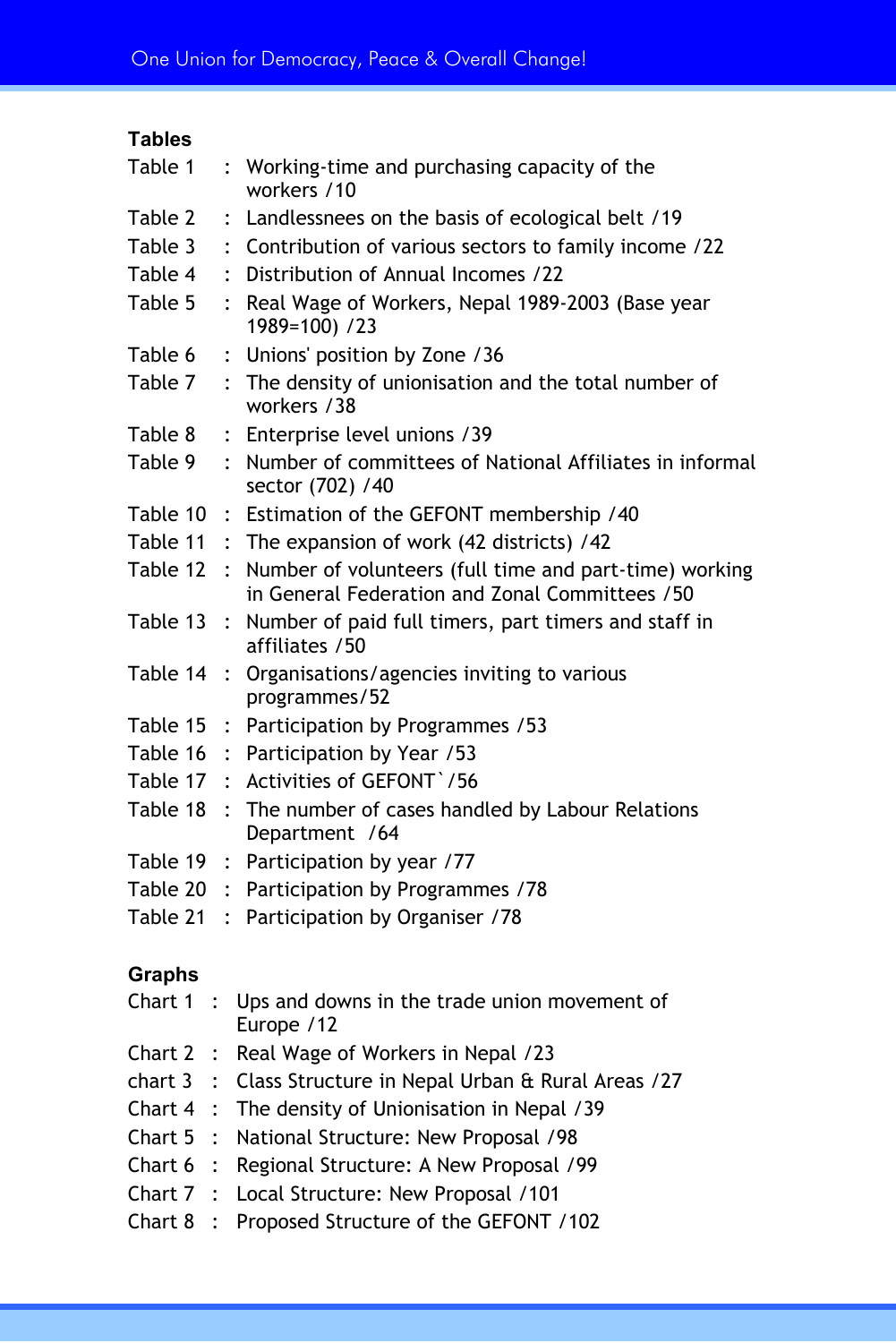### Tables

- Table 1 : Working-time and purchasing capacity of the workers /10
- Table 2 : Landlessnees on the basis of ecological belt /19
- Table 3 : Contribution of various sectors to family income /22
- Table 4 : Distribution of Annual Incomes /22
- Table 5 : Real Wage of Workers, Nepal 1989-2003 (Base year 1989=100) /23
- Table 6 : Unions' position by Zone /36
- Table 7 : The density of unionisation and the total number of workers /38
- Table 8 : Enterprise level unions /39
- Table 9 : Number of committees of National Affiliates in informal sector (702) /40
- Table 10 : Estimation of the GEFONT membership /40
- Table 11 : The expansion of work (42 districts) /42
- Table 12 : Number of volunteers (full time and part-time) working in General Federation and Zonal Committees /50
- Table 13 : Number of paid full timers, part timers and staff in affiliates /50
- Table 14 : Organisations/agencies inviting to various programmes/52
- Table 15 : Participation by Programmes /53
- Table 16 : Participation by Year /53
- Table 17 : Activities of GEFONT`/56
- Table 18 : The number of cases handled by Labour Relations Department /64
- Table 19 : Participation by year /77
- Table 20 : Participation by Programmes /78
- Table 21 : Participation by Organiser /78

### Graphs

- Chart 1 : Ups and downs in the trade union movement of Europe /12
- Chart 2 : Real Wage of Workers in Nepal /23
- chart 3 : Class Structure in Nepal Urban & Rural Areas /27
- Chart 4 : The density of Unionisation in Nepal /39
- Chart 5 : National Structure: New Proposal /98
- Chart 6 : Regional Structure: A New Proposal /99
- Chart 7 : Local Structure: New Proposal /101
- Chart 8 : Proposed Structure of the GEFONT /102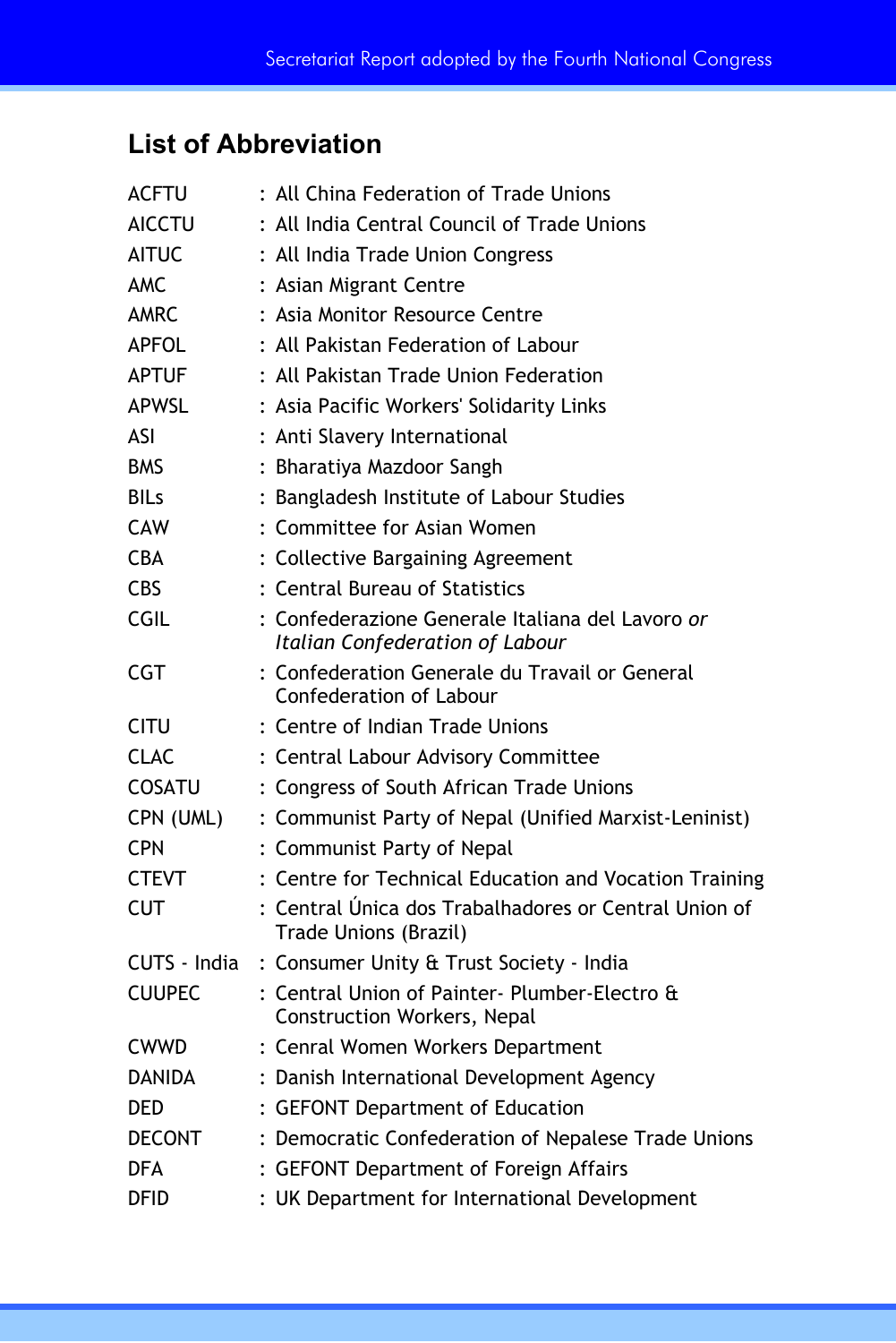## List of Abbreviation

ACFTU : All China Federation of Trade Unions
AICCTU : All India Central Council of Trade Unions
AITUC : All India Trade Union Congress
AMC : Asian Migrant Centre
AMRC : Asia Monitor Resource Centre
APFOL : All Pakistan Federation of Labour
APTUF : All Pakistan Trade Union Federation
APWSL : Asia Pacific Workers' Solidarity Links
ASI : Anti Slavery International
BMS : Bharatiya Mazdoor Sangh
BILs : Bangladesh Institute of Labour Studies
CAW : Committee for Asian Women
CBA : Collective Bargaining Agreement
CBS : Central Bureau of Statistics
CGIL : Confederazione Generale Italiana del Lavoro *or Italian Confederation of Labour*
CGT : Confederation Generale du Travail or General Confederation of Labour
CITU : Centre of Indian Trade Unions
CLAC : Central Labour Advisory Committee
COSATU : Congress of South African Trade Unions
CPN (UML) : Communist Party of Nepal (Unified Marxist-Leninist)
CPN : Communist Party of Nepal
CTEVT : Centre for Technical Education and Vocation Training
CUT : Central Única dos Trabalhadores or Central Union of Trade Unions (Brazil)
CUTS - India : Consumer Unity & Trust Society - India
CUUPEC : Central Union of Painter- Plumber-Electro & Construction Workers, Nepal
CWWD : Cenral Women Workers Department
DANIDA : Danish International Development Agency
DED : GEFONT Department of Education
DECONT : Democratic Confederation of Nepalese Trade Unions
DFA : GEFONT Department of Foreign Affairs
DFID : UK Department for International Development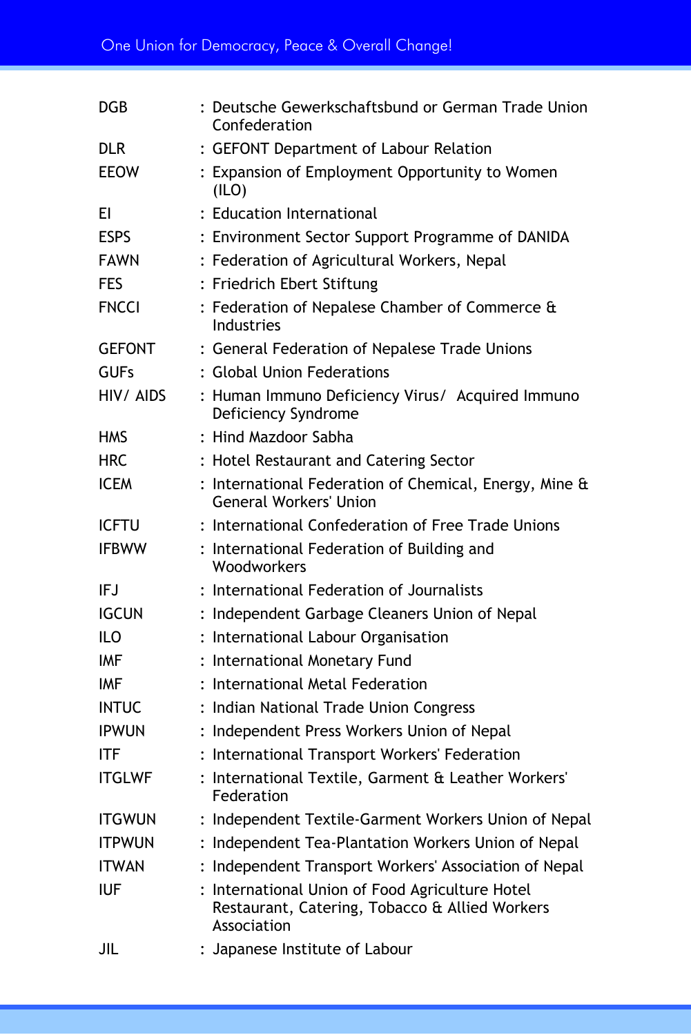DGB : Deutsche Gewerkschaftsbund or German Trade Union Confederation

DLR : GEFONT Department of Labour Relation

EEOW : Expansion of Employment Opportunity to Women (ILO)

EI : Education International

ESPS : Environment Sector Support Programme of DANIDA

FAWN : Federation of Agricultural Workers, Nepal

FES : Friedrich Ebert Stiftung

FNCCI : Federation of Nepalese Chamber of Commerce & Industries

GEFONT : General Federation of Nepalese Trade Unions

GUFs : Global Union Federations

HIV/ AIDS : Human Immuno Deficiency Virus/ Acquired Immuno Deficiency Syndrome

HMS : Hind Mazdoor Sabha

HRC : Hotel Restaurant and Catering Sector

ICEM : International Federation of Chemical, Energy, Mine & General Workers' Union

ICFTU : International Confederation of Free Trade Unions

IFBWW : International Federation of Building and Woodworkers

IFJ : International Federation of Journalists

IGCUN : Independent Garbage Cleaners Union of Nepal

ILO : International Labour Organisation

IMF : International Monetary Fund

IMF : International Metal Federation

INTUC : Indian National Trade Union Congress

IPWUN : Independent Press Workers Union of Nepal

ITF : International Transport Workers' Federation

ITGLWF : International Textile, Garment & Leather Workers' Federation

ITGWUN : Independent Textile-Garment Workers Union of Nepal

ITPWUN : Independent Tea-Plantation Workers Union of Nepal

ITWAN : Independent Transport Workers' Association of Nepal

IUF : International Union of Food Agriculture Hotel Restaurant, Catering, Tobacco & Allied Workers Association

JIL : Japanese Institute of Labour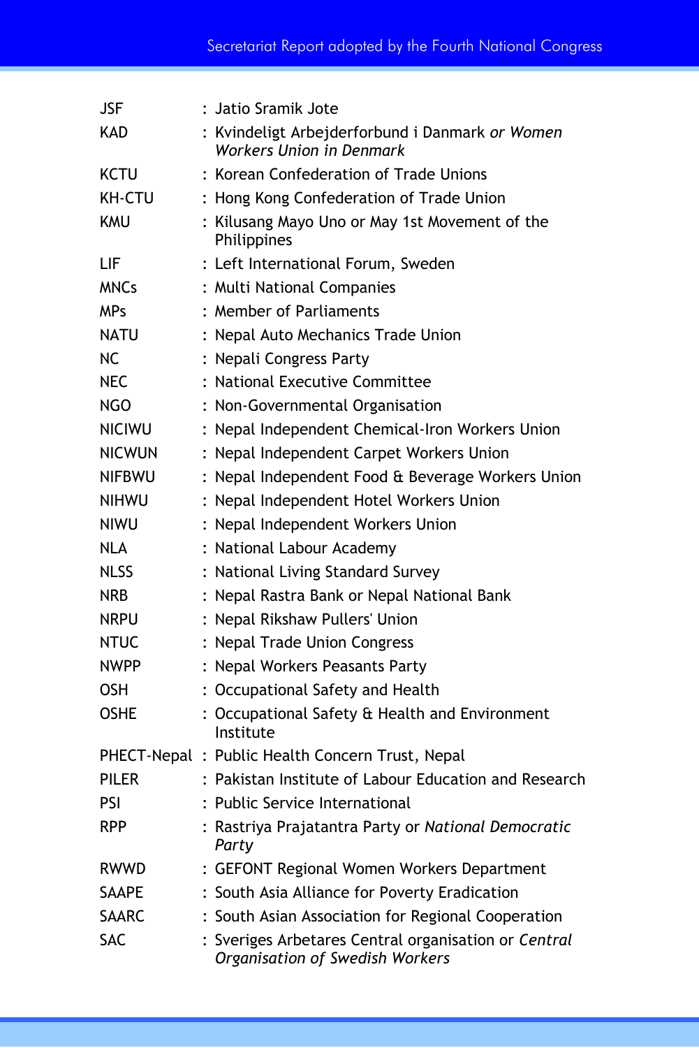| | |
|---|---|
| JSF | : Jatio Sramik Jote |
| KAD | : Kvindeligt Arbejderforbund i Danmark *or Women Workers Union in Denmark* |
| KCTU | : Korean Confederation of Trade Unions |
| KH-CTU | : Hong Kong Confederation of Trade Union |
| KMU | : Kilusang Mayo Uno or May 1st Movement of the Philippines |
| LIF | : Left International Forum, Sweden |
| MNCs | : Multi National Companies |
| MPs | : Member of Parliaments |
| NATU | : Nepal Auto Mechanics Trade Union |
| NC | : Nepali Congress Party |
| NEC | : National Executive Committee |
| NGO | : Non-Governmental Organisation |
| NICIWU | : Nepal Independent Chemical-Iron Workers Union |
| NICWUN | : Nepal Independent Carpet Workers Union |
| NIFBWU | : Nepal Independent Food & Beverage Workers Union |
| NIHWU | : Nepal Independent Hotel Workers Union |
| NIWU | : Nepal Independent Workers Union |
| NLA | : National Labour Academy |
| NLSS | : National Living Standard Survey |
| NRB | : Nepal Rastra Bank or Nepal National Bank |
| NRPU | : Nepal Rikshaw Pullers' Union |
| NTUC | : Nepal Trade Union Congress |
| NWPP | : Nepal Workers Peasants Party |
| OSH | : Occupational Safety and Health |
| OSHE | : Occupational Safety & Health and Environment Institute |
| PHECT-Nepal | : Public Health Concern Trust, Nepal |
| PILER | : Pakistan Institute of Labour Education and Research |
| PSI | : Public Service International |
| RPP | : Rastriya Prajatantra Party or *National Democratic Party* |
| RWWD | : GEFONT Regional Women Workers Department |
| SAAPE | : South Asia Alliance for Poverty Eradication |
| SAARC | : South Asian Association for Regional Cooperation |
| SAC | : Sveriges Arbetares Central organisation or *Central Organisation of Swedish Workers* |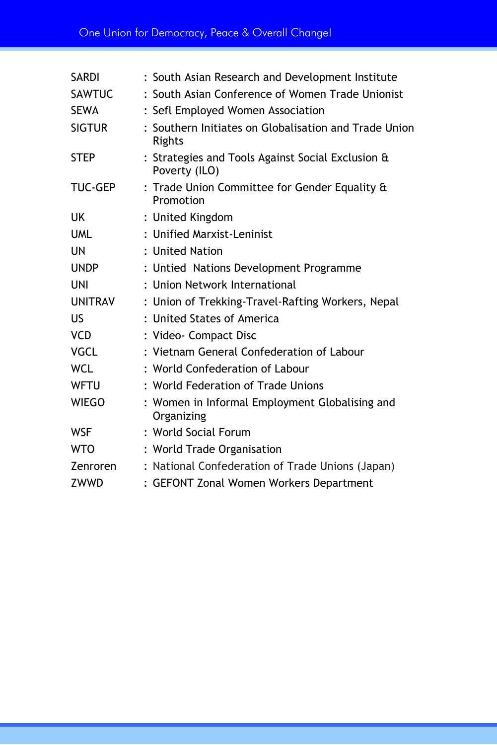| | |
|---|---|
| SARDI | : South Asian Research and Development Institute |
| SAWTUC | : South Asian Conference of Women Trade Unionist |
| SEWA | : Sefl Employed Women Association |
| SIGTUR | : Southern Initiates on Globalisation and Trade Union Rights |
| STEP | : Strategies and Tools Against Social Exclusion & Poverty (ILO) |
| TUC-GEP | : Trade Union Committee for Gender Equality & Promotion |
| UK | : United Kingdom |
| UML | : Unified Marxist-Leninist |
| UN | : United Nation |
| UNDP | : Untied Nations Development Programme |
| UNI | : Union Network International |
| UNITRAV | : Union of Trekking-Travel-Rafting Workers, Nepal |
| US | : United States of America |
| VCD | : Video- Compact Disc |
| VGCL | : Vietnam General Confederation of Labour |
| WCL | : World Confederation of Labour |
| WFTU | : World Federation of Trade Unions |
| WIEGO | : Women in Informal Employment Globalising and Organizing |
| WSF | : World Social Forum |
| WTO | : World Trade Organisation |
| Zenroren | : National Confederation of Trade Unions (Japan) |
| ZWWD | : GEFONT Zonal Women Workers Department |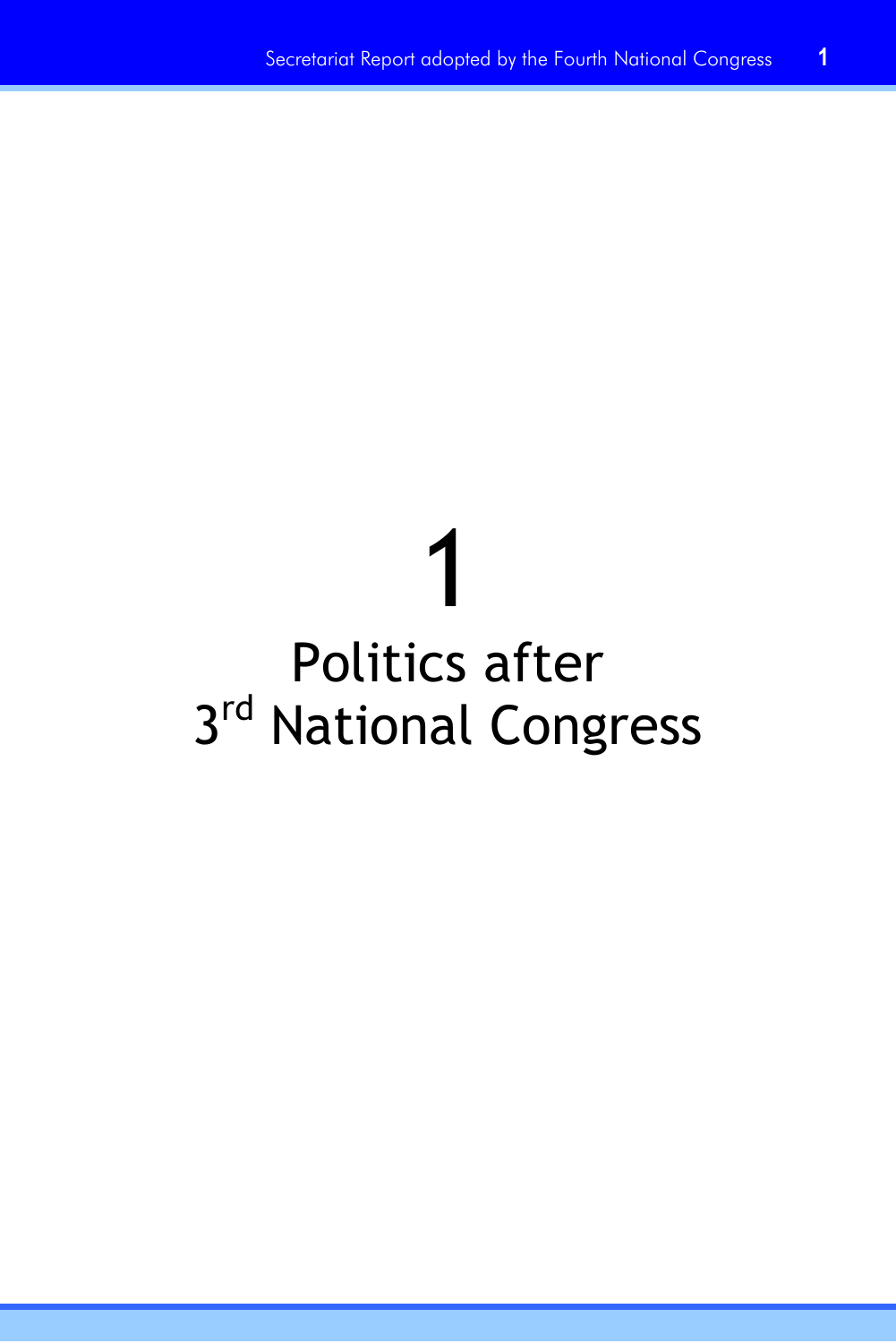# 1

# Politics after 3rd National Congress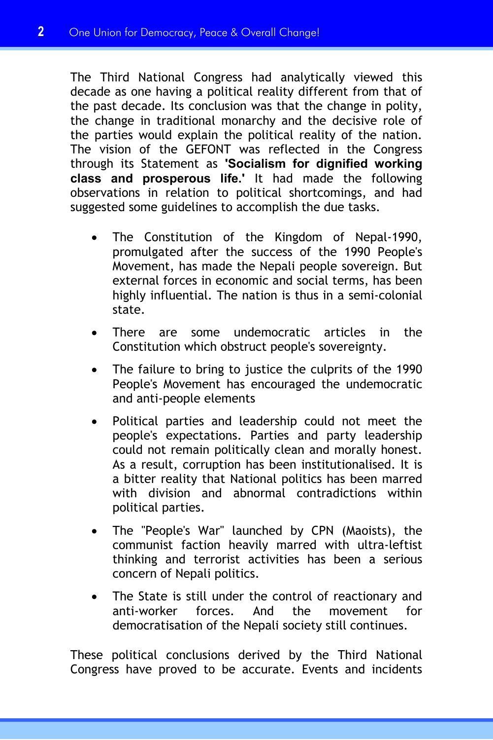The Third National Congress had analytically viewed this decade as one having a political reality different from that of the past decade. Its conclusion was that the change in polity, the change in traditional monarchy and the decisive role of the parties would explain the political reality of the nation. The vision of the GEFONT was reflected in the Congress through its Statement as **'Socialism for dignified working class and prosperous life.'** It had made the following observations in relation to political shortcomings, and had suggested some guidelines to accomplish the due tasks.

- The Constitution of the Kingdom of Nepal-1990, promulgated after the success of the 1990 People's Movement, has made the Nepali people sovereign. But external forces in economic and social terms, has been highly influential. The nation is thus in a semi-colonial state.
- There are some undemocratic articles in the Constitution which obstruct people's sovereignty.
- The failure to bring to justice the culprits of the 1990 People's Movement has encouraged the undemocratic and anti-people elements
- Political parties and leadership could not meet the people's expectations. Parties and party leadership could not remain politically clean and morally honest. As a result, corruption has been institutionalised. It is a bitter reality that National politics has been marred with division and abnormal contradictions within political parties.
- The "People's War" launched by CPN (Maoists), the communist faction heavily marred with ultra-leftist thinking and terrorist activities has been a serious concern of Nepali politics.
- The State is still under the control of reactionary and anti-worker forces. And the movement for democratisation of the Nepali society still continues.

These political conclusions derived by the Third National Congress have proved to be accurate. Events and incidents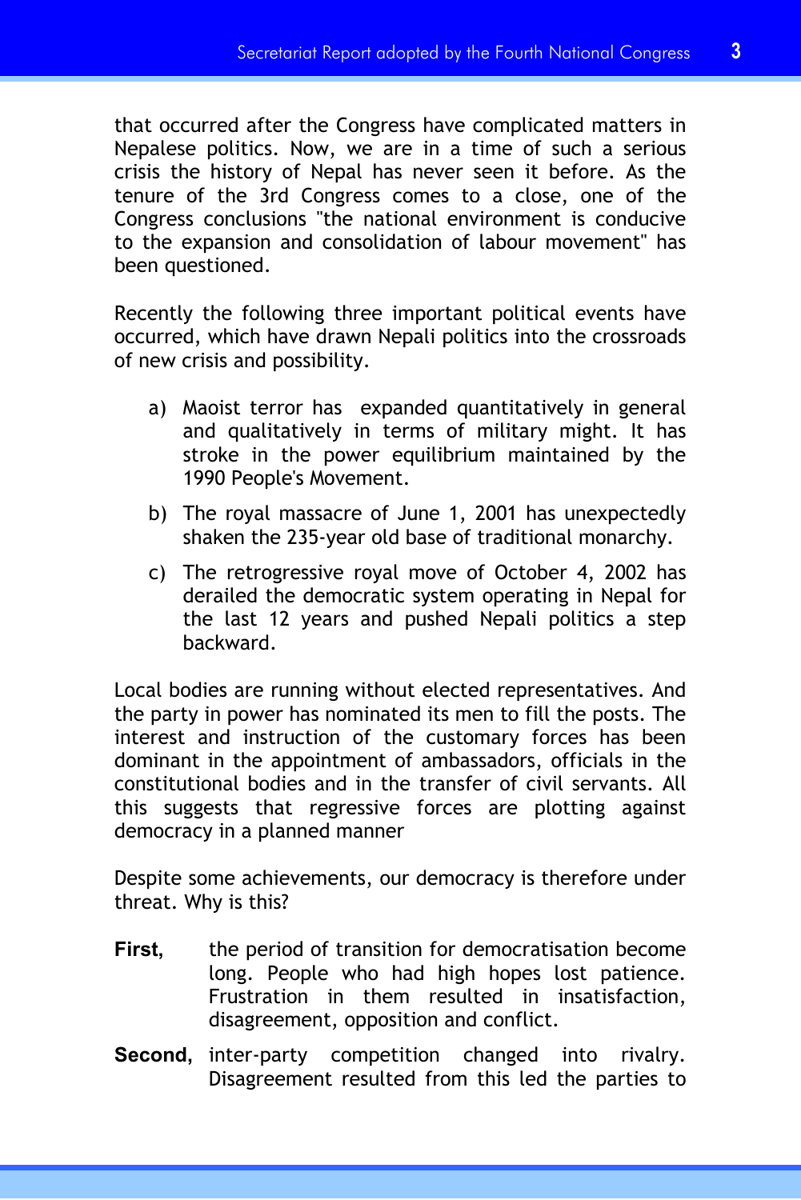that occurred after the Congress have complicated matters in Nepalese politics. Now, we are in a time of such a serious crisis the history of Nepal has never seen it before. As the tenure of the 3rd Congress comes to a close, one of the Congress conclusions "the national environment is conducive to the expansion and consolidation of labour movement" has been questioned.

Recently the following three important political events have occurred, which have drawn Nepali politics into the crossroads of new crisis and possibility.

a) Maoist terror has expanded quantitatively in general and qualitatively in terms of military might. It has stroke in the power equilibrium maintained by the 1990 People's Movement.

b) The royal massacre of June 1, 2001 has unexpectedly shaken the 235-year old base of traditional monarchy.

c) The retrogressive royal move of October 4, 2002 has derailed the democratic system operating in Nepal for the last 12 years and pushed Nepali politics a step backward.

Local bodies are running without elected representatives. And the party in power has nominated its men to fill the posts. The interest and instruction of the customary forces has been dominant in the appointment of ambassadors, officials in the constitutional bodies and in the transfer of civil servants. All this suggests that regressive forces are plotting against democracy in a planned manner

Despite some achievements, our democracy is therefore under threat. Why is this?

**First,** the period of transition for democratisation become long. People who had high hopes lost patience. Frustration in them resulted in insatisfaction, disagreement, opposition and conflict.

**Second,** inter-party competition changed into rivalry. Disagreement resulted from this led the parties to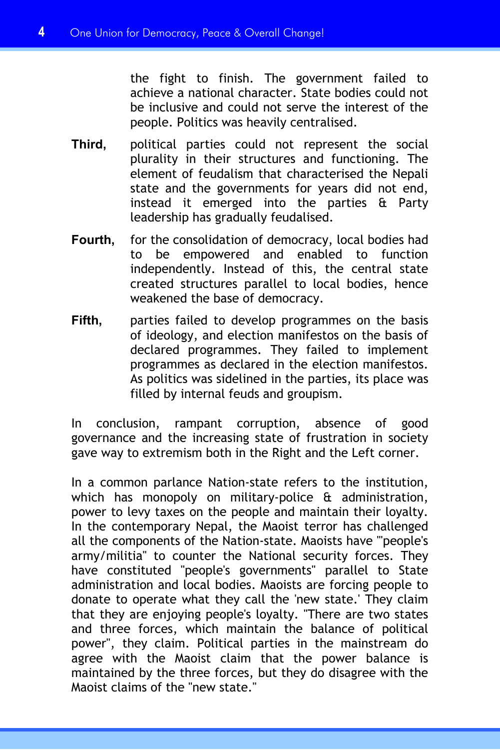the fight to finish. The government failed to achieve a national character. State bodies could not be inclusive and could not serve the interest of the people. Politics was heavily centralised.

**Third,** political parties could not represent the social plurality in their structures and functioning. The element of feudalism that characterised the Nepali state and the governments for years did not end, instead it emerged into the parties & Party leadership has gradually feudalised.

**Fourth,** for the consolidation of democracy, local bodies had to be empowered and enabled to function independently. Instead of this, the central state created structures parallel to local bodies, hence weakened the base of democracy.

**Fifth,** parties failed to develop programmes on the basis of ideology, and election manifestos on the basis of declared programmes. They failed to implement programmes as declared in the election manifestos. As politics was sidelined in the parties, its place was filled by internal feuds and groupism.

In conclusion, rampant corruption, absence of good governance and the increasing state of frustration in society gave way to extremism both in the Right and the Left corner.

In a common parlance Nation-state refers to the institution, which has monopoly on military-police & administration, power to levy taxes on the people and maintain their loyalty. In the contemporary Nepal, the Maoist terror has challenged all the components of the Nation-state. Maoists have "'people's army/militia" to counter the National security forces. They have constituted "people's governments" parallel to State administration and local bodies. Maoists are forcing people to donate to operate what they call the 'new state.' They claim that they are enjoying people's loyalty. "There are two states and three forces, which maintain the balance of political power", they claim. Political parties in the mainstream do agree with the Maoist claim that the power balance is maintained by the three forces, but they do disagree with the Maoist claims of the "new state."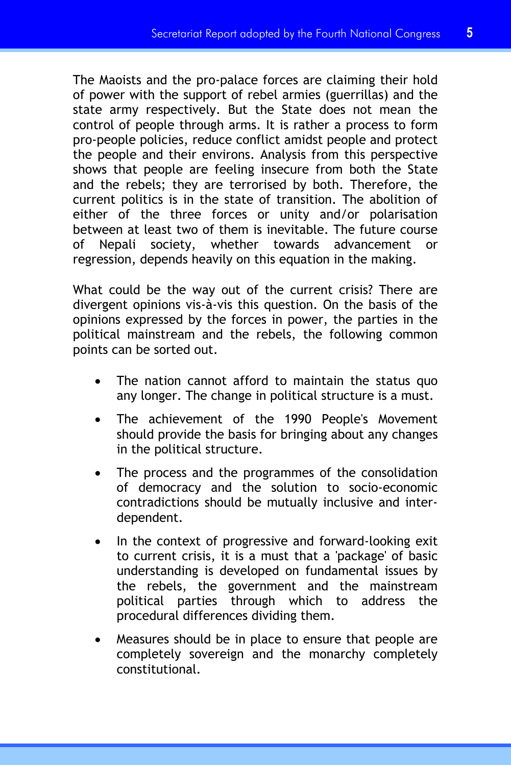The Maoists and the pro-palace forces are claiming their hold of power with the support of rebel armies (guerrillas) and the state army respectively. But the State does not mean the control of people through arms. It is rather a process to form pro-people policies, reduce conflict amidst people and protect the people and their environs. Analysis from this perspective shows that people are feeling insecure from both the State and the rebels; they are terrorised by both. Therefore, the current politics is in the state of transition. The abolition of either of the three forces or unity and/or polarisation between at least two of them is inevitable. The future course of Nepali society, whether towards advancement or regression, depends heavily on this equation in the making.

What could be the way out of the current crisis? There are divergent opinions vis-à-vis this question. On the basis of the opinions expressed by the forces in power, the parties in the political mainstream and the rebels, the following common points can be sorted out.

- The nation cannot afford to maintain the status quo any longer. The change in political structure is a must.
- The achievement of the 1990 People's Movement should provide the basis for bringing about any changes in the political structure.
- The process and the programmes of the consolidation of democracy and the solution to socio-economic contradictions should be mutually inclusive and inter-dependent.
- In the context of progressive and forward-looking exit to current crisis, it is a must that a 'package' of basic understanding is developed on fundamental issues by the rebels, the government and the mainstream political parties through which to address the procedural differences dividing them.
- Measures should be in place to ensure that people are completely sovereign and the monarchy completely constitutional.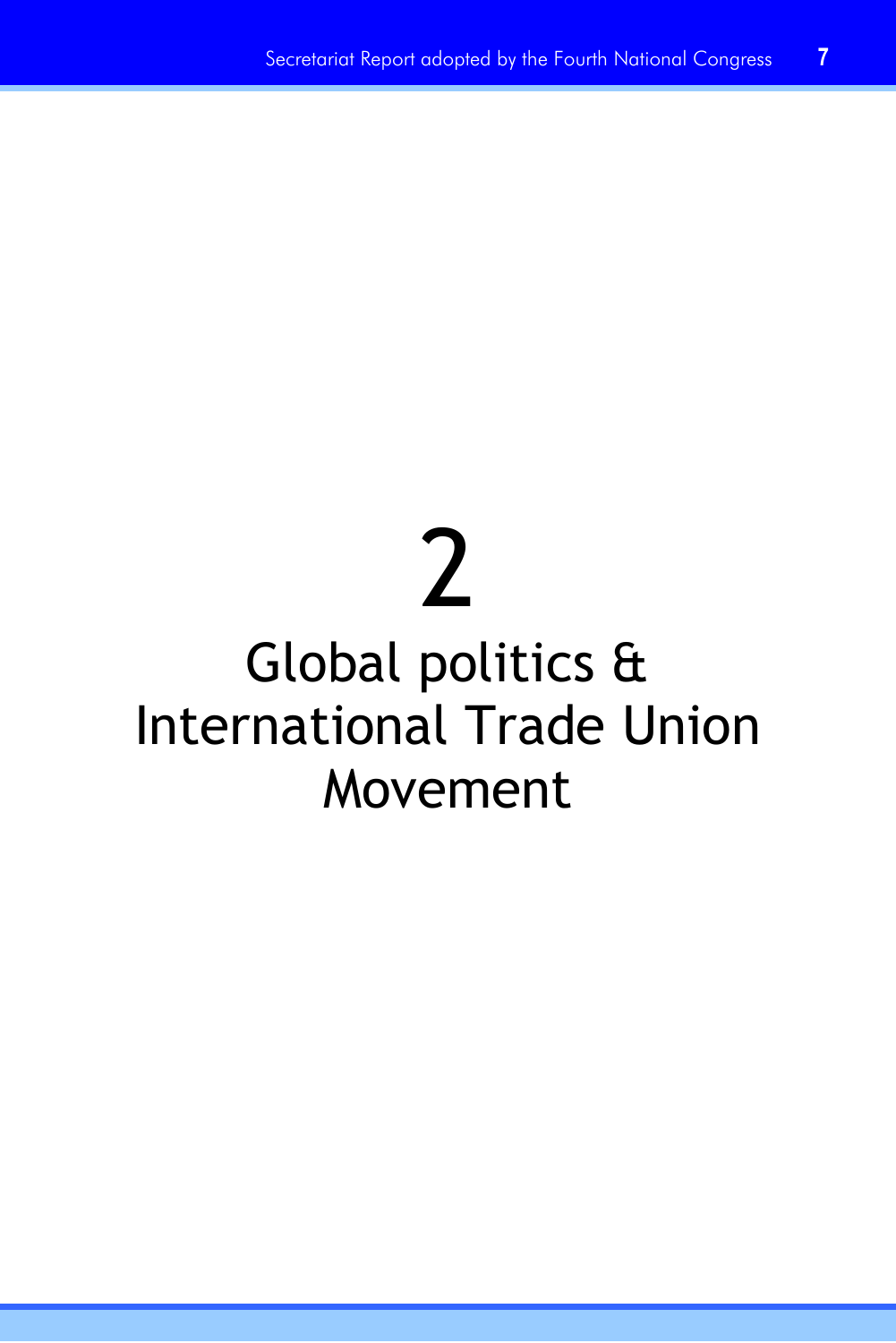# 2

# Global politics & International Trade Union Movement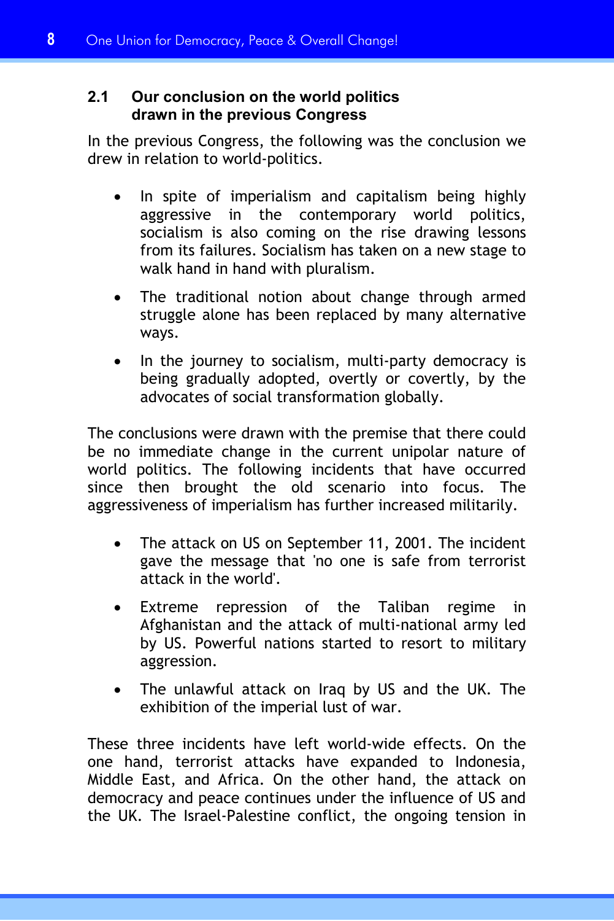## 2.1 Our conclusion on the world politics drawn in the previous Congress

In the previous Congress, the following was the conclusion we drew in relation to world-politics.

- In spite of imperialism and capitalism being highly aggressive in the contemporary world politics, socialism is also coming on the rise drawing lessons from its failures. Socialism has taken on a new stage to walk hand in hand with pluralism.
- The traditional notion about change through armed struggle alone has been replaced by many alternative ways.
- In the journey to socialism, multi-party democracy is being gradually adopted, overtly or covertly, by the advocates of social transformation globally.

The conclusions were drawn with the premise that there could be no immediate change in the current unipolar nature of world politics. The following incidents that have occurred since then brought the old scenario into focus. The aggressiveness of imperialism has further increased militarily.

- The attack on US on September 11, 2001. The incident gave the message that 'no one is safe from terrorist attack in the world'.
- Extreme repression of the Taliban regime in Afghanistan and the attack of multi-national army led by US. Powerful nations started to resort to military aggression.
- The unlawful attack on Iraq by US and the UK. The exhibition of the imperial lust of war.

These three incidents have left world-wide effects. On the one hand, terrorist attacks have expanded to Indonesia, Middle East, and Africa. On the other hand, the attack on democracy and peace continues under the influence of US and the UK. The Israel-Palestine conflict, the ongoing tension in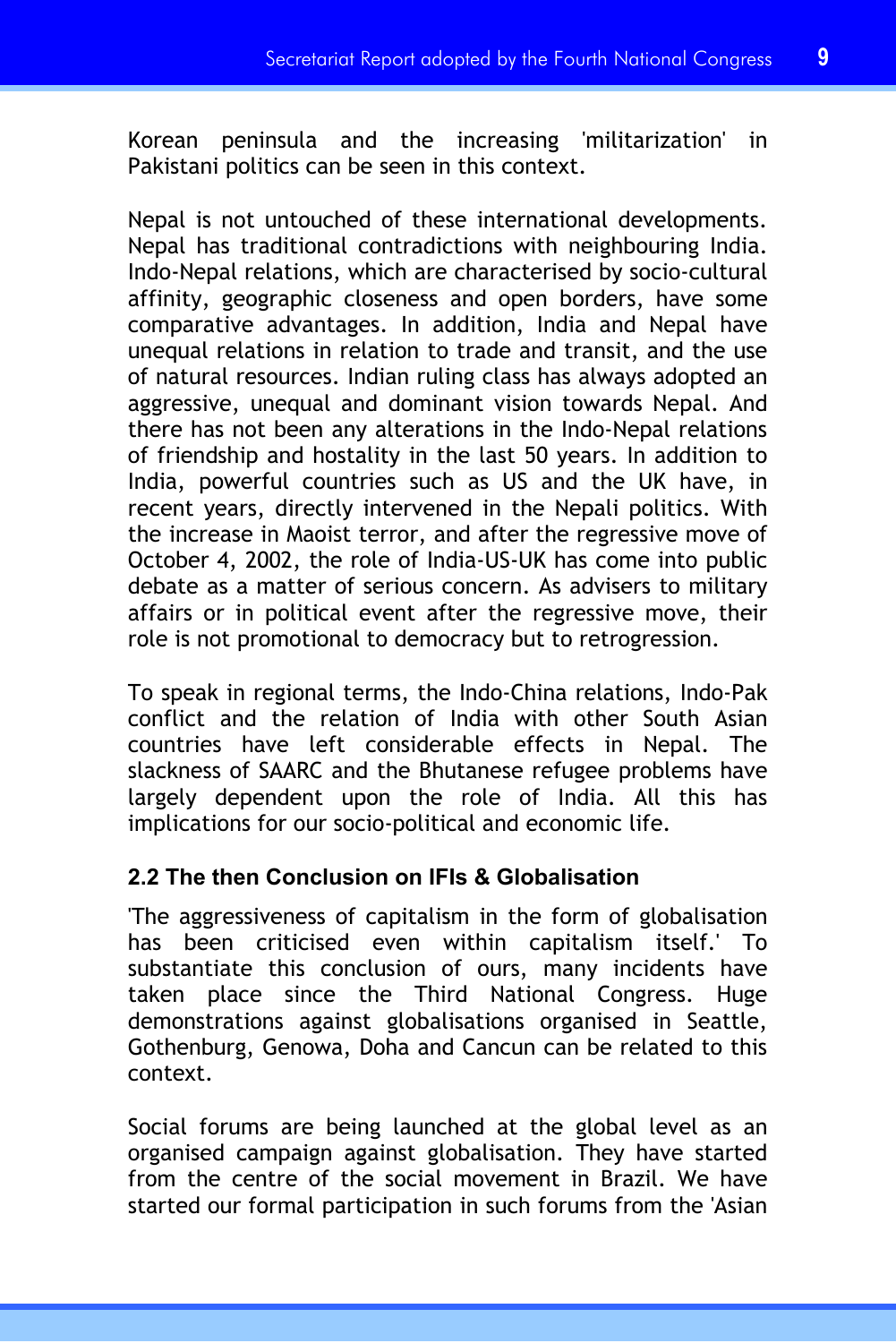Korean peninsula and the increasing 'militarization' in Pakistani politics can be seen in this context.

Nepal is not untouched of these international developments. Nepal has traditional contradictions with neighbouring India. Indo-Nepal relations, which are characterised by socio-cultural affinity, geographic closeness and open borders, have some comparative advantages. In addition, India and Nepal have unequal relations in relation to trade and transit, and the use of natural resources. Indian ruling class has always adopted an aggressive, unequal and dominant vision towards Nepal. And there has not been any alterations in the Indo-Nepal relations of friendship and hostality in the last 50 years. In addition to India, powerful countries such as US and the UK have, in recent years, directly intervened in the Nepali politics. With the increase in Maoist terror, and after the regressive move of October 4, 2002, the role of India-US-UK has come into public debate as a matter of serious concern. As advisers to military affairs or in political event after the regressive move, their role is not promotional to democracy but to retrogression.

To speak in regional terms, the Indo-China relations, Indo-Pak conflict and the relation of India with other South Asian countries have left considerable effects in Nepal. The slackness of SAARC and the Bhutanese refugee problems have largely dependent upon the role of India. All this has implications for our socio-political and economic life.

### 2.2 The then Conclusion on IFIs & Globalisation

'The aggressiveness of capitalism in the form of globalisation has been criticised even within capitalism itself.' To substantiate this conclusion of ours, many incidents have taken place since the Third National Congress. Huge demonstrations against globalisations organised in Seattle, Gothenburg, Genowa, Doha and Cancun can be related to this context.

Social forums are being launched at the global level as an organised campaign against globalisation. They have started from the centre of the social movement in Brazil. We have started our formal participation in such forums from the 'Asian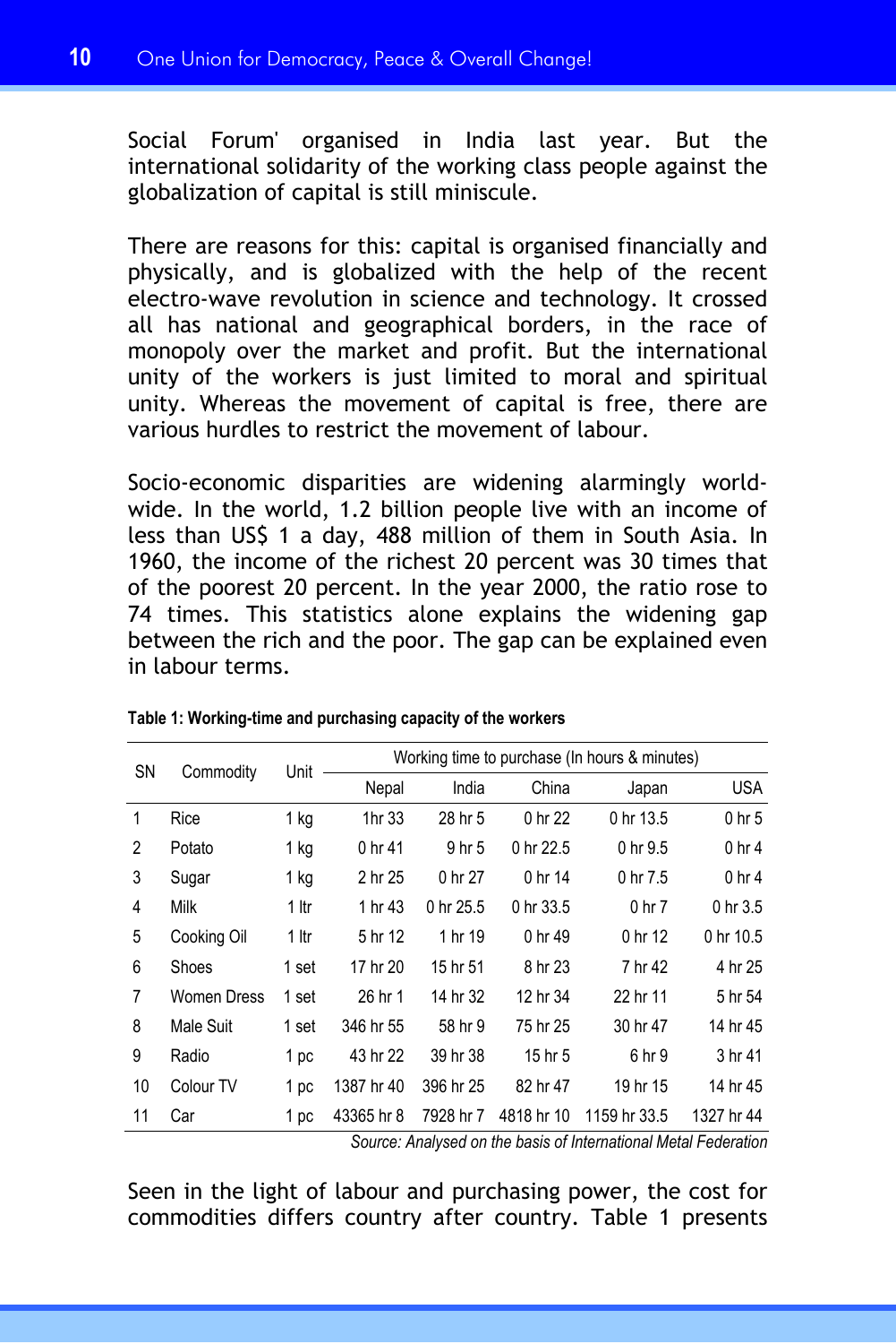Social Forum' organised in India last year. But the international solidarity of the working class people against the globalization of capital is still miniscule.

There are reasons for this: capital is organised financially and physically, and is globalized with the help of the recent electro-wave revolution in science and technology. It crossed all has national and geographical borders, in the race of monopoly over the market and profit. But the international unity of the workers is just limited to moral and spiritual unity. Whereas the movement of capital is free, there are various hurdles to restrict the movement of labour.

Socio-economic disparities are widening alarmingly world-wide. In the world, 1.2 billion people live with an income of less than US$ 1 a day, 488 million of them in South Asia. In 1960, the income of the richest 20 percent was 30 times that of the poorest 20 percent. In the year 2000, the ratio rose to 74 times. This statistics alone explains the widening gap between the rich and the poor. The gap can be explained even in labour terms.

**Table 1: Working-time and purchasing capacity of the workers**

| SN | Commodity | Unit | Working time to purchase (In hours & minutes) | | | | |
|---|---|---|---|---|---|---|---|
| | | | Nepal | India | China | Japan | USA |
| 1 | Rice | 1 kg | 1hr 33 | 28 hr 5 | 0 hr 22 | 0 hr 13.5 | 0 hr 5 |
| 2 | Potato | 1 kg | 0 hr 41 | 9 hr 5 | 0 hr 22.5 | 0 hr 9.5 | 0 hr 4 |
| 3 | Sugar | 1 kg | 2 hr 25 | 0 hr 27 | 0 hr 14 | 0 hr 7.5 | 0 hr 4 |
| 4 | Milk | 1 ltr | 1 hr 43 | 0 hr 25.5 | 0 hr 33.5 | 0 hr 7 | 0 hr 3.5 |
| 5 | Cooking Oil | 1 ltr | 5 hr 12 | 1 hr 19 | 0 hr 49 | 0 hr 12 | 0 hr 10.5 |
| 6 | Shoes | 1 set | 17 hr 20 | 15 hr 51 | 8 hr 23 | 7 hr 42 | 4 hr 25 |
| 7 | Women Dress | 1 set | 26 hr 1 | 14 hr 32 | 12 hr 34 | 22 hr 11 | 5 hr 54 |
| 8 | Male Suit | 1 set | 346 hr 55 | 58 hr 9 | 75 hr 25 | 30 hr 47 | 14 hr 45 |
| 9 | Radio | 1 pc | 43 hr 22 | 39 hr 38 | 15 hr 5 | 6 hr 9 | 3 hr 41 |
| 10 | Colour TV | 1 pc | 1387 hr 40 | 396 hr 25 | 82 hr 47 | 19 hr 15 | 14 hr 45 |
| 11 | Car | 1 pc | 43365 hr 8 | 7928 hr 7 | 4818 hr 10 | 1159 hr 33.5 | 1327 hr 44 |

*Source: Analysed on the basis of International Metal Federation*

Seen in the light of labour and purchasing power, the cost for commodities differs country after country. Table 1 presents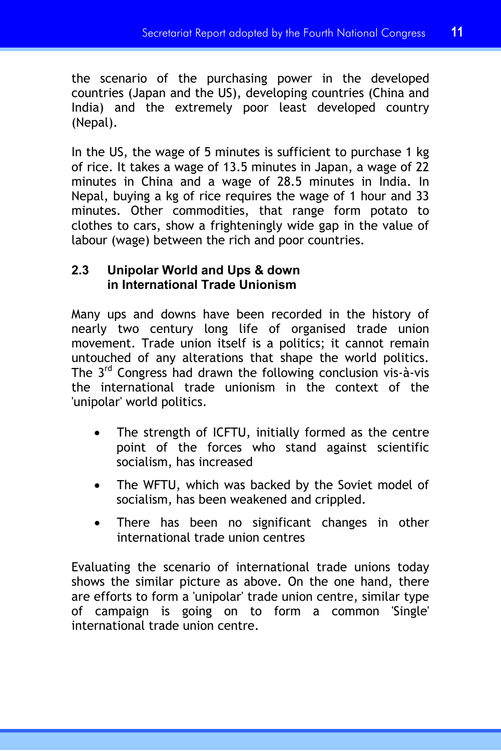the scenario of the purchasing power in the developed countries (Japan and the US), developing countries (China and India) and the extremely poor least developed country (Nepal).

In the US, the wage of 5 minutes is sufficient to purchase 1 kg of rice. It takes a wage of 13.5 minutes in Japan, a wage of 22 minutes in China and a wage of 28.5 minutes in India. In Nepal, buying a kg of rice requires the wage of 1 hour and 33 minutes. Other commodities, that range form potato to clothes to cars, show a frighteningly wide gap in the value of labour (wage) between the rich and poor countries.

### 2.3 Unipolar World and Ups & down in International Trade Unionism

Many ups and downs have been recorded in the history of nearly two century long life of organised trade union movement. Trade union itself is a politics; it cannot remain untouched of any alterations that shape the world politics. The 3rd Congress had drawn the following conclusion vis-à-vis the international trade unionism in the context of the 'unipolar' world politics.

- The strength of ICFTU, initially formed as the centre point of the forces who stand against scientific socialism, has increased
- The WFTU, which was backed by the Soviet model of socialism, has been weakened and crippled.
- There has been no significant changes in other international trade union centres

Evaluating the scenario of international trade unions today shows the similar picture as above. On the one hand, there are efforts to form a 'unipolar' trade union centre, similar type of campaign is going on to form a common 'Single' international trade union centre.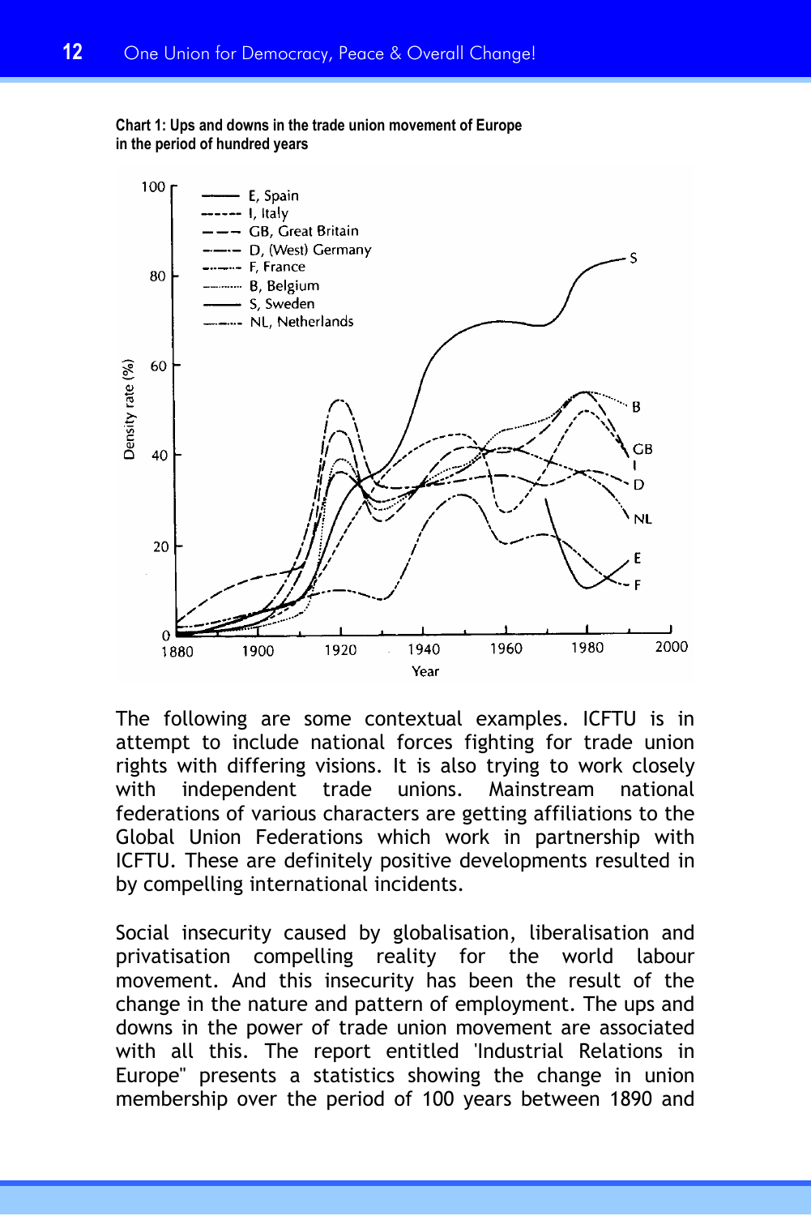**Chart 1: Ups and downs in the trade union movement of Europe in the period of hundred years**

The following are some contextual examples. ICFTU is in attempt to include national forces fighting for trade union rights with differing visions. It is also trying to work closely with independent trade unions. Mainstream national federations of various characters are getting affiliations to the Global Union Federations which work in partnership with ICFTU. These are definitely positive developments resulted in by compelling international incidents.

Social insecurity caused by globalisation, liberalisation and privatisation compelling reality for the world labour movement. And this insecurity has been the result of the change in the nature and pattern of employment. The ups and downs in the power of trade union movement are associated with all this. The report entitled 'Industrial Relations in Europe" presents a statistics showing the change in union membership over the period of 100 years between 1890 and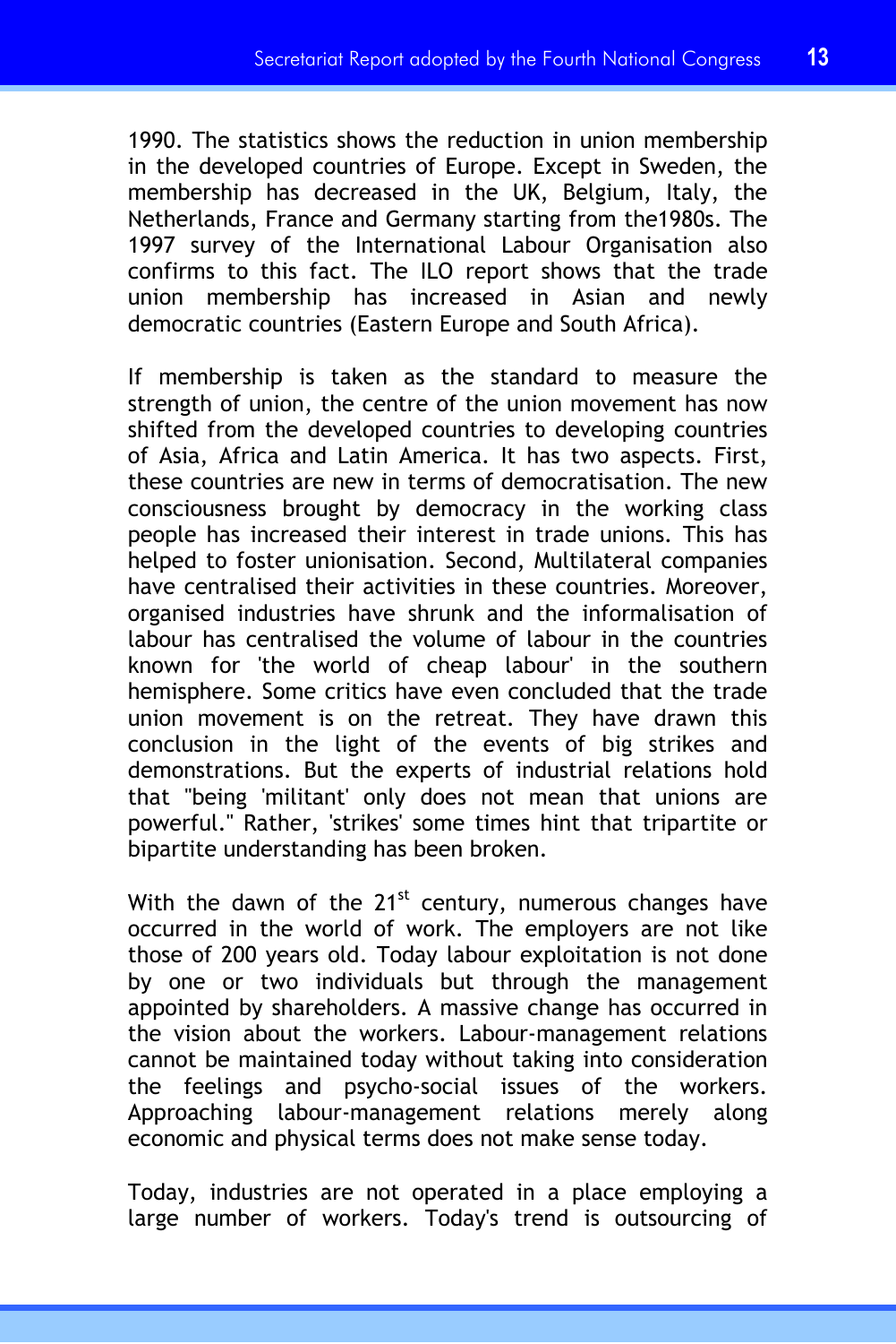1990. The statistics shows the reduction in union membership in the developed countries of Europe. Except in Sweden, the membership has decreased in the UK, Belgium, Italy, the Netherlands, France and Germany starting from the1980s. The 1997 survey of the International Labour Organisation also confirms to this fact. The ILO report shows that the trade union membership has increased in Asian and newly democratic countries (Eastern Europe and South Africa).

If membership is taken as the standard to measure the strength of union, the centre of the union movement has now shifted from the developed countries to developing countries of Asia, Africa and Latin America. It has two aspects. First, these countries are new in terms of democratisation. The new consciousness brought by democracy in the working class people has increased their interest in trade unions. This has helped to foster unionisation. Second, Multilateral companies have centralised their activities in these countries. Moreover, organised industries have shrunk and the informalisation of labour has centralised the volume of labour in the countries known for 'the world of cheap labour' in the southern hemisphere. Some critics have even concluded that the trade union movement is on the retreat. They have drawn this conclusion in the light of the events of big strikes and demonstrations. But the experts of industrial relations hold that "being 'militant' only does not mean that unions are powerful." Rather, 'strikes' some times hint that tripartite or bipartite understanding has been broken.

With the dawn of the 21st century, numerous changes have occurred in the world of work. The employers are not like those of 200 years old. Today labour exploitation is not done by one or two individuals but through the management appointed by shareholders. A massive change has occurred in the vision about the workers. Labour-management relations cannot be maintained today without taking into consideration the feelings and psycho-social issues of the workers. Approaching labour-management relations merely along economic and physical terms does not make sense today.

Today, industries are not operated in a place employing a large number of workers. Today's trend is outsourcing of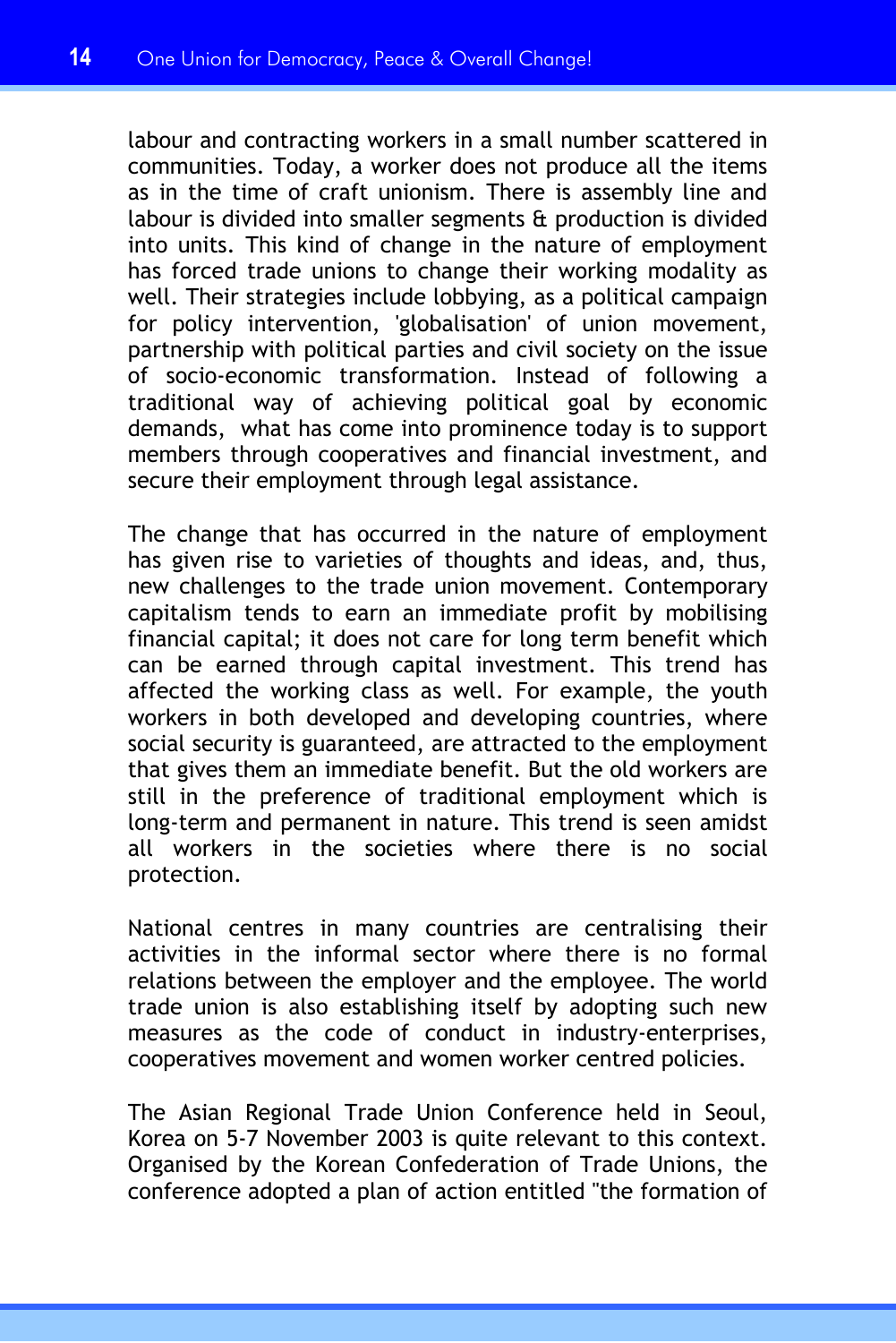labour and contracting workers in a small number scattered in communities. Today, a worker does not produce all the items as in the time of craft unionism. There is assembly line and labour is divided into smaller segments & production is divided into units. This kind of change in the nature of employment has forced trade unions to change their working modality as well. Their strategies include lobbying, as a political campaign for policy intervention, 'globalisation' of union movement, partnership with political parties and civil society on the issue of socio-economic transformation. Instead of following a traditional way of achieving political goal by economic demands, what has come into prominence today is to support members through cooperatives and financial investment, and secure their employment through legal assistance.

The change that has occurred in the nature of employment has given rise to varieties of thoughts and ideas, and, thus, new challenges to the trade union movement. Contemporary capitalism tends to earn an immediate profit by mobilising financial capital; it does not care for long term benefit which can be earned through capital investment. This trend has affected the working class as well. For example, the youth workers in both developed and developing countries, where social security is guaranteed, are attracted to the employment that gives them an immediate benefit. But the old workers are still in the preference of traditional employment which is long-term and permanent in nature. This trend is seen amidst all workers in the societies where there is no social protection.

National centres in many countries are centralising their activities in the informal sector where there is no formal relations between the employer and the employee. The world trade union is also establishing itself by adopting such new measures as the code of conduct in industry-enterprises, cooperatives movement and women worker centred policies.

The Asian Regional Trade Union Conference held in Seoul, Korea on 5-7 November 2003 is quite relevant to this context. Organised by the Korean Confederation of Trade Unions, the conference adopted a plan of action entitled "the formation of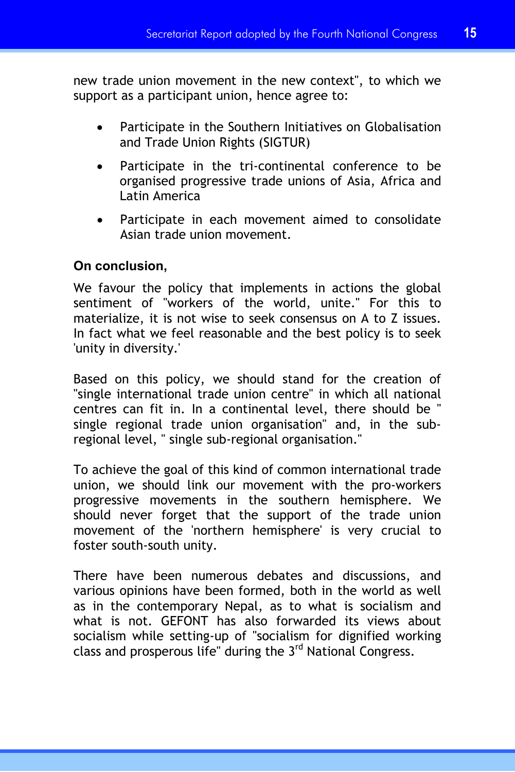new trade union movement in the new context", to which we support as a participant union, hence agree to:

- Participate in the Southern Initiatives on Globalisation and Trade Union Rights (SIGTUR)
- Participate in the tri-continental conference to be organised progressive trade unions of Asia, Africa and Latin America
- Participate in each movement aimed to consolidate Asian trade union movement.

**On conclusion,**

We favour the policy that implements in actions the global sentiment of "workers of the world, unite." For this to materialize, it is not wise to seek consensus on A to Z issues. In fact what we feel reasonable and the best policy is to seek 'unity in diversity.'

Based on this policy, we should stand for the creation of "single international trade union centre" in which all national centres can fit in. In a continental level, there should be " single regional trade union organisation" and, in the sub-regional level, " single sub-regional organisation."

To achieve the goal of this kind of common international trade union, we should link our movement with the pro-workers progressive movements in the southern hemisphere. We should never forget that the support of the trade union movement of the 'northern hemisphere' is very crucial to foster south-south unity.

There have been numerous debates and discussions, and various opinions have been formed, both in the world as well as in the contemporary Nepal, as to what is socialism and what is not. GEFONT has also forwarded its views about socialism while setting-up of "socialism for dignified working class and prosperous life" during the 3rd National Congress.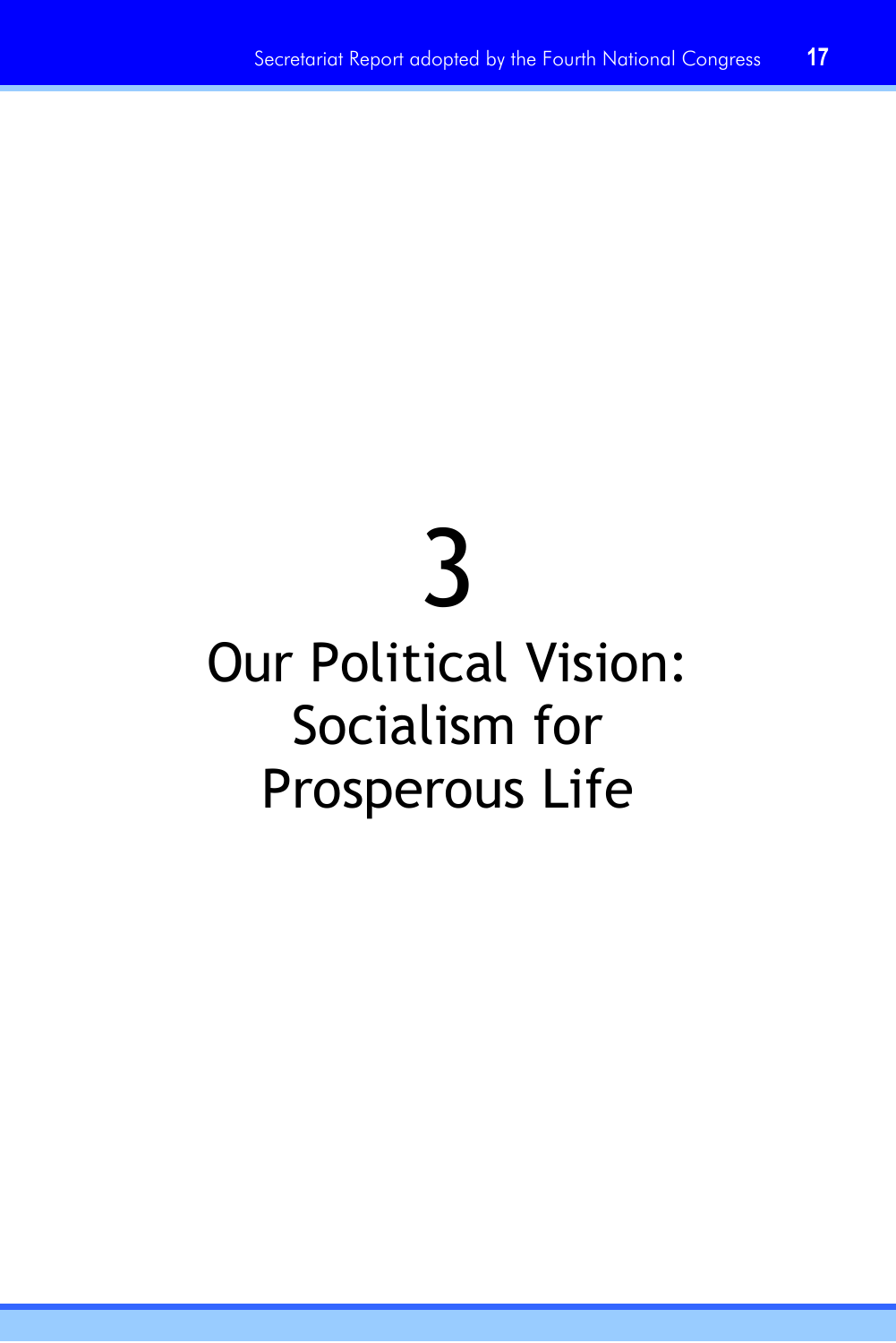# 3

# Our Political Vision: Socialism for Prosperous Life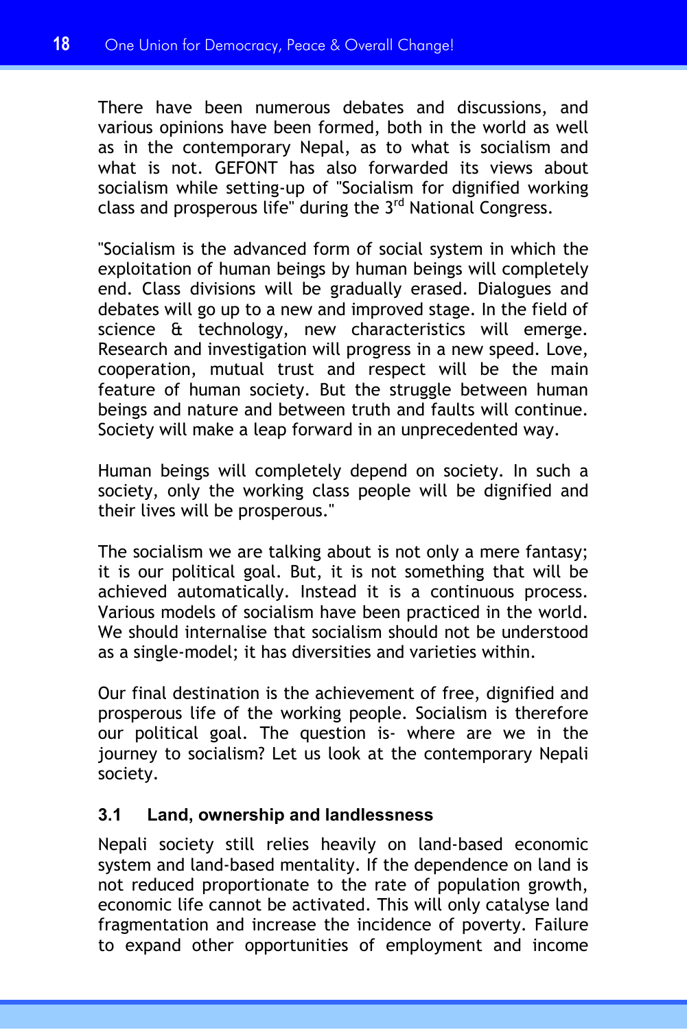There have been numerous debates and discussions, and various opinions have been formed, both in the world as well as in the contemporary Nepal, as to what is socialism and what is not. GEFONT has also forwarded its views about socialism while setting-up of "Socialism for dignified working class and prosperous life" during the 3rd National Congress.

"Socialism is the advanced form of social system in which the exploitation of human beings by human beings will completely end. Class divisions will be gradually erased. Dialogues and debates will go up to a new and improved stage. In the field of science & technology, new characteristics will emerge. Research and investigation will progress in a new speed. Love, cooperation, mutual trust and respect will be the main feature of human society. But the struggle between human beings and nature and between truth and faults will continue. Society will make a leap forward in an unprecedented way.

Human beings will completely depend on society. In such a society, only the working class people will be dignified and their lives will be prosperous."

The socialism we are talking about is not only a mere fantasy; it is our political goal. But, it is not something that will be achieved automatically. Instead it is a continuous process. Various models of socialism have been practiced in the world. We should internalise that socialism should not be understood as a single-model; it has diversities and varieties within.

Our final destination is the achievement of free, dignified and prosperous life of the working people. Socialism is therefore our political goal. The question is- where are we in the journey to socialism? Let us look at the contemporary Nepali society.

### 3.1 Land, ownership and landlessness

Nepali society still relies heavily on land-based economic system and land-based mentality. If the dependence on land is not reduced proportionate to the rate of population growth, economic life cannot be activated. This will only catalyse land fragmentation and increase the incidence of poverty. Failure to expand other opportunities of employment and income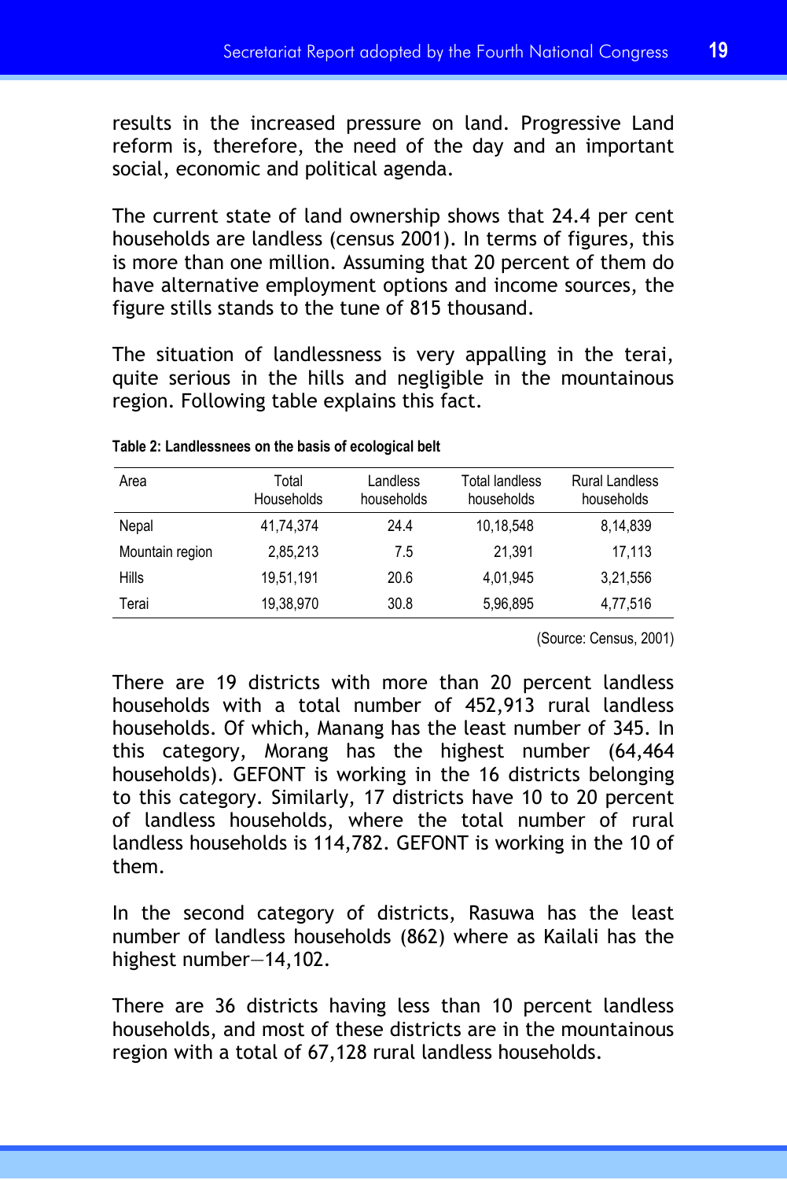results in the increased pressure on land. Progressive Land reform is, therefore, the need of the day and an important social, economic and political agenda.

The current state of land ownership shows that 24.4 per cent households are landless (census 2001). In terms of figures, this is more than one million. Assuming that 20 percent of them do have alternative employment options and income sources, the figure stills stands to the tune of 815 thousand.

The situation of landlessness is very appalling in the terai, quite serious in the hills and negligible in the mountainous region. Following table explains this fact.

**Table 2: Landlessnees on the basis of ecological belt**

| Area | Total Households | Landless households | Total landless households | Rural Landless households |
|---|---|---|---|---|
| Nepal | 41,74,374 | 24.4 | 10,18,548 | 8,14,839 |
| Mountain region | 2,85,213 | 7.5 | 21,391 | 17,113 |
| Hills | 19,51,191 | 20.6 | 4,01,945 | 3,21,556 |
| Terai | 19,38,970 | 30.8 | 5,96,895 | 4,77,516 |

(Source: Census, 2001)

There are 19 districts with more than 20 percent landless households with a total number of 452,913 rural landless households. Of which, Manang has the least number of 345. In this category, Morang has the highest number (64,464 households). GEFONT is working in the 16 districts belonging to this category. Similarly, 17 districts have 10 to 20 percent of landless households, where the total number of rural landless households is 114,782. GEFONT is working in the 10 of them.

In the second category of districts, Rasuwa has the least number of landless households (862) where as Kailali has the highest number—14,102.

There are 36 districts having less than 10 percent landless households, and most of these districts are in the mountainous region with a total of 67,128 rural landless households.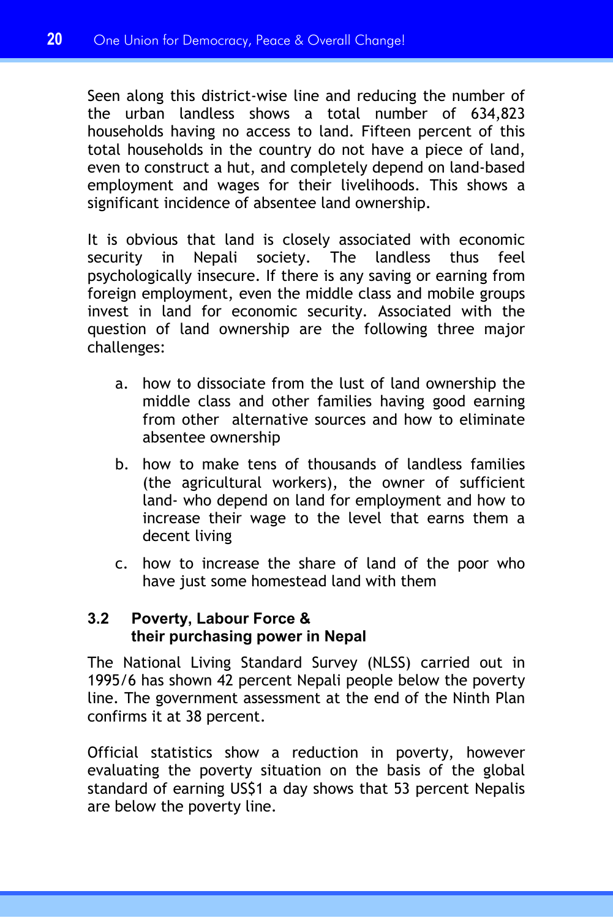Seen along this district-wise line and reducing the number of the urban landless shows a total number of 634,823 households having no access to land. Fifteen percent of this total households in the country do not have a piece of land, even to construct a hut, and completely depend on land-based employment and wages for their livelihoods. This shows a significant incidence of absentee land ownership.

It is obvious that land is closely associated with economic security in Nepali society. The landless thus feel psychologically insecure. If there is any saving or earning from foreign employment, even the middle class and mobile groups invest in land for economic security. Associated with the question of land ownership are the following three major challenges:

a. how to dissociate from the lust of land ownership the middle class and other families having good earning from other alternative sources and how to eliminate absentee ownership

b. how to make tens of thousands of landless families (the agricultural workers), the owner of sufficient land- who depend on land for employment and how to increase their wage to the level that earns them a decent living

c. how to increase the share of land of the poor who have just some homestead land with them

### 3.2 Poverty, Labour Force & their purchasing power in Nepal

The National Living Standard Survey (NLSS) carried out in 1995/6 has shown 42 percent Nepali people below the poverty line. The government assessment at the end of the Ninth Plan confirms it at 38 percent.

Official statistics show a reduction in poverty, however evaluating the poverty situation on the basis of the global standard of earning US$1 a day shows that 53 percent Nepalis are below the poverty line.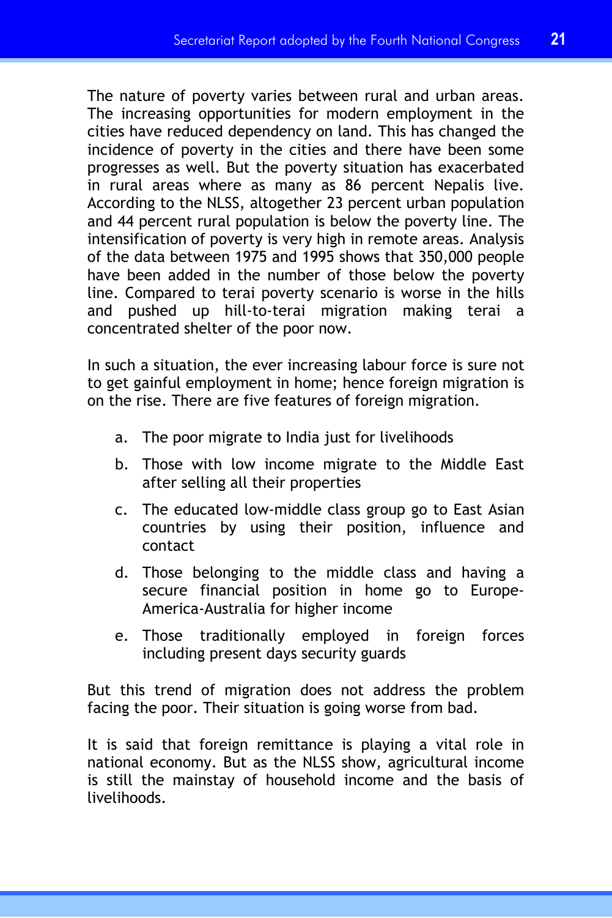The nature of poverty varies between rural and urban areas. The increasing opportunities for modern employment in the cities have reduced dependency on land. This has changed the incidence of poverty in the cities and there have been some progresses as well. But the poverty situation has exacerbated in rural areas where as many as 86 percent Nepalis live. According to the NLSS, altogether 23 percent urban population and 44 percent rural population is below the poverty line. The intensification of poverty is very high in remote areas. Analysis of the data between 1975 and 1995 shows that 350,000 people have been added in the number of those below the poverty line. Compared to terai poverty scenario is worse in the hills and pushed up hill-to-terai migration making terai a concentrated shelter of the poor now.

In such a situation, the ever increasing labour force is sure not to get gainful employment in home; hence foreign migration is on the rise. There are five features of foreign migration.

a. The poor migrate to India just for livelihoods
b. Those with low income migrate to the Middle East after selling all their properties
c. The educated low-middle class group go to East Asian countries by using their position, influence and contact
d. Those belonging to the middle class and having a secure financial position in home go to Europe-America-Australia for higher income
e. Those traditionally employed in foreign forces including present days security guards

But this trend of migration does not address the problem facing the poor. Their situation is going worse from bad.

It is said that foreign remittance is playing a vital role in national economy. But as the NLSS show, agricultural income is still the mainstay of household income and the basis of livelihoods.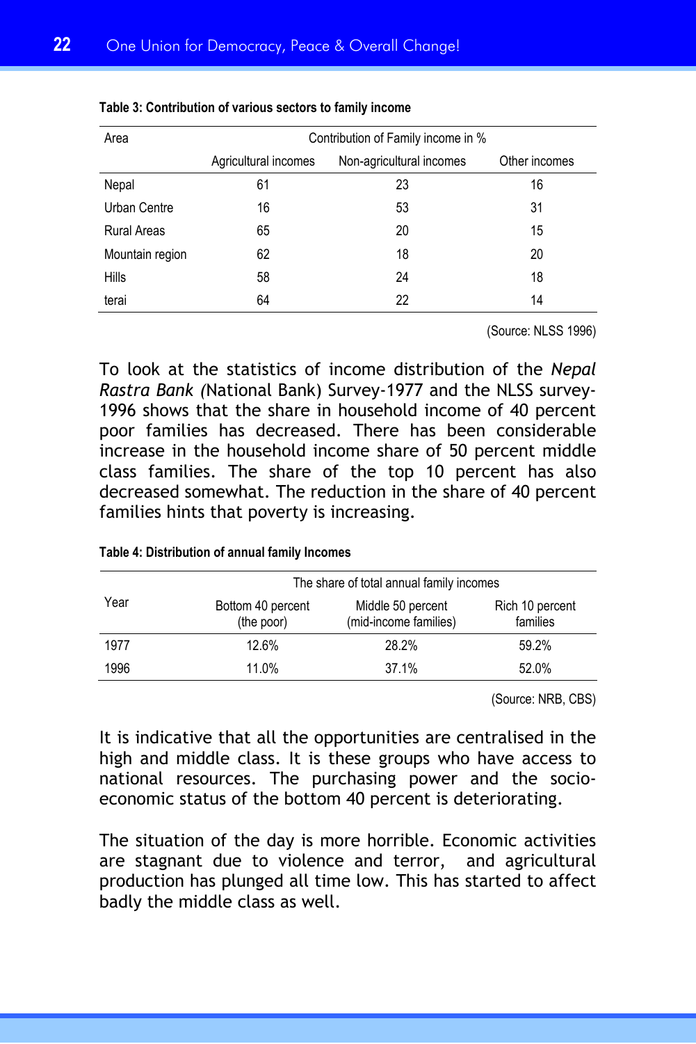**Table 3: Contribution of various sectors to family income**

| Area | Contribution of Family income in % | | |
|---|---|---|---|
| | Agricultural incomes | Non-agricultural incomes | Other incomes |
| Nepal | 61 | 23 | 16 |
| Urban Centre | 16 | 53 | 31 |
| Rural Areas | 65 | 20 | 15 |
| Mountain region | 62 | 18 | 20 |
| Hills | 58 | 24 | 18 |
| terai | 64 | 22 | 14 |

(Source: NLSS 1996)

To look at the statistics of income distribution of the *Nepal Rastra Bank (*National Bank) Survey-1977 and the NLSS survey-1996 shows that the share in household income of 40 percent poor families has decreased. There has been considerable increase in the household income share of 50 percent middle class families. The share of the top 10 percent has also decreased somewhat. The reduction in the share of 40 percent families hints that poverty is increasing.

**Table 4: Distribution of annual family Incomes**

| Year | The share of total annual family incomes | | |
|---|---|---|---|
| | Bottom 40 percent (the poor) | Middle 50 percent (mid-income families) | Rich 10 percent families |
| 1977 | 12.6% | 28.2% | 59.2% |
| 1996 | 11.0% | 37.1% | 52.0% |

(Source: NRB, CBS)

It is indicative that all the opportunities are centralised in the high and middle class. It is these groups who have access to national resources. The purchasing power and the socio-economic status of the bottom 40 percent is deteriorating.

The situation of the day is more horrible. Economic activities are stagnant due to violence and terror, and agricultural production has plunged all time low. This has started to affect badly the middle class as well.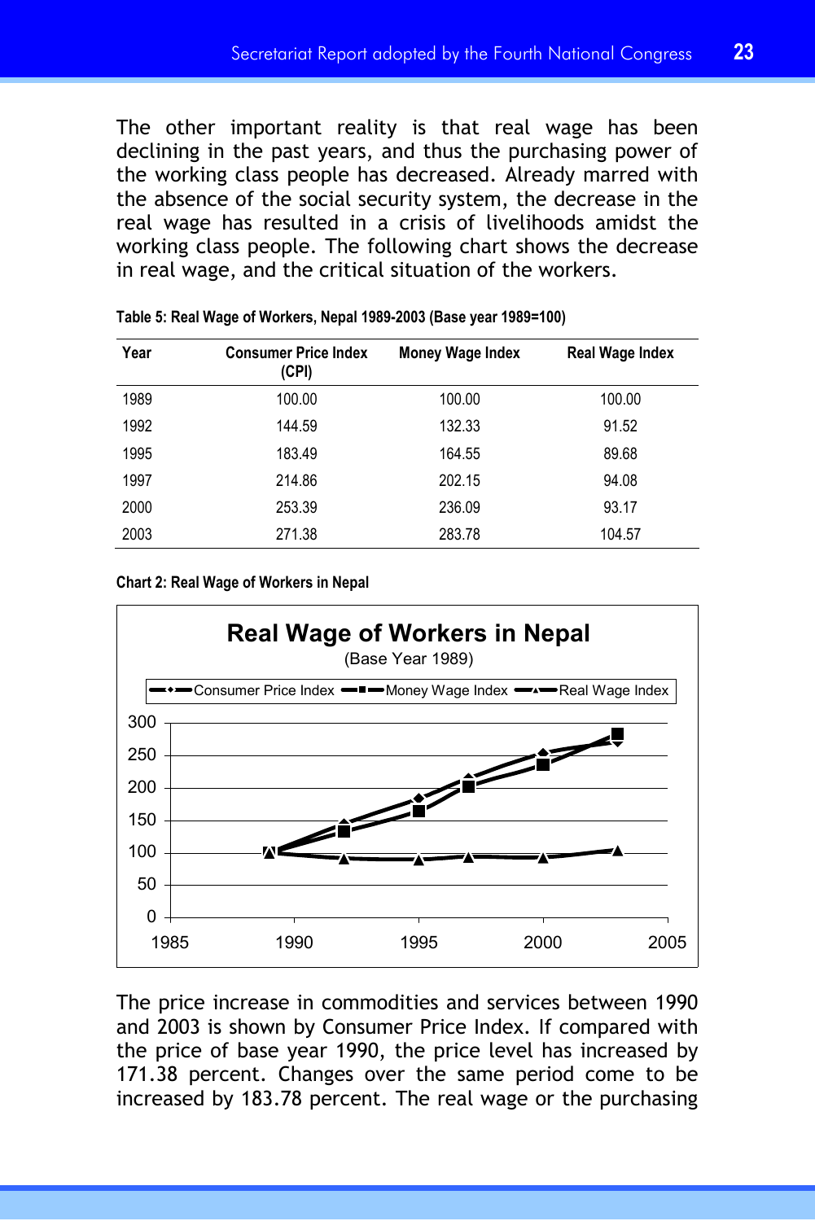The other important reality is that real wage has been declining in the past years, and thus the purchasing power of the working class people has decreased. Already marred with the absence of the social security system, the decrease in the real wage has resulted in a crisis of livelihoods amidst the working class people. The following chart shows the decrease in real wage, and the critical situation of the workers.

**Table 5: Real Wage of Workers, Nepal 1989-2003 (Base year 1989=100)**

| Year | Consumer Price Index (CPI) | Money Wage Index | Real Wage Index |
|---|---|---|---|
| 1989 | 100.00 | 100.00 | 100.00 |
| 1992 | 144.59 | 132.33 | 91.52 |
| 1995 | 183.49 | 164.55 | 89.68 |
| 1997 | 214.86 | 202.15 | 94.08 |
| 2000 | 253.39 | 236.09 | 93.17 |
| 2003 | 271.38 | 283.78 | 104.57 |

**Chart 2: Real Wage of Workers in Nepal**

**Real Wage of Workers in Nepal**
(Base Year 1989)

Legend: Consumer Price Index, Money Wage Index, Real Wage Index

The price increase in commodities and services between 1990 and 2003 is shown by Consumer Price Index. If compared with the price of base year 1990, the price level has increased by 171.38 percent. Changes over the same period come to be increased by 183.78 percent. The real wage or the purchasing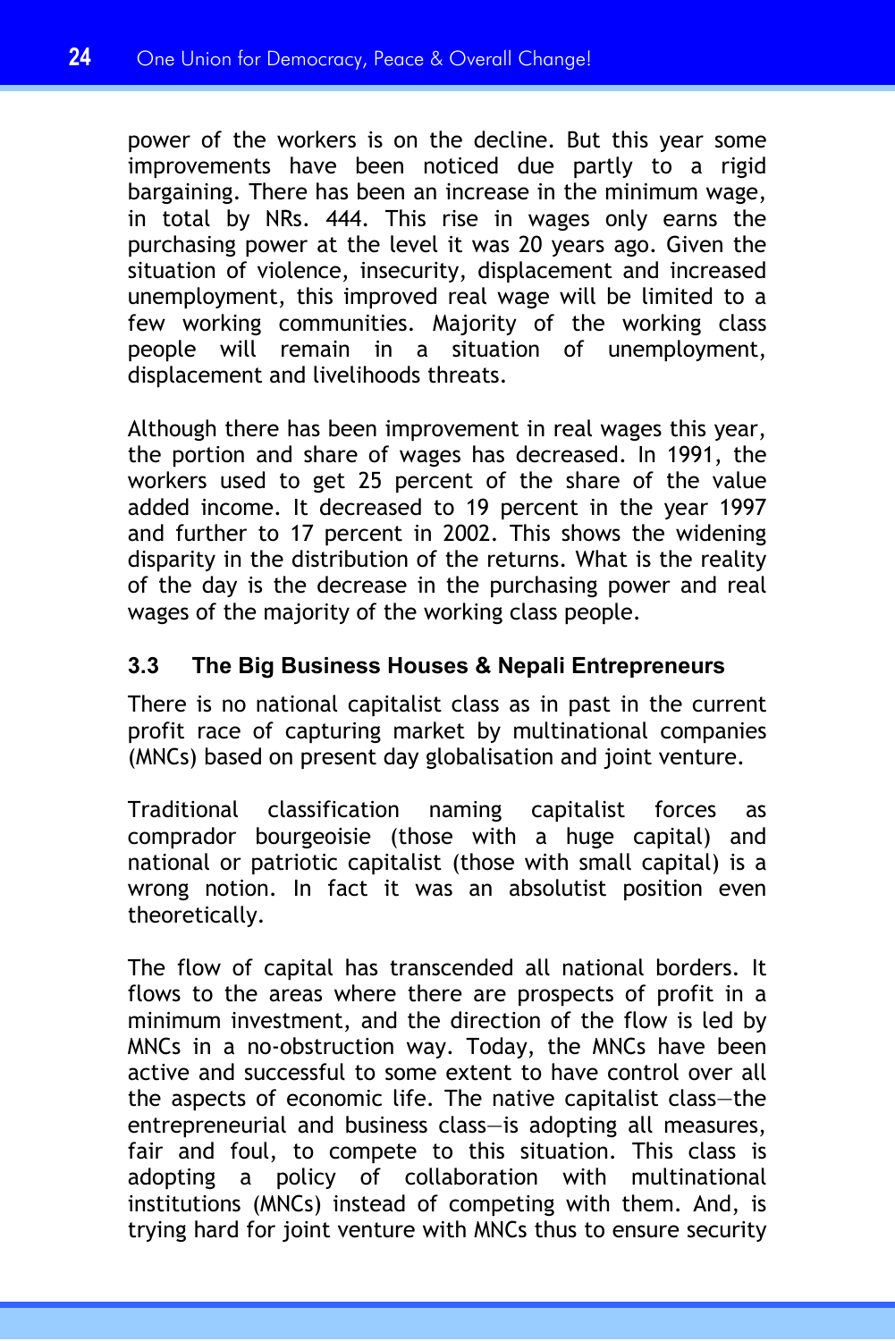power of the workers is on the decline. But this year some improvements have been noticed due partly to a rigid bargaining. There has been an increase in the minimum wage, in total by NRs. 444. This rise in wages only earns the purchasing power at the level it was 20 years ago. Given the situation of violence, insecurity, displacement and increased unemployment, this improved real wage will be limited to a few working communities. Majority of the working class people will remain in a situation of unemployment, displacement and livelihoods threats.

Although there has been improvement in real wages this year, the portion and share of wages has decreased. In 1991, the workers used to get 25 percent of the share of the value added income. It decreased to 19 percent in the year 1997 and further to 17 percent in 2002. This shows the widening disparity in the distribution of the returns. What is the reality of the day is the decrease in the purchasing power and real wages of the majority of the working class people.

### 3.3 The Big Business Houses & Nepali Entrepreneurs

There is no national capitalist class as in past in the current profit race of capturing market by multinational companies (MNCs) based on present day globalisation and joint venture.

Traditional classification naming capitalist forces as comprador bourgeoisie (those with a huge capital) and national or patriotic capitalist (those with small capital) is a wrong notion. In fact it was an absolutist position even theoretically.

The flow of capital has transcended all national borders. It flows to the areas where there are prospects of profit in a minimum investment, and the direction of the flow is led by MNCs in a no-obstruction way. Today, the MNCs have been active and successful to some extent to have control over all the aspects of economic life. The native capitalist class—the entrepreneurial and business class—is adopting all measures, fair and foul, to compete to this situation. This class is adopting a policy of collaboration with multinational institutions (MNCs) instead of competing with them. And, is trying hard for joint venture with MNCs thus to ensure security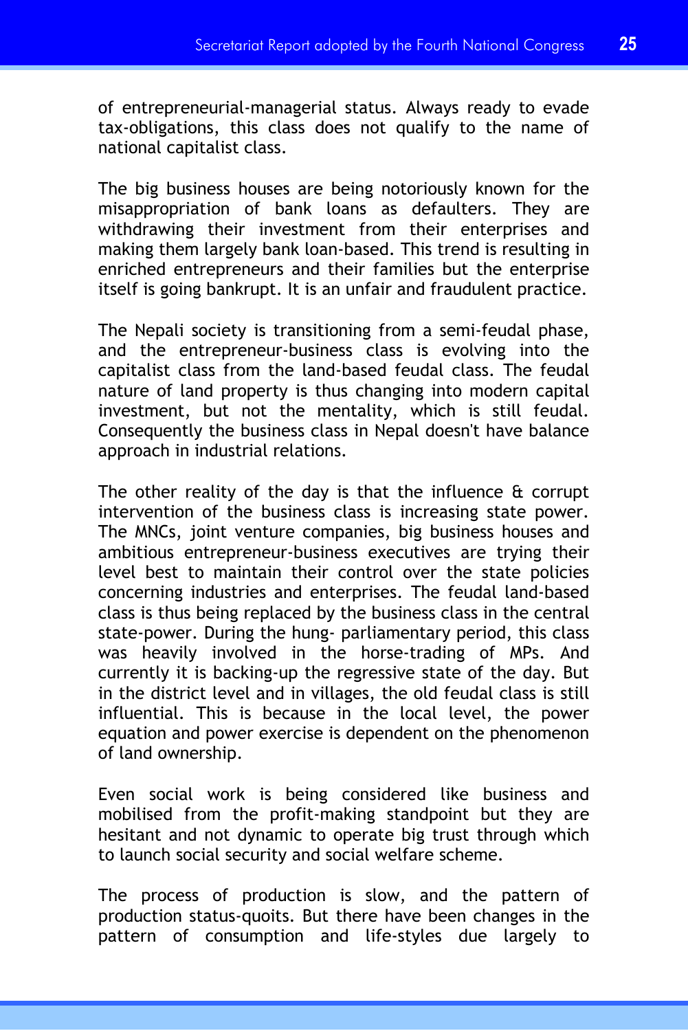of entrepreneurial-managerial status. Always ready to evade tax-obligations, this class does not qualify to the name of national capitalist class.

The big business houses are being notoriously known for the misappropriation of bank loans as defaulters. They are withdrawing their investment from their enterprises and making them largely bank loan-based. This trend is resulting in enriched entrepreneurs and their families but the enterprise itself is going bankrupt. It is an unfair and fraudulent practice.

The Nepali society is transitioning from a semi-feudal phase, and the entrepreneur-business class is evolving into the capitalist class from the land-based feudal class. The feudal nature of land property is thus changing into modern capital investment, but not the mentality, which is still feudal. Consequently the business class in Nepal doesn't have balance approach in industrial relations.

The other reality of the day is that the influence & corrupt intervention of the business class is increasing state power. The MNCs, joint venture companies, big business houses and ambitious entrepreneur-business executives are trying their level best to maintain their control over the state policies concerning industries and enterprises. The feudal land-based class is thus being replaced by the business class in the central state-power. During the hung- parliamentary period, this class was heavily involved in the horse-trading of MPs. And currently it is backing-up the regressive state of the day. But in the district level and in villages, the old feudal class is still influential. This is because in the local level, the power equation and power exercise is dependent on the phenomenon of land ownership.

Even social work is being considered like business and mobilised from the profit-making standpoint but they are hesitant and not dynamic to operate big trust through which to launch social security and social welfare scheme.

The process of production is slow, and the pattern of production status-quoits. But there have been changes in the pattern of consumption and life-styles due largely to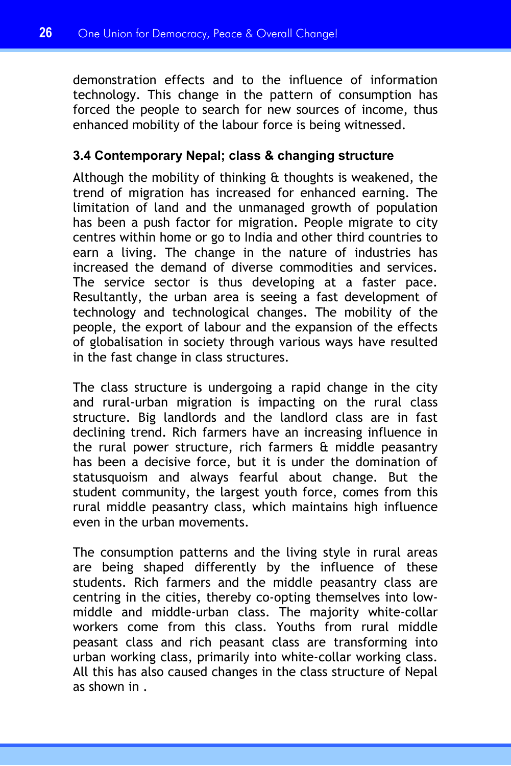demonstration effects and to the influence of information technology. This change in the pattern of consumption has forced the people to search for new sources of income, thus enhanced mobility of the labour force is being witnessed.

### 3.4 Contemporary Nepal; class & changing structure

Although the mobility of thinking & thoughts is weakened, the trend of migration has increased for enhanced earning. The limitation of land and the unmanaged growth of population has been a push factor for migration. People migrate to city centres within home or go to India and other third countries to earn a living. The change in the nature of industries has increased the demand of diverse commodities and services. The service sector is thus developing at a faster pace. Resultantly, the urban area is seeing a fast development of technology and technological changes. The mobility of the people, the export of labour and the expansion of the effects of globalisation in society through various ways have resulted in the fast change in class structures.

The class structure is undergoing a rapid change in the city and rural-urban migration is impacting on the rural class structure. Big landlords and the landlord class are in fast declining trend. Rich farmers have an increasing influence in the rural power structure, rich farmers & middle peasantry has been a decisive force, but it is under the domination of statusquoism and always fearful about change. But the student community, the largest youth force, comes from this rural middle peasantry class, which maintains high influence even in the urban movements.

The consumption patterns and the living style in rural areas are being shaped differently by the influence of these students. Rich farmers and the middle peasantry class are centring in the cities, thereby co-opting themselves into low-middle and middle-urban class. The majority white-collar workers come from this class. Youths from rural middle peasant class and rich peasant class are transforming into urban working class, primarily into white-collar working class. All this has also caused changes in the class structure of Nepal as shown in .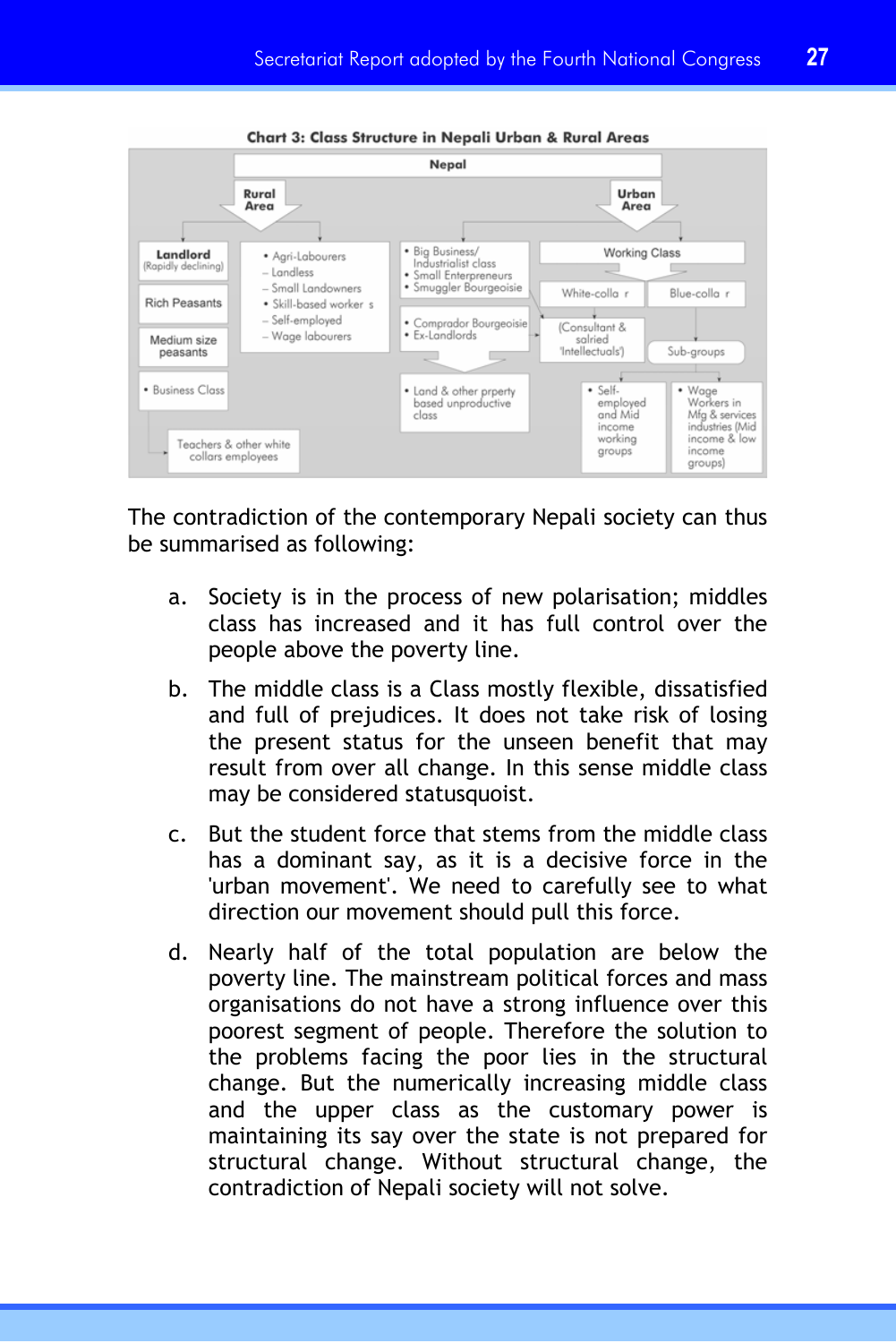**Chart 3: Class Structure in Nepali Urban & Rural Areas**

Nepal

Rural Area

- Landlord (Rapidly declining)
- Rich Peasants
- Medium size peasants
- Business Class
  - Teachers & other white collars employees
- Agri-Labourers
  - Landless
  - Small Landowners
- Skill-based worker s
  - Self-employed
  - Wage labourers

Urban Area

- Big Business/ Industrialist class
- Small Enterpreneurs
- Smuggler Bourgeoisie
- Comprador Bourgeoisie
- Ex-Landlords
- Land & other prperty based unproductive class

Working Class

- White-colla r
  - (Consultant & salried 'Intellectuals')
- Blue-colla r
  - Sub-groups
    - Self-employed and Mid income working groups
    - Wage Workers in Mfg & services industries (Mid income & low income groups)

The contradiction of the contemporary Nepali society can thus be summarised as following:

a. Society is in the process of new polarisation; middles class has increased and it has full control over the people above the poverty line.

b. The middle class is a Class mostly flexible, dissatisfied and full of prejudices. It does not take risk of losing the present status for the unseen benefit that may result from over all change. In this sense middle class may be considered statusquoist.

c. But the student force that stems from the middle class has a dominant say, as it is a decisive force in the 'urban movement'. We need to carefully see to what direction our movement should pull this force.

d. Nearly half of the total population are below the poverty line. The mainstream political forces and mass organisations do not have a strong influence over this poorest segment of people. Therefore the solution to the problems facing the poor lies in the structural change. But the numerically increasing middle class and the upper class as the customary power is maintaining its say over the state is not prepared for structural change. Without structural change, the contradiction of Nepali society will not solve.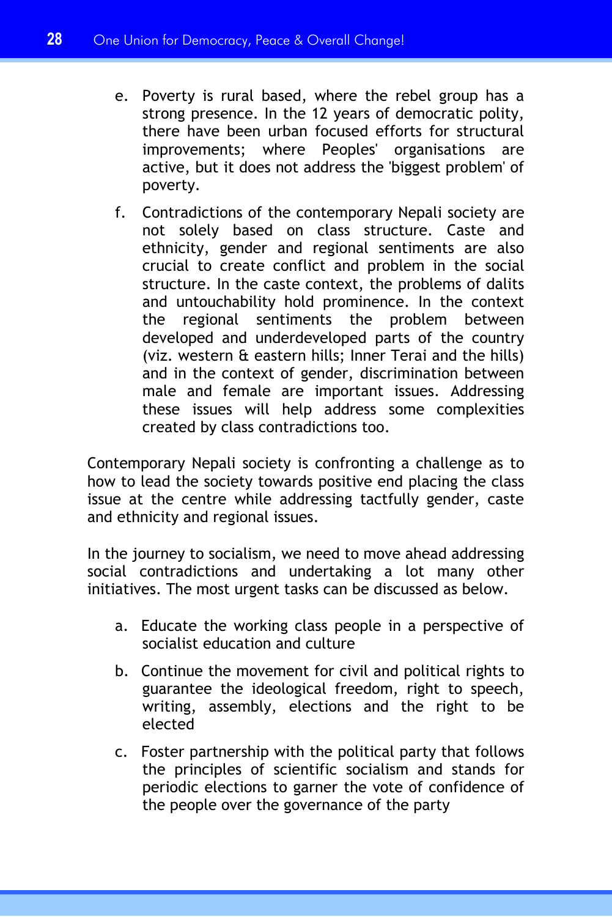e. Poverty is rural based, where the rebel group has a strong presence. In the 12 years of democratic polity, there have been urban focused efforts for structural improvements; where Peoples' organisations are active, but it does not address the 'biggest problem' of poverty.

f. Contradictions of the contemporary Nepali society are not solely based on class structure. Caste and ethnicity, gender and regional sentiments are also crucial to create conflict and problem in the social structure. In the caste context, the problems of dalits and untouchability hold prominence. In the context the regional sentiments the problem between developed and underdeveloped parts of the country (viz. western & eastern hills; Inner Terai and the hills) and in the context of gender, discrimination between male and female are important issues. Addressing these issues will help address some complexities created by class contradictions too.

Contemporary Nepali society is confronting a challenge as to how to lead the society towards positive end placing the class issue at the centre while addressing tactfully gender, caste and ethnicity and regional issues.

In the journey to socialism, we need to move ahead addressing social contradictions and undertaking a lot many other initiatives. The most urgent tasks can be discussed as below.

a. Educate the working class people in a perspective of socialist education and culture

b. Continue the movement for civil and political rights to guarantee the ideological freedom, right to speech, writing, assembly, elections and the right to be elected

c. Foster partnership with the political party that follows the principles of scientific socialism and stands for periodic elections to garner the vote of confidence of the people over the governance of the party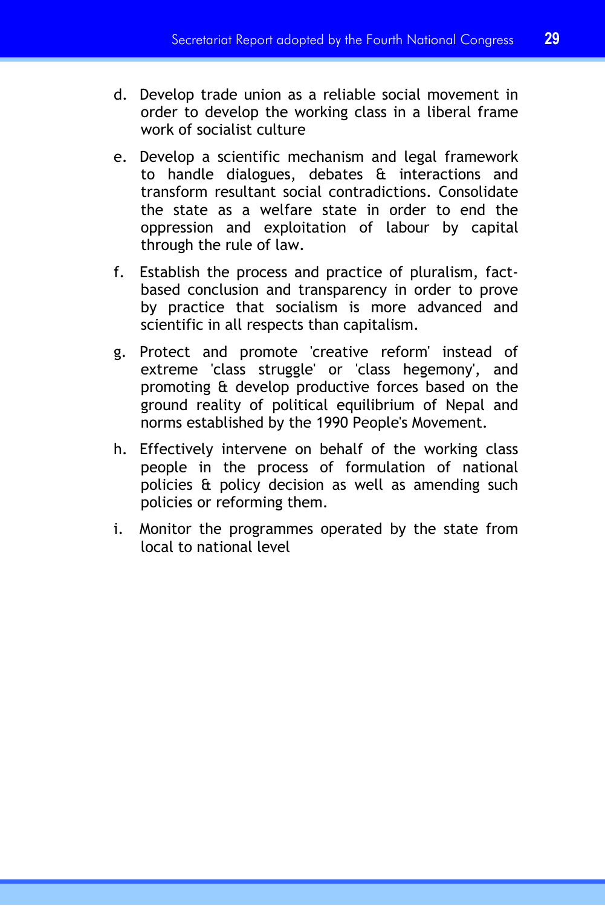d. Develop trade union as a reliable social movement in order to develop the working class in a liberal frame work of socialist culture

e. Develop a scientific mechanism and legal framework to handle dialogues, debates & interactions and transform resultant social contradictions. Consolidate the state as a welfare state in order to end the oppression and exploitation of labour by capital through the rule of law.

f. Establish the process and practice of pluralism, fact-based conclusion and transparency in order to prove by practice that socialism is more advanced and scientific in all respects than capitalism.

g. Protect and promote 'creative reform' instead of extreme 'class struggle' or 'class hegemony', and promoting & develop productive forces based on the ground reality of political equilibrium of Nepal and norms established by the 1990 People's Movement.

h. Effectively intervene on behalf of the working class people in the process of formulation of national policies & policy decision as well as amending such policies or reforming them.

i. Monitor the programmes operated by the state from local to national level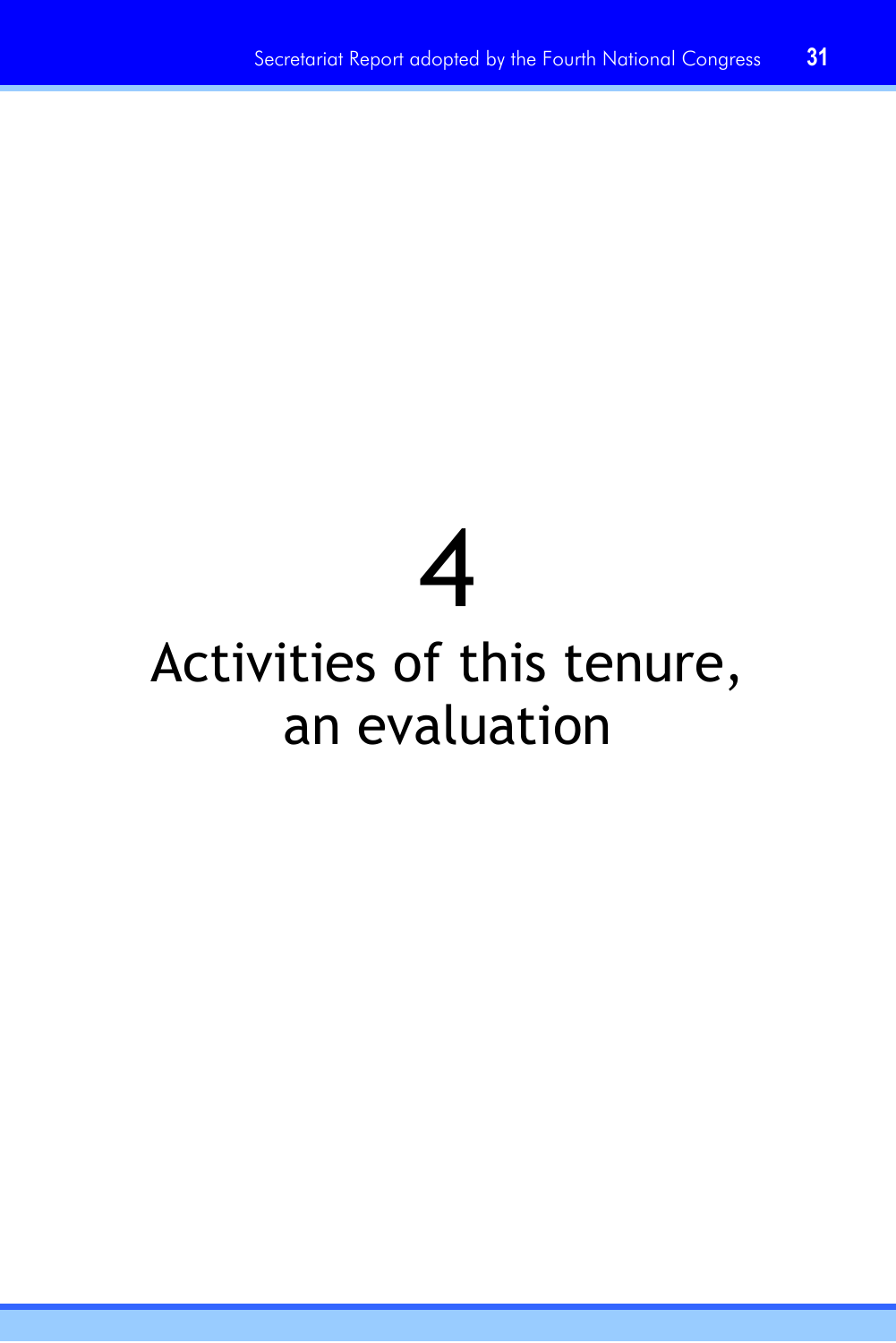# 4

# Activities of this tenure, an evaluation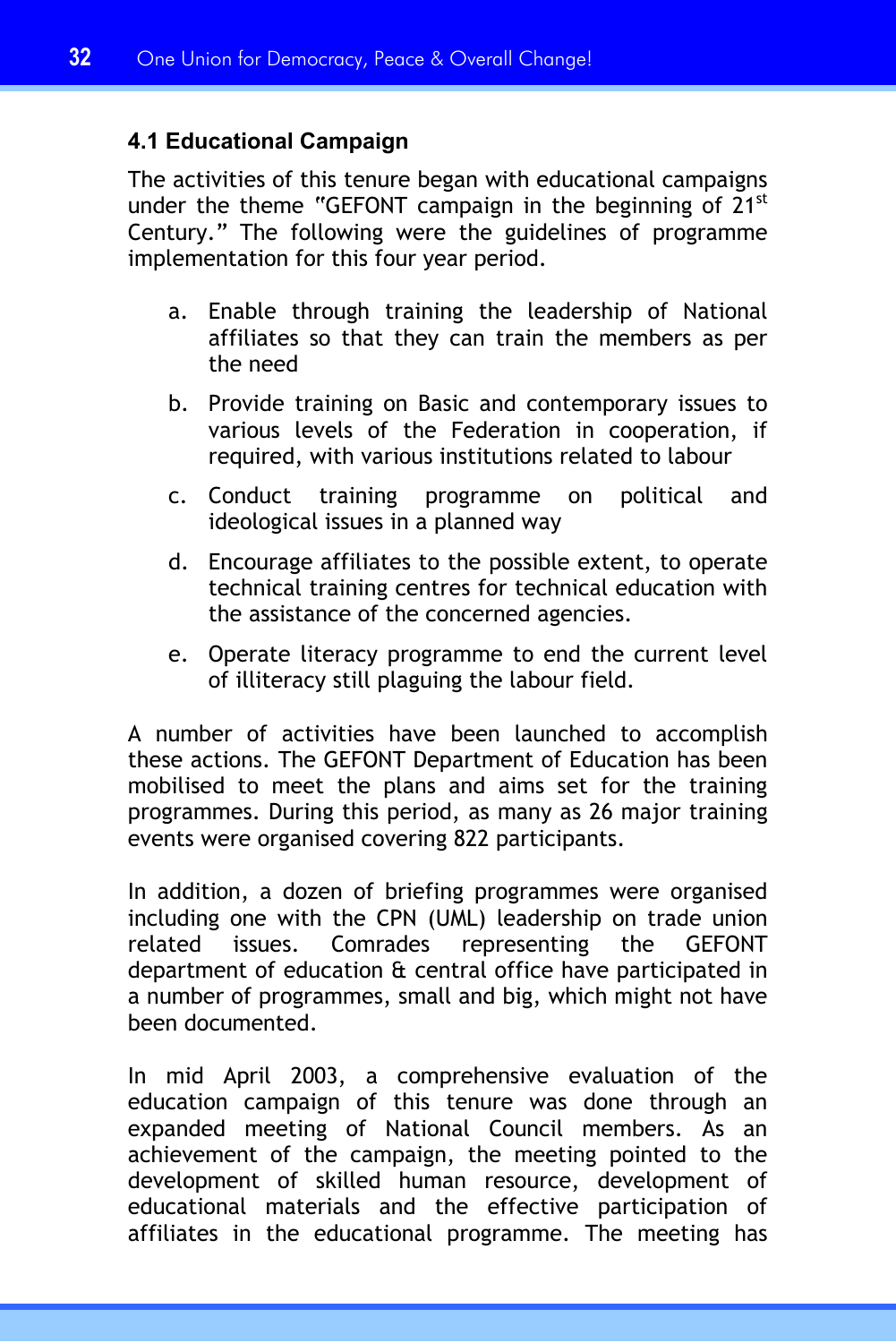### 4.1 Educational Campaign

The activities of this tenure began with educational campaigns under the theme "GEFONT campaign in the beginning of 21st Century." The following were the guidelines of programme implementation for this four year period.

a. Enable through training the leadership of National affiliates so that they can train the members as per the need

b. Provide training on Basic and contemporary issues to various levels of the Federation in cooperation, if required, with various institutions related to labour

c. Conduct training programme on political and ideological issues in a planned way

d. Encourage affiliates to the possible extent, to operate technical training centres for technical education with the assistance of the concerned agencies.

e. Operate literacy programme to end the current level of illiteracy still plaguing the labour field.

A number of activities have been launched to accomplish these actions. The GEFONT Department of Education has been mobilised to meet the plans and aims set for the training programmes. During this period, as many as 26 major training events were organised covering 822 participants.

In addition, a dozen of briefing programmes were organised including one with the CPN (UML) leadership on trade union related issues. Comrades representing the GEFONT department of education & central office have participated in a number of programmes, small and big, which might not have been documented.

In mid April 2003, a comprehensive evaluation of the education campaign of this tenure was done through an expanded meeting of National Council members. As an achievement of the campaign, the meeting pointed to the development of skilled human resource, development of educational materials and the effective participation of affiliates in the educational programme. The meeting has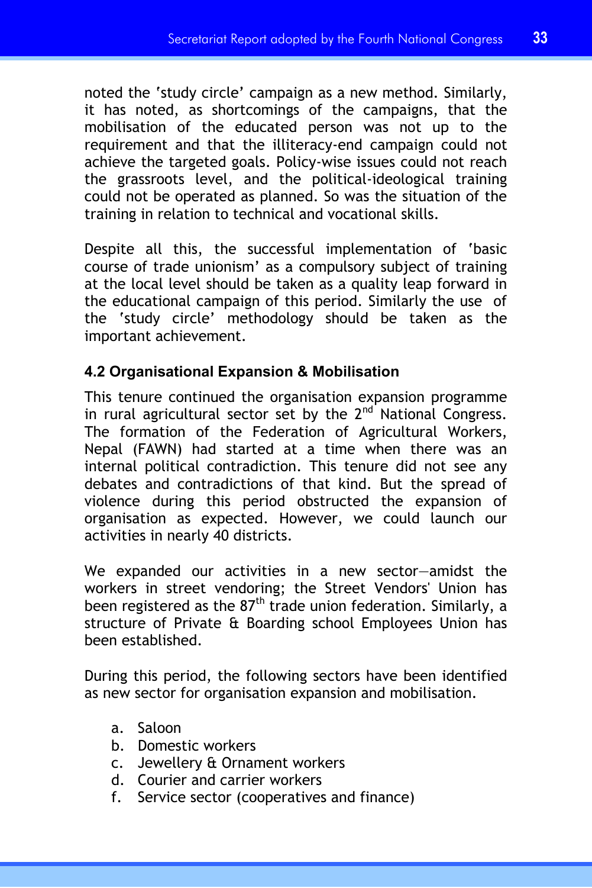noted the 'study circle' campaign as a new method. Similarly, it has noted, as shortcomings of the campaigns, that the mobilisation of the educated person was not up to the requirement and that the illiteracy-end campaign could not achieve the targeted goals. Policy-wise issues could not reach the grassroots level, and the political-ideological training could not be operated as planned. So was the situation of the training in relation to technical and vocational skills.

Despite all this, the successful implementation of 'basic course of trade unionism' as a compulsory subject of training at the local level should be taken as a quality leap forward in the educational campaign of this period. Similarly the use of the 'study circle' methodology should be taken as the important achievement.

### 4.2 Organisational Expansion & Mobilisation

This tenure continued the organisation expansion programme in rural agricultural sector set by the 2nd National Congress. The formation of the Federation of Agricultural Workers, Nepal (FAWN) had started at a time when there was an internal political contradiction. This tenure did not see any debates and contradictions of that kind. But the spread of violence during this period obstructed the expansion of organisation as expected. However, we could launch our activities in nearly 40 districts.

We expanded our activities in a new sector—amidst the workers in street vendoring; the Street Vendors' Union has been registered as the 87th trade union federation. Similarly, a structure of Private & Boarding school Employees Union has been established.

During this period, the following sectors have been identified as new sector for organisation expansion and mobilisation.

a. Saloon
b. Domestic workers
c. Jewellery & Ornament workers
d. Courier and carrier workers
f. Service sector (cooperatives and finance)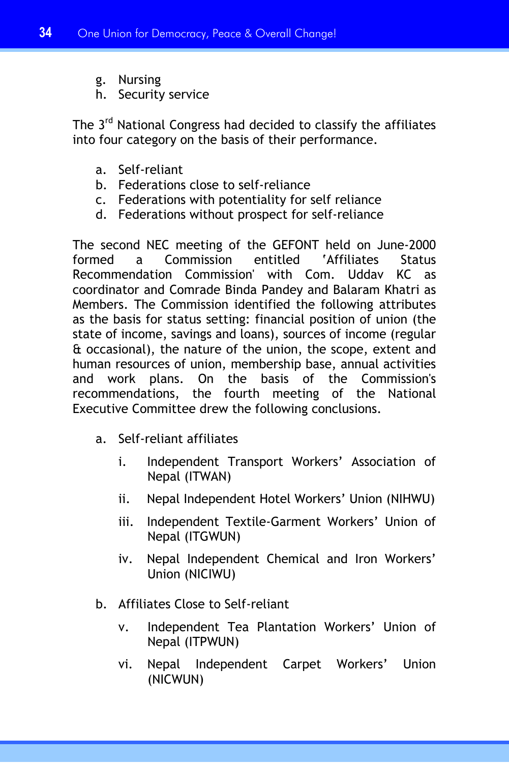g. Nursing
h. Security service

The 3rd National Congress had decided to classify the affiliates into four category on the basis of their performance.

a. Self-reliant
b. Federations close to self-reliance
c. Federations with potentiality for self reliance
d. Federations without prospect for self-reliance

The second NEC meeting of the GEFONT held on June-2000 formed a Commission entitled 'Affiliates Status Recommendation Commission' with Com. Uddav KC as coordinator and Comrade Binda Pandey and Balaram Khatri as Members. The Commission identified the following attributes as the basis for status setting: financial position of union (the state of income, savings and loans), sources of income (regular & occasional), the nature of the union, the scope, extent and human resources of union, membership base, annual activities and work plans. On the basis of the Commission's recommendations, the fourth meeting of the National Executive Committee drew the following conclusions.

a. Self-reliant affiliates

   i. Independent Transport Workers' Association of Nepal (ITWAN)

   ii. Nepal Independent Hotel Workers' Union (NIHWU)

   iii. Independent Textile-Garment Workers' Union of Nepal (ITGWUN)

   iv. Nepal Independent Chemical and Iron Workers' Union (NICIWU)

b. Affiliates Close to Self-reliant

   v. Independent Tea Plantation Workers' Union of Nepal (ITPWUN)

   vi. Nepal Independent Carpet Workers' Union (NICWUN)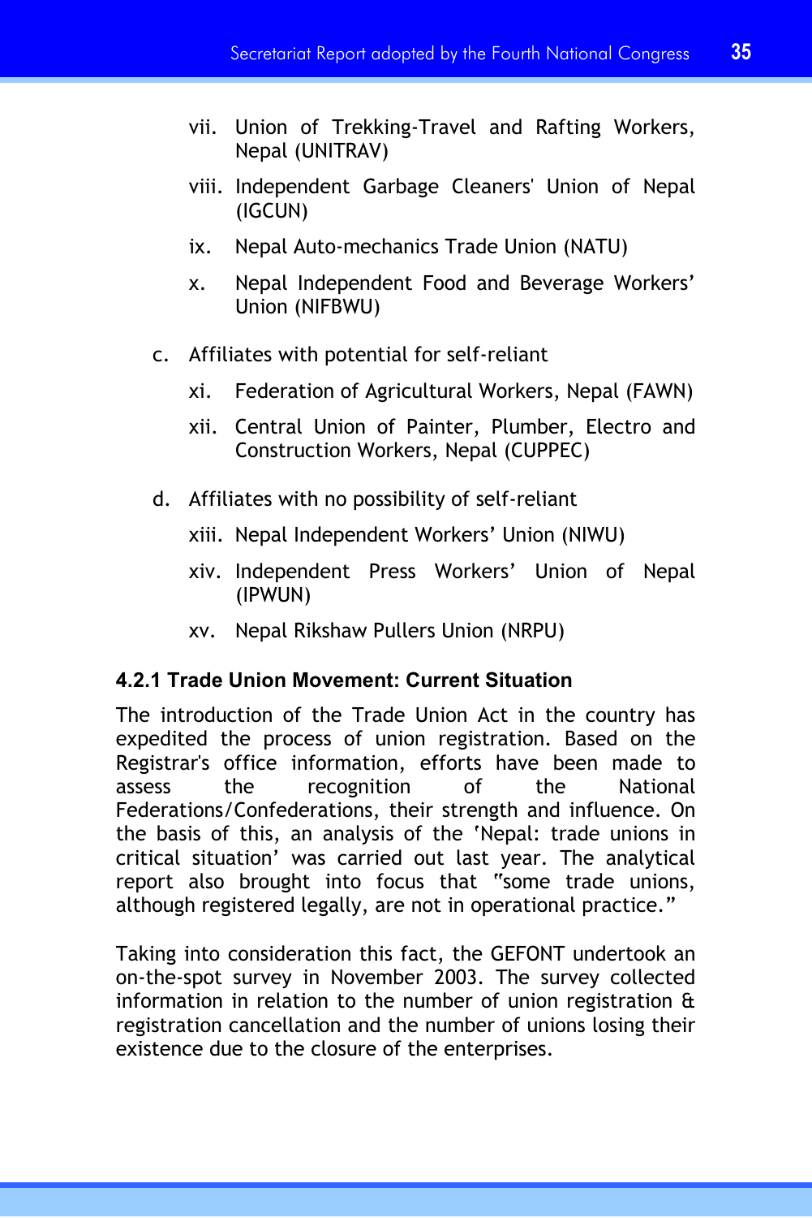vii. Union of Trekking-Travel and Rafting Workers, Nepal (UNITRAV)

   viii. Independent Garbage Cleaners' Union of Nepal (IGCUN)

   ix. Nepal Auto-mechanics Trade Union (NATU)

   x. Nepal Independent Food and Beverage Workers' Union (NIFBWU)

c. Affiliates with potential for self-reliant

   xi. Federation of Agricultural Workers, Nepal (FAWN)

   xii. Central Union of Painter, Plumber, Electro and Construction Workers, Nepal (CUPPEC)

d. Affiliates with no possibility of self-reliant

   xiii. Nepal Independent Workers' Union (NIWU)

   xiv. Independent Press Workers' Union of Nepal (IPWUN)

   xv. Nepal Rikshaw Pullers Union (NRPU)

#### 4.2.1 Trade Union Movement: Current Situation

The introduction of the Trade Union Act in the country has expedited the process of union registration. Based on the Registrar's office information, efforts have been made to assess the recognition of the National Federations/Confederations, their strength and influence. On the basis of this, an analysis of the 'Nepal: trade unions in critical situation' was carried out last year. The analytical report also brought into focus that "some trade unions, although registered legally, are not in operational practice."

Taking into consideration this fact, the GEFONT undertook an on-the-spot survey in November 2003. The survey collected information in relation to the number of union registration & registration cancellation and the number of unions losing their existence due to the closure of the enterprises.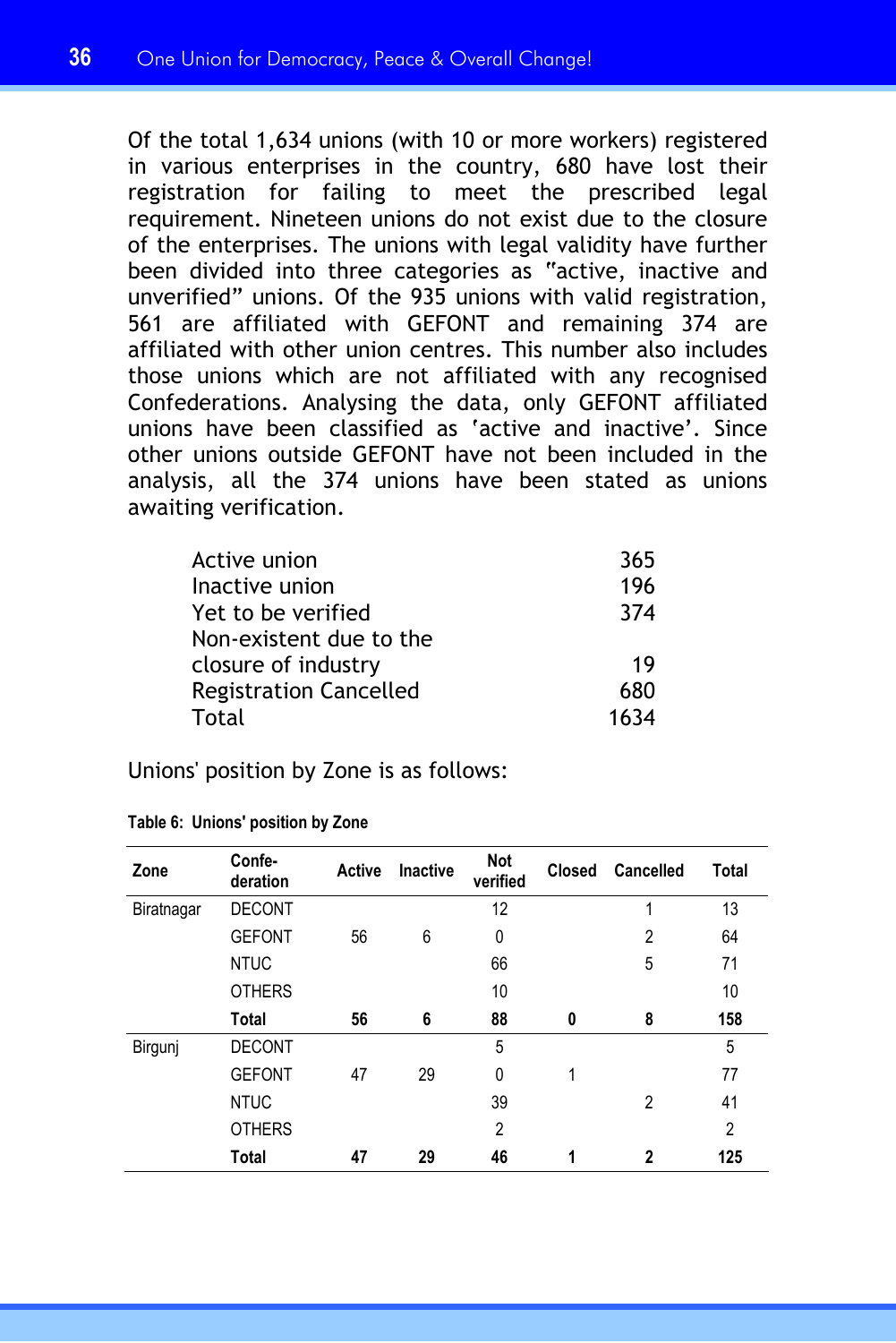Of the total 1,634 unions (with 10 or more workers) registered in various enterprises in the country, 680 have lost their registration for failing to meet the prescribed legal requirement. Nineteen unions do not exist due to the closure of the enterprises. The unions with legal validity have further been divided into three categories as "active, inactive and unverified" unions. Of the 935 unions with valid registration, 561 are affiliated with GEFONT and remaining 374 are affiliated with other union centres. This number also includes those unions which are not affiliated with any recognised Confederations. Analysing the data, only GEFONT affiliated unions have been classified as 'active and inactive'. Since other unions outside GEFONT have not been included in the analysis, all the 374 unions have been stated as unions awaiting verification.

| | |
|---|---|
| Active union | 365 |
| Inactive union | 196 |
| Yet to be verified | 374 |
| Non-existent due to the closure of industry | 19 |
| Registration Cancelled | 680 |
| Total | 1634 |

Unions' position by Zone is as follows:

**Table 6: Unions' position by Zone**

| Zone | Confe-deration | Active | Inactive | Not verified | Closed | Cancelled | Total |
|---|---|---|---|---|---|---|---|
| Biratnagar | DECONT | | | 12 | | 1 | 13 |
| | GEFONT | 56 | 6 | 0 | | 2 | 64 |
| | NTUC | | | 66 | | 5 | 71 |
| | OTHERS | | | 10 | | | 10 |
| | **Total** | **56** | **6** | **88** | **0** | **8** | **158** |
| Birgunj | DECONT | | | 5 | | | 5 |
| | GEFONT | 47 | 29 | 0 | 1 | | 77 |
| | NTUC | | | 39 | | 2 | 41 |
| | OTHERS | | | 2 | | | 2 |
| | **Total** | **47** | **29** | **46** | **1** | **2** | **125** |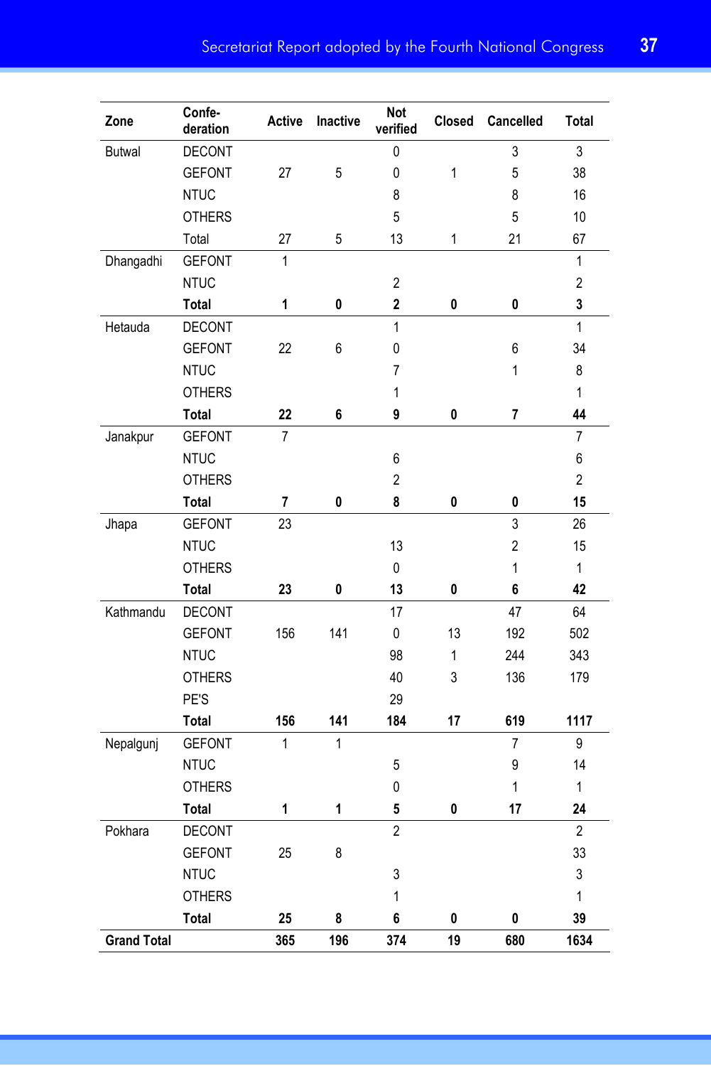| Zone | Confe-deration | Active | Inactive | Not verified | Closed | Cancelled | Total |
|---|---|---|---|---|---|---|---|
| Butwal | DECONT | | | 0 | | 3 | 3 |
| | GEFONT | 27 | 5 | 0 | 1 | 5 | 38 |
| | NTUC | | | 8 | | 8 | 16 |
| | OTHERS | | | 5 | | 5 | 10 |
| | Total | 27 | 5 | 13 | 1 | 21 | 67 |
| Dhangadhi | GEFONT | 1 | | | | | 1 |
| | NTUC | | | 2 | | | 2 |
| | **Total** | **1** | **0** | **2** | **0** | **0** | **3** |
| Hetauda | DECONT | | | 1 | | | 1 |
| | GEFONT | 22 | 6 | 0 | | 6 | 34 |
| | NTUC | | | 7 | | 1 | 8 |
| | OTHERS | | | 1 | | | 1 |
| | **Total** | **22** | **6** | **9** | **0** | **7** | **44** |
| Janakpur | GEFONT | 7 | | | | | 7 |
| | NTUC | | | 6 | | | 6 |
| | OTHERS | | | 2 | | | 2 |
| | **Total** | **7** | **0** | **8** | **0** | **0** | **15** |
| Jhapa | GEFONT | 23 | | | | 3 | 26 |
| | NTUC | | | 13 | | 2 | 15 |
| | OTHERS | | | 0 | | 1 | 1 |
| | **Total** | **23** | **0** | **13** | **0** | **6** | **42** |
| Kathmandu | DECONT | | | 17 | | 47 | 64 |
| | GEFONT | 156 | 141 | 0 | 13 | 192 | 502 |
| | NTUC | | | 98 | 1 | 244 | 343 |
| | OTHERS | | | 40 | 3 | 136 | 179 |
| | PE'S | | | 29 | | | |
| | **Total** | **156** | **141** | **184** | **17** | **619** | **1117** |
| Nepalgunj | GEFONT | 1 | 1 | | | 7 | 9 |
| | NTUC | | | 5 | | 9 | 14 |
| | OTHERS | | | 0 | | 1 | 1 |
| | **Total** | **1** | **1** | **5** | **0** | **17** | **24** |
| Pokhara | DECONT | | | 2 | | | 2 |
| | GEFONT | 25 | 8 | | | | 33 |
| | NTUC | | | 3 | | | 3 |
| | OTHERS | | | 1 | | | 1 |
| | **Total** | **25** | **8** | **6** | **0** | **0** | **39** |
| **Grand Total** | | **365** | **196** | **374** | **19** | **680** | **1634** |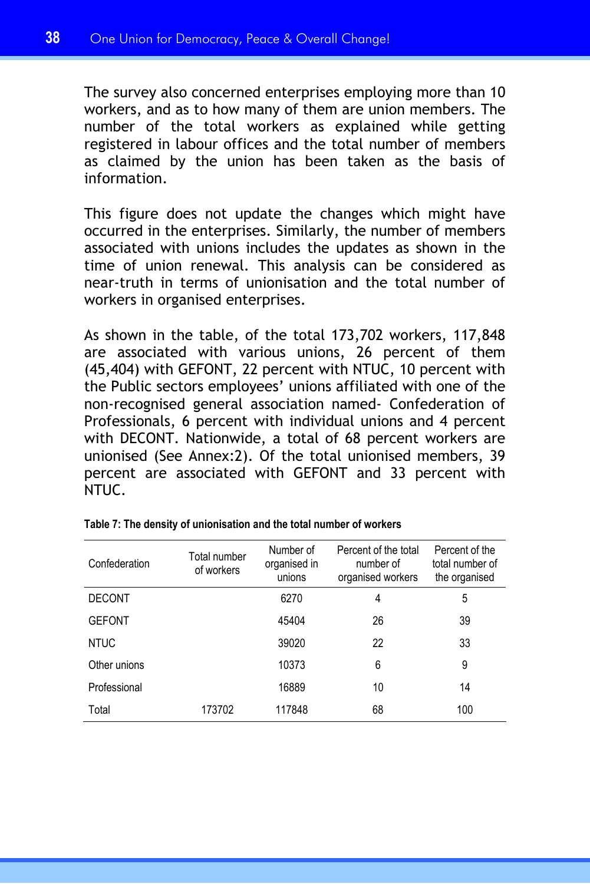The survey also concerned enterprises employing more than 10 workers, and as to how many of them are union members. The number of the total workers as explained while getting registered in labour offices and the total number of members as claimed by the union has been taken as the basis of information.

This figure does not update the changes which might have occurred in the enterprises. Similarly, the number of members associated with unions includes the updates as shown in the time of union renewal. This analysis can be considered as near-truth in terms of unionisation and the total number of workers in organised enterprises.

As shown in the table, of the total 173,702 workers, 117,848 are associated with various unions, 26 percent of them (45,404) with GEFONT, 22 percent with NTUC, 10 percent with the Public sectors employees' unions affiliated with one of the non-recognised general association named- Confederation of Professionals, 6 percent with individual unions and 4 percent with DECONT. Nationwide, a total of 68 percent workers are unionised (See Annex:2). Of the total unionised members, 39 percent are associated with GEFONT and 33 percent with NTUC.

**Table 7: The density of unionisation and the total number of workers**

| Confederation | Total number of workers | Number of organised in unions | Percent of the total number of organised workers | Percent of the total number of the organised |
|---|---|---|---|---|
| DECONT | | 6270 | 4 | 5 |
| GEFONT | | 45404 | 26 | 39 |
| NTUC | | 39020 | 22 | 33 |
| Other unions | | 10373 | 6 | 9 |
| Professional | | 16889 | 10 | 14 |
| Total | 173702 | 117848 | 68 | 100 |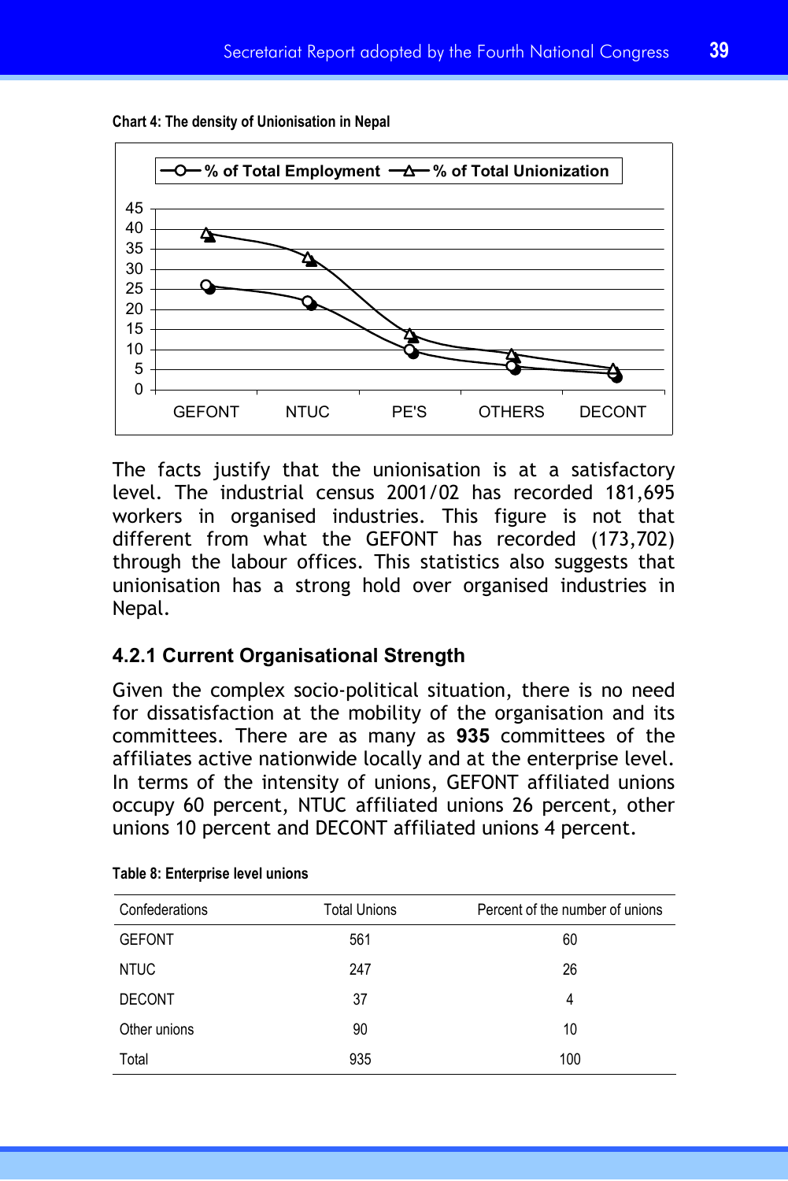**Chart 4: The density of Unionisation in Nepal**

The facts justify that the unionisation is at a satisfactory level. The industrial census 2001/02 has recorded 181,695 workers in organised industries. This figure is not that different from what the GEFONT has recorded (173,702) through the labour offices. This statistics also suggests that unionisation has a strong hold over organised industries in Nepal.

### 4.2.1 Current Organisational Strength

Given the complex socio-political situation, there is no need for dissatisfaction at the mobility of the organisation and its committees. There are as many as **935** committees of the affiliates active nationwide locally and at the enterprise level. In terms of the intensity of unions, GEFONT affiliated unions occupy 60 percent, NTUC affiliated unions 26 percent, other unions 10 percent and DECONT affiliated unions 4 percent.

**Table 8: Enterprise level unions**

| Confederations | Total Unions | Percent of the number of unions |
|---|---|---|
| GEFONT | 561 | 60 |
| NTUC | 247 | 26 |
| DECONT | 37 | 4 |
| Other unions | 90 | 10 |
| Total | 935 | 100 |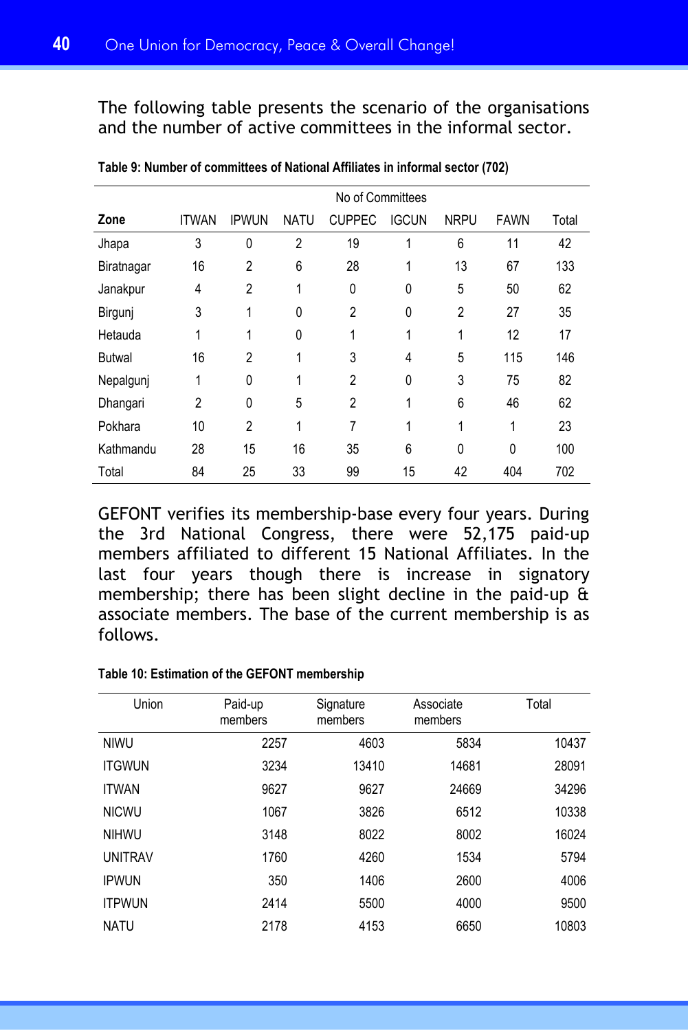The following table presents the scenario of the organisations and the number of active committees in the informal sector.

**Table 9: Number of committees of National Affiliates in informal sector (702)**

| | No of Committees | | | | | | | |
|---|---|---|---|---|---|---|---|---|
| **Zone** | ITWAN | IPWUN | NATU | CUPPEC | IGCUN | NRPU | FAWN | Total |
| Jhapa | 3 | 0 | 2 | 19 | 1 | 6 | 11 | 42 |
| Biratnagar | 16 | 2 | 6 | 28 | 1 | 13 | 67 | 133 |
| Janakpur | 4 | 2 | 1 | 0 | 0 | 5 | 50 | 62 |
| Birgunj | 3 | 1 | 0 | 2 | 0 | 2 | 27 | 35 |
| Hetauda | 1 | 1 | 0 | 1 | 1 | 1 | 12 | 17 |
| Butwal | 16 | 2 | 1 | 3 | 4 | 5 | 115 | 146 |
| Nepalgunj | 1 | 0 | 1 | 2 | 0 | 3 | 75 | 82 |
| Dhangari | 2 | 0 | 5 | 2 | 1 | 6 | 46 | 62 |
| Pokhara | 10 | 2 | 1 | 7 | 1 | 1 | 1 | 23 |
| Kathmandu | 28 | 15 | 16 | 35 | 6 | 0 | 0 | 100 |
| Total | 84 | 25 | 33 | 99 | 15 | 42 | 404 | 702 |

GEFONT verifies its membership-base every four years. During the 3rd National Congress, there were 52,175 paid-up members affiliated to different 15 National Affiliates. In the last four years though there is increase in signatory membership; there has been slight decline in the paid-up & associate members. The base of the current membership is as follows.

**Table 10: Estimation of the GEFONT membership**

| Union | Paid-up members | Signature members | Associate members | Total |
|---|---|---|---|---|
| NIWU | 2257 | 4603 | 5834 | 10437 |
| ITGWUN | 3234 | 13410 | 14681 | 28091 |
| ITWAN | 9627 | 9627 | 24669 | 34296 |
| NICWU | 1067 | 3826 | 6512 | 10338 |
| NIHWU | 3148 | 8022 | 8002 | 16024 |
| UNITRAV | 1760 | 4260 | 1534 | 5794 |
| IPWUN | 350 | 1406 | 2600 | 4006 |
| ITPWUN | 2414 | 5500 | 4000 | 9500 |
| NATU | 2178 | 4153 | 6650 | 10803 |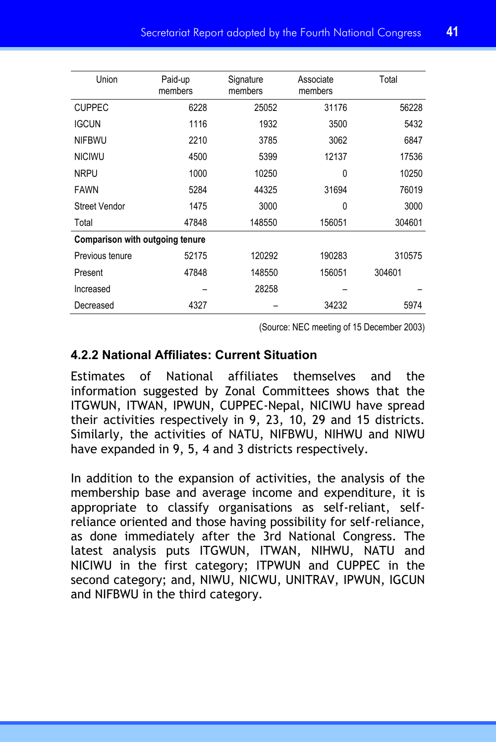| Union | Paid-up members | Signature members | Associate members | Total |
|---|---|---|---|---|
| CUPPEC | 6228 | 25052 | 31176 | 56228 |
| IGCUN | 1116 | 1932 | 3500 | 5432 |
| NIFBWU | 2210 | 3785 | 3062 | 6847 |
| NICIWU | 4500 | 5399 | 12137 | 17536 |
| NRPU | 1000 | 10250 | 0 | 10250 |
| FAWN | 5284 | 44325 | 31694 | 76019 |
| Street Vendor | 1475 | 3000 | 0 | 3000 |
| Total | 47848 | 148550 | 156051 | 304601 |
| **Comparison with outgoing tenure** | | | | |
| Previous tenure | 52175 | 120292 | 190283 | 310575 |
| Present | 47848 | 148550 | 156051 | 304601 |
| Increased | – | 28258 | – | – |
| Decreased | 4327 | – | 34232 | 5974 |

(Source: NEC meeting of 15 December 2003)

### 4.2.2 National Affiliates: Current Situation

Estimates of National affiliates themselves and the information suggested by Zonal Committees shows that the ITGWUN, ITWAN, IPWUN, CUPPEC-Nepal, NICIWU have spread their activities respectively in 9, 23, 10, 29 and 15 districts. Similarly, the activities of NATU, NIFBWU, NIHWU and NIWU have expanded in 9, 5, 4 and 3 districts respectively.

In addition to the expansion of activities, the analysis of the membership base and average income and expenditure, it is appropriate to classify organisations as self-reliant, self-reliance oriented and those having possibility for self-reliance, as done immediately after the 3rd National Congress. The latest analysis puts ITGWUN, ITWAN, NIHWU, NATU and NICIWU in the first category; ITPWUN and CUPPEC in the second category; and, NIWU, NICWU, UNITRAV, IPWUN, IGCUN and NIFBWU in the third category.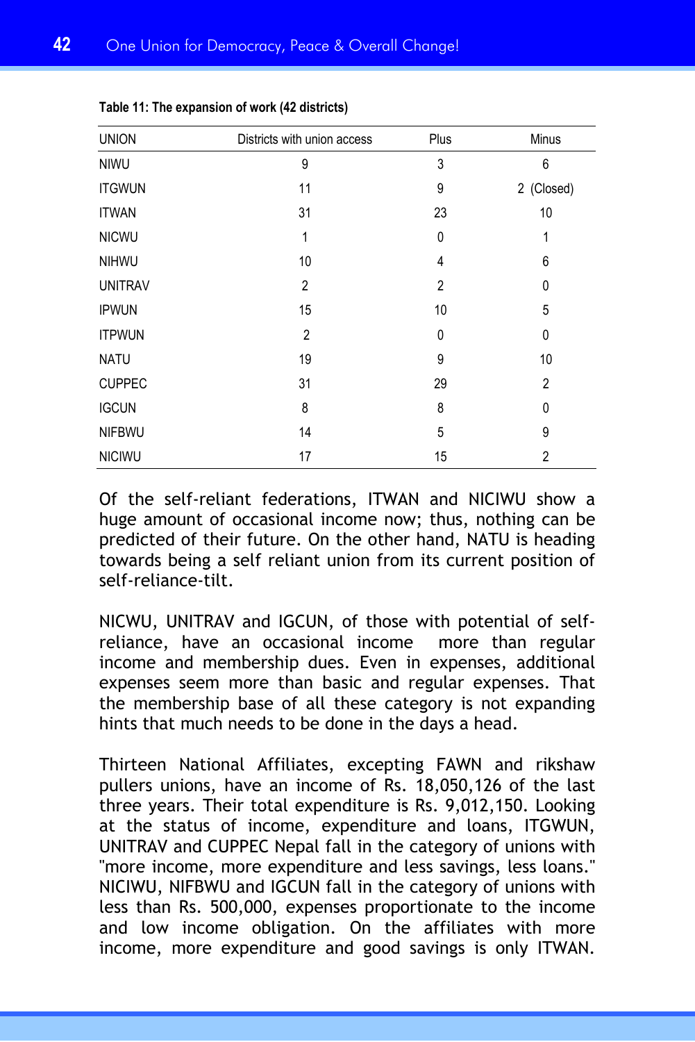**Table 11: The expansion of work (42 districts)**

| UNION | Districts with union access | Plus | Minus |
|---|---|---|---|
| NIWU | 9 | 3 | 6 |
| ITGWUN | 11 | 9 | 2 (Closed) |
| ITWAN | 31 | 23 | 10 |
| NICWU | 1 | 0 | 1 |
| NIHWU | 10 | 4 | 6 |
| UNITRAV | 2 | 2 | 0 |
| IPWUN | 15 | 10 | 5 |
| ITPWUN | 2 | 0 | 0 |
| NATU | 19 | 9 | 10 |
| CUPPEC | 31 | 29 | 2 |
| IGCUN | 8 | 8 | 0 |
| NIFBWU | 14 | 5 | 9 |
| NICIWU | 17 | 15 | 2 |

Of the self-reliant federations, ITWAN and NICIWU show a huge amount of occasional income now; thus, nothing can be predicted of their future. On the other hand, NATU is heading towards being a self reliant union from its current position of self-reliance-tilt.

NICWU, UNITRAV and IGCUN, of those with potential of self-reliance, have an occasional income more than regular income and membership dues. Even in expenses, additional expenses seem more than basic and regular expenses. That the membership base of all these category is not expanding hints that much needs to be done in the days a head.

Thirteen National Affiliates, excepting FAWN and rikshaw pullers unions, have an income of Rs. 18,050,126 of the last three years. Their total expenditure is Rs. 9,012,150. Looking at the status of income, expenditure and loans, ITGWUN, UNITRAV and CUPPEC Nepal fall in the category of unions with "more income, more expenditure and less savings, less loans." NICIWU, NIFBWU and IGCUN fall in the category of unions with less than Rs. 500,000, expenses proportionate to the income and low income obligation. On the affiliates with more income, more expenditure and good savings is only ITWAN.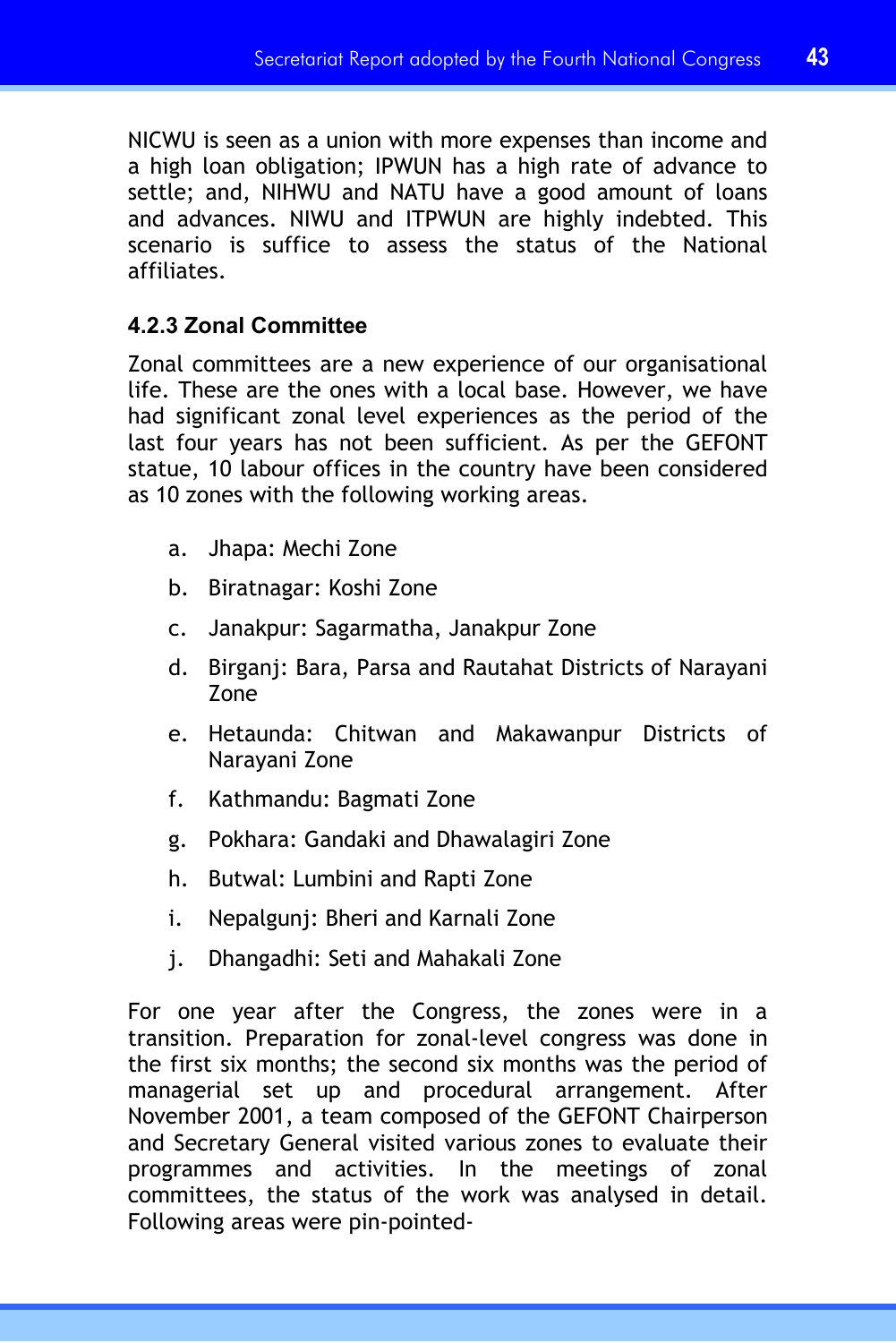NICWU is seen as a union with more expenses than income and a high loan obligation; IPWUN has a high rate of advance to settle; and, NIHWU and NATU have a good amount of loans and advances. NIWU and ITPWUN are highly indebted. This scenario is suffice to assess the status of the National affiliates.

### 4.2.3 Zonal Committee

Zonal committees are a new experience of our organisational life. These are the ones with a local base. However, we have had significant zonal level experiences as the period of the last four years has not been sufficient. As per the GEFONT statue, 10 labour offices in the country have been considered as 10 zones with the following working areas.

a. Jhapa: Mechi Zone
b. Biratnagar: Koshi Zone
c. Janakpur: Sagarmatha, Janakpur Zone
d. Birganj: Bara, Parsa and Rautahat Districts of Narayani Zone
e. Hetaunda: Chitwan and Makawanpur Districts of Narayani Zone
f. Kathmandu: Bagmati Zone
g. Pokhara: Gandaki and Dhawalagiri Zone
h. Butwal: Lumbini and Rapti Zone
i. Nepalgunj: Bheri and Karnali Zone
j. Dhangadhi: Seti and Mahakali Zone

For one year after the Congress, the zones were in a transition. Preparation for zonal-level congress was done in the first six months; the second six months was the period of managerial set up and procedural arrangement. After November 2001, a team composed of the GEFONT Chairperson and Secretary General visited various zones to evaluate their programmes and activities. In the meetings of zonal committees, the status of the work was analysed in detail. Following areas were pin-pointed-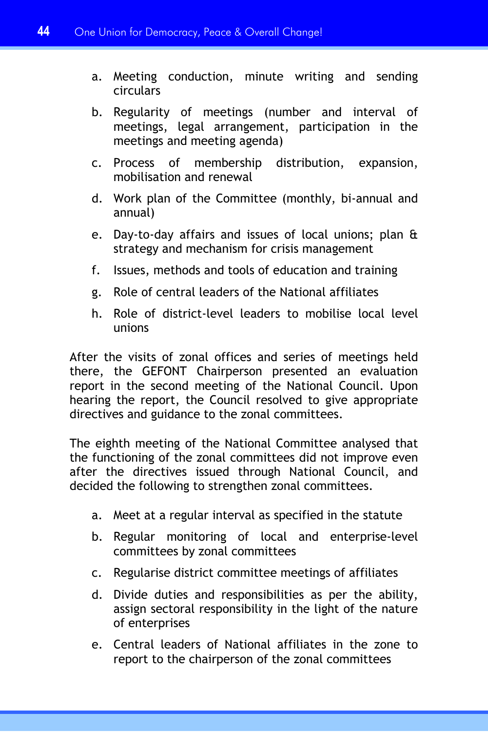a. Meeting conduction, minute writing and sending circulars
b. Regularity of meetings (number and interval of meetings, legal arrangement, participation in the meetings and meeting agenda)
c. Process of membership distribution, expansion, mobilisation and renewal
d. Work plan of the Committee (monthly, bi-annual and annual)
e. Day-to-day affairs and issues of local unions; plan & strategy and mechanism for crisis management
f. Issues, methods and tools of education and training
g. Role of central leaders of the National affiliates
h. Role of district-level leaders to mobilise local level unions

After the visits of zonal offices and series of meetings held there, the GEFONT Chairperson presented an evaluation report in the second meeting of the National Council. Upon hearing the report, the Council resolved to give appropriate directives and guidance to the zonal committees.

The eighth meeting of the National Committee analysed that the functioning of the zonal committees did not improve even after the directives issued through National Council, and decided the following to strengthen zonal committees.

a. Meet at a regular interval as specified in the statute
b. Regular monitoring of local and enterprise-level committees by zonal committees
c. Regularise district committee meetings of affiliates
d. Divide duties and responsibilities as per the ability, assign sectoral responsibility in the light of the nature of enterprises
e. Central leaders of National affiliates in the zone to report to the chairperson of the zonal committees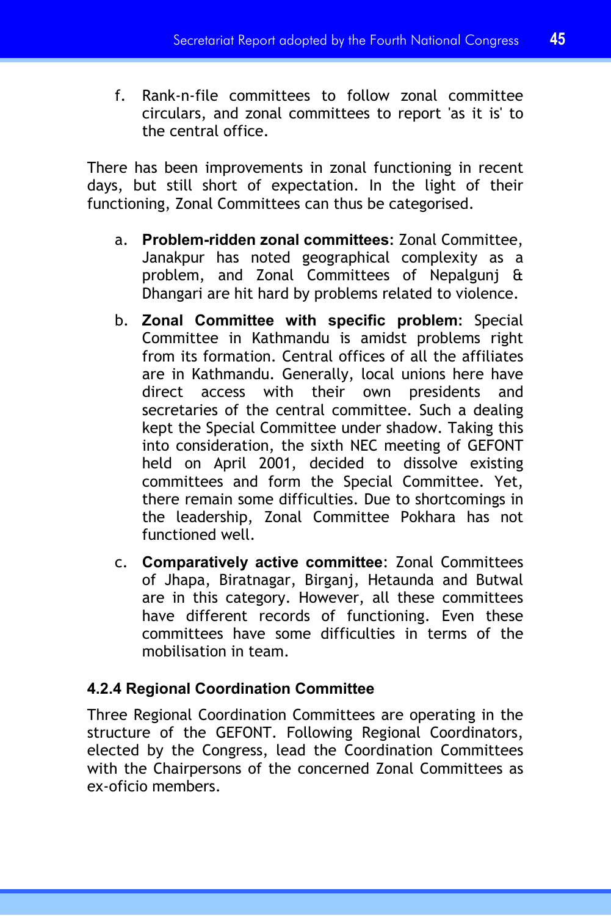f. Rank-n-file committees to follow zonal committee circulars, and zonal committees to report 'as it is' to the central office.

There has been improvements in zonal functioning in recent days, but still short of expectation. In the light of their functioning, Zonal Committees can thus be categorised.

a. **Problem-ridden zonal committees**: Zonal Committee, Janakpur has noted geographical complexity as a problem, and Zonal Committees of Nepalgunj & Dhangari are hit hard by problems related to violence.

b. **Zonal Committee with specific problem**: Special Committee in Kathmandu is amidst problems right from its formation. Central offices of all the affiliates are in Kathmandu. Generally, local unions here have direct access with their own presidents and secretaries of the central committee. Such a dealing kept the Special Committee under shadow. Taking this into consideration, the sixth NEC meeting of GEFONT held on April 2001, decided to dissolve existing committees and form the Special Committee. Yet, there remain some difficulties. Due to shortcomings in the leadership, Zonal Committee Pokhara has not functioned well.

c. **Comparatively active committee**: Zonal Committees of Jhapa, Biratnagar, Birganj, Hetaunda and Butwal are in this category. However, all these committees have different records of functioning. Even these committees have some difficulties in terms of the mobilisation in team.

#### 4.2.4 Regional Coordination Committee

Three Regional Coordination Committees are operating in the structure of the GEFONT. Following Regional Coordinators, elected by the Congress, lead the Coordination Committees with the Chairpersons of the concerned Zonal Committees as ex-oficio members.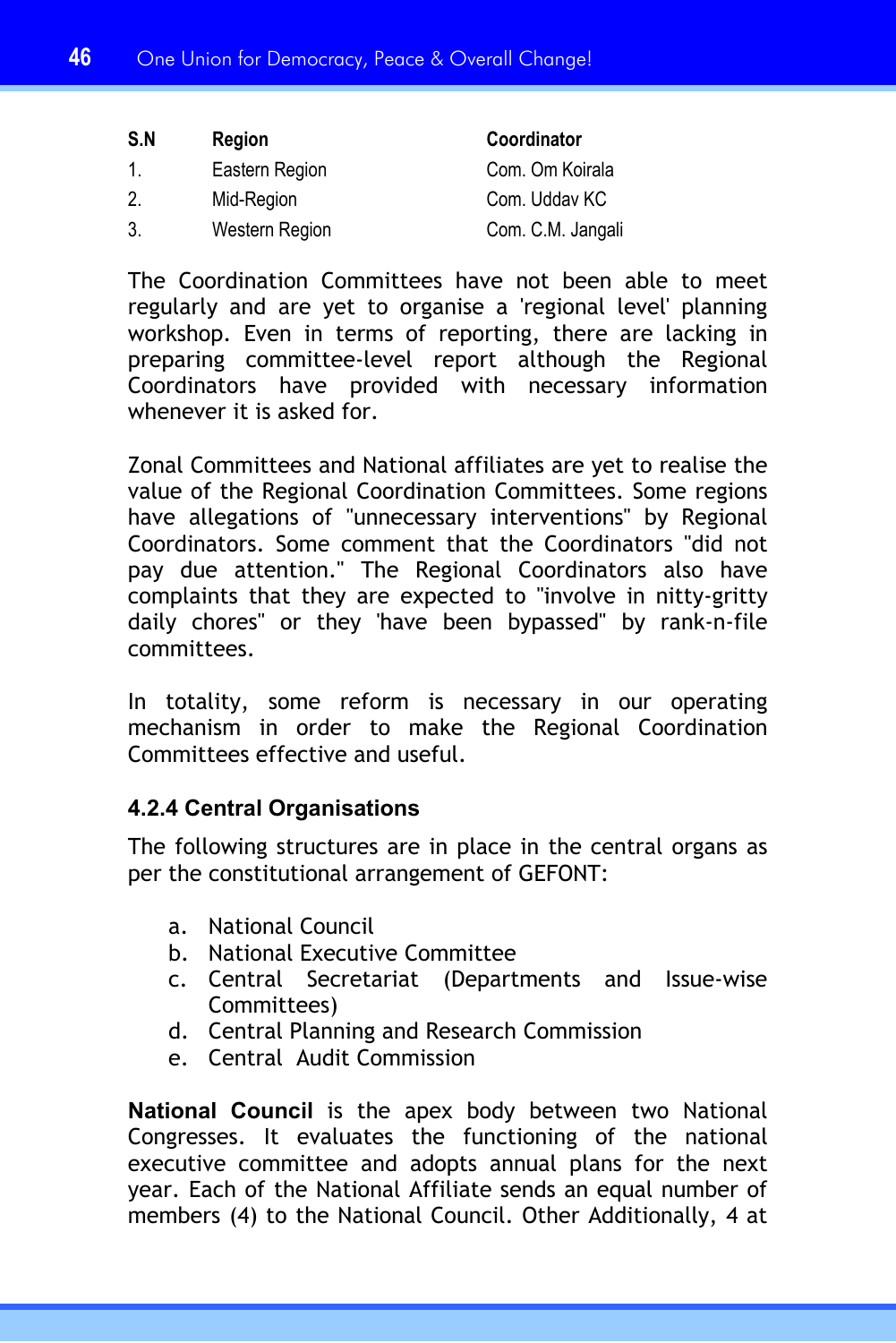| S.N | Region | Coordinator |
|---|---|---|
| 1. | Eastern Region | Com. Om Koirala |
| 2. | Mid-Region | Com. Uddav KC |
| 3. | Western Region | Com. C.M. Jangali |

The Coordination Committees have not been able to meet regularly and are yet to organise a 'regional level' planning workshop. Even in terms of reporting, there are lacking in preparing committee-level report although the Regional Coordinators have provided with necessary information whenever it is asked for.

Zonal Committees and National affiliates are yet to realise the value of the Regional Coordination Committees. Some regions have allegations of "unnecessary interventions" by Regional Coordinators. Some comment that the Coordinators "did not pay due attention." The Regional Coordinators also have complaints that they are expected to "involve in nitty-gritty daily chores" or they 'have been bypassed" by rank-n-file committees.

In totality, some reform is necessary in our operating mechanism in order to make the Regional Coordination Committees effective and useful.

#### 4.2.4 Central Organisations

The following structures are in place in the central organs as per the constitutional arrangement of GEFONT:

a. National Council
b. National Executive Committee
c. Central Secretariat (Departments and Issue-wise Committees)
d. Central Planning and Research Commission
e. Central Audit Commission

**National Council** is the apex body between two National Congresses. It evaluates the functioning of the national executive committee and adopts annual plans for the next year. Each of the National Affiliate sends an equal number of members (4) to the National Council. Other Additionally, 4 at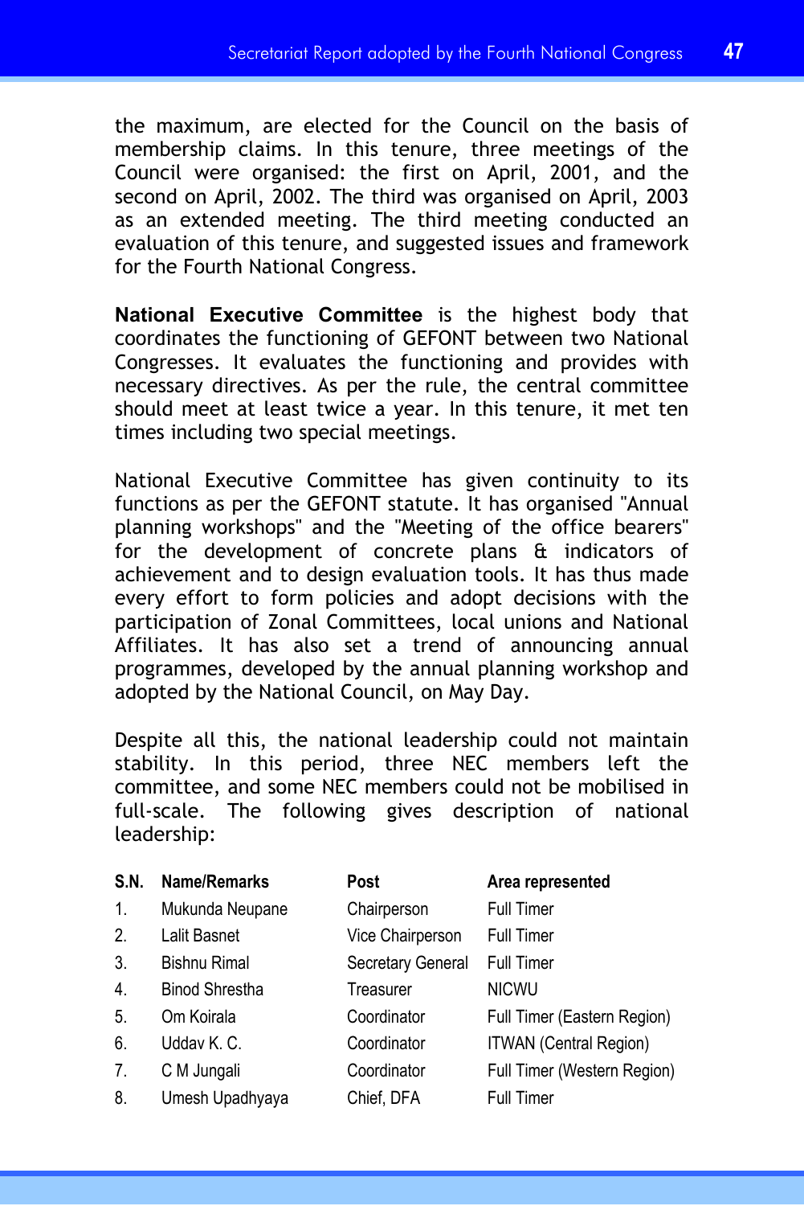the maximum, are elected for the Council on the basis of membership claims. In this tenure, three meetings of the Council were organised: the first on April, 2001, and the second on April, 2002. The third was organised on April, 2003 as an extended meeting. The third meeting conducted an evaluation of this tenure, and suggested issues and framework for the Fourth National Congress.

**National Executive Committee** is the highest body that coordinates the functioning of GEFONT between two National Congresses. It evaluates the functioning and provides with necessary directives. As per the rule, the central committee should meet at least twice a year. In this tenure, it met ten times including two special meetings.

National Executive Committee has given continuity to its functions as per the GEFONT statute. It has organised "Annual planning workshops" and the "Meeting of the office bearers" for the development of concrete plans & indicators of achievement and to design evaluation tools. It has thus made every effort to form policies and adopt decisions with the participation of Zonal Committees, local unions and National Affiliates. It has also set a trend of announcing annual programmes, developed by the annual planning workshop and adopted by the National Council, on May Day.

Despite all this, the national leadership could not maintain stability. In this period, three NEC members left the committee, and some NEC members could not be mobilised in full-scale. The following gives description of national leadership:

| S.N. | Name/Remarks | Post | Area represented |
|---|---|---|---|
| 1. | Mukunda Neupane | Chairperson | Full Timer |
| 2. | Lalit Basnet | Vice Chairperson | Full Timer |
| 3. | Bishnu Rimal | Secretary General | Full Timer |
| 4. | Binod Shrestha | Treasurer | NICWU |
| 5. | Om Koirala | Coordinator | Full Timer (Eastern Region) |
| 6. | Uddav K. C. | Coordinator | ITWAN (Central Region) |
| 7. | C M Jungali | Coordinator | Full Timer (Western Region) |
| 8. | Umesh Upadhyaya | Chief, DFA | Full Timer |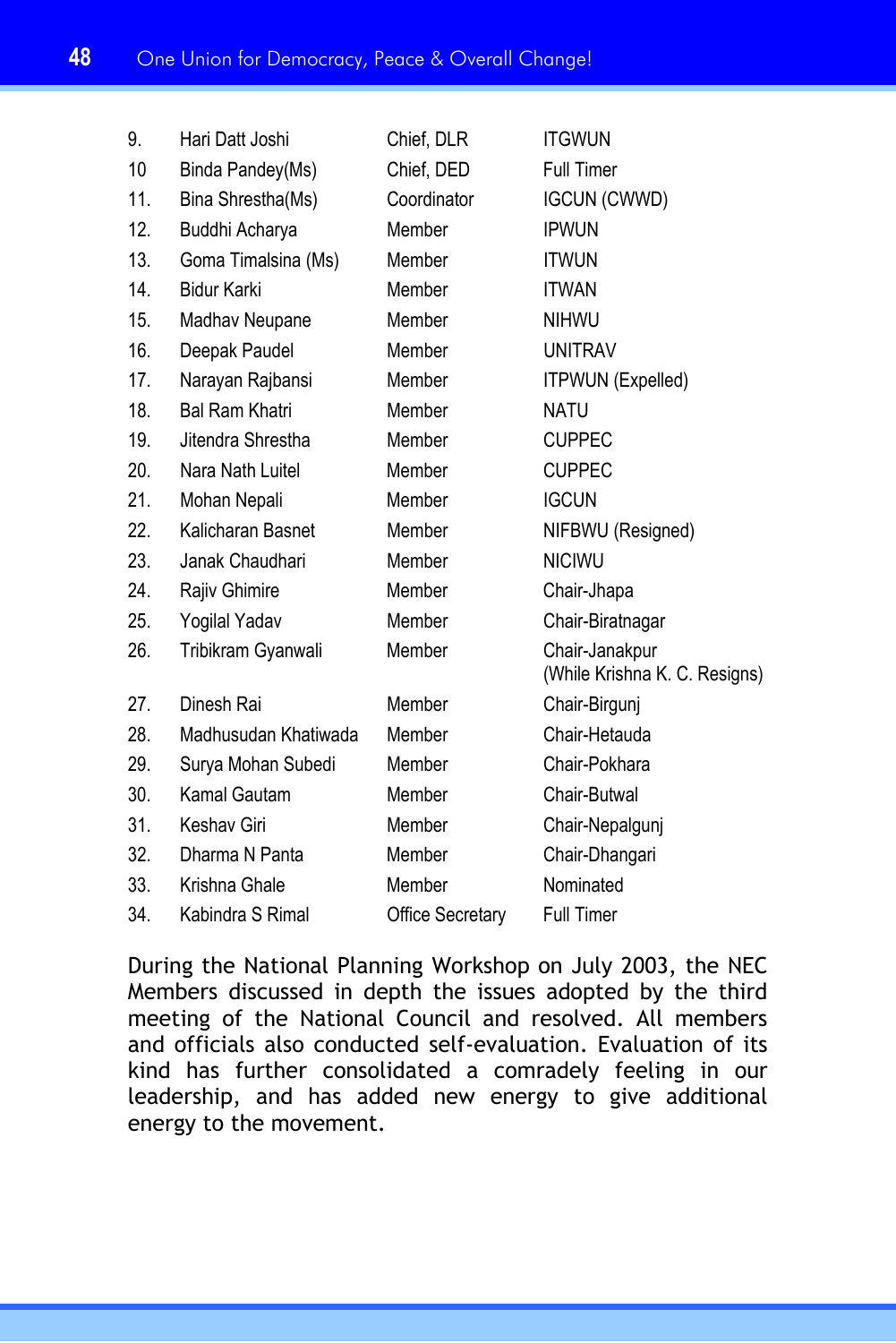| | | | |
|---|---|---|---|
| 9. | Hari Datt Joshi | Chief, DLR | ITGWUN |
| 10 | Binda Pandey(Ms) | Chief, DED | Full Timer |
| 11. | Bina Shrestha(Ms) | Coordinator | IGCUN (CWWD) |
| 12. | Buddhi Acharya | Member | IPWUN |
| 13. | Goma Timalsina (Ms) | Member | ITWUN |
| 14. | Bidur Karki | Member | ITWAN |
| 15. | Madhav Neupane | Member | NIHWU |
| 16. | Deepak Paudel | Member | UNITRAV |
| 17. | Narayan Rajbansi | Member | ITPWUN (Expelled) |
| 18. | Bal Ram Khatri | Member | NATU |
| 19. | Jitendra Shrestha | Member | CUPPEC |
| 20. | Nara Nath Luitel | Member | CUPPEC |
| 21. | Mohan Nepali | Member | IGCUN |
| 22. | Kalicharan Basnet | Member | NIFBWU (Resigned) |
| 23. | Janak Chaudhari | Member | NICIWU |
| 24. | Rajiv Ghimire | Member | Chair-Jhapa |
| 25. | Yogilal Yadav | Member | Chair-Biratnagar |
| 26. | Tribikram Gyanwali | Member | Chair-Janakpur (While Krishna K. C. Resigns) |
| 27. | Dinesh Rai | Member | Chair-Birgunj |
| 28. | Madhusudan Khatiwada | Member | Chair-Hetauda |
| 29. | Surya Mohan Subedi | Member | Chair-Pokhara |
| 30. | Kamal Gautam | Member | Chair-Butwal |
| 31. | Keshav Giri | Member | Chair-Nepalgunj |
| 32. | Dharma N Panta | Member | Chair-Dhangari |
| 33. | Krishna Ghale | Member | Nominated |
| 34. | Kabindra S Rimal | Office Secretary | Full Timer |

During the National Planning Workshop on July 2003, the NEC Members discussed in depth the issues adopted by the third meeting of the National Council and resolved. All members and officials also conducted self-evaluation. Evaluation of its kind has further consolidated a comradely feeling in our leadership, and has added new energy to give additional energy to the movement.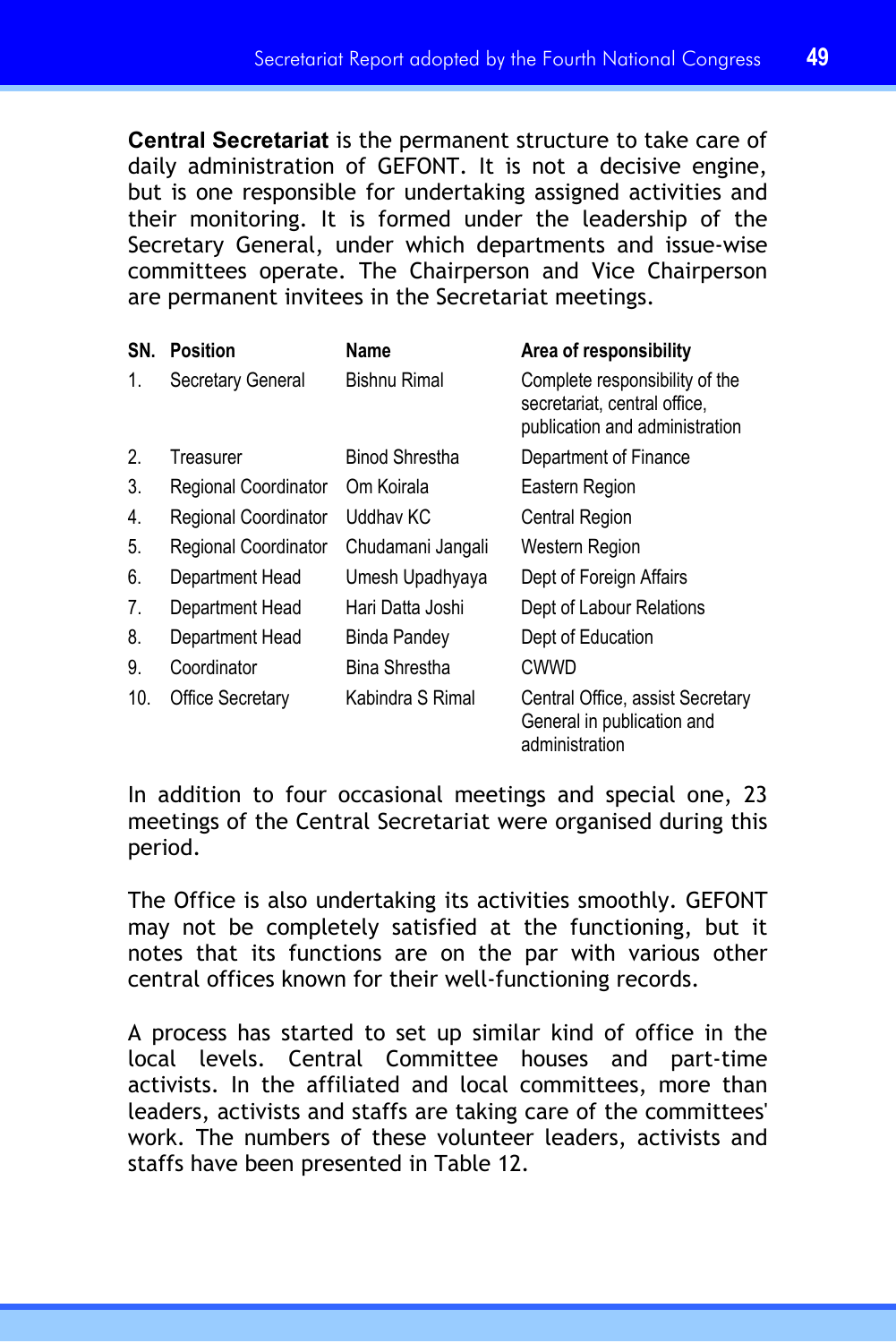**Central Secretariat** is the permanent structure to take care of daily administration of GEFONT. It is not a decisive engine, but is one responsible for undertaking assigned activities and their monitoring. It is formed under the leadership of the Secretary General, under which departments and issue-wise committees operate. The Chairperson and Vice Chairperson are permanent invitees in the Secretariat meetings.

| SN. | Position | Name | Area of responsibility |
|---|---|---|---|
| 1. | Secretary General | Bishnu Rimal | Complete responsibility of the secretariat, central office, publication and administration |
| 2. | Treasurer | Binod Shrestha | Department of Finance |
| 3. | Regional Coordinator | Om Koirala | Eastern Region |
| 4. | Regional Coordinator | Uddhav KC | Central Region |
| 5. | Regional Coordinator | Chudamani Jangali | Western Region |
| 6. | Department Head | Umesh Upadhyaya | Dept of Foreign Affairs |
| 7. | Department Head | Hari Datta Joshi | Dept of Labour Relations |
| 8. | Department Head | Binda Pandey | Dept of Education |
| 9. | Coordinator | Bina Shrestha | CWWD |
| 10. | Office Secretary | Kabindra S Rimal | Central Office, assist Secretary General in publication and administration |

In addition to four occasional meetings and special one, 23 meetings of the Central Secretariat were organised during this period.

The Office is also undertaking its activities smoothly. GEFONT may not be completely satisfied at the functioning, but it notes that its functions are on the par with various other central offices known for their well-functioning records.

A process has started to set up similar kind of office in the local levels. Central Committee houses and part-time activists. In the affiliated and local committees, more than leaders, activists and staffs are taking care of the committees' work. The numbers of these volunteer leaders, activists and staffs have been presented in Table 12.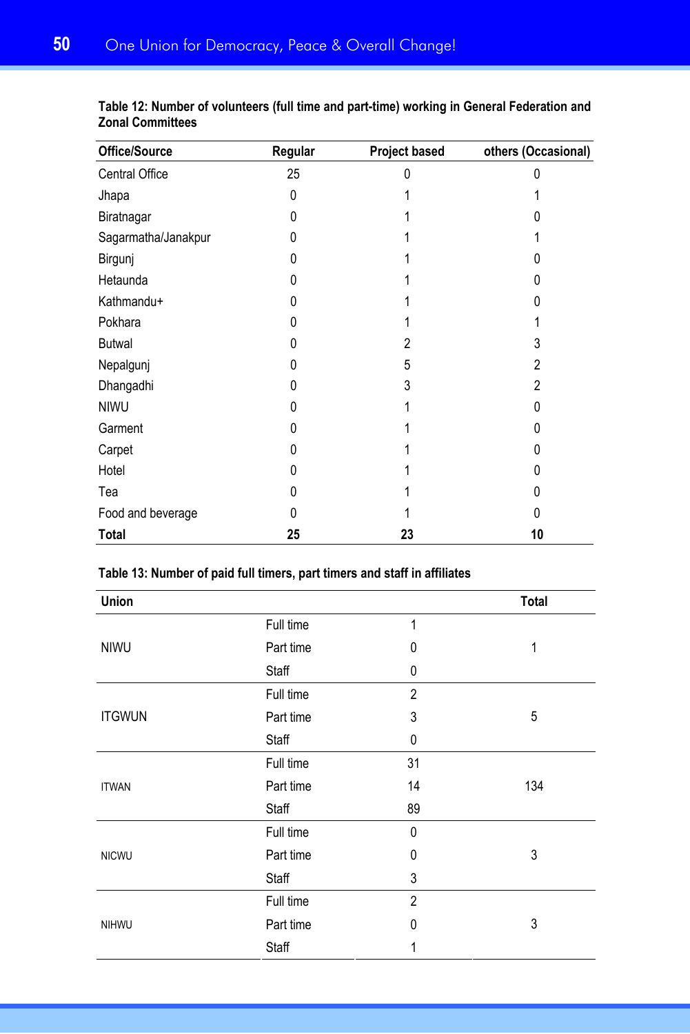**Table 12: Number of volunteers (full time and part-time) working in General Federation and Zonal Committees**

| Office/Source | Regular | Project based | others (Occasional) |
|---|---|---|---|
| Central Office | 25 | 0 | 0 |
| Jhapa | 0 | 1 | 1 |
| Biratnagar | 0 | 1 | 0 |
| Sagarmatha/Janakpur | 0 | 1 | 1 |
| Birgunj | 0 | 1 | 0 |
| Hetaunda | 0 | 1 | 0 |
| Kathmandu+ | 0 | 1 | 0 |
| Pokhara | 0 | 1 | 1 |
| Butwal | 0 | 2 | 3 |
| Nepalgunj | 0 | 5 | 2 |
| Dhangadhi | 0 | 3 | 2 |
| NIWU | 0 | 1 | 0 |
| Garment | 0 | 1 | 0 |
| Carpet | 0 | 1 | 0 |
| Hotel | 0 | 1 | 0 |
| Tea | 0 | 1 | 0 |
| Food and beverage | 0 | 1 | 0 |
| **Total** | **25** | **23** | **10** |

**Table 13: Number of paid full timers, part timers and staff in affiliates**

| Union | | | Total |
|---|---|---|---|
| NIWU | Full time | 1 | 1 |
| | Part time | 0 | |
| | Staff | 0 | |
| ITGWUN | Full time | 2 | 5 |
| | Part time | 3 | |
| | Staff | 0 | |
| ITWAN | Full time | 31 | 134 |
| | Part time | 14 | |
| | Staff | 89 | |
| NICWU | Full time | 0 | 3 |
| | Part time | 0 | |
| | Staff | 3 | |
| NIHWU | Full time | 2 | 3 |
| | Part time | 0 | |
| | Staff | 1 | |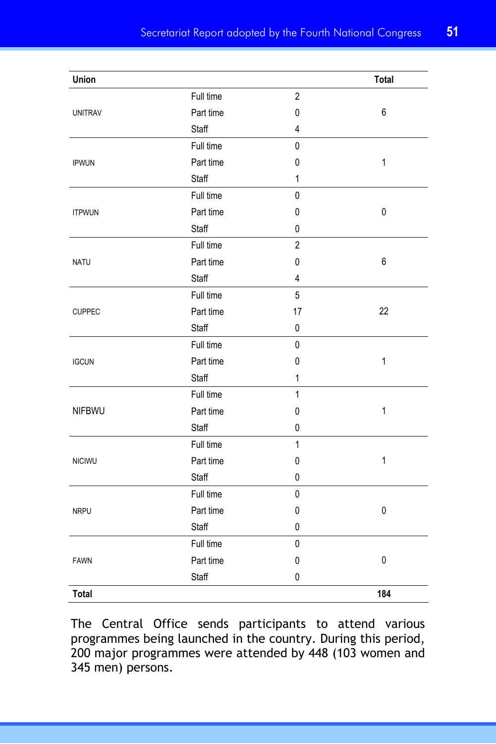| Union | | | Total |
|---|---|---|---|
| UNITRAV | Full time | 2 | 6 |
| | Part time | 0 | |
| | Staff | 4 | |
| IPWUN | Full time | 0 | 1 |
| | Part time | 0 | |
| | Staff | 1 | |
| ITPWUN | Full time | 0 | 0 |
| | Part time | 0 | |
| | Staff | 0 | |
| NATU | Full time | 2 | 6 |
| | Part time | 0 | |
| | Staff | 4 | |
| CUPPEC | Full time | 5 | 22 |
| | Part time | 17 | |
| | Staff | 0 | |
| IGCUN | Full time | 0 | 1 |
| | Part time | 0 | |
| | Staff | 1 | |
| NIFBWU | Full time | 1 | 1 |
| | Part time | 0 | |
| | Staff | 0 | |
| NICIWU | Full time | 1 | 1 |
| | Part time | 0 | |
| | Staff | 0 | |
| NRPU | Full time | 0 | 0 |
| | Part time | 0 | |
| | Staff | 0 | |
| FAWN | Full time | 0 | 0 |
| | Part time | 0 | |
| | Staff | 0 | |
| **Total** | | | **184** |

The Central Office sends participants to attend various programmes being launched in the country. During this period, 200 major programmes were attended by 448 (103 women and 345 men) persons.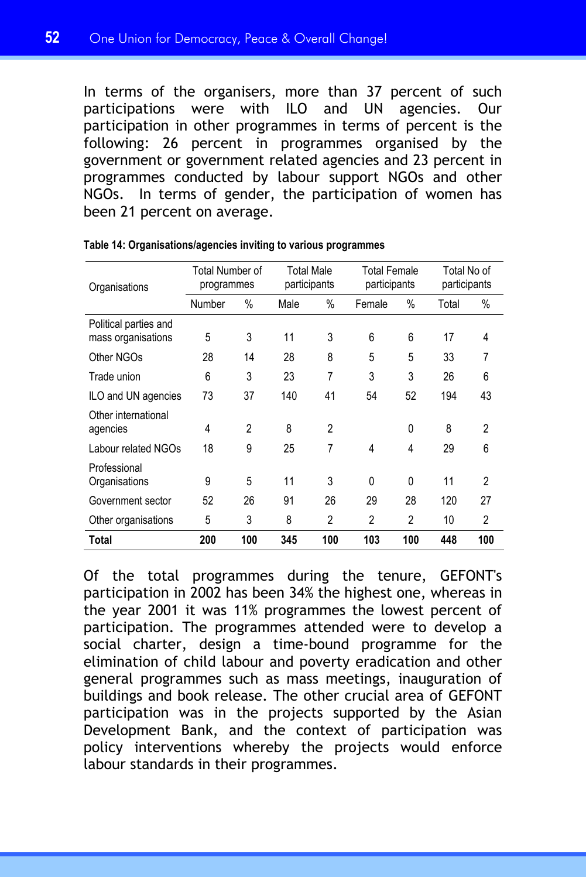In terms of the organisers, more than 37 percent of such participations were with ILO and UN agencies. Our participation in other programmes in terms of percent is the following: 26 percent in programmes organised by the government or government related agencies and 23 percent in programmes conducted by labour support NGOs and other NGOs. In terms of gender, the participation of women has been 21 percent on average.

**Table 14: Organisations/agencies inviting to various programmes**

| Organisations | Total Number of programmes | | Total Male participants | | Total Female participants | | Total No of participants | |
|---|---|---|---|---|---|---|---|---|
| | Number | % | Male | % | Female | % | Total | % |
| Political parties and mass organisations | 5 | 3 | 11 | 3 | 6 | 6 | 17 | 4 |
| Other NGOs | 28 | 14 | 28 | 8 | 5 | 5 | 33 | 7 |
| Trade union | 6 | 3 | 23 | 7 | 3 | 3 | 26 | 6 |
| ILO and UN agencies | 73 | 37 | 140 | 41 | 54 | 52 | 194 | 43 |
| Other international agencies | 4 | 2 | 8 | 2 | | 0 | 8 | 2 |
| Labour related NGOs | 18 | 9 | 25 | 7 | 4 | 4 | 29 | 6 |
| Professional Organisations | 9 | 5 | 11 | 3 | 0 | 0 | 11 | 2 |
| Government sector | 52 | 26 | 91 | 26 | 29 | 28 | 120 | 27 |
| Other organisations | 5 | 3 | 8 | 2 | 2 | 2 | 10 | 2 |
| **Total** | **200** | **100** | **345** | **100** | **103** | **100** | **448** | **100** |

Of the total programmes during the tenure, GEFONT's participation in 2002 has been 34% the highest one, whereas in the year 2001 it was 11% programmes the lowest percent of participation. The programmes attended were to develop a social charter, design a time-bound programme for the elimination of child labour and poverty eradication and other general programmes such as mass meetings, inauguration of buildings and book release. The other crucial area of GEFONT participation was in the projects supported by the Asian Development Bank, and the context of participation was policy interventions whereby the projects would enforce labour standards in their programmes.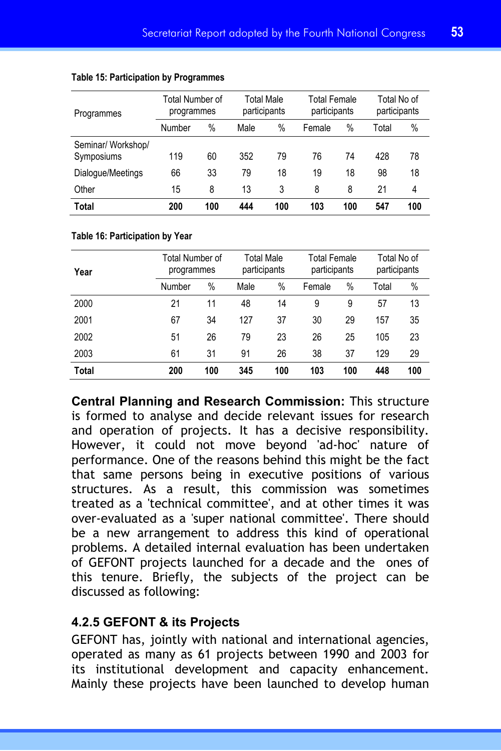**Table 15: Participation by Programmes**

| Programmes | Total Number of programmes | | Total Male participants | | Total Female participants | | Total No of participants | |
|---|---|---|---|---|---|---|---|---|
| | Number | % | Male | % | Female | % | Total | % |
| Seminar/ Workshop/ Symposiums | 119 | 60 | 352 | 79 | 76 | 74 | 428 | 78 |
| Dialogue/Meetings | 66 | 33 | 79 | 18 | 19 | 18 | 98 | 18 |
| Other | 15 | 8 | 13 | 3 | 8 | 8 | 21 | 4 |
| **Total** | **200** | **100** | **444** | **100** | **103** | **100** | **547** | **100** |

**Table 16: Participation by Year**

| **Year** | Total Number of programmes | | Total Male participants | | Total Female participants | | Total No of participants | |
|---|---|---|---|---|---|---|---|---|
| | Number | % | Male | % | Female | % | Total | % |
| 2000 | 21 | 11 | 48 | 14 | 9 | 9 | 57 | 13 |
| 2001 | 67 | 34 | 127 | 37 | 30 | 29 | 157 | 35 |
| 2002 | 51 | 26 | 79 | 23 | 26 | 25 | 105 | 23 |
| 2003 | 61 | 31 | 91 | 26 | 38 | 37 | 129 | 29 |
| **Total** | **200** | **100** | **345** | **100** | **103** | **100** | **448** | **100** |

**Central Planning and Research Commission:** This structure is formed to analyse and decide relevant issues for research and operation of projects. It has a decisive responsibility. However, it could not move beyond 'ad-hoc' nature of performance. One of the reasons behind this might be the fact that same persons being in executive positions of various structures. As a result, this commission was sometimes treated as a 'technical committee', and at other times it was over-evaluated as a 'super national committee'. There should be a new arrangement to address this kind of operational problems. A detailed internal evaluation has been undertaken of GEFONT projects launched for a decade and the ones of this tenure. Briefly, the subjects of the project can be discussed as following:

### 4.2.5 GEFONT & its Projects

GEFONT has, jointly with national and international agencies, operated as many as 61 projects between 1990 and 2003 for its institutional development and capacity enhancement. Mainly these projects have been launched to develop human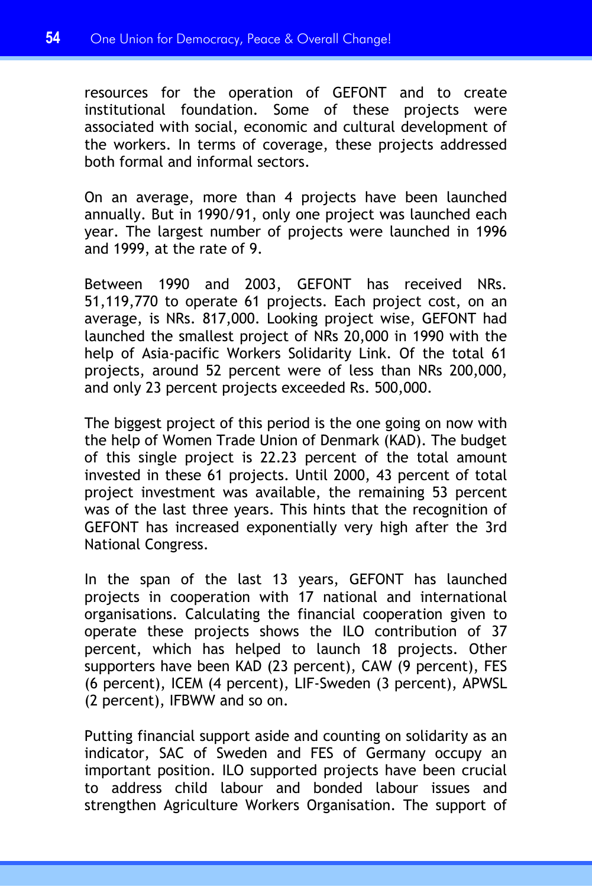resources for the operation of GEFONT and to create institutional foundation. Some of these projects were associated with social, economic and cultural development of the workers. In terms of coverage, these projects addressed both formal and informal sectors.

On an average, more than 4 projects have been launched annually. But in 1990/91, only one project was launched each year. The largest number of projects were launched in 1996 and 1999, at the rate of 9.

Between 1990 and 2003, GEFONT has received NRs. 51,119,770 to operate 61 projects. Each project cost, on an average, is NRs. 817,000. Looking project wise, GEFONT had launched the smallest project of NRs 20,000 in 1990 with the help of Asia-pacific Workers Solidarity Link. Of the total 61 projects, around 52 percent were of less than NRs 200,000, and only 23 percent projects exceeded Rs. 500,000.

The biggest project of this period is the one going on now with the help of Women Trade Union of Denmark (KAD). The budget of this single project is 22.23 percent of the total amount invested in these 61 projects. Until 2000, 43 percent of total project investment was available, the remaining 53 percent was of the last three years. This hints that the recognition of GEFONT has increased exponentially very high after the 3rd National Congress.

In the span of the last 13 years, GEFONT has launched projects in cooperation with 17 national and international organisations. Calculating the financial cooperation given to operate these projects shows the ILO contribution of 37 percent, which has helped to launch 18 projects. Other supporters have been KAD (23 percent), CAW (9 percent), FES (6 percent), ICEM (4 percent), LIF-Sweden (3 percent), APWSL (2 percent), IFBWW and so on.

Putting financial support aside and counting on solidarity as an indicator, SAC of Sweden and FES of Germany occupy an important position. ILO supported projects have been crucial to address child labour and bonded labour issues and strengthen Agriculture Workers Organisation. The support of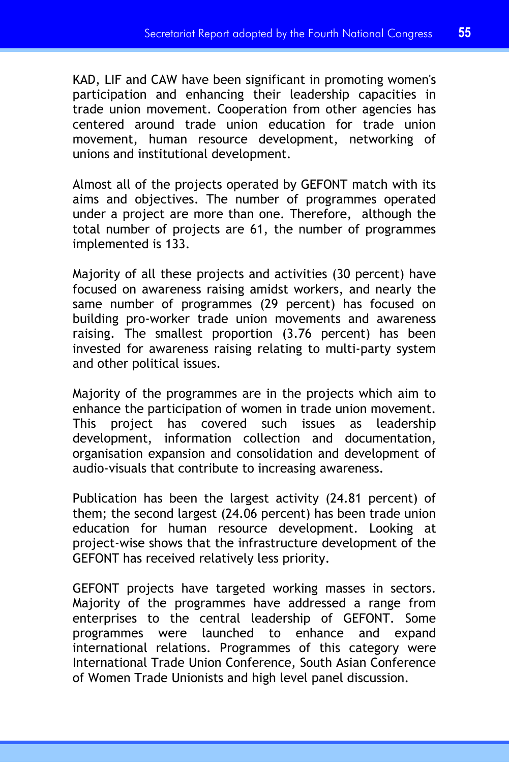KAD, LIF and CAW have been significant in promoting women's participation and enhancing their leadership capacities in trade union movement. Cooperation from other agencies has centered around trade union education for trade union movement, human resource development, networking of unions and institutional development.

Almost all of the projects operated by GEFONT match with its aims and objectives. The number of programmes operated under a project are more than one. Therefore, although the total number of projects are 61, the number of programmes implemented is 133.

Majority of all these projects and activities (30 percent) have focused on awareness raising amidst workers, and nearly the same number of programmes (29 percent) has focused on building pro-worker trade union movements and awareness raising. The smallest proportion (3.76 percent) has been invested for awareness raising relating to multi-party system and other political issues.

Majority of the programmes are in the projects which aim to enhance the participation of women in trade union movement. This project has covered such issues as leadership development, information collection and documentation, organisation expansion and consolidation and development of audio-visuals that contribute to increasing awareness.

Publication has been the largest activity (24.81 percent) of them; the second largest (24.06 percent) has been trade union education for human resource development. Looking at project-wise shows that the infrastructure development of the GEFONT has received relatively less priority.

GEFONT projects have targeted working masses in sectors. Majority of the programmes have addressed a range from enterprises to the central leadership of GEFONT. Some programmes were launched to enhance and expand international relations. Programmes of this category were International Trade Union Conference, South Asian Conference of Women Trade Unionists and high level panel discussion.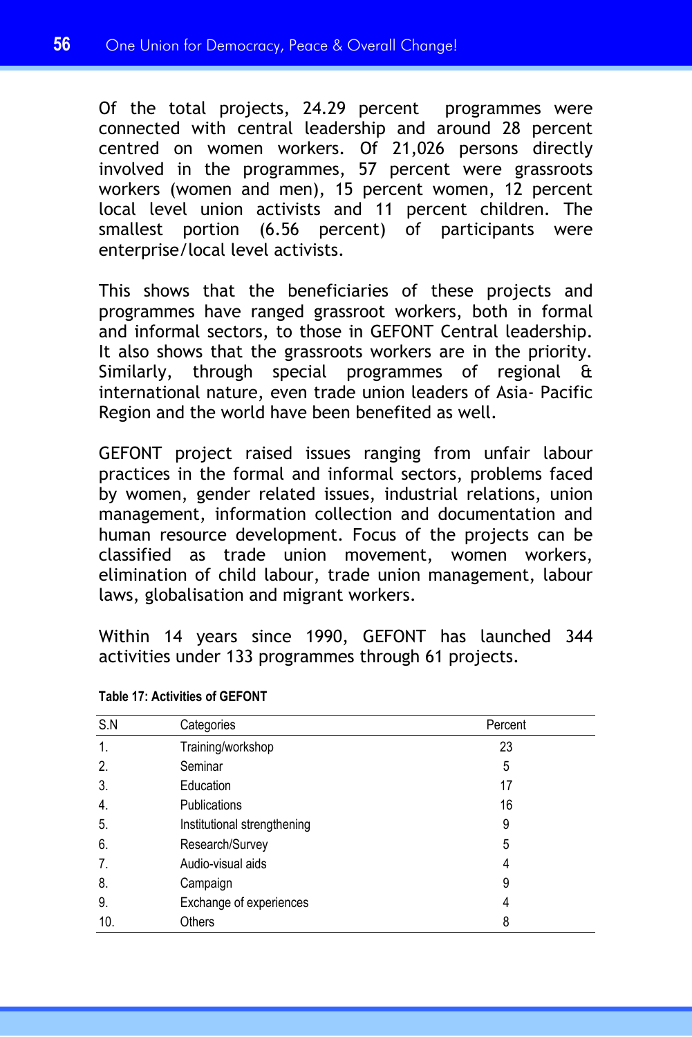Of the total projects, 24.29 percent programmes were connected with central leadership and around 28 percent centred on women workers. Of 21,026 persons directly involved in the programmes, 57 percent were grassroots workers (women and men), 15 percent women, 12 percent local level union activists and 11 percent children. The smallest portion (6.56 percent) of participants were enterprise/local level activists.

This shows that the beneficiaries of these projects and programmes have ranged grassroot workers, both in formal and informal sectors, to those in GEFONT Central leadership. It also shows that the grassroots workers are in the priority. Similarly, through special programmes of regional & international nature, even trade union leaders of Asia- Pacific Region and the world have been benefited as well.

GEFONT project raised issues ranging from unfair labour practices in the formal and informal sectors, problems faced by women, gender related issues, industrial relations, union management, information collection and documentation and human resource development. Focus of the projects can be classified as trade union movement, women workers, elimination of child labour, trade union management, labour laws, globalisation and migrant workers.

Within 14 years since 1990, GEFONT has launched 344 activities under 133 programmes through 61 projects.

**Table 17: Activities of GEFONT**

| S.N | Categories | Percent |
|---|---|---|
| 1. | Training/workshop | 23 |
| 2. | Seminar | 5 |
| 3. | Education | 17 |
| 4. | Publications | 16 |
| 5. | Institutional strengthening | 9 |
| 6. | Research/Survey | 5 |
| 7. | Audio-visual aids | 4 |
| 8. | Campaign | 9 |
| 9. | Exchange of experiences | 4 |
| 10. | Others | 8 |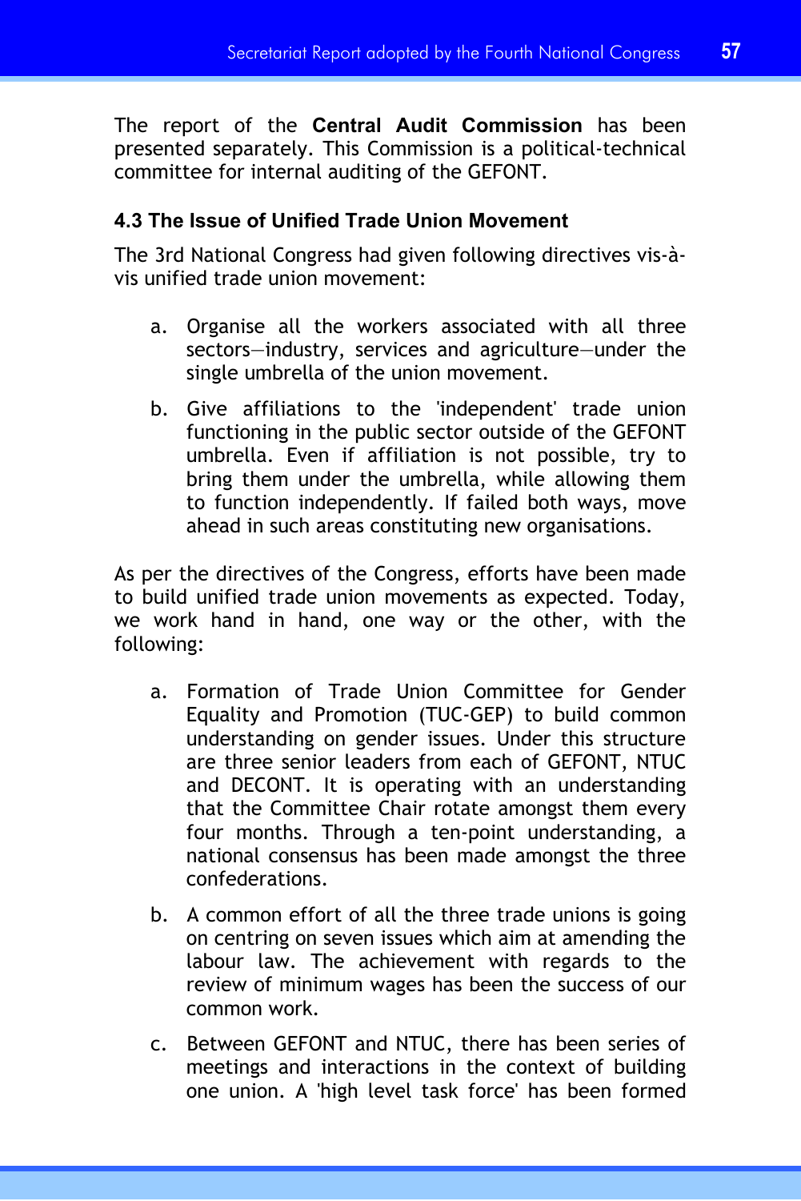The report of the **Central Audit Commission** has been presented separately. This Commission is a political-technical committee for internal auditing of the GEFONT.

#### 4.3 The Issue of Unified Trade Union Movement

The 3rd National Congress had given following directives vis-à-vis unified trade union movement:

a. Organise all the workers associated with all three sectors—industry, services and agriculture—under the single umbrella of the union movement.

b. Give affiliations to the 'independent' trade union functioning in the public sector outside of the GEFONT umbrella. Even if affiliation is not possible, try to bring them under the umbrella, while allowing them to function independently. If failed both ways, move ahead in such areas constituting new organisations.

As per the directives of the Congress, efforts have been made to build unified trade union movements as expected. Today, we work hand in hand, one way or the other, with the following:

a. Formation of Trade Union Committee for Gender Equality and Promotion (TUC-GEP) to build common understanding on gender issues. Under this structure are three senior leaders from each of GEFONT, NTUC and DECONT. It is operating with an understanding that the Committee Chair rotate amongst them every four months. Through a ten-point understanding, a national consensus has been made amongst the three confederations.

b. A common effort of all the three trade unions is going on centring on seven issues which aim at amending the labour law. The achievement with regards to the review of minimum wages has been the success of our common work.

c. Between GEFONT and NTUC, there has been series of meetings and interactions in the context of building one union. A 'high level task force' has been formed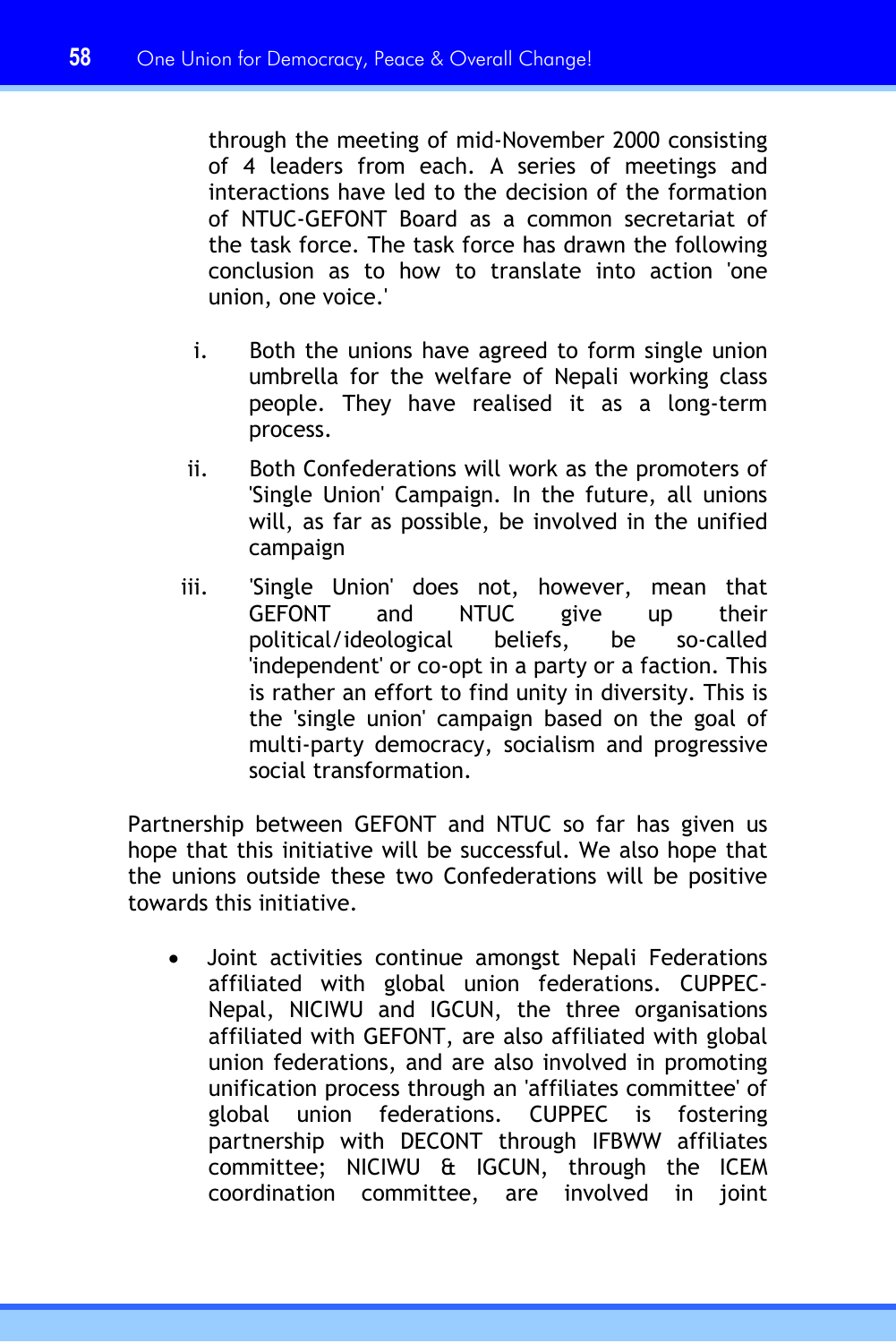through the meeting of mid-November 2000 consisting of 4 leaders from each. A series of meetings and interactions have led to the decision of the formation of NTUC-GEFONT Board as a common secretariat of the task force. The task force has drawn the following conclusion as to how to translate into action 'one union, one voice.'

i. Both the unions have agreed to form single union umbrella for the welfare of Nepali working class people. They have realised it as a long-term process.

ii. Both Confederations will work as the promoters of 'Single Union' Campaign. In the future, all unions will, as far as possible, be involved in the unified campaign

iii. 'Single Union' does not, however, mean that GEFONT and NTUC give up their political/ideological beliefs, be so-called 'independent' or co-opt in a party or a faction. This is rather an effort to find unity in diversity. This is the 'single union' campaign based on the goal of multi-party democracy, socialism and progressive social transformation.

Partnership between GEFONT and NTUC so far has given us hope that this initiative will be successful. We also hope that the unions outside these two Confederations will be positive towards this initiative.

- Joint activities continue amongst Nepali Federations affiliated with global union federations. CUPPEC-Nepal, NICIWU and IGCUN, the three organisations affiliated with GEFONT, are also affiliated with global union federations, and are also involved in promoting unification process through an 'affiliates committee' of global union federations. CUPPEC is fostering partnership with DECONT through IFBWW affiliates committee; NICIWU & IGCUN, through the ICEM coordination committee, are involved in joint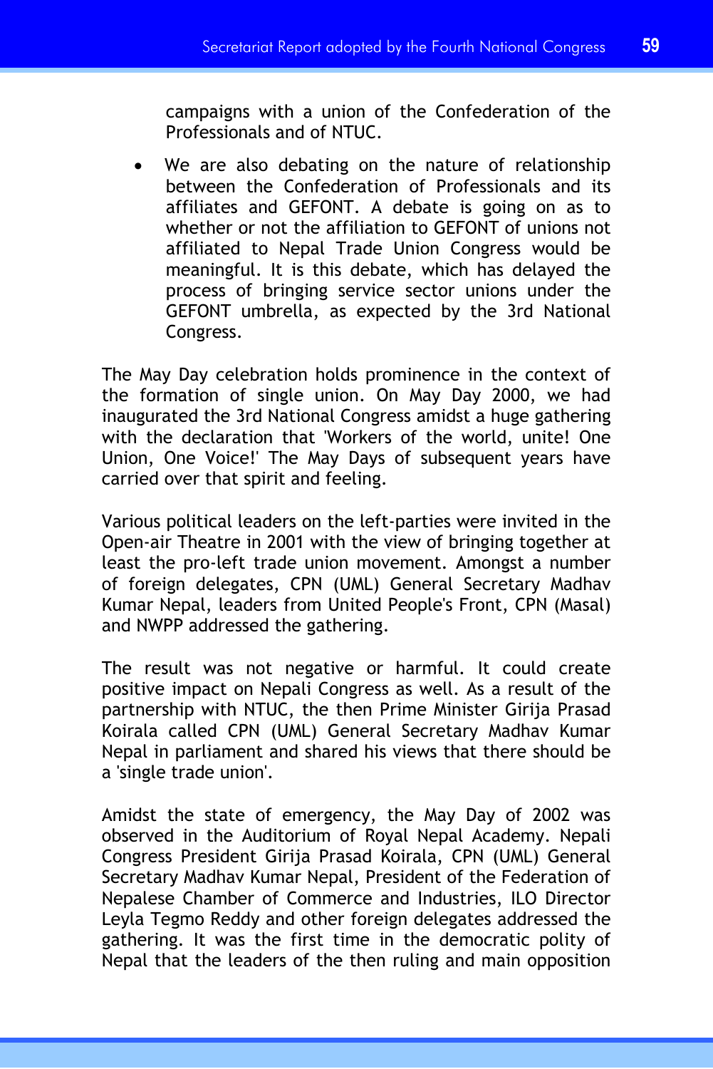campaigns with a union of the Confederation of the Professionals and of NTUC.

- We are also debating on the nature of relationship between the Confederation of Professionals and its affiliates and GEFONT. A debate is going on as to whether or not the affiliation to GEFONT of unions not affiliated to Nepal Trade Union Congress would be meaningful. It is this debate, which has delayed the process of bringing service sector unions under the GEFONT umbrella, as expected by the 3rd National Congress.

The May Day celebration holds prominence in the context of the formation of single union. On May Day 2000, we had inaugurated the 3rd National Congress amidst a huge gathering with the declaration that 'Workers of the world, unite! One Union, One Voice!' The May Days of subsequent years have carried over that spirit and feeling.

Various political leaders on the left-parties were invited in the Open-air Theatre in 2001 with the view of bringing together at least the pro-left trade union movement. Amongst a number of foreign delegates, CPN (UML) General Secretary Madhav Kumar Nepal, leaders from United People's Front, CPN (Masal) and NWPP addressed the gathering.

The result was not negative or harmful. It could create positive impact on Nepali Congress as well. As a result of the partnership with NTUC, the then Prime Minister Girija Prasad Koirala called CPN (UML) General Secretary Madhav Kumar Nepal in parliament and shared his views that there should be a 'single trade union'.

Amidst the state of emergency, the May Day of 2002 was observed in the Auditorium of Royal Nepal Academy. Nepali Congress President Girija Prasad Koirala, CPN (UML) General Secretary Madhav Kumar Nepal, President of the Federation of Nepalese Chamber of Commerce and Industries, ILO Director Leyla Tegmo Reddy and other foreign delegates addressed the gathering. It was the first time in the democratic polity of Nepal that the leaders of the then ruling and main opposition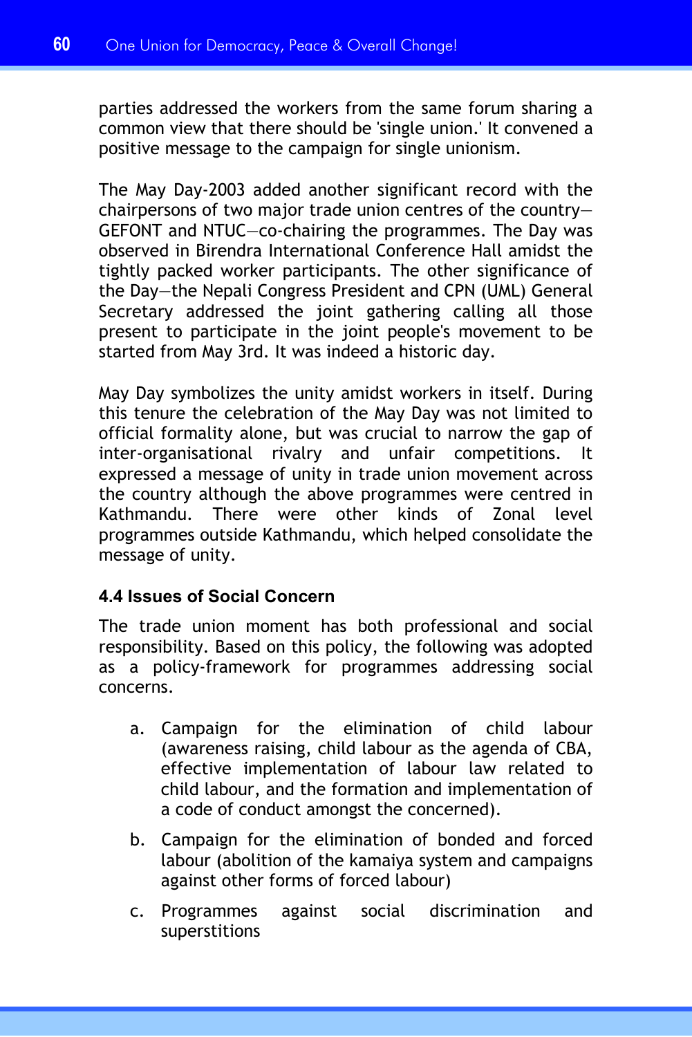parties addressed the workers from the same forum sharing a common view that there should be 'single union.' It convened a positive message to the campaign for single unionism.

The May Day-2003 added another significant record with the chairpersons of two major trade union centres of the country—GEFONT and NTUC—co-chairing the programmes. The Day was observed in Birendra International Conference Hall amidst the tightly packed worker participants. The other significance of the Day—the Nepali Congress President and CPN (UML) General Secretary addressed the joint gathering calling all those present to participate in the joint people's movement to be started from May 3rd. It was indeed a historic day.

May Day symbolizes the unity amidst workers in itself. During this tenure the celebration of the May Day was not limited to official formality alone, but was crucial to narrow the gap of inter-organisational rivalry and unfair competitions. It expressed a message of unity in trade union movement across the country although the above programmes were centred in Kathmandu. There were other kinds of Zonal level programmes outside Kathmandu, which helped consolidate the message of unity.

### 4.4 Issues of Social Concern

The trade union moment has both professional and social responsibility. Based on this policy, the following was adopted as a policy-framework for programmes addressing social concerns.

a. Campaign for the elimination of child labour (awareness raising, child labour as the agenda of CBA, effective implementation of labour law related to child labour, and the formation and implementation of a code of conduct amongst the concerned).

b. Campaign for the elimination of bonded and forced labour (abolition of the kamaiya system and campaigns against other forms of forced labour)

c. Programmes against social discrimination and superstitions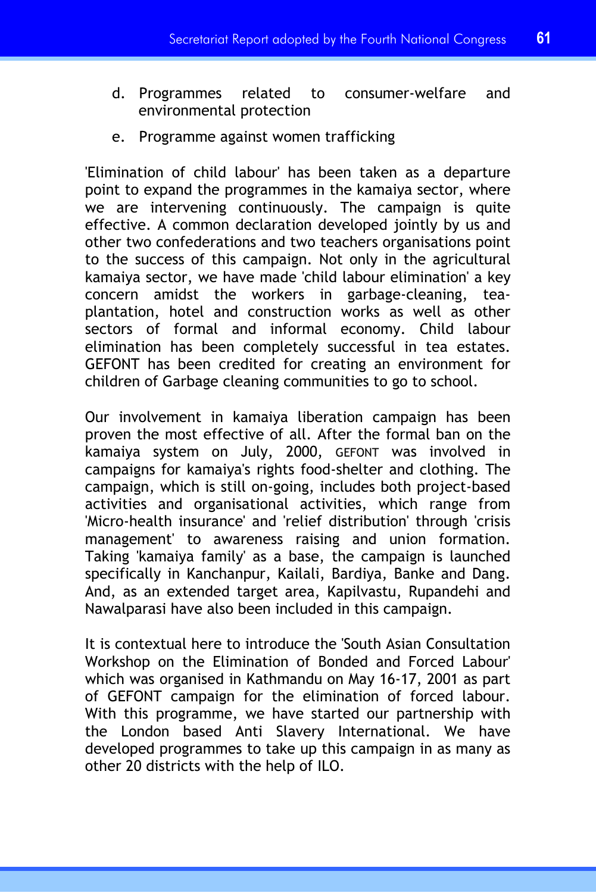d. Programmes related to consumer-welfare and environmental protection

e. Programme against women trafficking

'Elimination of child labour' has been taken as a departure point to expand the programmes in the kamaiya sector, where we are intervening continuously. The campaign is quite effective. A common declaration developed jointly by us and other two confederations and two teachers organisations point to the success of this campaign. Not only in the agricultural kamaiya sector, we have made 'child labour elimination' a key concern amidst the workers in garbage-cleaning, tea-plantation, hotel and construction works as well as other sectors of formal and informal economy. Child labour elimination has been completely successful in tea estates. GEFONT has been credited for creating an environment for children of Garbage cleaning communities to go to school.

Our involvement in kamaiya liberation campaign has been proven the most effective of all. After the formal ban on the kamaiya system on July, 2000, GEFONT was involved in campaigns for kamaiya's rights food-shelter and clothing. The campaign, which is still on-going, includes both project-based activities and organisational activities, which range from 'Micro-health insurance' and 'relief distribution' through 'crisis management' to awareness raising and union formation. Taking 'kamaiya family' as a base, the campaign is launched specifically in Kanchanpur, Kailali, Bardiya, Banke and Dang. And, as an extended target area, Kapilvastu, Rupandehi and Nawalparasi have also been included in this campaign.

It is contextual here to introduce the 'South Asian Consultation Workshop on the Elimination of Bonded and Forced Labour' which was organised in Kathmandu on May 16-17, 2001 as part of GEFONT campaign for the elimination of forced labour. With this programme, we have started our partnership with the London based Anti Slavery International. We have developed programmes to take up this campaign in as many as other 20 districts with the help of ILO.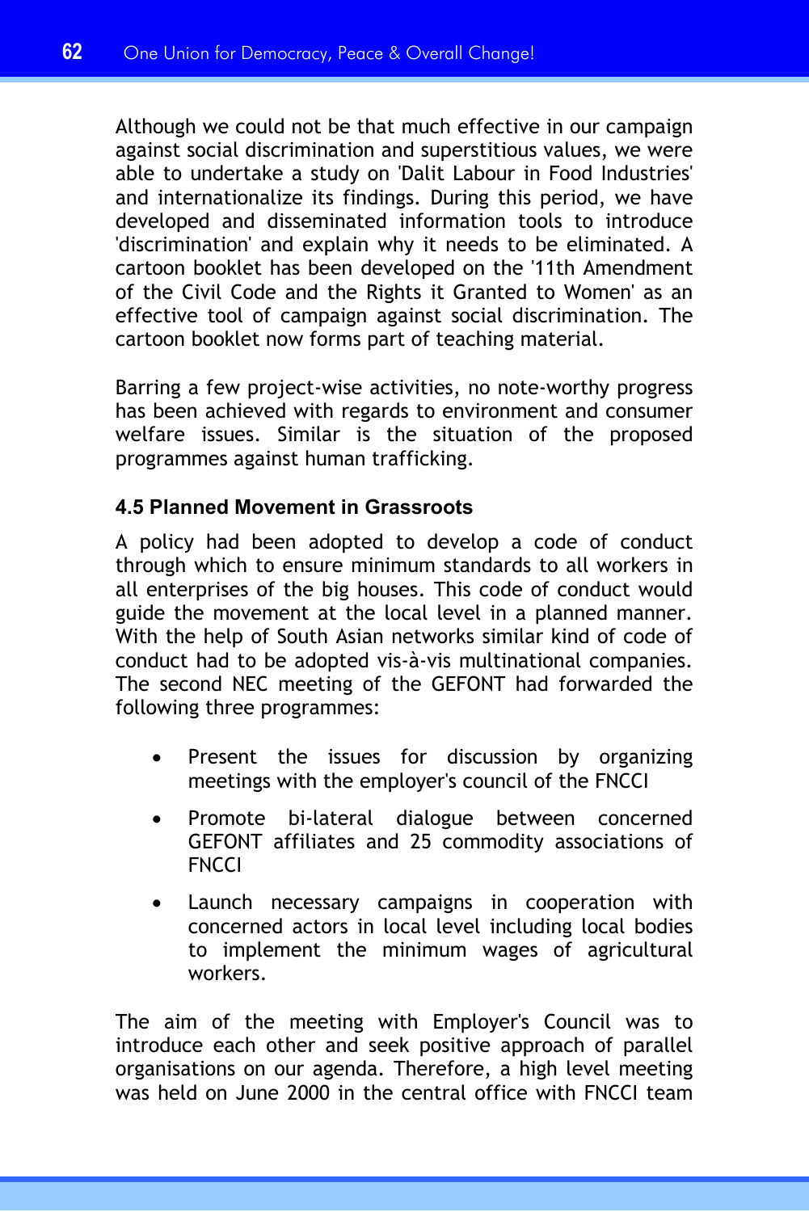Although we could not be that much effective in our campaign against social discrimination and superstitious values, we were able to undertake a study on 'Dalit Labour in Food Industries' and internationalize its findings. During this period, we have developed and disseminated information tools to introduce 'discrimination' and explain why it needs to be eliminated. A cartoon booklet has been developed on the '11th Amendment of the Civil Code and the Rights it Granted to Women' as an effective tool of campaign against social discrimination. The cartoon booklet now forms part of teaching material.

Barring a few project-wise activities, no note-worthy progress has been achieved with regards to environment and consumer welfare issues. Similar is the situation of the proposed programmes against human trafficking.

### 4.5 Planned Movement in Grassroots

A policy had been adopted to develop a code of conduct through which to ensure minimum standards to all workers in all enterprises of the big houses. This code of conduct would guide the movement at the local level in a planned manner. With the help of South Asian networks similar kind of code of conduct had to be adopted vis-à-vis multinational companies. The second NEC meeting of the GEFONT had forwarded the following three programmes:

- Present the issues for discussion by organizing meetings with the employer's council of the FNCCI
- Promote bi-lateral dialogue between concerned GEFONT affiliates and 25 commodity associations of FNCCI
- Launch necessary campaigns in cooperation with concerned actors in local level including local bodies to implement the minimum wages of agricultural workers.

The aim of the meeting with Employer's Council was to introduce each other and seek positive approach of parallel organisations on our agenda. Therefore, a high level meeting was held on June 2000 in the central office with FNCCI team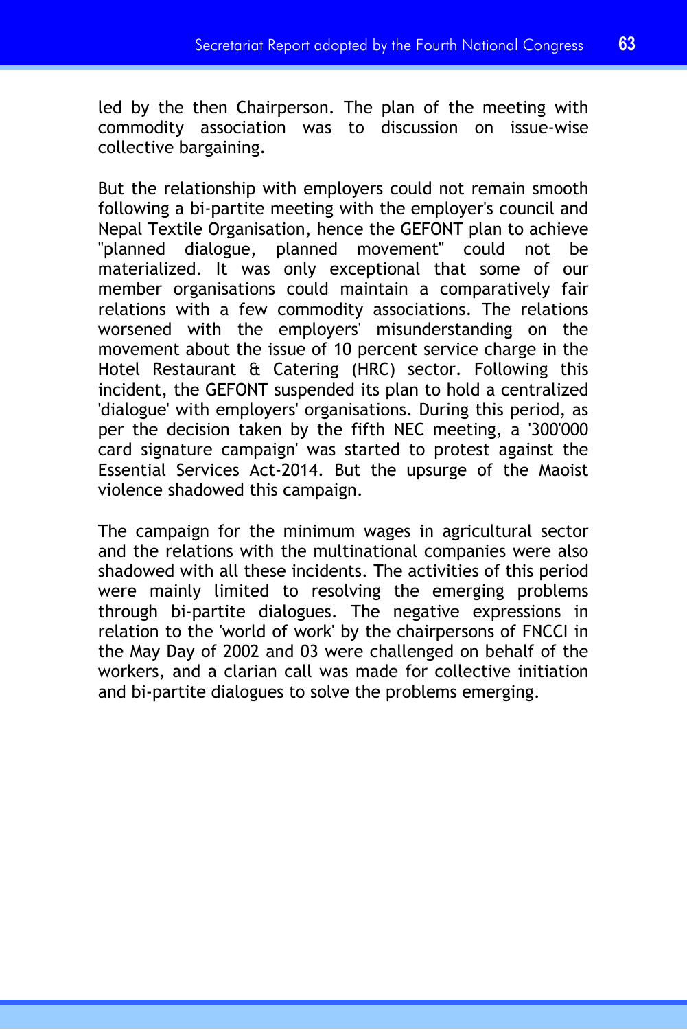led by the then Chairperson. The plan of the meeting with commodity association was to discussion on issue-wise collective bargaining.

But the relationship with employers could not remain smooth following a bi-partite meeting with the employer's council and Nepal Textile Organisation, hence the GEFONT plan to achieve "planned dialogue, planned movement" could not be materialized. It was only exceptional that some of our member organisations could maintain a comparatively fair relations with a few commodity associations. The relations worsened with the employers' misunderstanding on the movement about the issue of 10 percent service charge in the Hotel Restaurant & Catering (HRC) sector. Following this incident, the GEFONT suspended its plan to hold a centralized 'dialogue' with employers' organisations. During this period, as per the decision taken by the fifth NEC meeting, a '300'000 card signature campaign' was started to protest against the Essential Services Act-2014. But the upsurge of the Maoist violence shadowed this campaign.

The campaign for the minimum wages in agricultural sector and the relations with the multinational companies were also shadowed with all these incidents. The activities of this period were mainly limited to resolving the emerging problems through bi-partite dialogues. The negative expressions in relation to the 'world of work' by the chairpersons of FNCCI in the May Day of 2002 and 03 were challenged on behalf of the workers, and a clarian call was made for collective initiation and bi-partite dialogues to solve the problems emerging.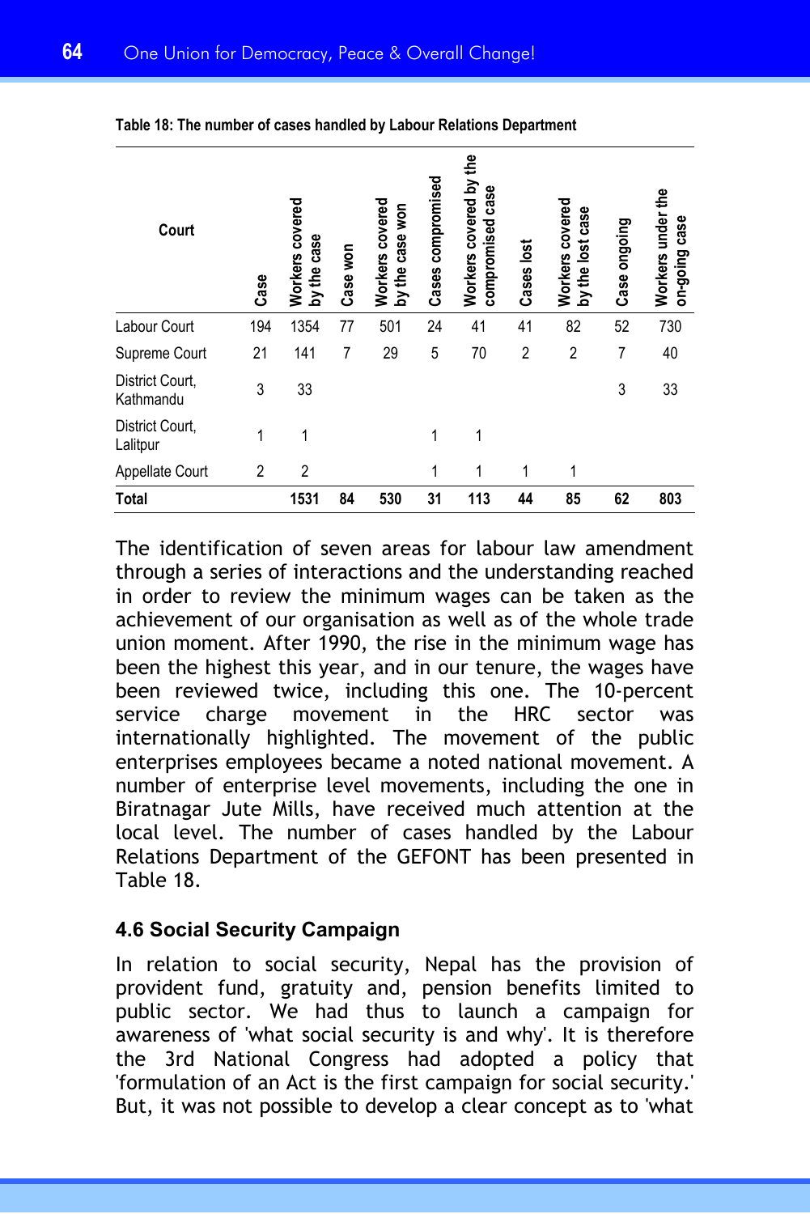**Table 18: The number of cases handled by Labour Relations Department**

| Court | Case | Workers covered by the case | Case won | Workers covered by the case won | Cases compromised | Workers covered by the compromised case | Cases lost | Workers covered by the lost case | Case ongoing | Workers under the on-going case |
|---|---|---|---|---|---|---|---|---|---|---|
| Labour Court | 194 | 1354 | 77 | 501 | 24 | 41 | 41 | 82 | 52 | 730 |
| Supreme Court | 21 | 141 | 7 | 29 | 5 | 70 | 2 | 2 | 7 | 40 |
| District Court, Kathmandu | 3 | 33 | | | | | | | 3 | 33 |
| District Court, Lalitpur | 1 | 1 | | | 1 | 1 | | | | |
| Appellate Court | 2 | 2 | | | 1 | 1 | 1 | 1 | | |
| **Total** | | **1531** | **84** | **530** | **31** | **113** | **44** | **85** | **62** | **803** |

The identification of seven areas for labour law amendment through a series of interactions and the understanding reached in order to review the minimum wages can be taken as the achievement of our organisation as well as of the whole trade union moment. After 1990, the rise in the minimum wage has been the highest this year, and in our tenure, the wages have been reviewed twice, including this one. The 10-percent service charge movement in the HRC sector was internationally highlighted. The movement of the public enterprises employees became a noted national movement. A number of enterprise level movements, including the one in Biratnagar Jute Mills, have received much attention at the local level. The number of cases handled by the Labour Relations Department of the GEFONT has been presented in Table 18.

### 4.6 Social Security Campaign

In relation to social security, Nepal has the provision of provident fund, gratuity and, pension benefits limited to public sector. We had thus to launch a campaign for awareness of 'what social security is and why'. It is therefore the 3rd National Congress had adopted a policy that 'formulation of an Act is the first campaign for social security.' But, it was not possible to develop a clear concept as to 'what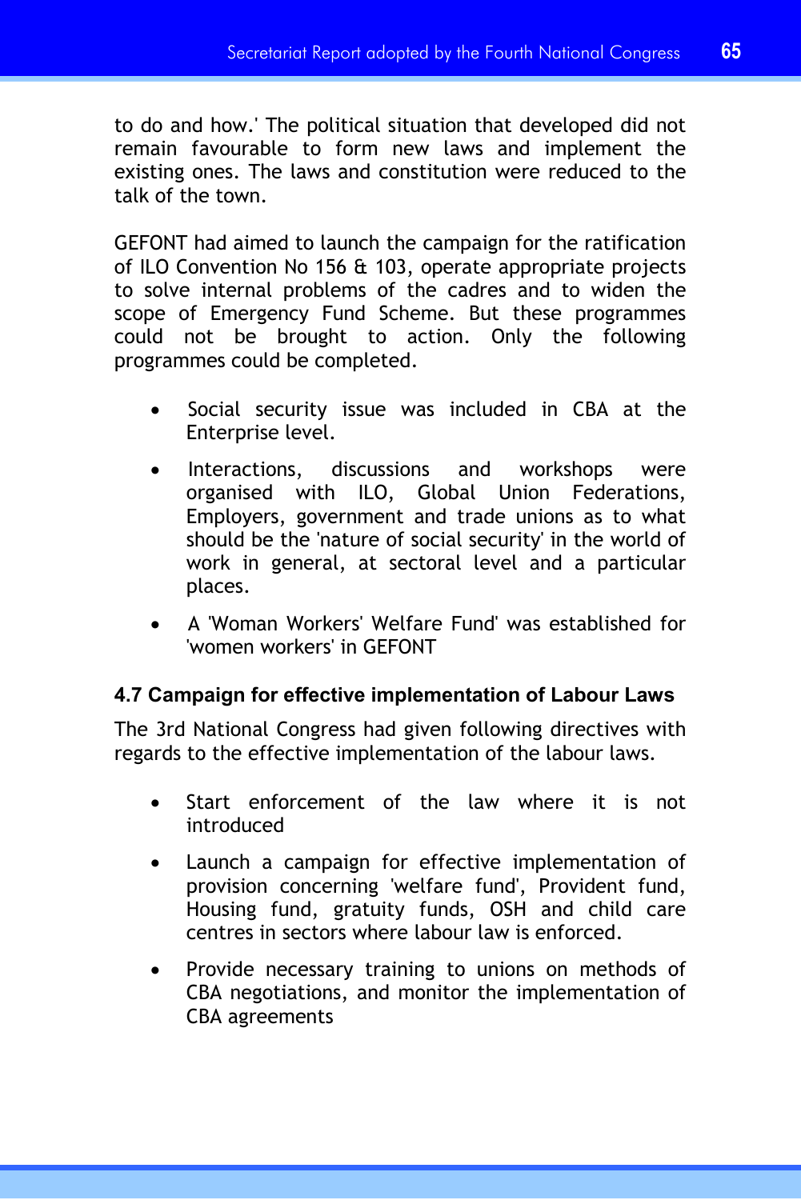to do and how.' The political situation that developed did not remain favourable to form new laws and implement the existing ones. The laws and constitution were reduced to the talk of the town.

GEFONT had aimed to launch the campaign for the ratification of ILO Convention No 156 & 103, operate appropriate projects to solve internal problems of the cadres and to widen the scope of Emergency Fund Scheme. But these programmes could not be brought to action. Only the following programmes could be completed.

- Social security issue was included in CBA at the Enterprise level.
- Interactions, discussions and workshops were organised with ILO, Global Union Federations, Employers, government and trade unions as to what should be the 'nature of social security' in the world of work in general, at sectoral level and a particular places.
- A 'Woman Workers' Welfare Fund' was established for 'women workers' in GEFONT

#### 4.7 Campaign for effective implementation of Labour Laws

The 3rd National Congress had given following directives with regards to the effective implementation of the labour laws.

- Start enforcement of the law where it is not introduced
- Launch a campaign for effective implementation of provision concerning 'welfare fund', Provident fund, Housing fund, gratuity funds, OSH and child care centres in sectors where labour law is enforced.
- Provide necessary training to unions on methods of CBA negotiations, and monitor the implementation of CBA agreements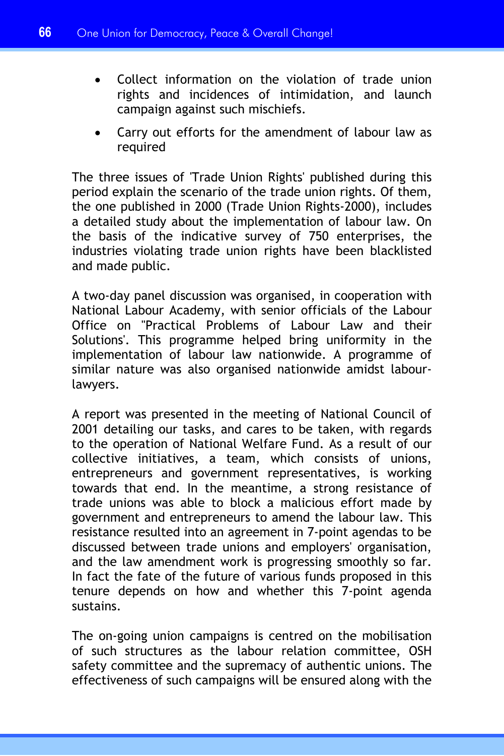- Collect information on the violation of trade union rights and incidences of intimidation, and launch campaign against such mischiefs.
- Carry out efforts for the amendment of labour law as required

The three issues of 'Trade Union Rights' published during this period explain the scenario of the trade union rights. Of them, the one published in 2000 (Trade Union Rights-2000), includes a detailed study about the implementation of labour law. On the basis of the indicative survey of 750 enterprises, the industries violating trade union rights have been blacklisted and made public.

A two-day panel discussion was organised, in cooperation with National Labour Academy, with senior officials of the Labour Office on "Practical Problems of Labour Law and their Solutions'. This programme helped bring uniformity in the implementation of labour law nationwide. A programme of similar nature was also organised nationwide amidst labour-lawyers.

A report was presented in the meeting of National Council of 2001 detailing our tasks, and cares to be taken, with regards to the operation of National Welfare Fund. As a result of our collective initiatives, a team, which consists of unions, entrepreneurs and government representatives, is working towards that end. In the meantime, a strong resistance of trade unions was able to block a malicious effort made by government and entrepreneurs to amend the labour law. This resistance resulted into an agreement in 7-point agendas to be discussed between trade unions and employers' organisation, and the law amendment work is progressing smoothly so far. In fact the fate of the future of various funds proposed in this tenure depends on how and whether this 7-point agenda sustains.

The on-going union campaigns is centred on the mobilisation of such structures as the labour relation committee, OSH safety committee and the supremacy of authentic unions. The effectiveness of such campaigns will be ensured along with the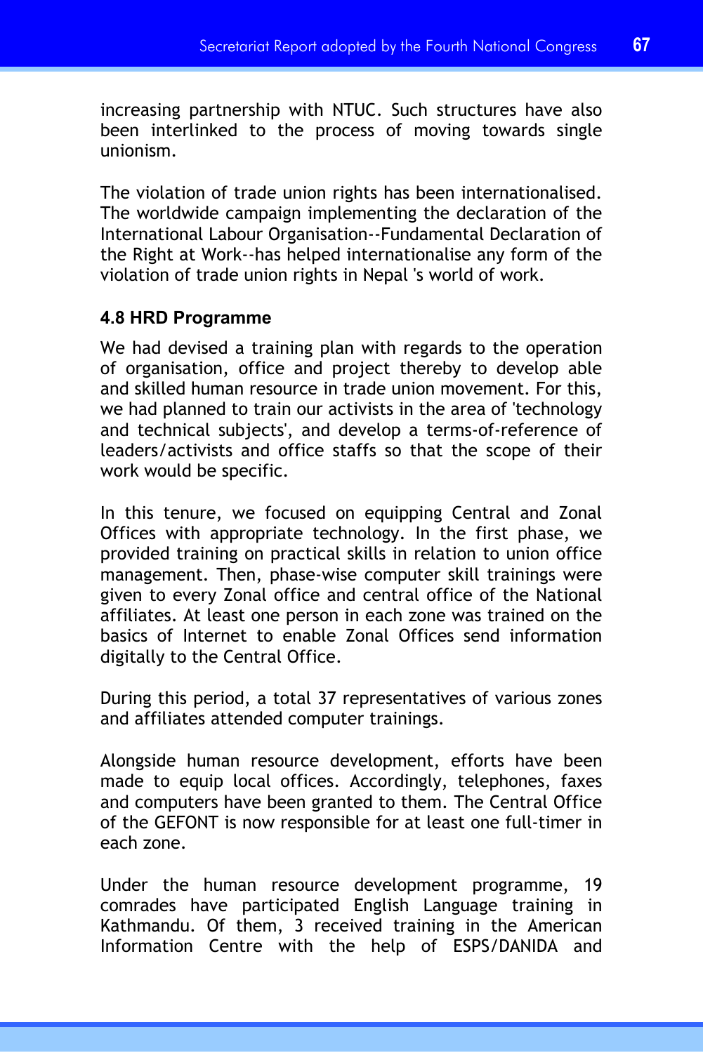increasing partnership with NTUC. Such structures have also been interlinked to the process of moving towards single unionism.

The violation of trade union rights has been internationalised. The worldwide campaign implementing the declaration of the International Labour Organisation--Fundamental Declaration of the Right at Work--has helped internationalise any form of the violation of trade union rights in Nepal 's world of work.

### 4.8 HRD Programme

We had devised a training plan with regards to the operation of organisation, office and project thereby to develop able and skilled human resource in trade union movement. For this, we had planned to train our activists in the area of 'technology and technical subjects', and develop a terms-of-reference of leaders/activists and office staffs so that the scope of their work would be specific.

In this tenure, we focused on equipping Central and Zonal Offices with appropriate technology. In the first phase, we provided training on practical skills in relation to union office management. Then, phase-wise computer skill trainings were given to every Zonal office and central office of the National affiliates. At least one person in each zone was trained on the basics of Internet to enable Zonal Offices send information digitally to the Central Office.

During this period, a total 37 representatives of various zones and affiliates attended computer trainings.

Alongside human resource development, efforts have been made to equip local offices. Accordingly, telephones, faxes and computers have been granted to them. The Central Office of the GEFONT is now responsible for at least one full-timer in each zone.

Under the human resource development programme, 19 comrades have participated English Language training in Kathmandu. Of them, 3 received training in the American Information Centre with the help of ESPS/DANIDA and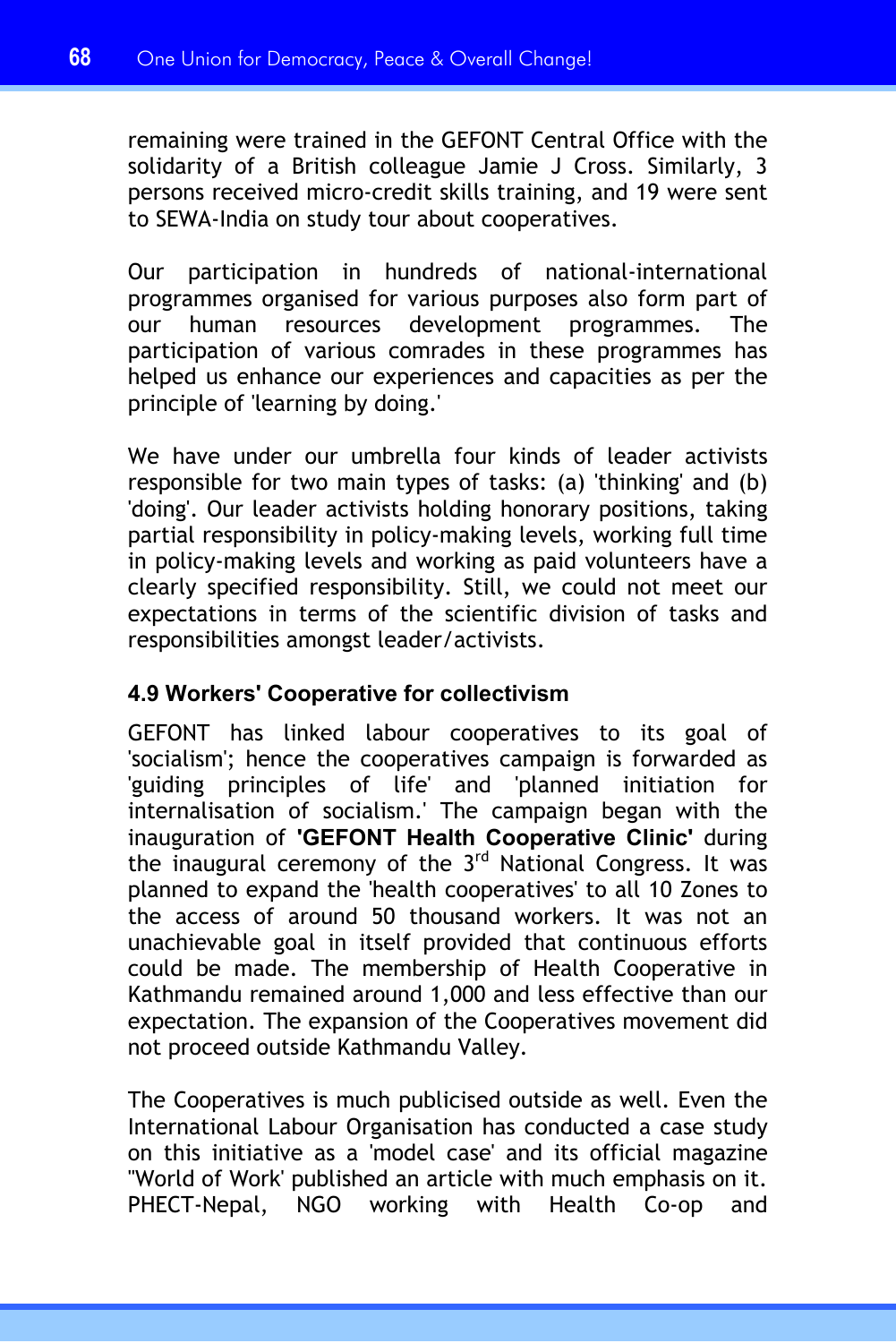remaining were trained in the GEFONT Central Office with the solidarity of a British colleague Jamie J Cross. Similarly, 3 persons received micro-credit skills training, and 19 were sent to SEWA-India on study tour about cooperatives.

Our participation in hundreds of national-international programmes organised for various purposes also form part of our human resources development programmes. The participation of various comrades in these programmes has helped us enhance our experiences and capacities as per the principle of 'learning by doing.'

We have under our umbrella four kinds of leader activists responsible for two main types of tasks: (a) 'thinking' and (b) 'doing'. Our leader activists holding honorary positions, taking partial responsibility in policy-making levels, working full time in policy-making levels and working as paid volunteers have a clearly specified responsibility. Still, we could not meet our expectations in terms of the scientific division of tasks and responsibilities amongst leader/activists.

### 4.9 Workers' Cooperative for collectivism

GEFONT has linked labour cooperatives to its goal of 'socialism'; hence the cooperatives campaign is forwarded as 'guiding principles of life' and 'planned initiation for internalisation of socialism.' The campaign began with the inauguration of **'GEFONT Health Cooperative Clinic'** during the inaugural ceremony of the 3rd National Congress. It was planned to expand the 'health cooperatives' to all 10 Zones to the access of around 50 thousand workers. It was not an unachievable goal in itself provided that continuous efforts could be made. The membership of Health Cooperative in Kathmandu remained around 1,000 and less effective than our expectation. The expansion of the Cooperatives movement did not proceed outside Kathmandu Valley.

The Cooperatives is much publicised outside as well. Even the International Labour Organisation has conducted a case study on this initiative as a 'model case' and its official magazine ''World of Work' published an article with much emphasis on it. PHECT-Nepal, NGO working with Health Co-op and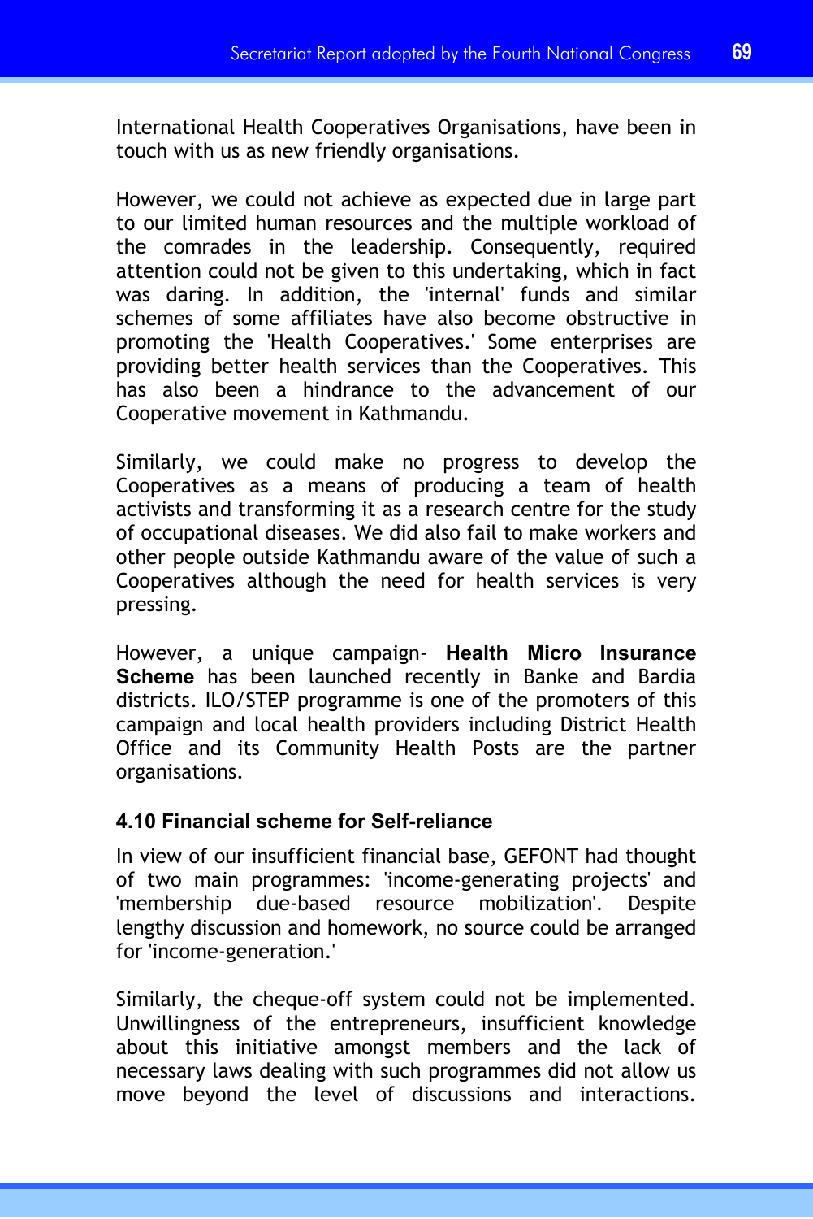International Health Cooperatives Organisations, have been in touch with us as new friendly organisations.

However, we could not achieve as expected due in large part to our limited human resources and the multiple workload of the comrades in the leadership. Consequently, required attention could not be given to this undertaking, which in fact was daring. In addition, the 'internal' funds and similar schemes of some affiliates have also become obstructive in promoting the 'Health Cooperatives.' Some enterprises are providing better health services than the Cooperatives. This has also been a hindrance to the advancement of our Cooperative movement in Kathmandu.

Similarly, we could make no progress to develop the Cooperatives as a means of producing a team of health activists and transforming it as a research centre for the study of occupational diseases. We did also fail to make workers and other people outside Kathmandu aware of the value of such a Cooperatives although the need for health services is very pressing.

However, a unique campaign- **Health Micro Insurance Scheme** has been launched recently in Banke and Bardia districts. ILO/STEP programme is one of the promoters of this campaign and local health providers including District Health Office and its Community Health Posts are the partner organisations.

### 4.10 Financial scheme for Self-reliance

In view of our insufficient financial base, GEFONT had thought of two main programmes: 'income-generating projects' and 'membership due-based resource mobilization'. Despite lengthy discussion and homework, no source could be arranged for 'income-generation.'

Similarly, the cheque-off system could not be implemented. Unwillingness of the entrepreneurs, insufficient knowledge about this initiative amongst members and the lack of necessary laws dealing with such programmes did not allow us move beyond the level of discussions and interactions.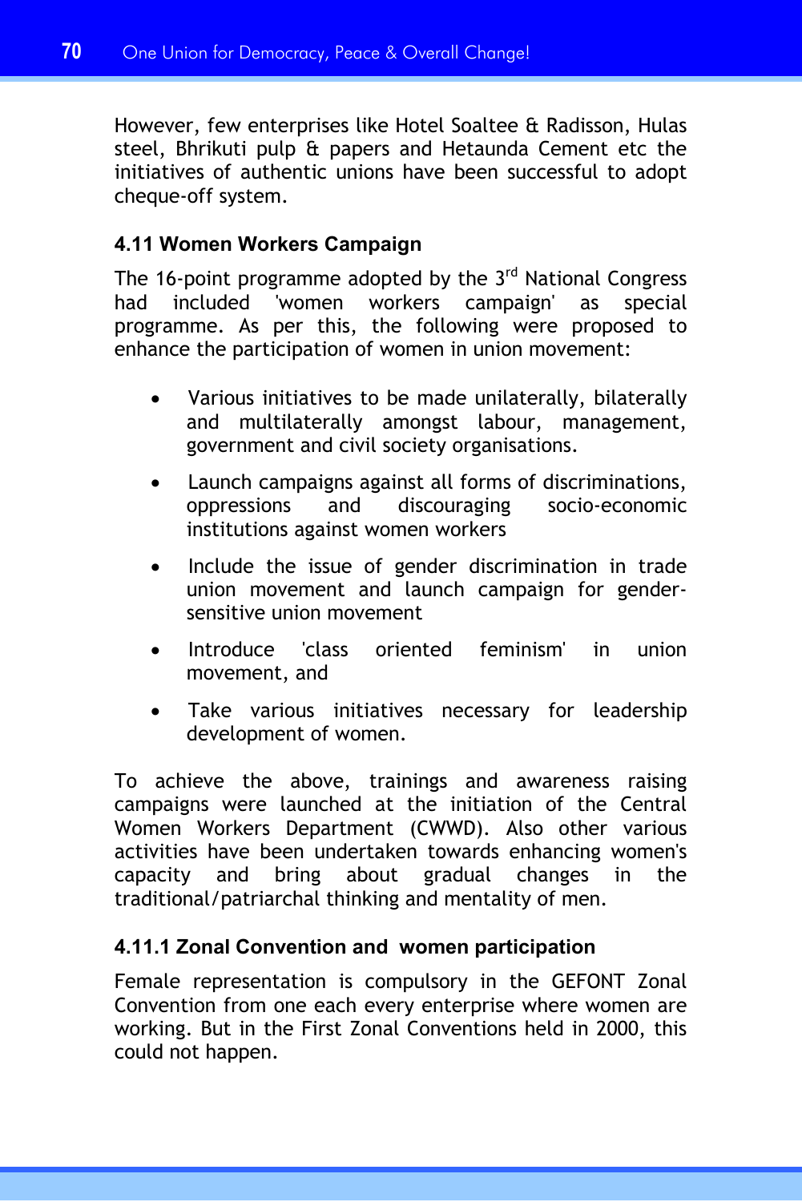However, few enterprises like Hotel Soaltee & Radisson, Hulas steel, Bhrikuti pulp & papers and Hetaunda Cement etc the initiatives of authentic unions have been successful to adopt cheque-off system.

### 4.11 Women Workers Campaign

The 16-point programme adopted by the 3rd National Congress had included 'women workers campaign' as special programme. As per this, the following were proposed to enhance the participation of women in union movement:

- Various initiatives to be made unilaterally, bilaterally and multilaterally amongst labour, management, government and civil society organisations.
- Launch campaigns against all forms of discriminations, oppressions and discouraging socio-economic institutions against women workers
- Include the issue of gender discrimination in trade union movement and launch campaign for gender-sensitive union movement
- Introduce 'class oriented feminism' in union movement, and
- Take various initiatives necessary for leadership development of women.

To achieve the above, trainings and awareness raising campaigns were launched at the initiation of the Central Women Workers Department (CWWD). Also other various activities have been undertaken towards enhancing women's capacity and bring about gradual changes in the traditional/patriarchal thinking and mentality of men.

#### 4.11.1 Zonal Convention and women participation

Female representation is compulsory in the GEFONT Zonal Convention from one each every enterprise where women are working. But in the First Zonal Conventions held in 2000, this could not happen.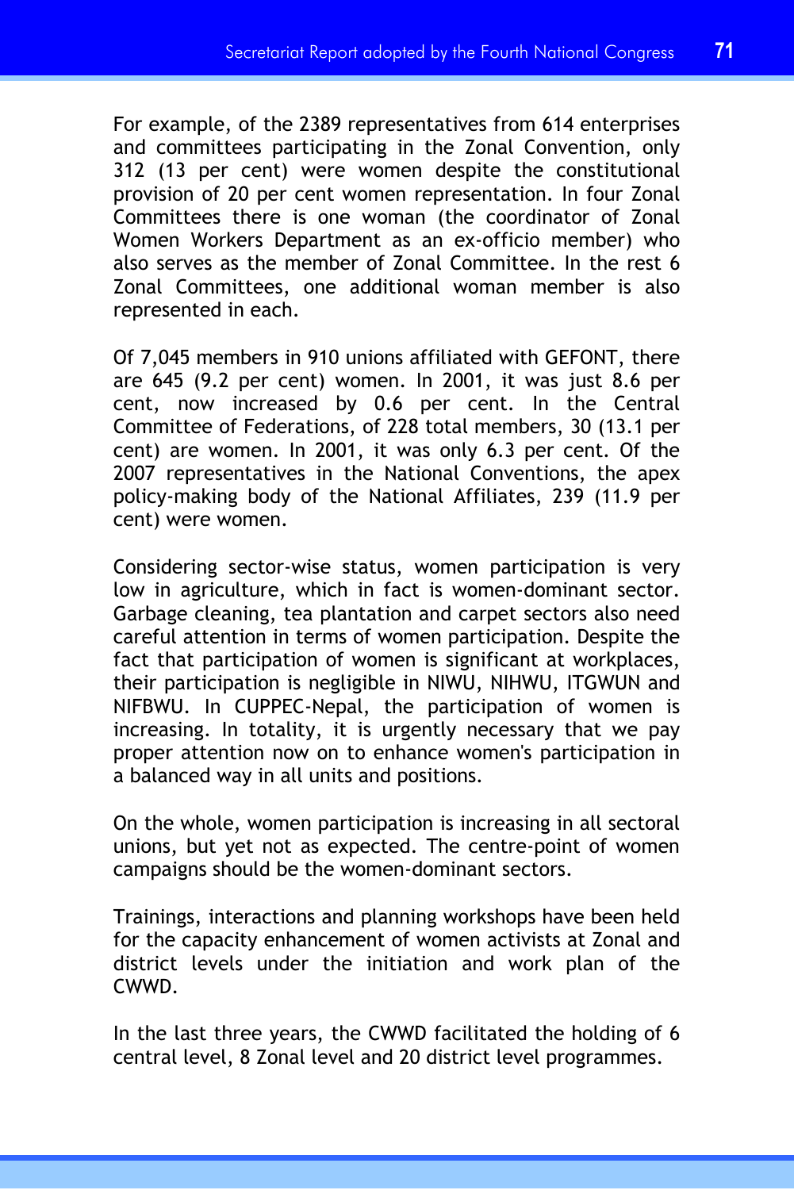For example, of the 2389 representatives from 614 enterprises and committees participating in the Zonal Convention, only 312 (13 per cent) were women despite the constitutional provision of 20 per cent women representation. In four Zonal Committees there is one woman (the coordinator of Zonal Women Workers Department as an ex-officio member) who also serves as the member of Zonal Committee. In the rest 6 Zonal Committees, one additional woman member is also represented in each.

Of 7,045 members in 910 unions affiliated with GEFONT, there are 645 (9.2 per cent) women. In 2001, it was just 8.6 per cent, now increased by 0.6 per cent. In the Central Committee of Federations, of 228 total members, 30 (13.1 per cent) are women. In 2001, it was only 6.3 per cent. Of the 2007 representatives in the National Conventions, the apex policy-making body of the National Affiliates, 239 (11.9 per cent) were women.

Considering sector-wise status, women participation is very low in agriculture, which in fact is women-dominant sector. Garbage cleaning, tea plantation and carpet sectors also need careful attention in terms of women participation. Despite the fact that participation of women is significant at workplaces, their participation is negligible in NIWU, NIHWU, ITGWUN and NIFBWU. In CUPPEC-Nepal, the participation of women is increasing. In totality, it is urgently necessary that we pay proper attention now on to enhance women's participation in a balanced way in all units and positions.

On the whole, women participation is increasing in all sectoral unions, but yet not as expected. The centre-point of women campaigns should be the women-dominant sectors.

Trainings, interactions and planning workshops have been held for the capacity enhancement of women activists at Zonal and district levels under the initiation and work plan of the CWWD.

In the last three years, the CWWD facilitated the holding of 6 central level, 8 Zonal level and 20 district level programmes.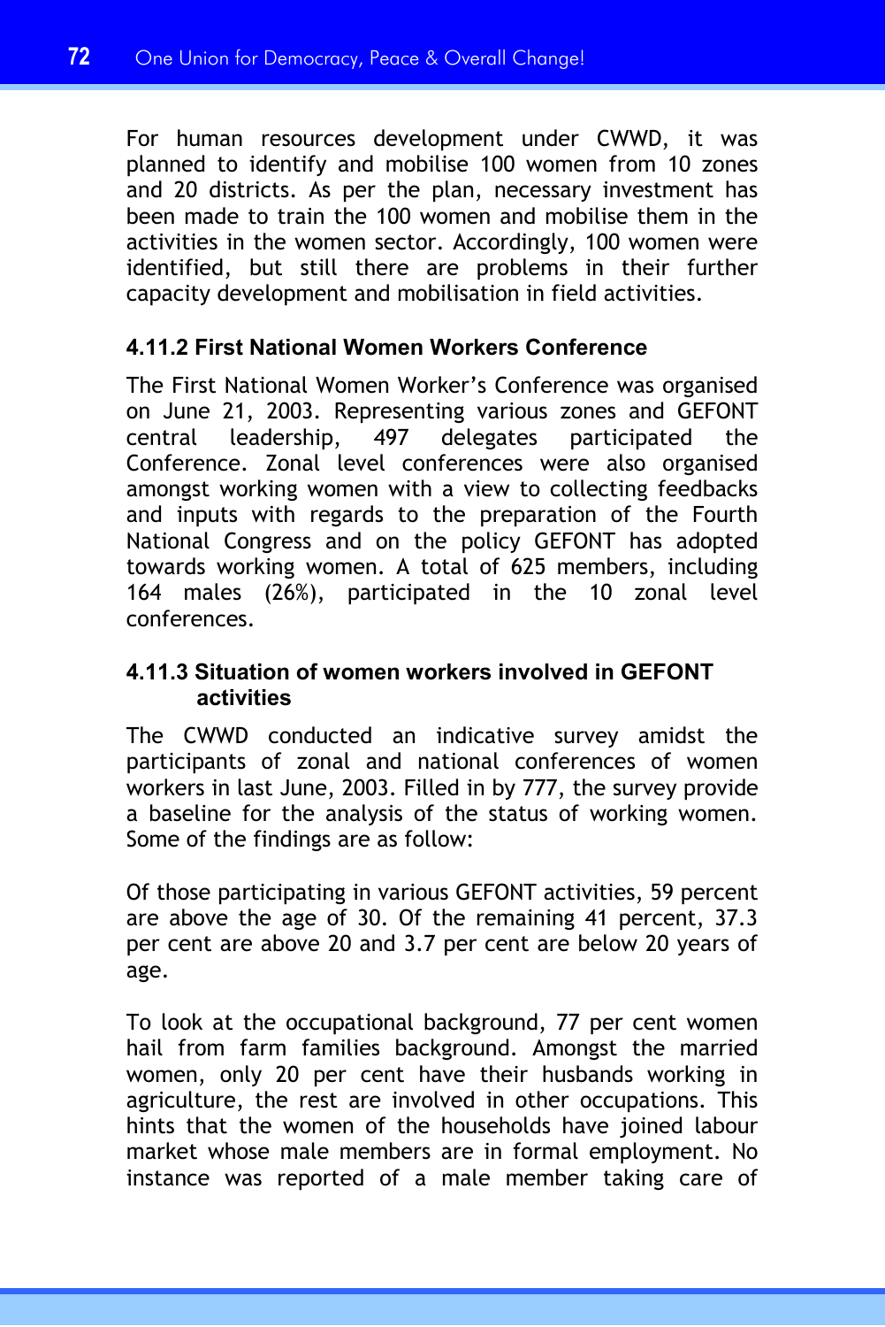For human resources development under CWWD, it was planned to identify and mobilise 100 women from 10 zones and 20 districts. As per the plan, necessary investment has been made to train the 100 women and mobilise them in the activities in the women sector. Accordingly, 100 women were identified, but still there are problems in their further capacity development and mobilisation in field activities.

### 4.11.2 First National Women Workers Conference

The First National Women Worker's Conference was organised on June 21, 2003. Representing various zones and GEFONT central leadership, 497 delegates participated the Conference. Zonal level conferences were also organised amongst working women with a view to collecting feedbacks and inputs with regards to the preparation of the Fourth National Congress and on the policy GEFONT has adopted towards working women. A total of 625 members, including 164 males (26%), participated in the 10 zonal level conferences.

### 4.11.3 Situation of women workers involved in GEFONT activities

The CWWD conducted an indicative survey amidst the participants of zonal and national conferences of women workers in last June, 2003. Filled in by 777, the survey provide a baseline for the analysis of the status of working women. Some of the findings are as follow:

Of those participating in various GEFONT activities, 59 percent are above the age of 30. Of the remaining 41 percent, 37.3 per cent are above 20 and 3.7 per cent are below 20 years of age.

To look at the occupational background, 77 per cent women hail from farm families background. Amongst the married women, only 20 per cent have their husbands working in agriculture, the rest are involved in other occupations. This hints that the women of the households have joined labour market whose male members are in formal employment. No instance was reported of a male member taking care of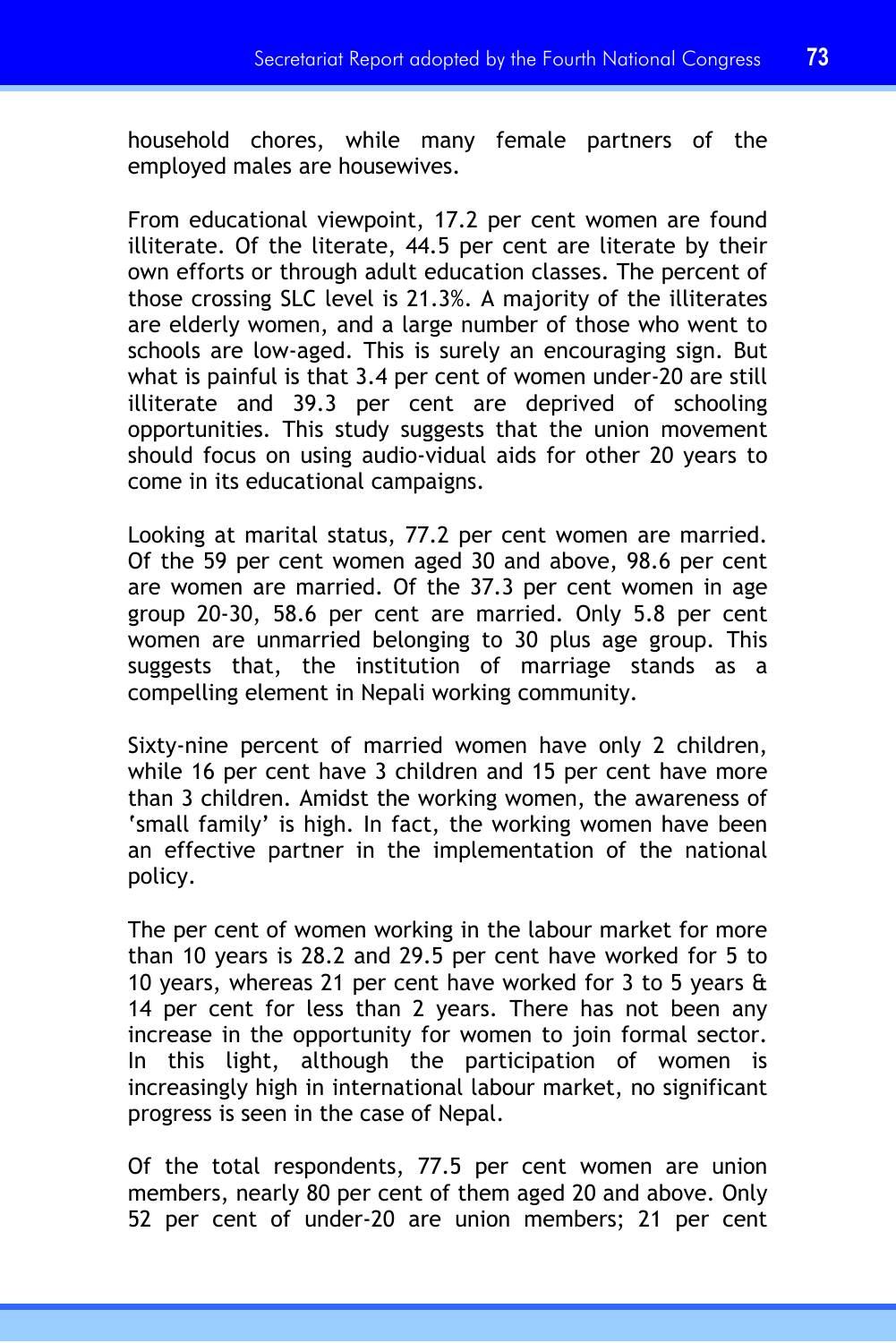household chores, while many female partners of the employed males are housewives.

From educational viewpoint, 17.2 per cent women are found illiterate. Of the literate, 44.5 per cent are literate by their own efforts or through adult education classes. The percent of those crossing SLC level is 21.3%. A majority of the illiterates are elderly women, and a large number of those who went to schools are low-aged. This is surely an encouraging sign. But what is painful is that 3.4 per cent of women under-20 are still illiterate and 39.3 per cent are deprived of schooling opportunities. This study suggests that the union movement should focus on using audio-vidual aids for other 20 years to come in its educational campaigns.

Looking at marital status, 77.2 per cent women are married. Of the 59 per cent women aged 30 and above, 98.6 per cent are women are married. Of the 37.3 per cent women in age group 20-30, 58.6 per cent are married. Only 5.8 per cent women are unmarried belonging to 30 plus age group. This suggests that, the institution of marriage stands as a compelling element in Nepali working community.

Sixty-nine percent of married women have only 2 children, while 16 per cent have 3 children and 15 per cent have more than 3 children. Amidst the working women, the awareness of 'small family' is high. In fact, the working women have been an effective partner in the implementation of the national policy.

The per cent of women working in the labour market for more than 10 years is 28.2 and 29.5 per cent have worked for 5 to 10 years, whereas 21 per cent have worked for 3 to 5 years & 14 per cent for less than 2 years. There has not been any increase in the opportunity for women to join formal sector. In this light, although the participation of women is increasingly high in international labour market, no significant progress is seen in the case of Nepal.

Of the total respondents, 77.5 per cent women are union members, nearly 80 per cent of them aged 20 and above. Only 52 per cent of under-20 are union members; 21 per cent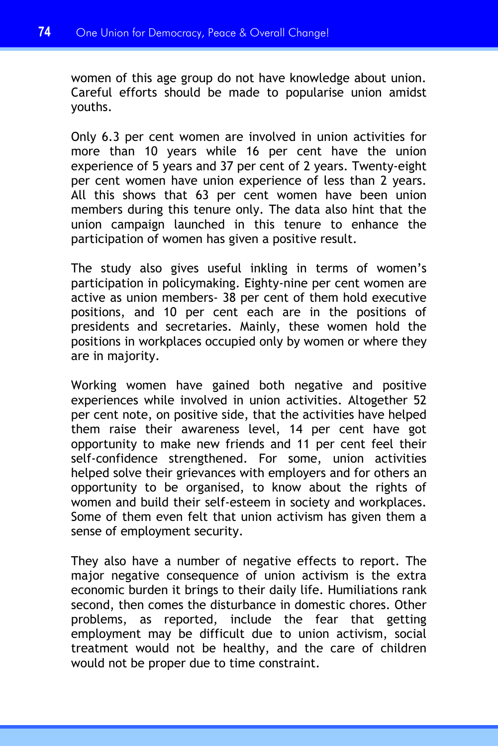women of this age group do not have knowledge about union. Careful efforts should be made to popularise union amidst youths.

Only 6.3 per cent women are involved in union activities for more than 10 years while 16 per cent have the union experience of 5 years and 37 per cent of 2 years. Twenty-eight per cent women have union experience of less than 2 years. All this shows that 63 per cent women have been union members during this tenure only. The data also hint that the union campaign launched in this tenure to enhance the participation of women has given a positive result.

The study also gives useful inkling in terms of women's participation in policymaking. Eighty-nine per cent women are active as union members- 38 per cent of them hold executive positions, and 10 per cent each are in the positions of presidents and secretaries. Mainly, these women hold the positions in workplaces occupied only by women or where they are in majority.

Working women have gained both negative and positive experiences while involved in union activities. Altogether 52 per cent note, on positive side, that the activities have helped them raise their awareness level, 14 per cent have got opportunity to make new friends and 11 per cent feel their self-confidence strengthened. For some, union activities helped solve their grievances with employers and for others an opportunity to be organised, to know about the rights of women and build their self-esteem in society and workplaces. Some of them even felt that union activism has given them a sense of employment security.

They also have a number of negative effects to report. The major negative consequence of union activism is the extra economic burden it brings to their daily life. Humiliations rank second, then comes the disturbance in domestic chores. Other problems, as reported, include the fear that getting employment may be difficult due to union activism, social treatment would not be healthy, and the care of children would not be proper due to time constraint.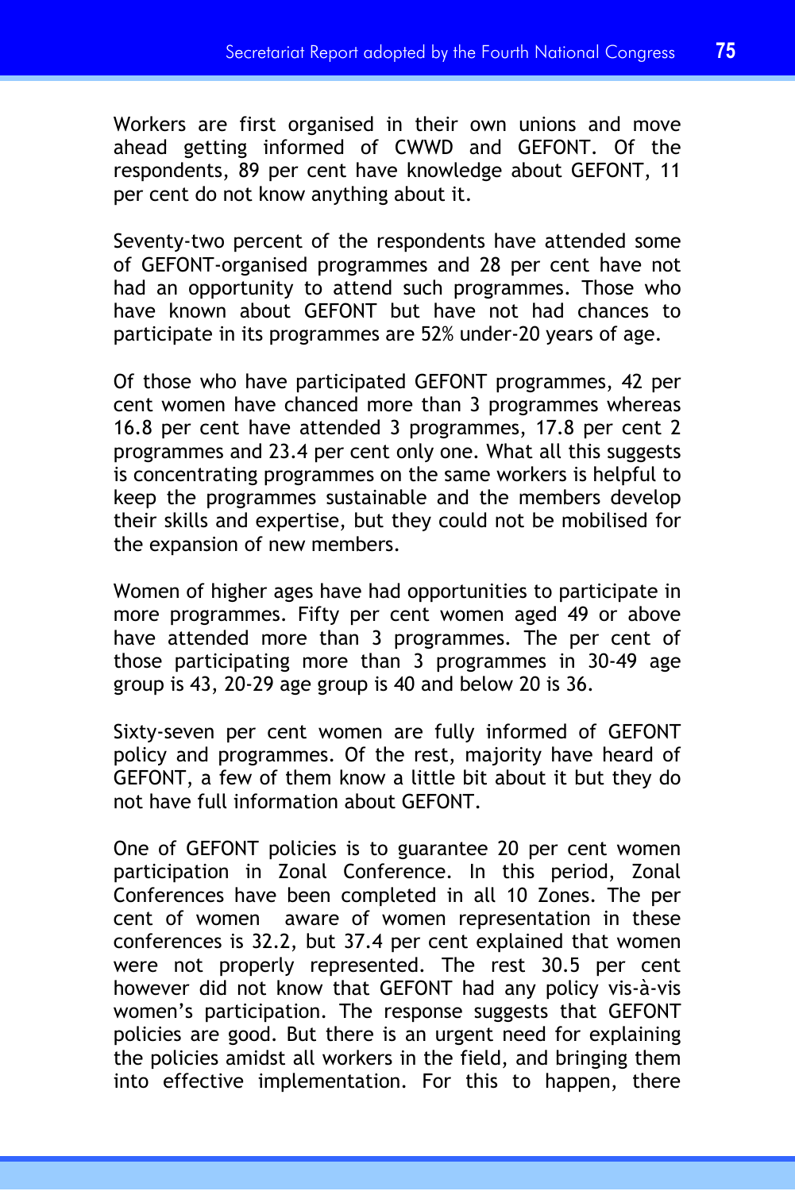Workers are first organised in their own unions and move ahead getting informed of CWWD and GEFONT. Of the respondents, 89 per cent have knowledge about GEFONT, 11 per cent do not know anything about it.

Seventy-two percent of the respondents have attended some of GEFONT-organised programmes and 28 per cent have not had an opportunity to attend such programmes. Those who have known about GEFONT but have not had chances to participate in its programmes are 52% under-20 years of age.

Of those who have participated GEFONT programmes, 42 per cent women have chanced more than 3 programmes whereas 16.8 per cent have attended 3 programmes, 17.8 per cent 2 programmes and 23.4 per cent only one. What all this suggests is concentrating programmes on the same workers is helpful to keep the programmes sustainable and the members develop their skills and expertise, but they could not be mobilised for the expansion of new members.

Women of higher ages have had opportunities to participate in more programmes. Fifty per cent women aged 49 or above have attended more than 3 programmes. The per cent of those participating more than 3 programmes in 30-49 age group is 43, 20-29 age group is 40 and below 20 is 36.

Sixty-seven per cent women are fully informed of GEFONT policy and programmes. Of the rest, majority have heard of GEFONT, a few of them know a little bit about it but they do not have full information about GEFONT.

One of GEFONT policies is to guarantee 20 per cent women participation in Zonal Conference. In this period, Zonal Conferences have been completed in all 10 Zones. The per cent of women aware of women representation in these conferences is 32.2, but 37.4 per cent explained that women were not properly represented. The rest 30.5 per cent however did not know that GEFONT had any policy vis-à-vis women's participation. The response suggests that GEFONT policies are good. But there is an urgent need for explaining the policies amidst all workers in the field, and bringing them into effective implementation. For this to happen, there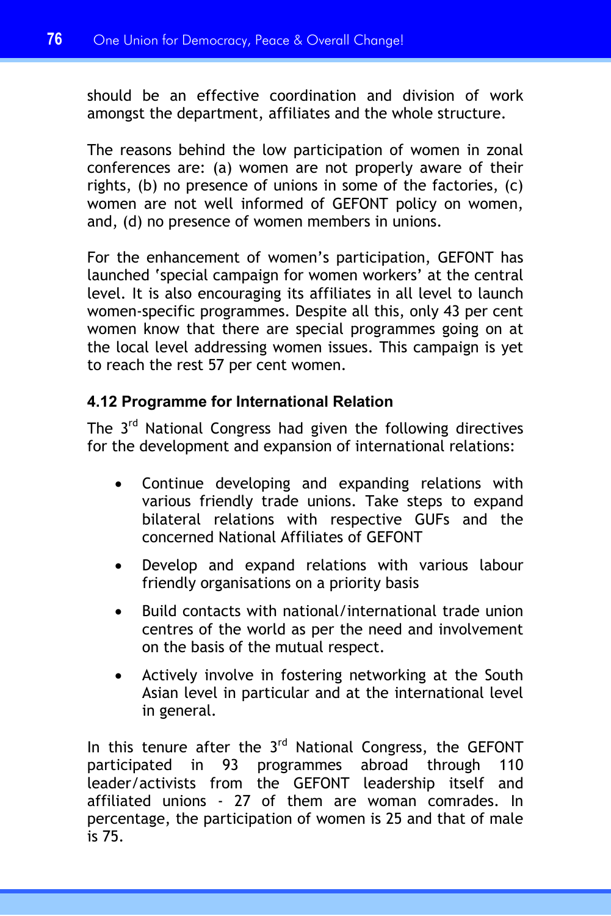should be an effective coordination and division of work amongst the department, affiliates and the whole structure.

The reasons behind the low participation of women in zonal conferences are: (a) women are not properly aware of their rights, (b) no presence of unions in some of the factories, (c) women are not well informed of GEFONT policy on women, and, (d) no presence of women members in unions.

For the enhancement of women's participation, GEFONT has launched 'special campaign for women workers' at the central level. It is also encouraging its affiliates in all level to launch women-specific programmes. Despite all this, only 43 per cent women know that there are special programmes going on at the local level addressing women issues. This campaign is yet to reach the rest 57 per cent women.

### 4.12 Programme for International Relation

The 3rd National Congress had given the following directives for the development and expansion of international relations:

- Continue developing and expanding relations with various friendly trade unions. Take steps to expand bilateral relations with respective GUFs and the concerned National Affiliates of GEFONT
- Develop and expand relations with various labour friendly organisations on a priority basis
- Build contacts with national/international trade union centres of the world as per the need and involvement on the basis of the mutual respect.
- Actively involve in fostering networking at the South Asian level in particular and at the international level in general.

In this tenure after the 3rd National Congress, the GEFONT participated in 93 programmes abroad through 110 leader/activists from the GEFONT leadership itself and affiliated unions - 27 of them are woman comrades. In percentage, the participation of women is 25 and that of male is 75.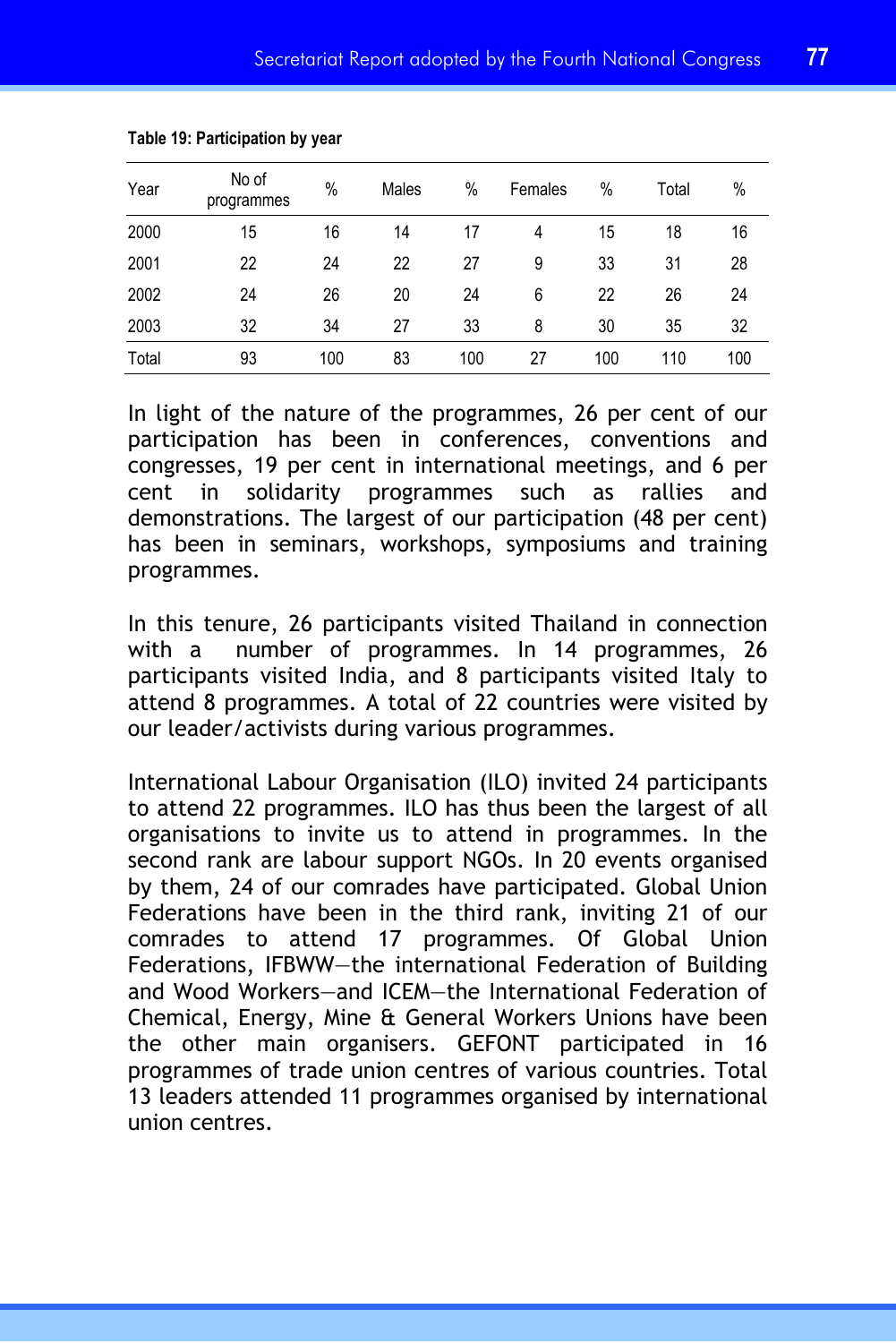**Table 19: Participation by year**

| Year | No of programmes | % | Males | % | Females | % | Total | % |
|---|---|---|---|---|---|---|---|---|
| 2000 | 15 | 16 | 14 | 17 | 4 | 15 | 18 | 16 |
| 2001 | 22 | 24 | 22 | 27 | 9 | 33 | 31 | 28 |
| 2002 | 24 | 26 | 20 | 24 | 6 | 22 | 26 | 24 |
| 2003 | 32 | 34 | 27 | 33 | 8 | 30 | 35 | 32 |
| Total | 93 | 100 | 83 | 100 | 27 | 100 | 110 | 100 |

In light of the nature of the programmes, 26 per cent of our participation has been in conferences, conventions and congresses, 19 per cent in international meetings, and 6 per cent in solidarity programmes such as rallies and demonstrations. The largest of our participation (48 per cent) has been in seminars, workshops, symposiums and training programmes.

In this tenure, 26 participants visited Thailand in connection with a number of programmes. In 14 programmes, 26 participants visited India, and 8 participants visited Italy to attend 8 programmes. A total of 22 countries were visited by our leader/activists during various programmes.

International Labour Organisation (ILO) invited 24 participants to attend 22 programmes. ILO has thus been the largest of all organisations to invite us to attend in programmes. In the second rank are labour support NGOs. In 20 events organised by them, 24 of our comrades have participated. Global Union Federations have been in the third rank, inviting 21 of our comrades to attend 17 programmes. Of Global Union Federations, IFBWW—the international Federation of Building and Wood Workers—and ICEM—the International Federation of Chemical, Energy, Mine & General Workers Unions have been the other main organisers. GEFONT participated in 16 programmes of trade union centres of various countries. Total 13 leaders attended 11 programmes organised by international union centres.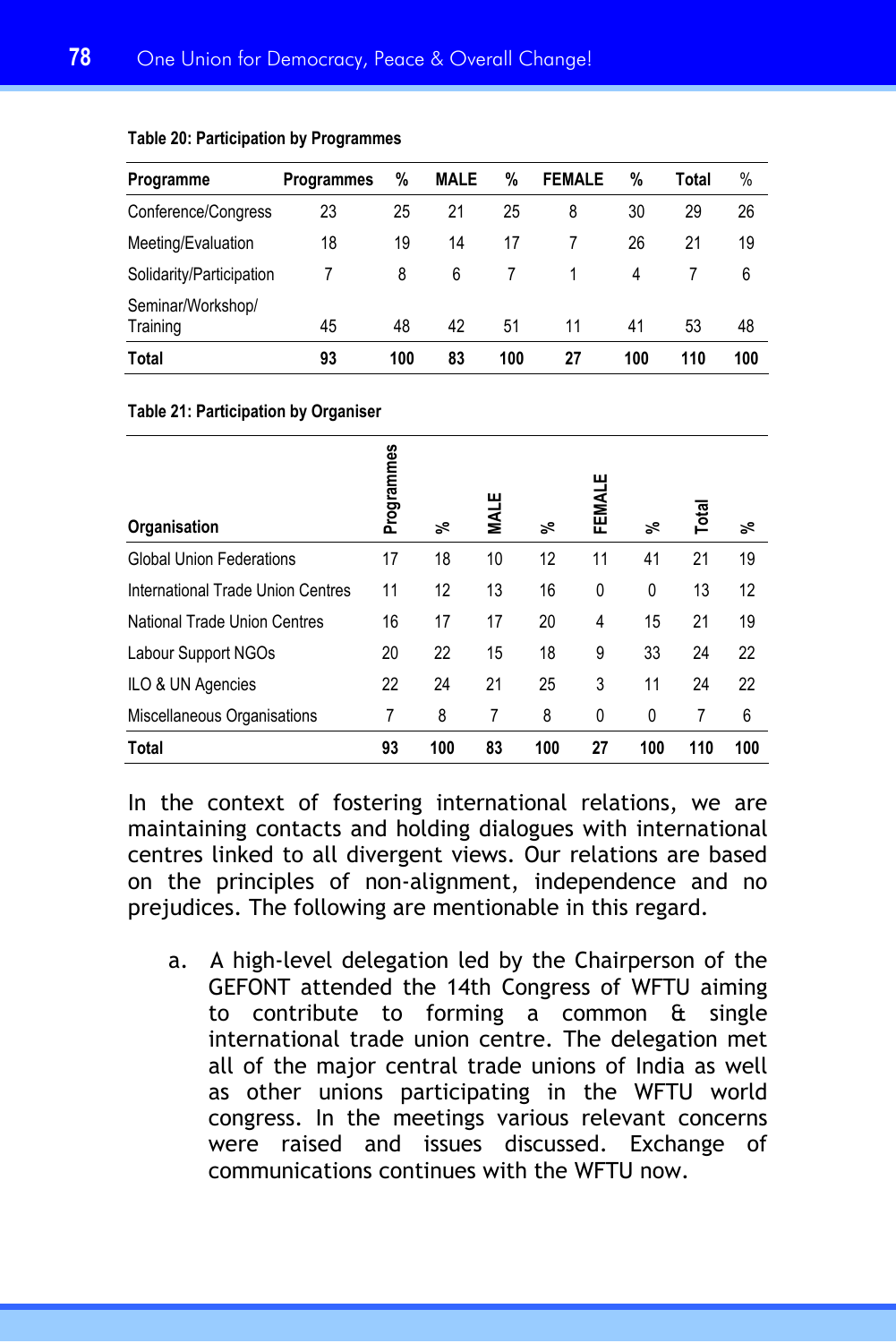**Table 20: Participation by Programmes**

| Programme | Programmes | % | MALE | % | FEMALE | % | Total | % |
|---|---|---|---|---|---|---|---|---|
| Conference/Congress | 23 | 25 | 21 | 25 | 8 | 30 | 29 | 26 |
| Meeting/Evaluation | 18 | 19 | 14 | 17 | 7 | 26 | 21 | 19 |
| Solidarity/Participation | 7 | 8 | 6 | 7 | 1 | 4 | 7 | 6 |
| Seminar/Workshop/ Training | 45 | 48 | 42 | 51 | 11 | 41 | 53 | 48 |
| **Total** | **93** | **100** | **83** | **100** | **27** | **100** | **110** | **100** |

**Table 21: Participation by Organiser**

| Organisation | Programmes | % | MALE | % | FEMALE | % | Total | % |
|---|---|---|---|---|---|---|---|---|
| Global Union Federations | 17 | 18 | 10 | 12 | 11 | 41 | 21 | 19 |
| International Trade Union Centres | 11 | 12 | 13 | 16 | 0 | 0 | 13 | 12 |
| National Trade Union Centres | 16 | 17 | 17 | 20 | 4 | 15 | 21 | 19 |
| Labour Support NGOs | 20 | 22 | 15 | 18 | 9 | 33 | 24 | 22 |
| ILO & UN Agencies | 22 | 24 | 21 | 25 | 3 | 11 | 24 | 22 |
| Miscellaneous Organisations | 7 | 8 | 7 | 8 | 0 | 0 | 7 | 6 |
| **Total** | **93** | **100** | **83** | **100** | **27** | **100** | **110** | **100** |

In the context of fostering international relations, we are maintaining contacts and holding dialogues with international centres linked to all divergent views. Our relations are based on the principles of non-alignment, independence and no prejudices. The following are mentionable in this regard.

a. A high-level delegation led by the Chairperson of the GEFONT attended the 14th Congress of WFTU aiming to contribute to forming a common & single international trade union centre. The delegation met all of the major central trade unions of India as well as other unions participating in the WFTU world congress. In the meetings various relevant concerns were raised and issues discussed. Exchange of communications continues with the WFTU now.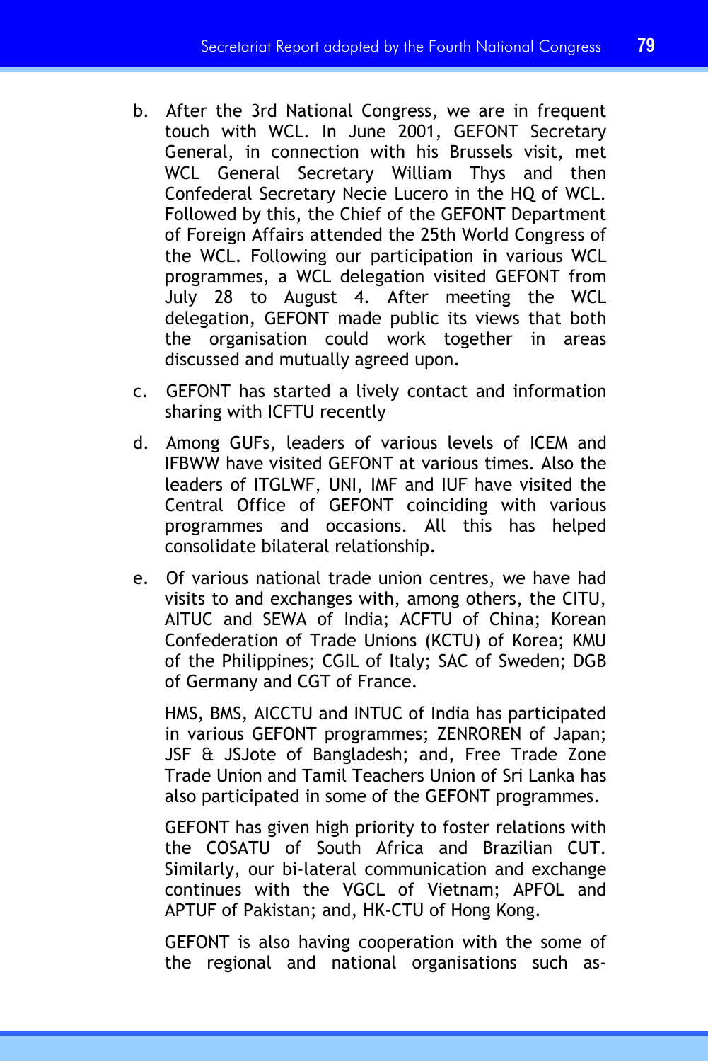b. After the 3rd National Congress, we are in frequent touch with WCL. In June 2001, GEFONT Secretary General, in connection with his Brussels visit, met WCL General Secretary William Thys and then Confederal Secretary Necie Lucero in the HQ of WCL. Followed by this, the Chief of the GEFONT Department of Foreign Affairs attended the 25th World Congress of the WCL. Following our participation in various WCL programmes, a WCL delegation visited GEFONT from July 28 to August 4. After meeting the WCL delegation, GEFONT made public its views that both the organisation could work together in areas discussed and mutually agreed upon.

c. GEFONT has started a lively contact and information sharing with ICFTU recently

d. Among GUFs, leaders of various levels of ICEM and IFBWW have visited GEFONT at various times. Also the leaders of ITGLWF, UNI, IMF and IUF have visited the Central Office of GEFONT coinciding with various programmes and occasions. All this has helped consolidate bilateral relationship.

e. Of various national trade union centres, we have had visits to and exchanges with, among others, the CITU, AITUC and SEWA of India; ACFTU of China; Korean Confederation of Trade Unions (KCTU) of Korea; KMU of the Philippines; CGIL of Italy; SAC of Sweden; DGB of Germany and CGT of France.

   HMS, BMS, AICCTU and INTUC of India has participated in various GEFONT programmes; ZENROREN of Japan; JSF & JSJote of Bangladesh; and, Free Trade Zone Trade Union and Tamil Teachers Union of Sri Lanka has also participated in some of the GEFONT programmes.

   GEFONT has given high priority to foster relations with the COSATU of South Africa and Brazilian CUT. Similarly, our bi-lateral communication and exchange continues with the VGCL of Vietnam; APFOL and APTUF of Pakistan; and, HK-CTU of Hong Kong.

   GEFONT is also having cooperation with the some of the regional and national organisations such as-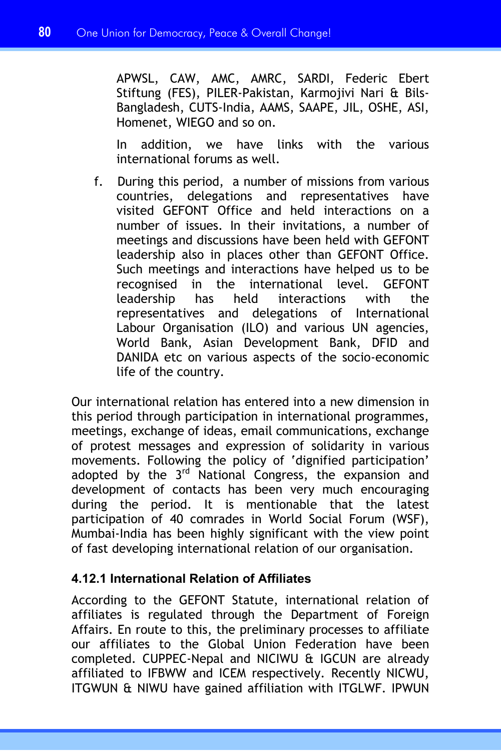APWSL, CAW, AMC, AMRC, SARDI, Federic Ebert Stiftung (FES), PILER-Pakistan, Karmojivi Nari & Bils-Bangladesh, CUTS-India, AAMS, SAAPE, JIL, OSHE, ASI, Homenet, WIEGO and so on.

In addition, we have links with the various international forums as well.

f. During this period, a number of missions from various countries, delegations and representatives have visited GEFONT Office and held interactions on a number of issues. In their invitations, a number of meetings and discussions have been held with GEFONT leadership also in places other than GEFONT Office. Such meetings and interactions have helped us to be recognised in the international level. GEFONT leadership has held interactions with the representatives and delegations of International Labour Organisation (ILO) and various UN agencies, World Bank, Asian Development Bank, DFID and DANIDA etc on various aspects of the socio-economic life of the country.

Our international relation has entered into a new dimension in this period through participation in international programmes, meetings, exchange of ideas, email communications, exchange of protest messages and expression of solidarity in various movements. Following the policy of 'dignified participation' adopted by the 3rd National Congress, the expansion and development of contacts has been very much encouraging during the period. It is mentionable that the latest participation of 40 comrades in World Social Forum (WSF), Mumbai-India has been highly significant with the view point of fast developing international relation of our organisation.

### 4.12.1 International Relation of Affiliates

According to the GEFONT Statute, international relation of affiliates is regulated through the Department of Foreign Affairs. En route to this, the preliminary processes to affiliate our affiliates to the Global Union Federation have been completed. CUPPEC-Nepal and NICIWU & IGCUN are already affiliated to IFBWW and ICEM respectively. Recently NICWU, ITGWUN & NIWU have gained affiliation with ITGLWF. IPWUN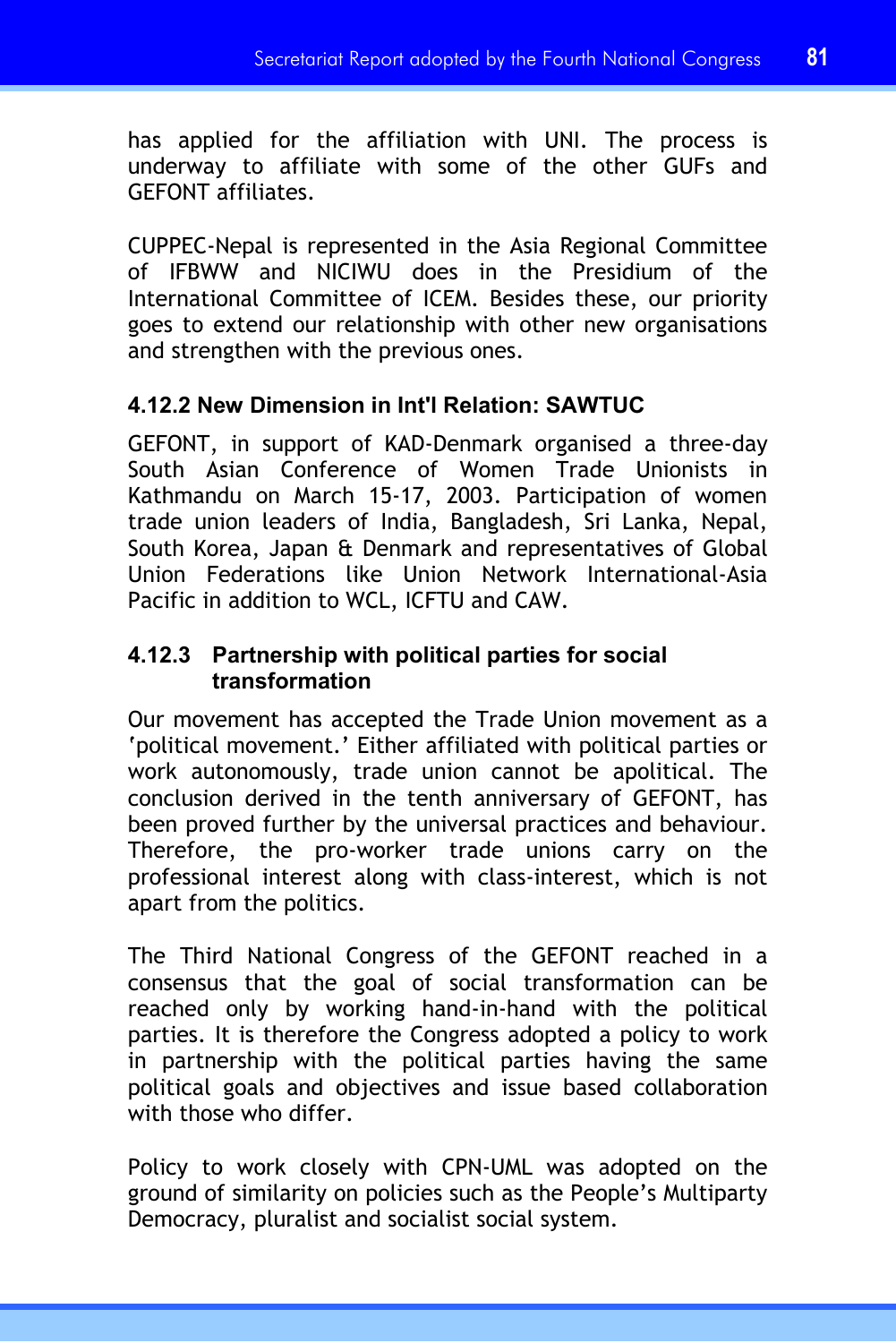has applied for the affiliation with UNI. The process is underway to affiliate with some of the other GUFs and GEFONT affiliates.

CUPPEC-Nepal is represented in the Asia Regional Committee of IFBWW and NICIWU does in the Presidium of the International Committee of ICEM. Besides these, our priority goes to extend our relationship with other new organisations and strengthen with the previous ones.

#### 4.12.2 New Dimension in Int'l Relation: SAWTUC

GEFONT, in support of KAD-Denmark organised a three-day South Asian Conference of Women Trade Unionists in Kathmandu on March 15-17, 2003. Participation of women trade union leaders of India, Bangladesh, Sri Lanka, Nepal, South Korea, Japan & Denmark and representatives of Global Union Federations like Union Network International-Asia Pacific in addition to WCL, ICFTU and CAW.

#### 4.12.3 Partnership with political parties for social transformation

Our movement has accepted the Trade Union movement as a 'political movement.' Either affiliated with political parties or work autonomously, trade union cannot be apolitical. The conclusion derived in the tenth anniversary of GEFONT, has been proved further by the universal practices and behaviour. Therefore, the pro-worker trade unions carry on the professional interest along with class-interest, which is not apart from the politics.

The Third National Congress of the GEFONT reached in a consensus that the goal of social transformation can be reached only by working hand-in-hand with the political parties. It is therefore the Congress adopted a policy to work in partnership with the political parties having the same political goals and objectives and issue based collaboration with those who differ.

Policy to work closely with CPN-UML was adopted on the ground of similarity on policies such as the People's Multiparty Democracy, pluralist and socialist social system.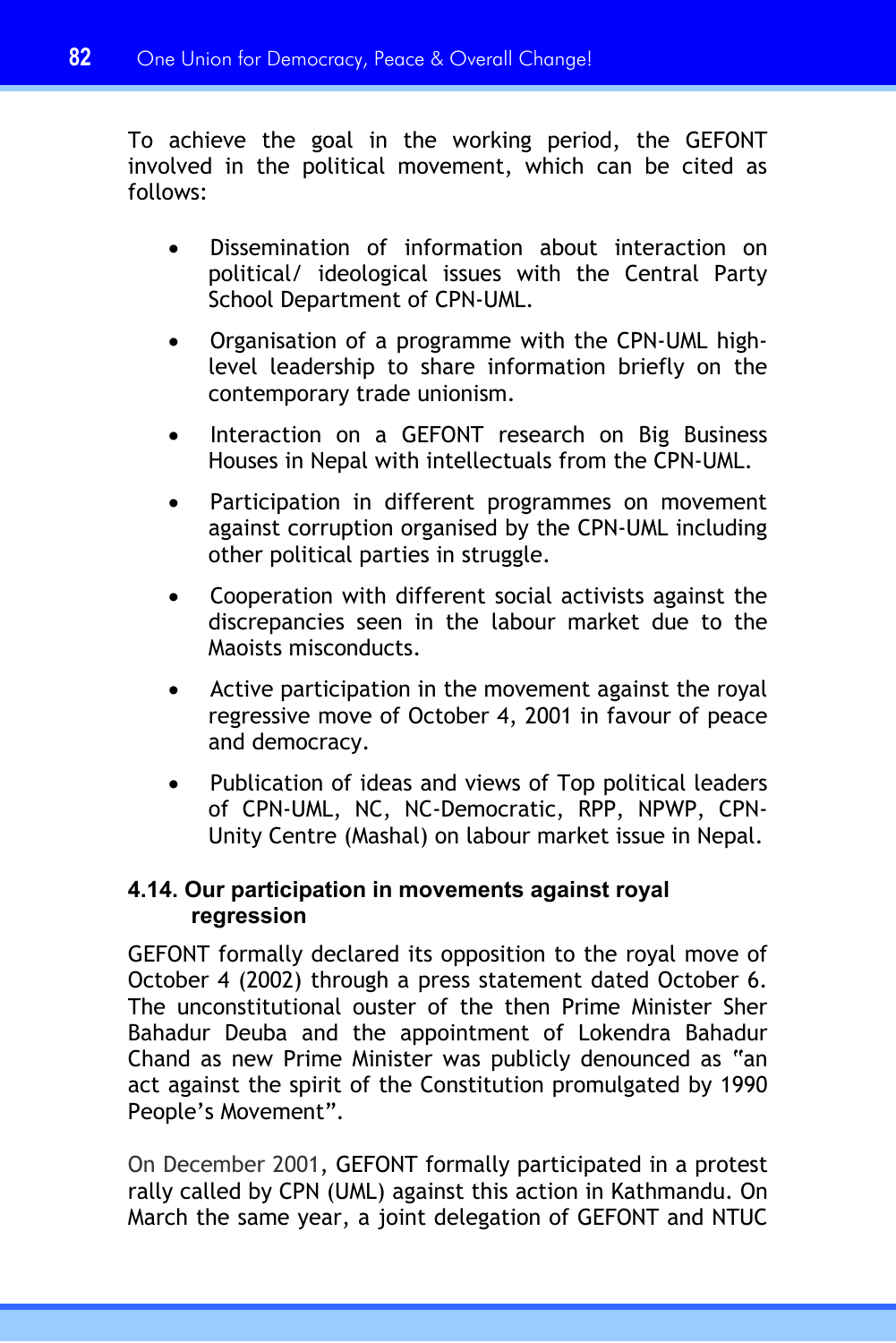To achieve the goal in the working period, the GEFONT involved in the political movement, which can be cited as follows:

- Dissemination of information about interaction on political/ ideological issues with the Central Party School Department of CPN-UML.
- Organisation of a programme with the CPN-UML high-level leadership to share information briefly on the contemporary trade unionism.
- Interaction on a GEFONT research on Big Business Houses in Nepal with intellectuals from the CPN-UML.
- Participation in different programmes on movement against corruption organised by the CPN-UML including other political parties in struggle.
- Cooperation with different social activists against the discrepancies seen in the labour market due to the Maoists misconducts.
- Active participation in the movement against the royal regressive move of October 4, 2001 in favour of peace and democracy.
- Publication of ideas and views of Top political leaders of CPN-UML, NC, NC-Democratic, RPP, NPWP, CPN-Unity Centre (Mashal) on labour market issue in Nepal.

### 4.14. Our participation in movements against royal regression

GEFONT formally declared its opposition to the royal move of October 4 (2002) through a press statement dated October 6. The unconstitutional ouster of the then Prime Minister Sher Bahadur Deuba and the appointment of Lokendra Bahadur Chand as new Prime Minister was publicly denounced as "an act against the spirit of the Constitution promulgated by 1990 People's Movement".

On December 2001, GEFONT formally participated in a protest rally called by CPN (UML) against this action in Kathmandu. On March the same year, a joint delegation of GEFONT and NTUC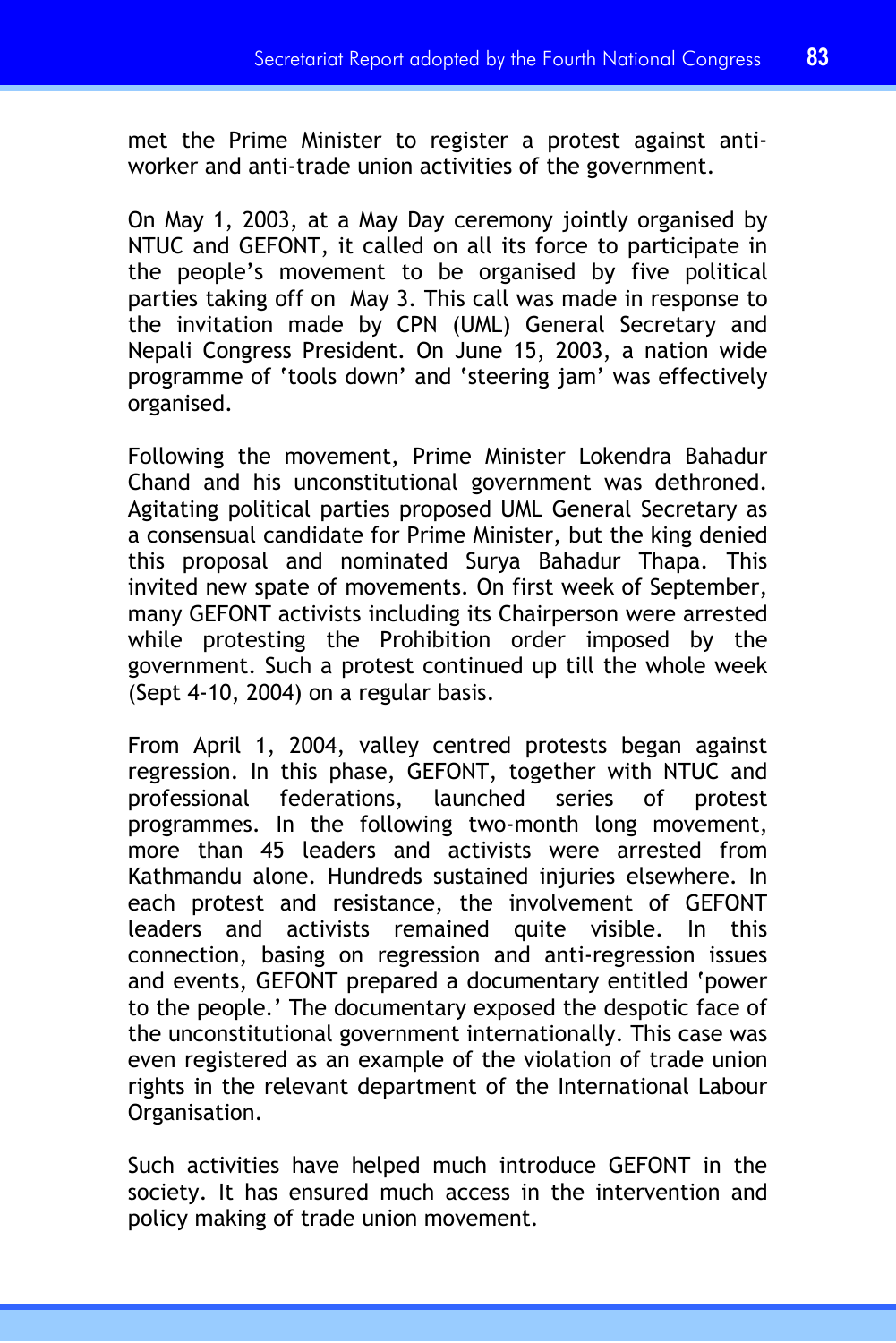met the Prime Minister to register a protest against anti-worker and anti-trade union activities of the government.

On May 1, 2003, at a May Day ceremony jointly organised by NTUC and GEFONT, it called on all its force to participate in the people's movement to be organised by five political parties taking off on May 3. This call was made in response to the invitation made by CPN (UML) General Secretary and Nepali Congress President. On June 15, 2003, a nation wide programme of 'tools down' and 'steering jam' was effectively organised.

Following the movement, Prime Minister Lokendra Bahadur Chand and his unconstitutional government was dethroned. Agitating political parties proposed UML General Secretary as a consensual candidate for Prime Minister, but the king denied this proposal and nominated Surya Bahadur Thapa. This invited new spate of movements. On first week of September, many GEFONT activists including its Chairperson were arrested while protesting the Prohibition order imposed by the government. Such a protest continued up till the whole week (Sept 4-10, 2004) on a regular basis.

From April 1, 2004, valley centred protests began against regression. In this phase, GEFONT, together with NTUC and professional federations, launched series of protest programmes. In the following two-month long movement, more than 45 leaders and activists were arrested from Kathmandu alone. Hundreds sustained injuries elsewhere. In each protest and resistance, the involvement of GEFONT leaders and activists remained quite visible. In this connection, basing on regression and anti-regression issues and events, GEFONT prepared a documentary entitled 'power to the people.' The documentary exposed the despotic face of the unconstitutional government internationally. This case was even registered as an example of the violation of trade union rights in the relevant department of the International Labour Organisation.

Such activities have helped much introduce GEFONT in the society. It has ensured much access in the intervention and policy making of trade union movement.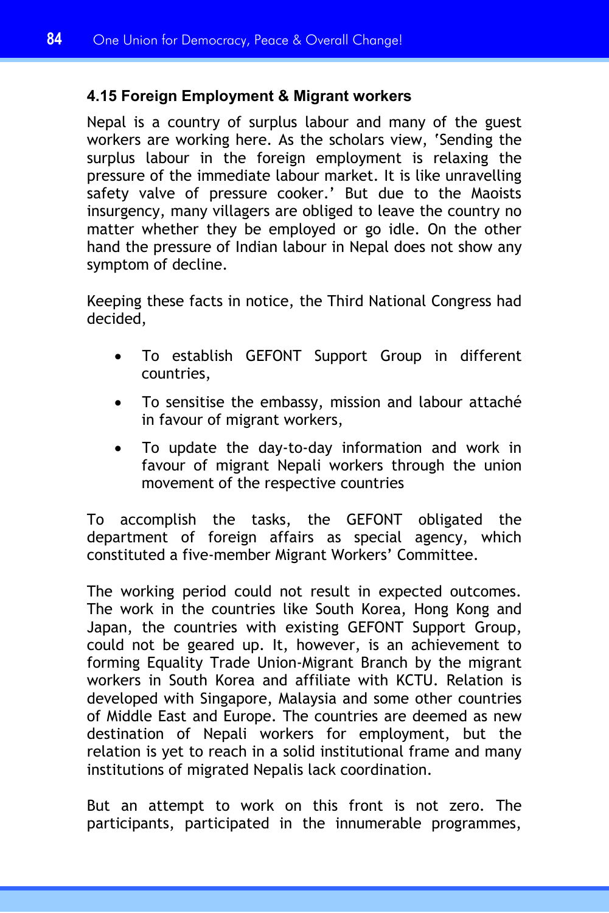### 4.15 Foreign Employment & Migrant workers

Nepal is a country of surplus labour and many of the guest workers are working here. As the scholars view, 'Sending the surplus labour in the foreign employment is relaxing the pressure of the immediate labour market. It is like unravelling safety valve of pressure cooker.' But due to the Maoists insurgency, many villagers are obliged to leave the country no matter whether they be employed or go idle. On the other hand the pressure of Indian labour in Nepal does not show any symptom of decline.

Keeping these facts in notice, the Third National Congress had decided,

- To establish GEFONT Support Group in different countries,
- To sensitise the embassy, mission and labour attaché in favour of migrant workers,
- To update the day-to-day information and work in favour of migrant Nepali workers through the union movement of the respective countries

To accomplish the tasks, the GEFONT obligated the department of foreign affairs as special agency, which constituted a five-member Migrant Workers' Committee.

The working period could not result in expected outcomes. The work in the countries like South Korea, Hong Kong and Japan, the countries with existing GEFONT Support Group, could not be geared up. It, however, is an achievement to forming Equality Trade Union-Migrant Branch by the migrant workers in South Korea and affiliate with KCTU. Relation is developed with Singapore, Malaysia and some other countries of Middle East and Europe. The countries are deemed as new destination of Nepali workers for employment, but the relation is yet to reach in a solid institutional frame and many institutions of migrated Nepalis lack coordination.

But an attempt to work on this front is not zero. The participants, participated in the innumerable programmes,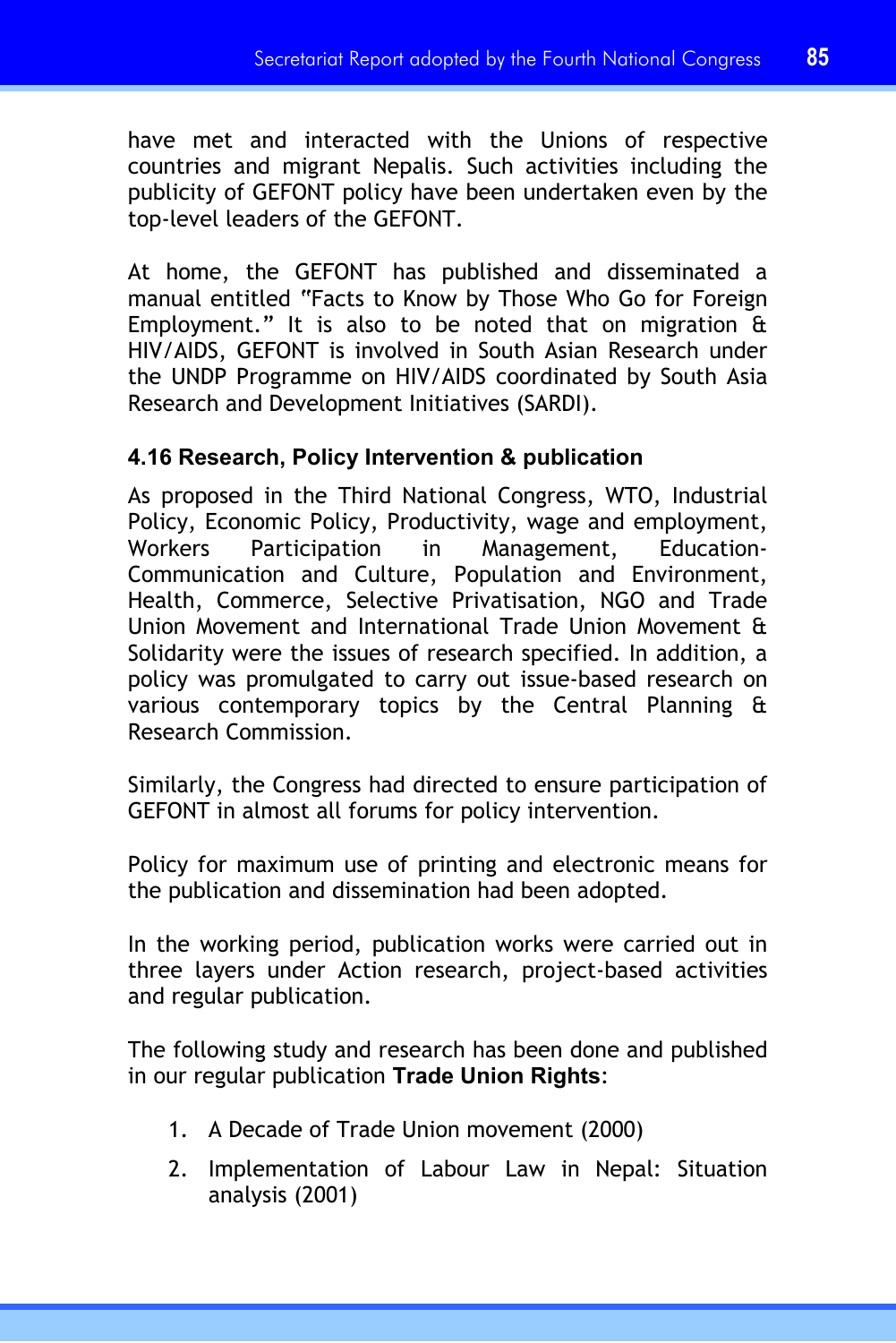have met and interacted with the Unions of respective countries and migrant Nepalis. Such activities including the publicity of GEFONT policy have been undertaken even by the top-level leaders of the GEFONT.

At home, the GEFONT has published and disseminated a manual entitled "Facts to Know by Those Who Go for Foreign Employment." It is also to be noted that on migration & HIV/AIDS, GEFONT is involved in South Asian Research under the UNDP Programme on HIV/AIDS coordinated by South Asia Research and Development Initiatives (SARDI).

### 4.16 Research, Policy Intervention & publication

As proposed in the Third National Congress, WTO, Industrial Policy, Economic Policy, Productivity, wage and employment, Workers Participation in Management, Education-Communication and Culture, Population and Environment, Health, Commerce, Selective Privatisation, NGO and Trade Union Movement and International Trade Union Movement & Solidarity were the issues of research specified. In addition, a policy was promulgated to carry out issue-based research on various contemporary topics by the Central Planning & Research Commission.

Similarly, the Congress had directed to ensure participation of GEFONT in almost all forums for policy intervention.

Policy for maximum use of printing and electronic means for the publication and dissemination had been adopted.

In the working period, publication works were carried out in three layers under Action research, project-based activities and regular publication.

The following study and research has been done and published in our regular publication **Trade Union Rights**:

1. A Decade of Trade Union movement (2000)
2. Implementation of Labour Law in Nepal: Situation analysis (2001)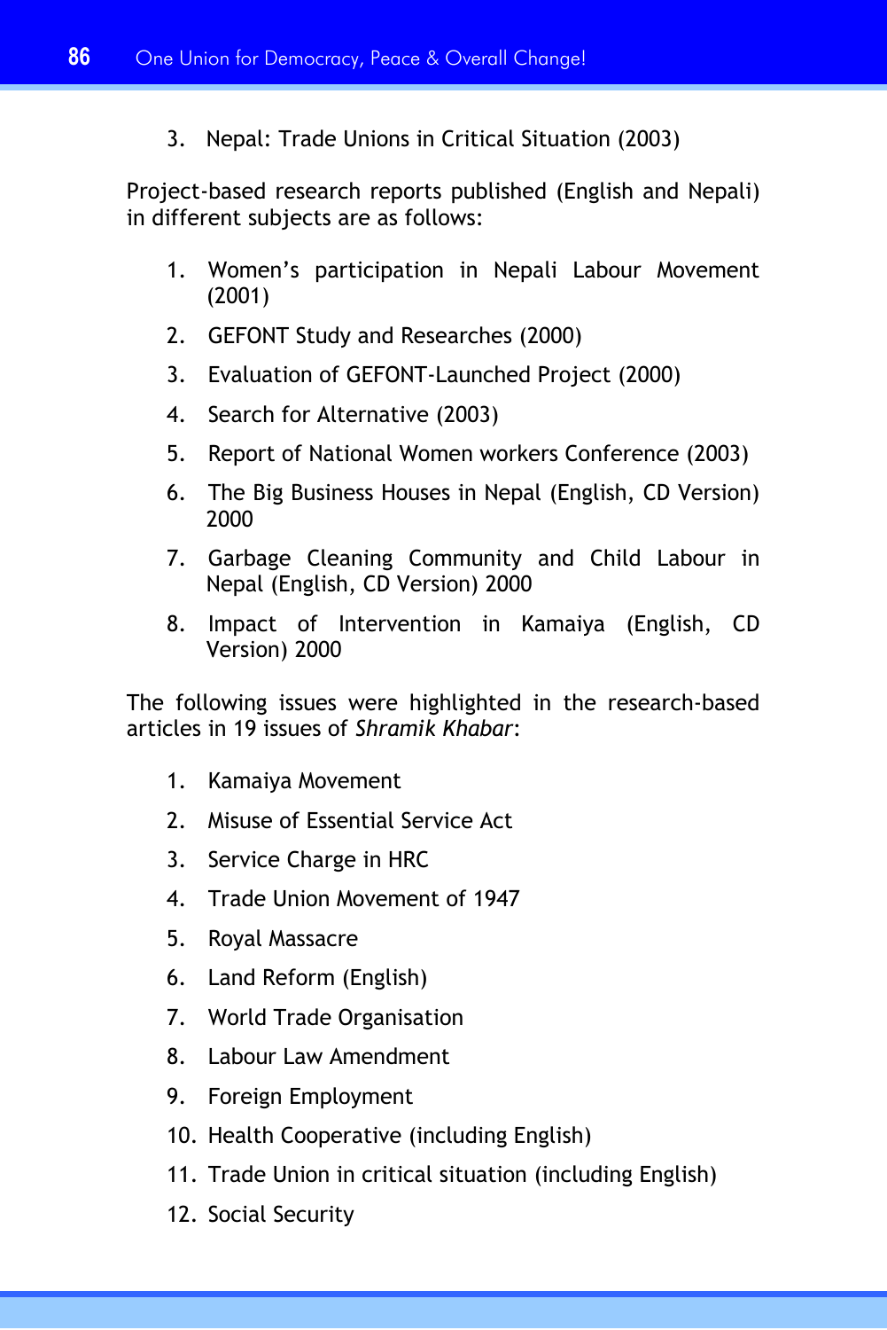3. Nepal: Trade Unions in Critical Situation (2003)

Project-based research reports published (English and Nepali) in different subjects are as follows:

1. Women's participation in Nepali Labour Movement (2001)
2. GEFONT Study and Researches (2000)
3. Evaluation of GEFONT-Launched Project (2000)
4. Search for Alternative (2003)
5. Report of National Women workers Conference (2003)
6. The Big Business Houses in Nepal (English, CD Version) 2000
7. Garbage Cleaning Community and Child Labour in Nepal (English, CD Version) 2000
8. Impact of Intervention in Kamaiya (English, CD Version) 2000

The following issues were highlighted in the research-based articles in 19 issues of *Shramik Khabar*:

1. Kamaiya Movement
2. Misuse of Essential Service Act
3. Service Charge in HRC
4. Trade Union Movement of 1947
5. Royal Massacre
6. Land Reform (English)
7. World Trade Organisation
8. Labour Law Amendment
9. Foreign Employment
10. Health Cooperative (including English)
11. Trade Union in critical situation (including English)
12. Social Security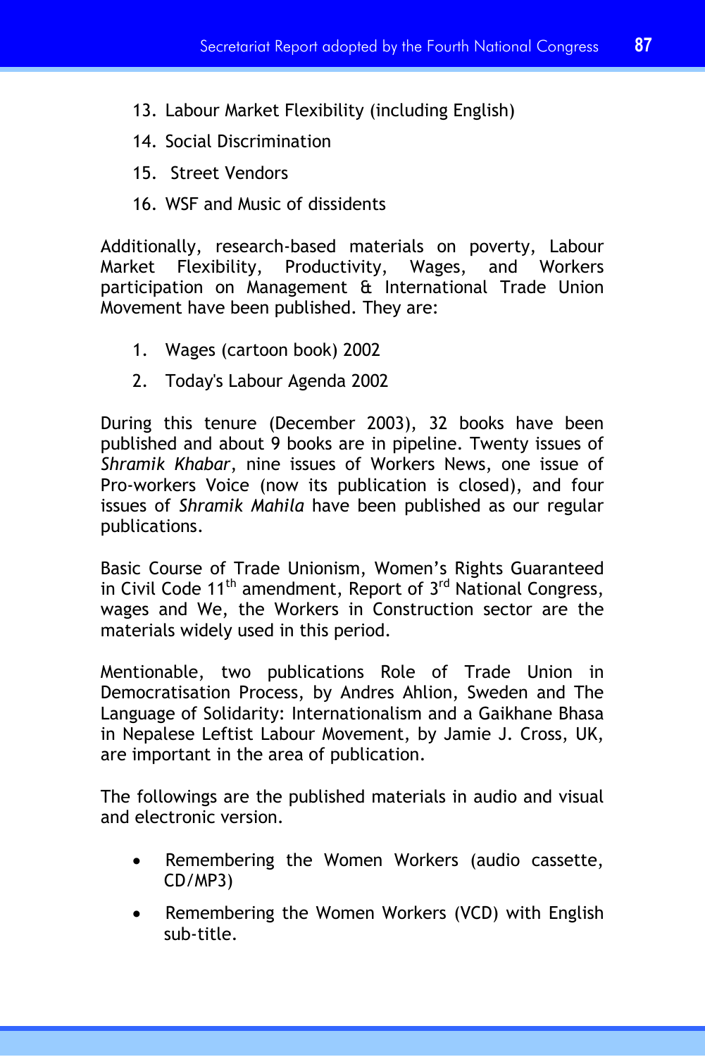13. Labour Market Flexibility (including English)
14. Social Discrimination
15. Street Vendors
16. WSF and Music of dissidents

Additionally, research-based materials on poverty, Labour Market Flexibility, Productivity, Wages, and Workers participation on Management & International Trade Union Movement have been published. They are:

1. Wages (cartoon book) 2002
2. Today's Labour Agenda 2002

During this tenure (December 2003), 32 books have been published and about 9 books are in pipeline. Twenty issues of *Shramik Khabar*, nine issues of Workers News, one issue of Pro-workers Voice (now its publication is closed), and four issues of *Shramik Mahila* have been published as our regular publications.

Basic Course of Trade Unionism, Women's Rights Guaranteed in Civil Code 11th amendment, Report of 3rd National Congress, wages and We, the Workers in Construction sector are the materials widely used in this period.

Mentionable, two publications Role of Trade Union in Democratisation Process, by Andres Ahlion, Sweden and The Language of Solidarity: Internationalism and a Gaikhane Bhasa in Nepalese Leftist Labour Movement, by Jamie J. Cross, UK, are important in the area of publication.

The followings are the published materials in audio and visual and electronic version.

- Remembering the Women Workers (audio cassette, CD/MP3)
- Remembering the Women Workers (VCD) with English sub-title.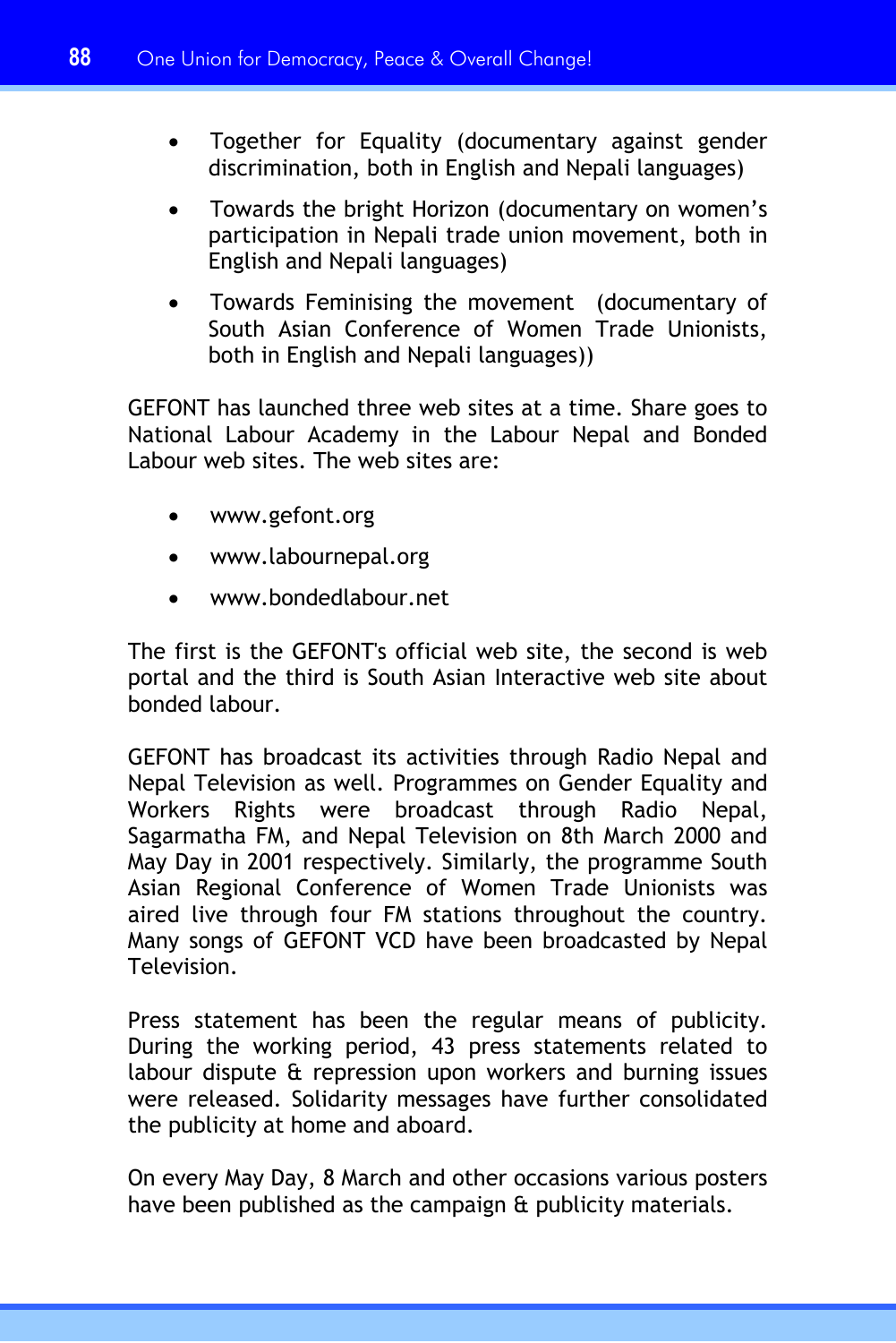- Together for Equality (documentary against gender discrimination, both in English and Nepali languages)
- Towards the bright Horizon (documentary on women's participation in Nepali trade union movement, both in English and Nepali languages)
- Towards Feminising the movement (documentary of South Asian Conference of Women Trade Unionists, both in English and Nepali languages))

GEFONT has launched three web sites at a time. Share goes to National Labour Academy in the Labour Nepal and Bonded Labour web sites. The web sites are:

- www.gefont.org
- www.labournepal.org
- www.bondedlabour.net

The first is the GEFONT's official web site, the second is web portal and the third is South Asian Interactive web site about bonded labour.

GEFONT has broadcast its activities through Radio Nepal and Nepal Television as well. Programmes on Gender Equality and Workers Rights were broadcast through Radio Nepal, Sagarmatha FM, and Nepal Television on 8th March 2000 and May Day in 2001 respectively. Similarly, the programme South Asian Regional Conference of Women Trade Unionists was aired live through four FM stations throughout the country. Many songs of GEFONT VCD have been broadcasted by Nepal Television.

Press statement has been the regular means of publicity. During the working period, 43 press statements related to labour dispute & repression upon workers and burning issues were released. Solidarity messages have further consolidated the publicity at home and aboard.

On every May Day, 8 March and other occasions various posters have been published as the campaign & publicity materials.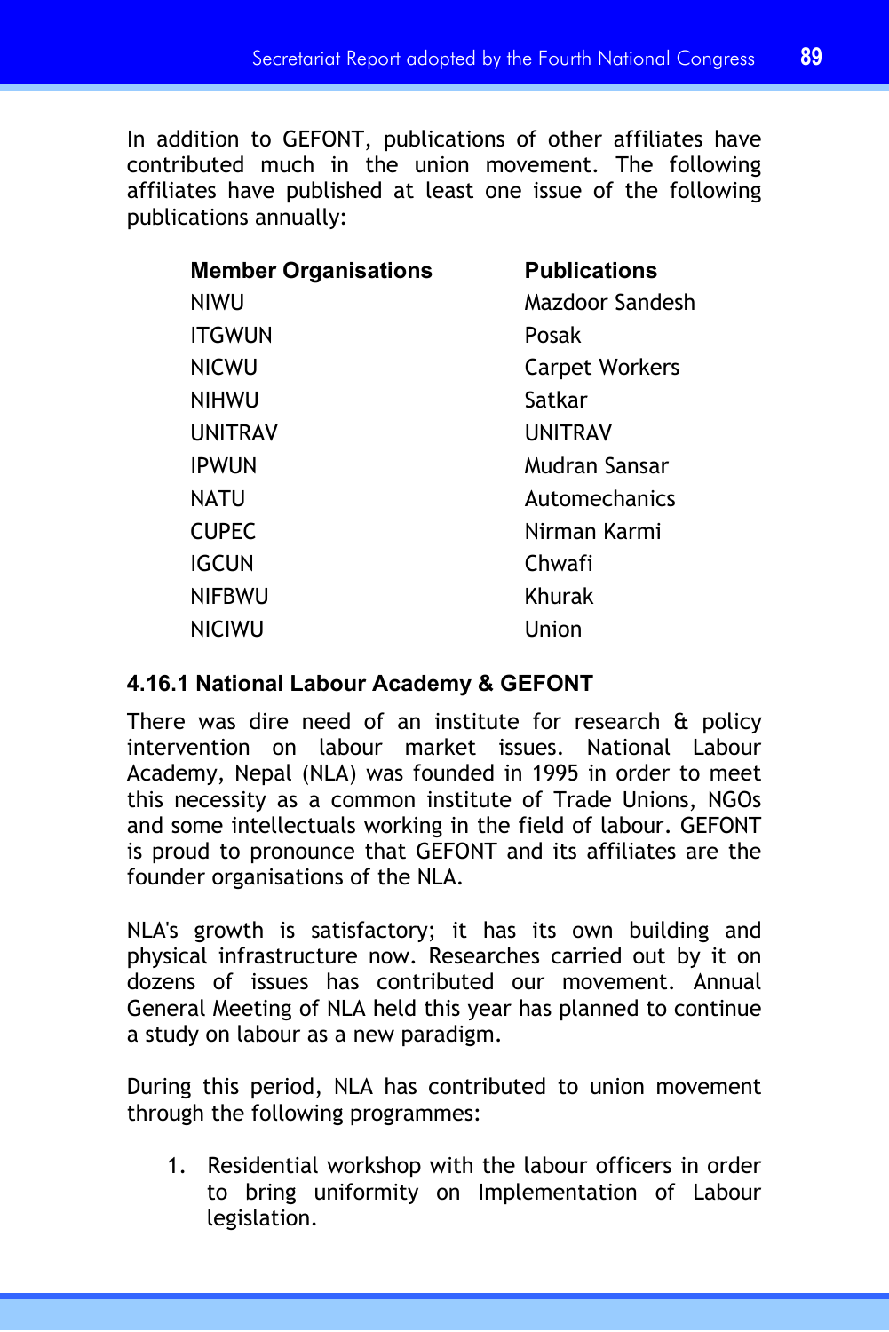In addition to GEFONT, publications of other affiliates have contributed much in the union movement. The following affiliates have published at least one issue of the following publications annually:

| Member Organisations | Publications |
|---|---|
| NIWU | Mazdoor Sandesh |
| ITGWUN | Posak |
| NICWU | Carpet Workers |
| NIHWU | Satkar |
| UNITRAV | UNITRAV |
| IPWUN | Mudran Sansar |
| NATU | Automechanics |
| CUPEC | Nirman Karmi |
| IGCUN | Chwafi |
| NIFBWU | Khurak |
| NICIWU | Union |

#### 4.16.1 National Labour Academy & GEFONT

There was dire need of an institute for research & policy intervention on labour market issues. National Labour Academy, Nepal (NLA) was founded in 1995 in order to meet this necessity as a common institute of Trade Unions, NGOs and some intellectuals working in the field of labour. GEFONT is proud to pronounce that GEFONT and its affiliates are the founder organisations of the NLA.

NLA's growth is satisfactory; it has its own building and physical infrastructure now. Researches carried out by it on dozens of issues has contributed our movement. Annual General Meeting of NLA held this year has planned to continue a study on labour as a new paradigm.

During this period, NLA has contributed to union movement through the following programmes:

1. Residential workshop with the labour officers in order to bring uniformity on Implementation of Labour legislation.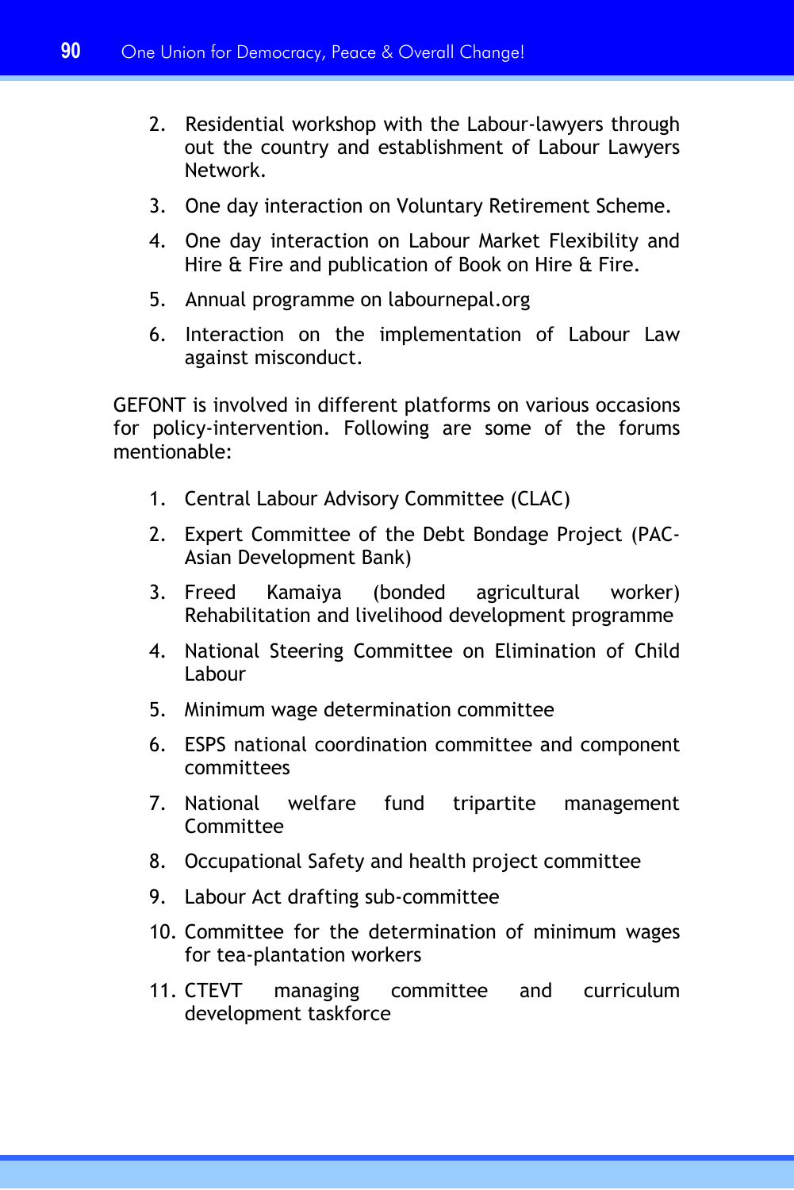2. Residential workshop with the Labour-lawyers through out the country and establishment of Labour Lawyers Network.
3. One day interaction on Voluntary Retirement Scheme.
4. One day interaction on Labour Market Flexibility and Hire & Fire and publication of Book on Hire & Fire.
5. Annual programme on labournepal.org
6. Interaction on the implementation of Labour Law against misconduct.

GEFONT is involved in different platforms on various occasions for policy-intervention. Following are some of the forums mentionable:

1. Central Labour Advisory Committee (CLAC)
2. Expert Committee of the Debt Bondage Project (PAC-Asian Development Bank)
3. Freed Kamaiya (bonded agricultural worker) Rehabilitation and livelihood development programme
4. National Steering Committee on Elimination of Child Labour
5. Minimum wage determination committee
6. ESPS national coordination committee and component committees
7. National welfare fund tripartite management Committee
8. Occupational Safety and health project committee
9. Labour Act drafting sub-committee
10. Committee for the determination of minimum wages for tea-plantation workers
11. CTEVT managing committee and curriculum development taskforce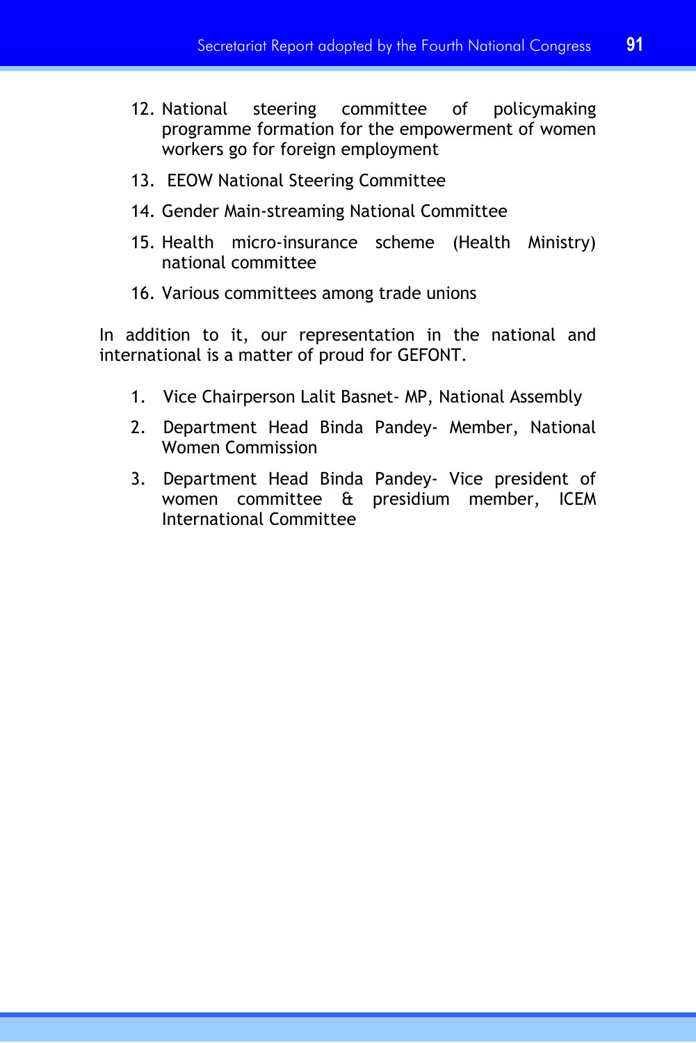12. National steering committee of policymaking programme formation for the empowerment of women workers go for foreign employment
13. EEOW National Steering Committee
14. Gender Main-streaming National Committee
15. Health micro-insurance scheme (Health Ministry) national committee
16. Various committees among trade unions

In addition to it, our representation in the national and international is a matter of proud for GEFONT.

1. Vice Chairperson Lalit Basnet- MP, National Assembly
2. Department Head Binda Pandey- Member, National Women Commission
3. Department Head Binda Pandey- Vice president of women committee & presidium member, ICEM International Committee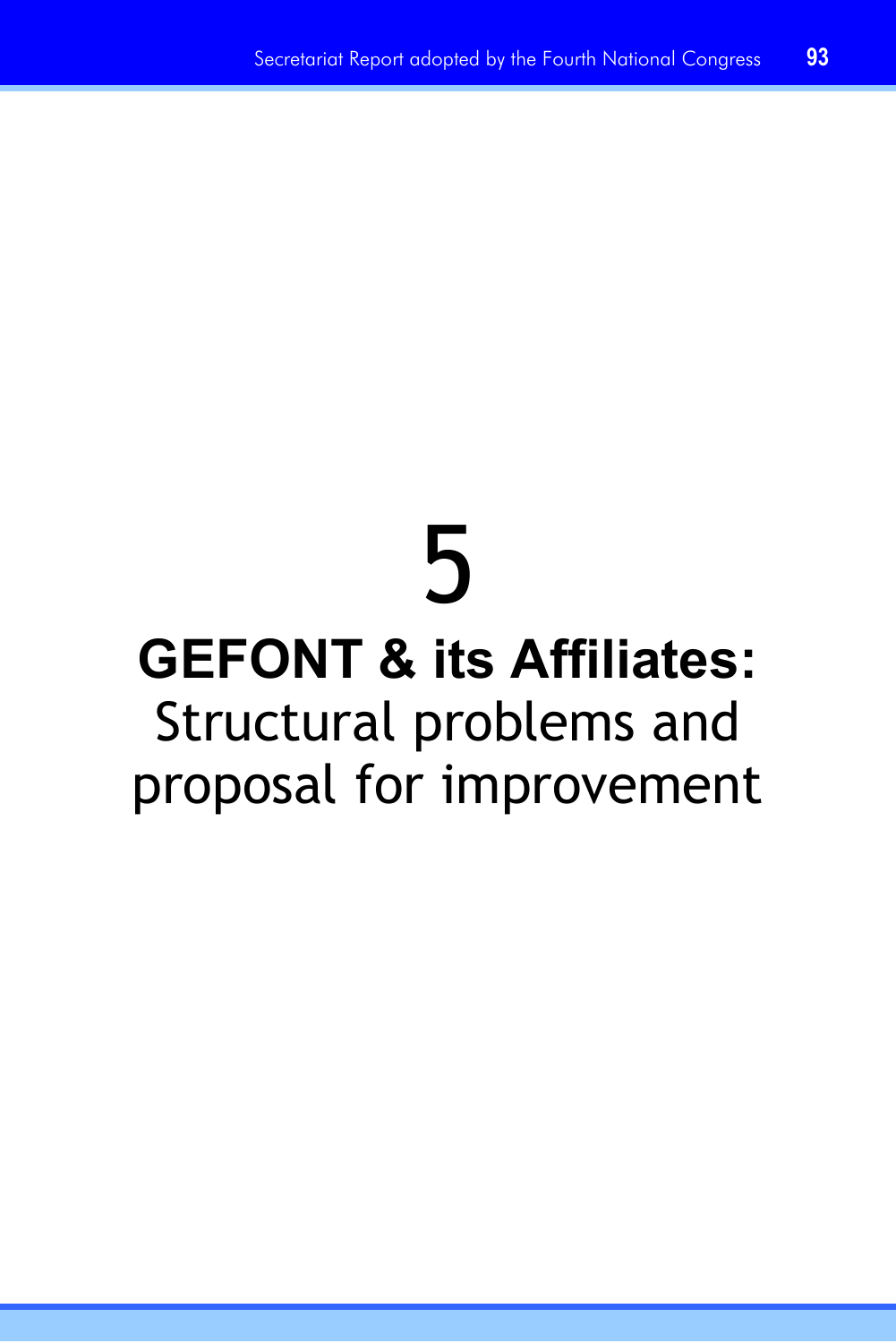# 5

# GEFONT & its Affiliates:

Structural problems and proposal for improvement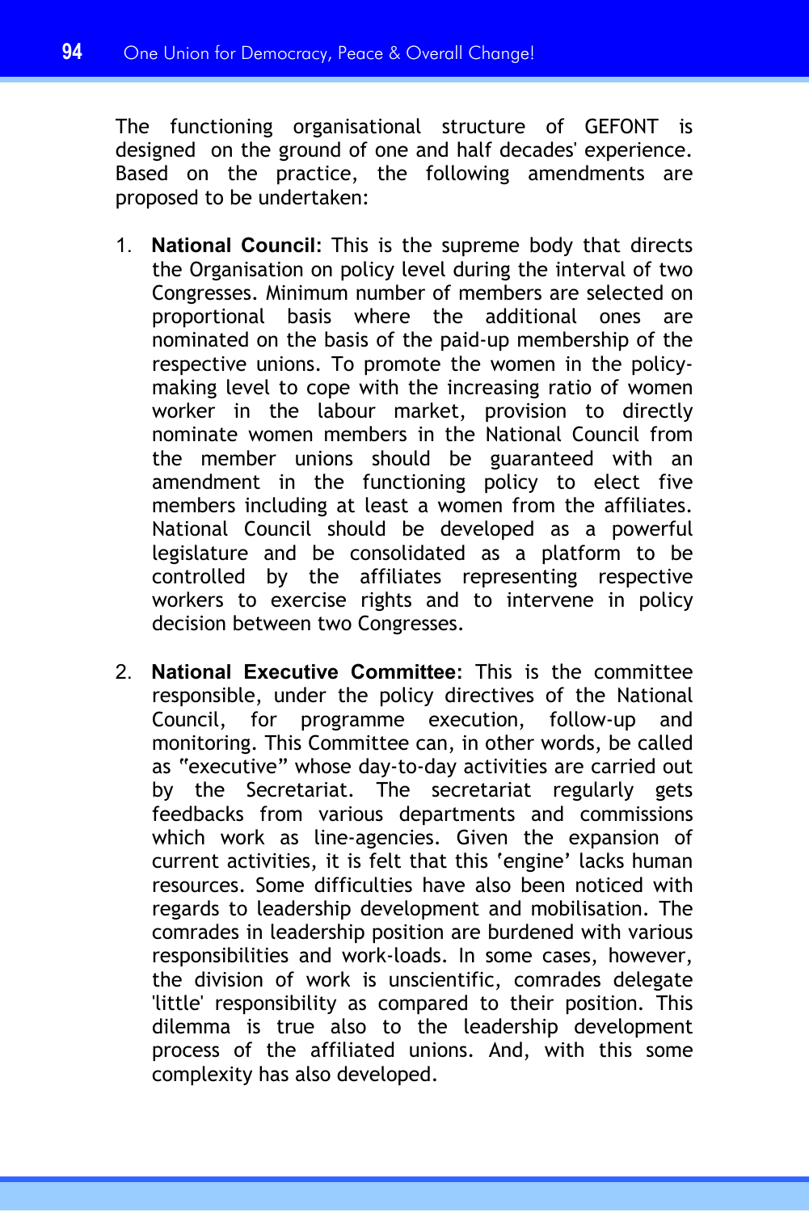The functioning organisational structure of GEFONT is designed on the ground of one and half decades' experience. Based on the practice, the following amendments are proposed to be undertaken:

1. **National Council:** This is the supreme body that directs the Organisation on policy level during the interval of two Congresses. Minimum number of members are selected on proportional basis where the additional ones are nominated on the basis of the paid-up membership of the respective unions. To promote the women in the policy-making level to cope with the increasing ratio of women worker in the labour market, provision to directly nominate women members in the National Council from the member unions should be guaranteed with an amendment in the functioning policy to elect five members including at least a women from the affiliates. National Council should be developed as a powerful legislature and be consolidated as a platform to be controlled by the affiliates representing respective workers to exercise rights and to intervene in policy decision between two Congresses.

2. **National Executive Committee:** This is the committee responsible, under the policy directives of the National Council, for programme execution, follow-up and monitoring. This Committee can, in other words, be called as "executive" whose day-to-day activities are carried out by the Secretariat. The secretariat regularly gets feedbacks from various departments and commissions which work as line-agencies. Given the expansion of current activities, it is felt that this 'engine' lacks human resources. Some difficulties have also been noticed with regards to leadership development and mobilisation. The comrades in leadership position are burdened with various responsibilities and work-loads. In some cases, however, the division of work is unscientific, comrades delegate 'little' responsibility as compared to their position. This dilemma is true also to the leadership development process of the affiliated unions. And, with this some complexity has also developed.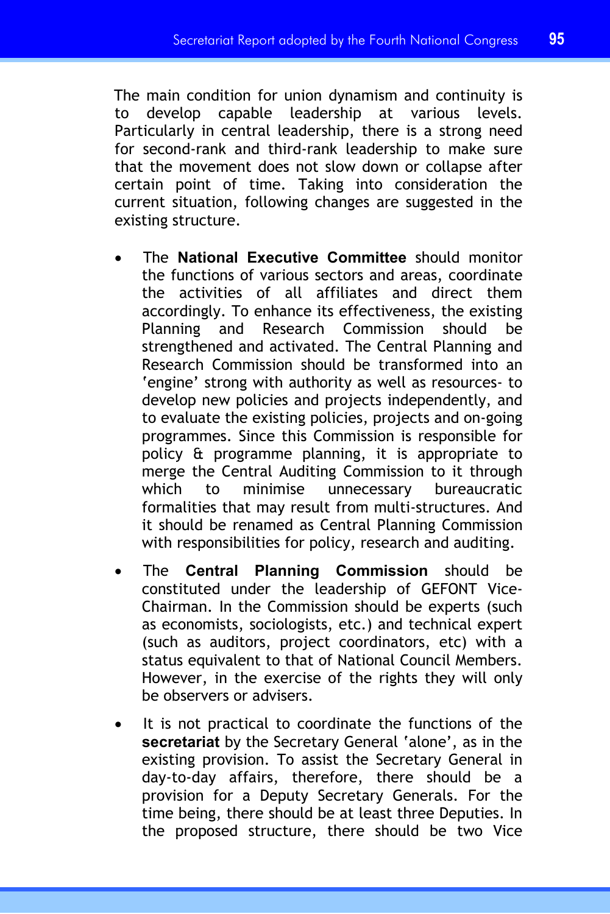The main condition for union dynamism and continuity is to develop capable leadership at various levels. Particularly in central leadership, there is a strong need for second-rank and third-rank leadership to make sure that the movement does not slow down or collapse after certain point of time. Taking into consideration the current situation, following changes are suggested in the existing structure.

- The **National Executive Committee** should monitor the functions of various sectors and areas, coordinate the activities of all affiliates and direct them accordingly. To enhance its effectiveness, the existing Planning and Research Commission should be strengthened and activated. The Central Planning and Research Commission should be transformed into an 'engine' strong with authority as well as resources- to develop new policies and projects independently, and to evaluate the existing policies, projects and on-going programmes. Since this Commission is responsible for policy & programme planning, it is appropriate to merge the Central Auditing Commission to it through which to minimise unnecessary bureaucratic formalities that may result from multi-structures. And it should be renamed as Central Planning Commission with responsibilities for policy, research and auditing.
- The **Central Planning Commission** should be constituted under the leadership of GEFONT Vice-Chairman. In the Commission should be experts (such as economists, sociologists, etc.) and technical expert (such as auditors, project coordinators, etc) with a status equivalent to that of National Council Members. However, in the exercise of the rights they will only be observers or advisers.
- It is not practical to coordinate the functions of the **secretariat** by the Secretary General 'alone', as in the existing provision. To assist the Secretary General in day-to-day affairs, therefore, there should be a provision for a Deputy Secretary Generals. For the time being, there should be at least three Deputies. In the proposed structure, there should be two Vice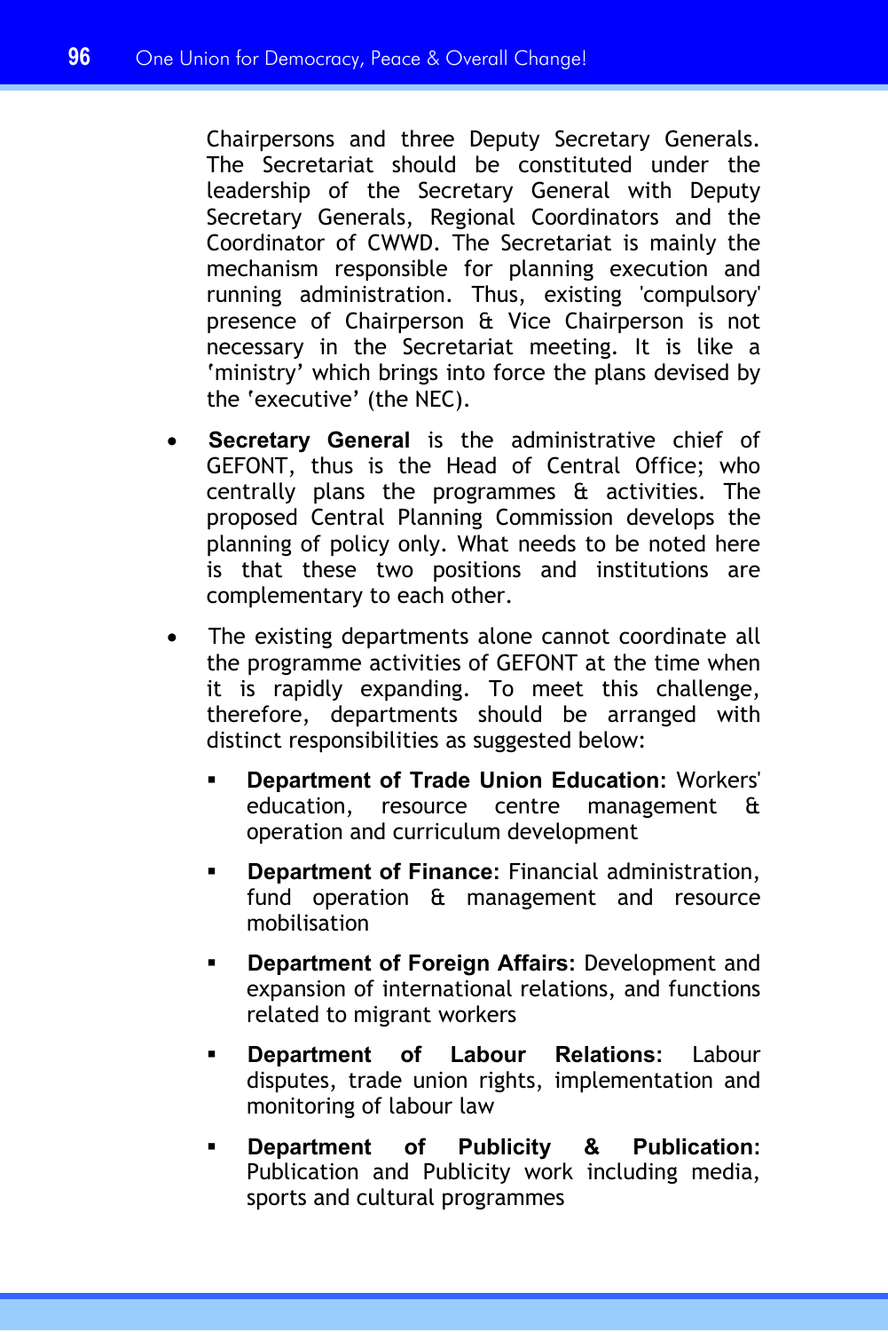Chairpersons and three Deputy Secretary Generals. The Secretariat should be constituted under the leadership of the Secretary General with Deputy Secretary Generals, Regional Coordinators and the Coordinator of CWWD. The Secretariat is mainly the mechanism responsible for planning execution and running administration. Thus, existing 'compulsory' presence of Chairperson & Vice Chairperson is not necessary in the Secretariat meeting. It is like a 'ministry' which brings into force the plans devised by the 'executive' (the NEC).

- **Secretary General** is the administrative chief of GEFONT, thus is the Head of Central Office; who centrally plans the programmes & activities. The proposed Central Planning Commission develops the planning of policy only. What needs to be noted here is that these two positions and institutions are complementary to each other.

- The existing departments alone cannot coordinate all the programme activities of GEFONT at the time when it is rapidly expanding. To meet this challenge, therefore, departments should be arranged with distinct responsibilities as suggested below:

  - **Department of Trade Union Education:** Workers' education, resource centre management & operation and curriculum development

  - **Department of Finance:** Financial administration, fund operation & management and resource mobilisation

  - **Department of Foreign Affairs:** Development and expansion of international relations, and functions related to migrant workers

  - **Department of Labour Relations:** Labour disputes, trade union rights, implementation and monitoring of labour law

  - **Department of Publicity & Publication:** Publication and Publicity work including media, sports and cultural programmes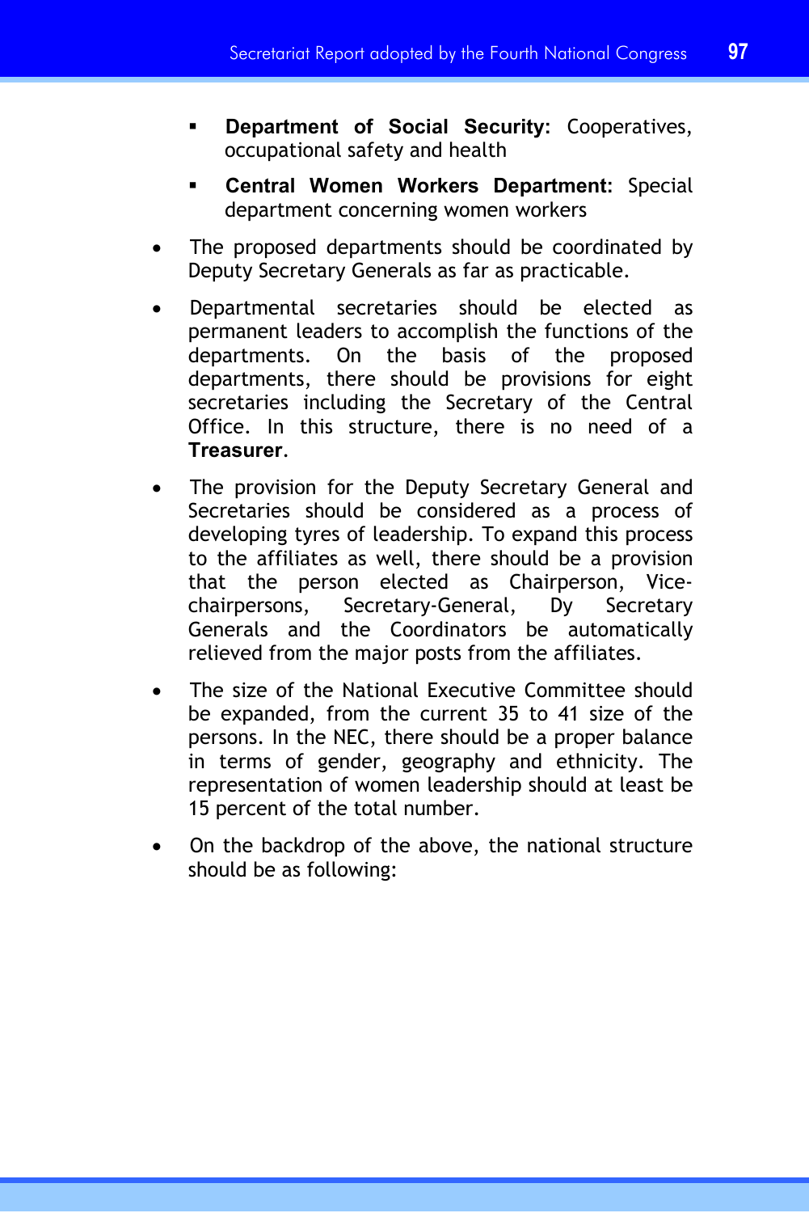- **Department of Social Security:** Cooperatives, occupational safety and health
- **Central Women Workers Department:** Special department concerning women workers

- The proposed departments should be coordinated by Deputy Secretary Generals as far as practicable.

- Departmental secretaries should be elected as permanent leaders to accomplish the functions of the departments. On the basis of the proposed departments, there should be provisions for eight secretaries including the Secretary of the Central Office. In this structure, there is no need of a **Treasurer**.

- The provision for the Deputy Secretary General and Secretaries should be considered as a process of developing tyres of leadership. To expand this process to the affiliates as well, there should be a provision that the person elected as Chairperson, Vice-chairpersons, Secretary-General, Dy Secretary Generals and the Coordinators be automatically relieved from the major posts from the affiliates.

- The size of the National Executive Committee should be expanded, from the current 35 to 41 size of the persons. In the NEC, there should be a proper balance in terms of gender, geography and ethnicity. The representation of women leadership should at least be 15 percent of the total number.

- On the backdrop of the above, the national structure should be as following: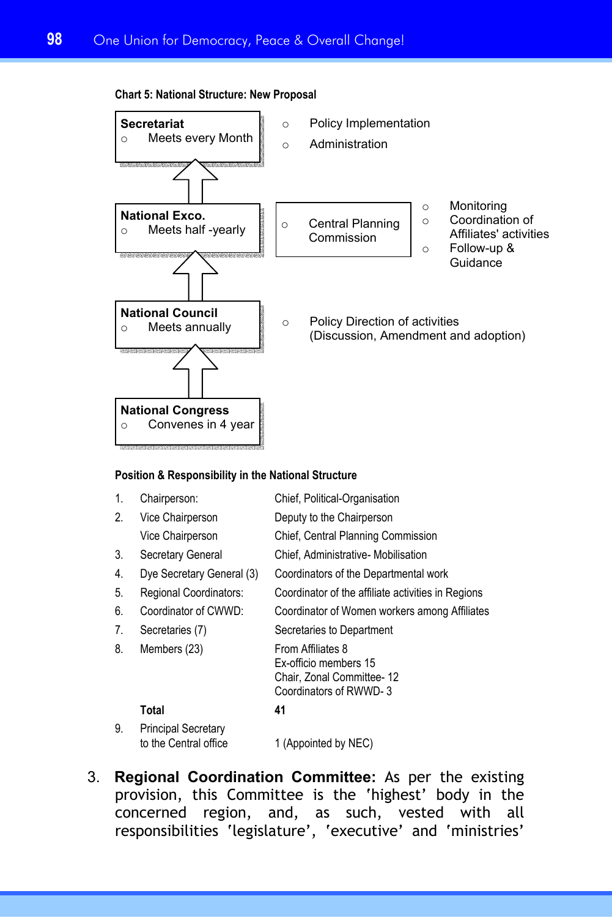**Chart 5: National Structure: New Proposal**

| Body | Function |
|---|---|
| **Secretariat**<br>○ Meets every Month | ○ Policy Implementation<br>○ Administration |
| **National Exco.**<br>○ Meets half -yearly | ○ Central Planning Commission: ○ Monitoring ○ Coordination of Affiliates' activities ○ Follow-up & Guidance |
| **National Council**<br>○ Meets annually | ○ Policy Direction of activities (Discussion, Amendment and adoption) |
| **National Congress**<br>○ Convenes in 4 year | |

**Position & Responsibility in the National Structure**

| No. | Position | Responsibility |
|---|---|---|
| 1. | Chairperson: | Chief, Political-Organisation |
| 2. | Vice Chairperson | Deputy to the Chairperson |
| | Vice Chairperson | Chief, Central Planning Commission |
| 3. | Secretary General | Chief, Administrative- Mobilisation |
| 4. | Dye Secretary General (3) | Coordinators of the Departmental work |
| 5. | Regional Coordinators: | Coordinator of the affiliate activities in Regions |
| 6. | Coordinator of CWWD: | Coordinator of Women workers among Affiliates |
| 7. | Secretaries (7) | Secretaries to Department |
| 8. | Members (23) | From Affiliates 8<br>Ex-officio members 15<br>Chair, Zonal Committee- 12<br>Coordinators of RWWD- 3 |
| | **Total** | **41** |
| 9. | Principal Secretary to the Central office | 1 (Appointed by NEC) |

3. **Regional Coordination Committee:** As per the existing provision, this Committee is the 'highest' body in the concerned region, and, as such, vested with all responsibilities 'legislature', 'executive' and 'ministries'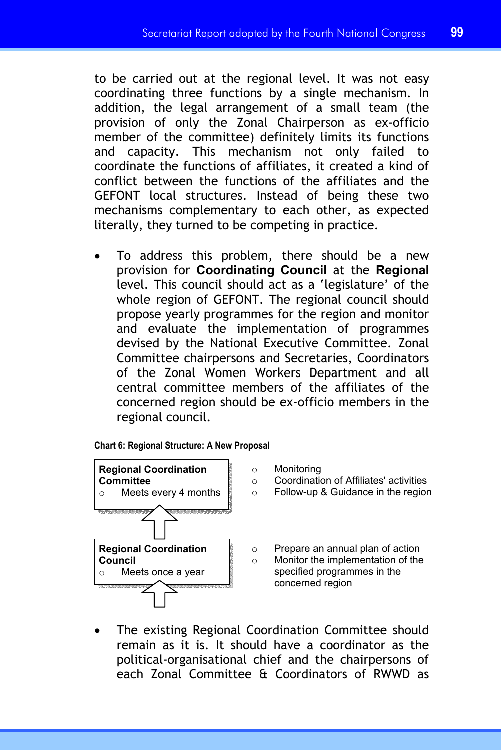to be carried out at the regional level. It was not easy coordinating three functions by a single mechanism. In addition, the legal arrangement of a small team (the provision of only the Zonal Chairperson as ex-officio member of the committee) definitely limits its functions and capacity. This mechanism not only failed to coordinate the functions of affiliates, it created a kind of conflict between the functions of the affiliates and the GEFONT local structures. Instead of being these two mechanisms complementary to each other, as expected literally, they turned to be competing in practice.

- To address this problem, there should be a new provision for **Coordinating Council** at the **Regional** level. This council should act as a 'legislature' of the whole region of GEFONT. The regional council should propose yearly programmes for the region and monitor and evaluate the implementation of programmes devised by the National Executive Committee. Zonal Committee chairpersons and Secretaries, Coordinators of the Zonal Women Workers Department and all central committee members of the affiliates of the concerned region should be ex-officio members in the regional council.

**Chart 6: Regional Structure: A New Proposal**

| Body | Functions |
| --- | --- |
| **Regional Coordination Committee**<br>○ Meets every 4 months | ○ Monitoring<br>○ Coordination of Affiliates' activities<br>○ Follow-up & Guidance in the region |
| ↑ | |
| **Regional Coordination Council**<br>○ Meets once a year | ○ Prepare an annual plan of action<br>○ Monitor the implementation of the specified programmes in the concerned region |
| ↑ | |

- The existing Regional Coordination Committee should remain as it is. It should have a coordinator as the political-organisational chief and the chairpersons of each Zonal Committee & Coordinators of RWWD as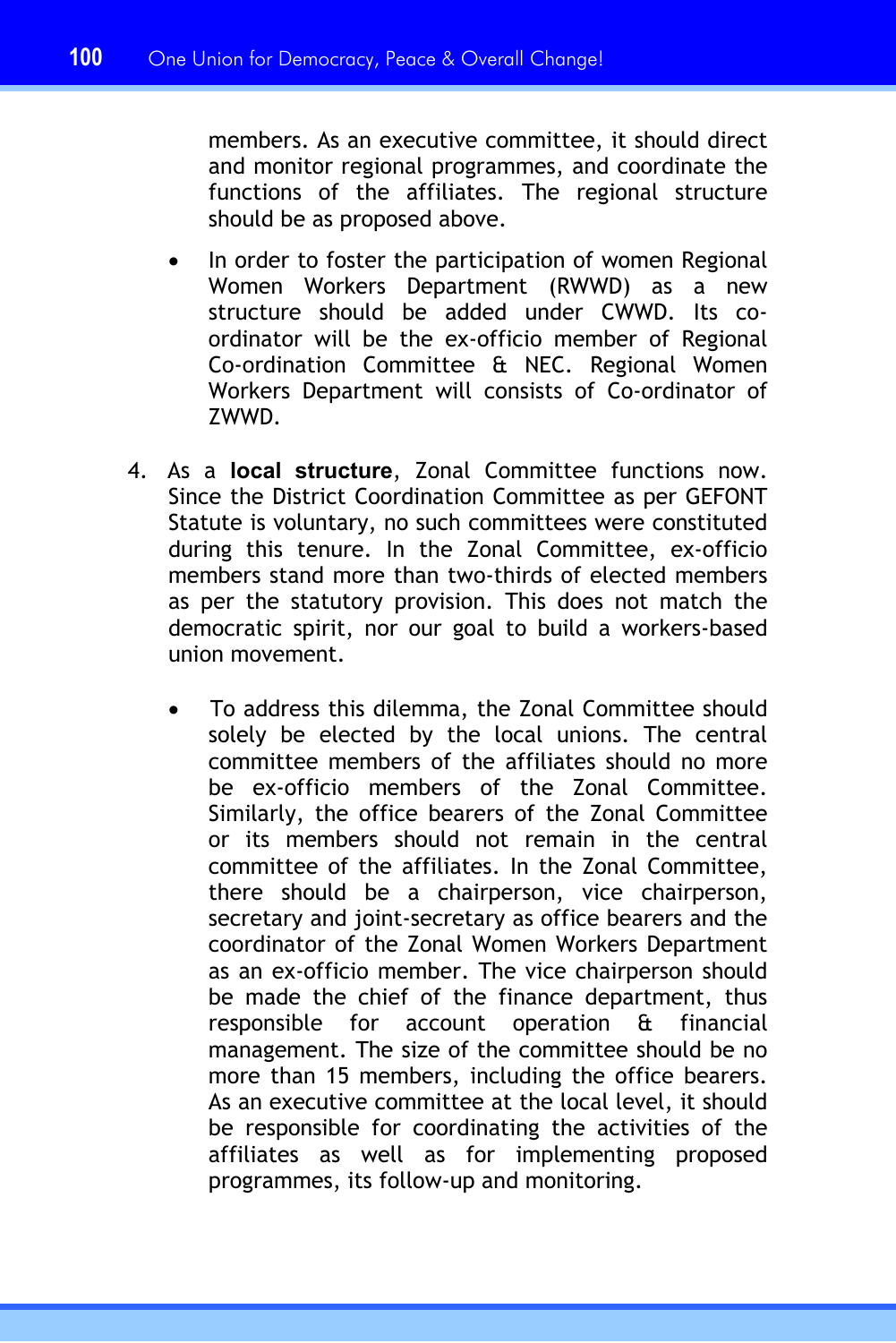members. As an executive committee, it should direct and monitor regional programmes, and coordinate the functions of the affiliates. The regional structure should be as proposed above.

- In order to foster the participation of women Regional Women Workers Department (RWWD) as a new structure should be added under CWWD. Its co-ordinator will be the ex-officio member of Regional Co-ordination Committee & NEC. Regional Women Workers Department will consists of Co-ordinator of ZWWD.

4. As a **local structure**, Zonal Committee functions now. Since the District Coordination Committee as per GEFONT Statute is voluntary, no such committees were constituted during this tenure. In the Zonal Committee, ex-officio members stand more than two-thirds of elected members as per the statutory provision. This does not match the democratic spirit, nor our goal to build a workers-based union movement.

   - To address this dilemma, the Zonal Committee should solely be elected by the local unions. The central committee members of the affiliates should no more be ex-officio members of the Zonal Committee. Similarly, the office bearers of the Zonal Committee or its members should not remain in the central committee of the affiliates. In the Zonal Committee, there should be a chairperson, vice chairperson, secretary and joint-secretary as office bearers and the coordinator of the Zonal Women Workers Department as an ex-officio member. The vice chairperson should be made the chief of the finance department, thus responsible for account operation & financial management. The size of the committee should be no more than 15 members, including the office bearers. As an executive committee at the local level, it should be responsible for coordinating the activities of the affiliates as well as for implementing proposed programmes, its follow-up and monitoring.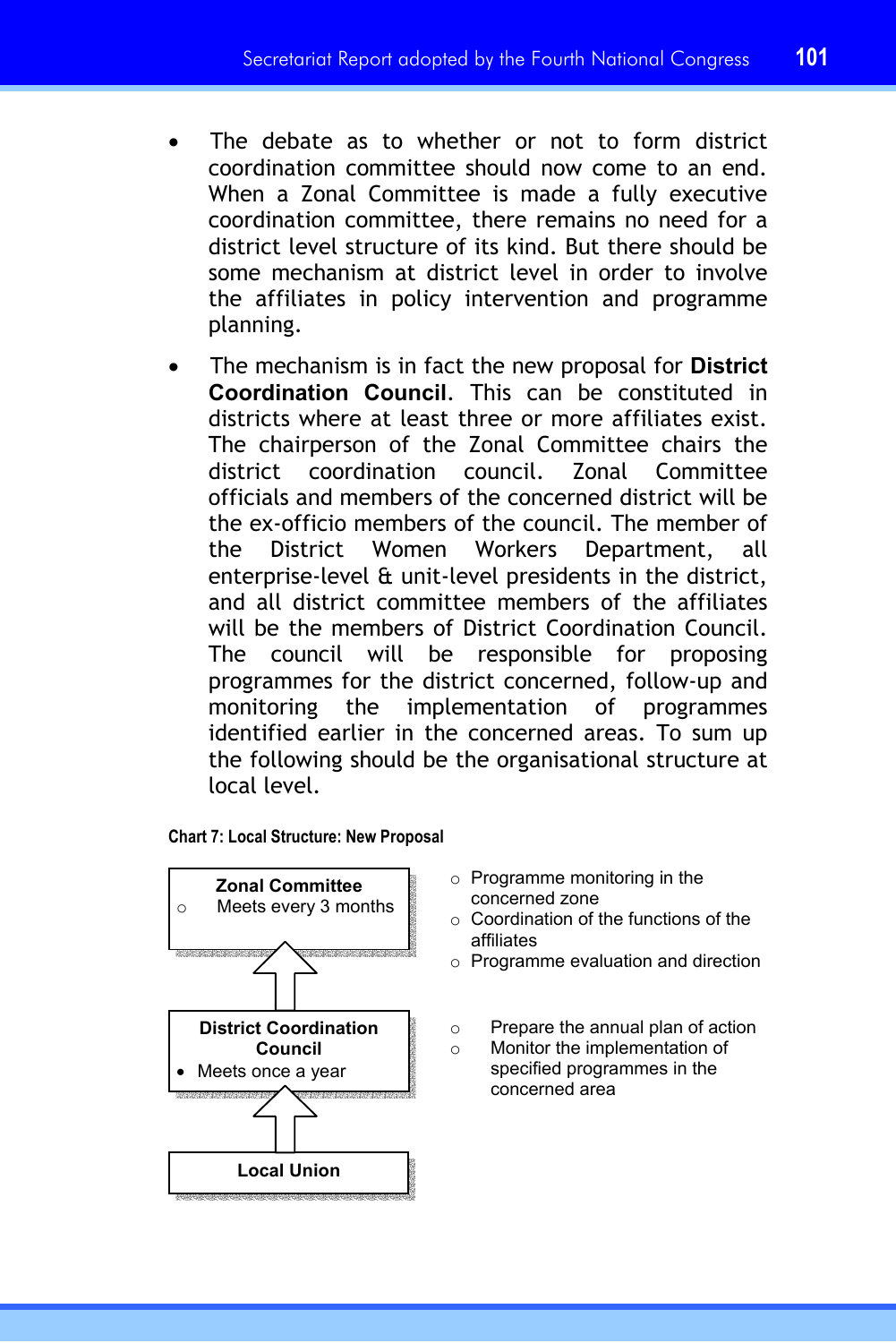- The debate as to whether or not to form district coordination committee should now come to an end. When a Zonal Committee is made a fully executive coordination committee, there remains no need for a district level structure of its kind. But there should be some mechanism at district level in order to involve the affiliates in policy intervention and programme planning.
- The mechanism is in fact the new proposal for **District Coordination Council**. This can be constituted in districts where at least three or more affiliates exist. The chairperson of the Zonal Committee chairs the district coordination council. Zonal Committee officials and members of the concerned district will be the ex-officio members of the council. The member of the District Women Workers Department, all enterprise-level & unit-level presidents in the district, and all district committee members of the affiliates will be the members of District Coordination Council. The council will be responsible for proposing programmes for the district concerned, follow-up and monitoring the implementation of programmes identified earlier in the concerned areas. To sum up the following should be the organisational structure at local level.

**Chart 7: Local Structure: New Proposal**

**Zonal Committee**
- Meets every 3 months

- Programme monitoring in the concerned zone
- Coordination of the functions of the affiliates
- Programme evaluation and direction

↑

**District Coordination Council**
- Meets once a year

- Prepare the annual plan of action
- Monitor the implementation of specified programmes in the concerned area

↑

**Local Union**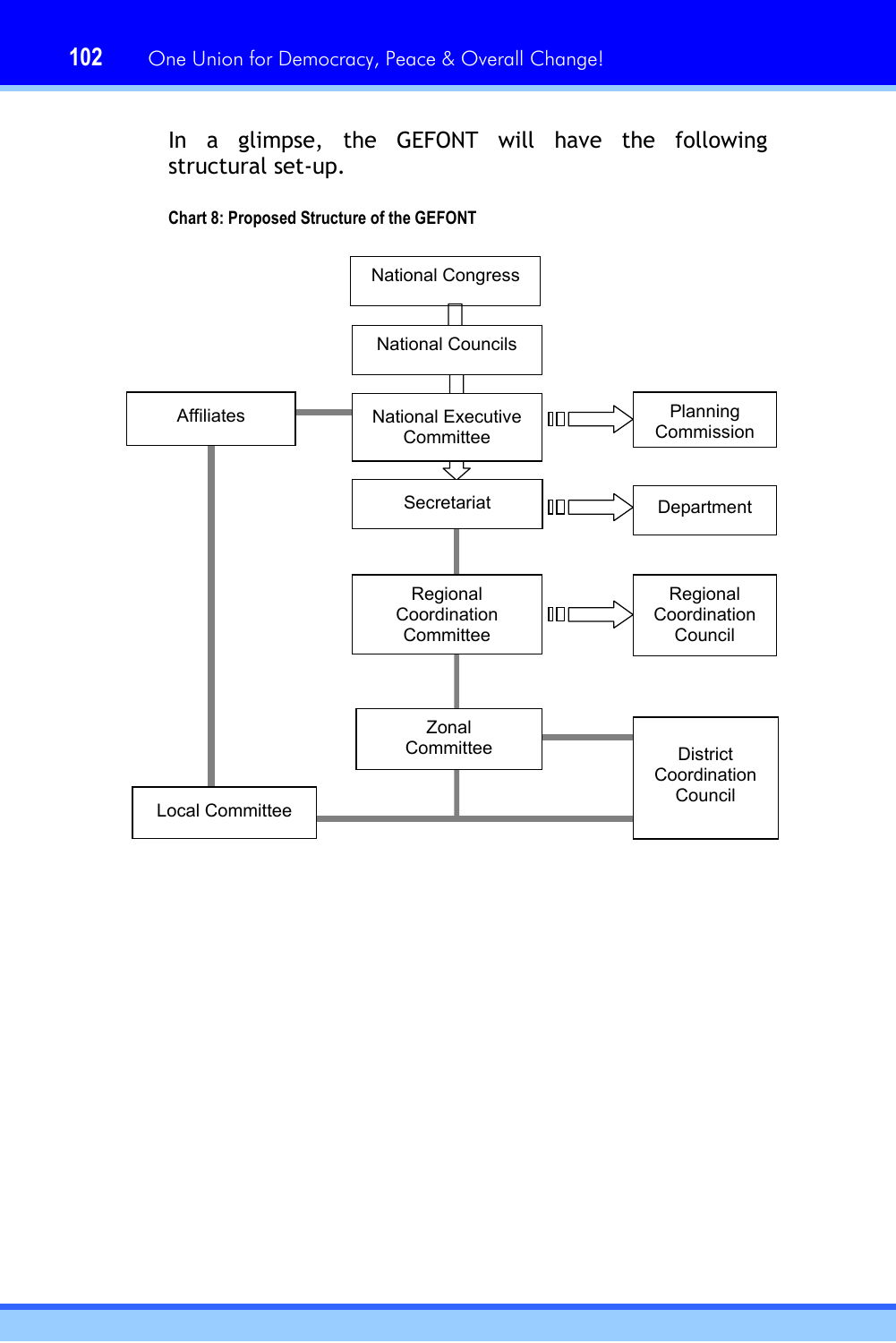In a glimpse, the GEFONT will have the following structural set-up.

**Chart 8: Proposed Structure of the GEFONT**

National Congress

National Councils

Affiliates

National Executive Committee

Planning Commission

Secretariat

Department

Regional Coordination Committee

Regional Coordination Council

Zonal Committee

District Coordination Council

Local Committee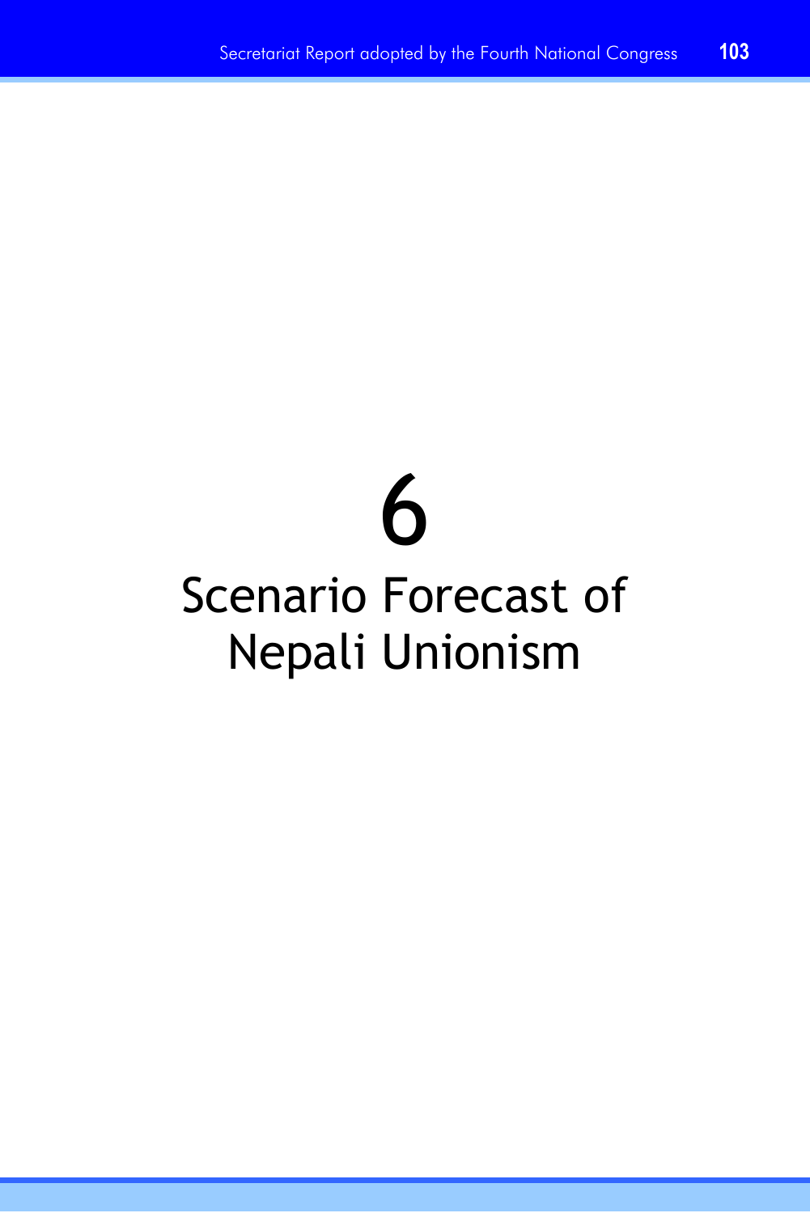# 6

# Scenario Forecast of Nepali Unionism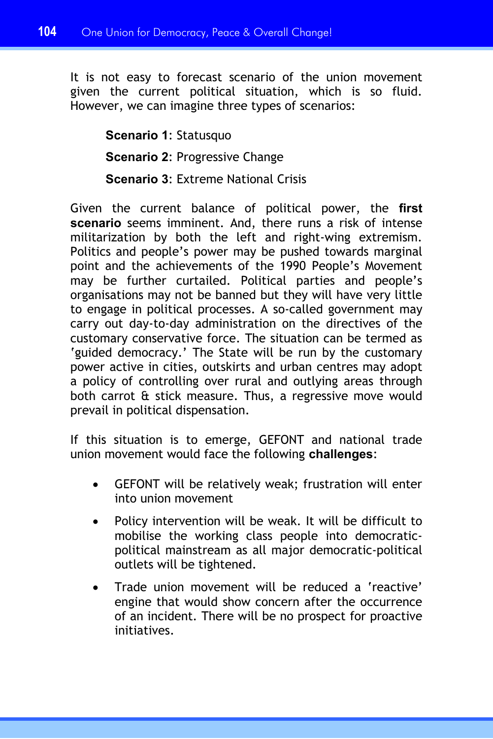It is not easy to forecast scenario of the union movement given the current political situation, which is so fluid. However, we can imagine three types of scenarios:

**Scenario 1**: Statusquo

**Scenario 2**: Progressive Change

**Scenario 3**: Extreme National Crisis

Given the current balance of political power, the **first scenario** seems imminent. And, there runs a risk of intense militarization by both the left and right-wing extremism. Politics and people's power may be pushed towards marginal point and the achievements of the 1990 People's Movement may be further curtailed. Political parties and people's organisations may not be banned but they will have very little to engage in political processes. A so-called government may carry out day-to-day administration on the directives of the customary conservative force. The situation can be termed as 'guided democracy.' The State will be run by the customary power active in cities, outskirts and urban centres may adopt a policy of controlling over rural and outlying areas through both carrot & stick measure. Thus, a regressive move would prevail in political dispensation.

If this situation is to emerge, GEFONT and national trade union movement would face the following **challenges**:

- GEFONT will be relatively weak; frustration will enter into union movement
- Policy intervention will be weak. It will be difficult to mobilise the working class people into democratic-political mainstream as all major democratic-political outlets will be tightened.
- Trade union movement will be reduced a 'reactive' engine that would show concern after the occurrence of an incident. There will be no prospect for proactive initiatives.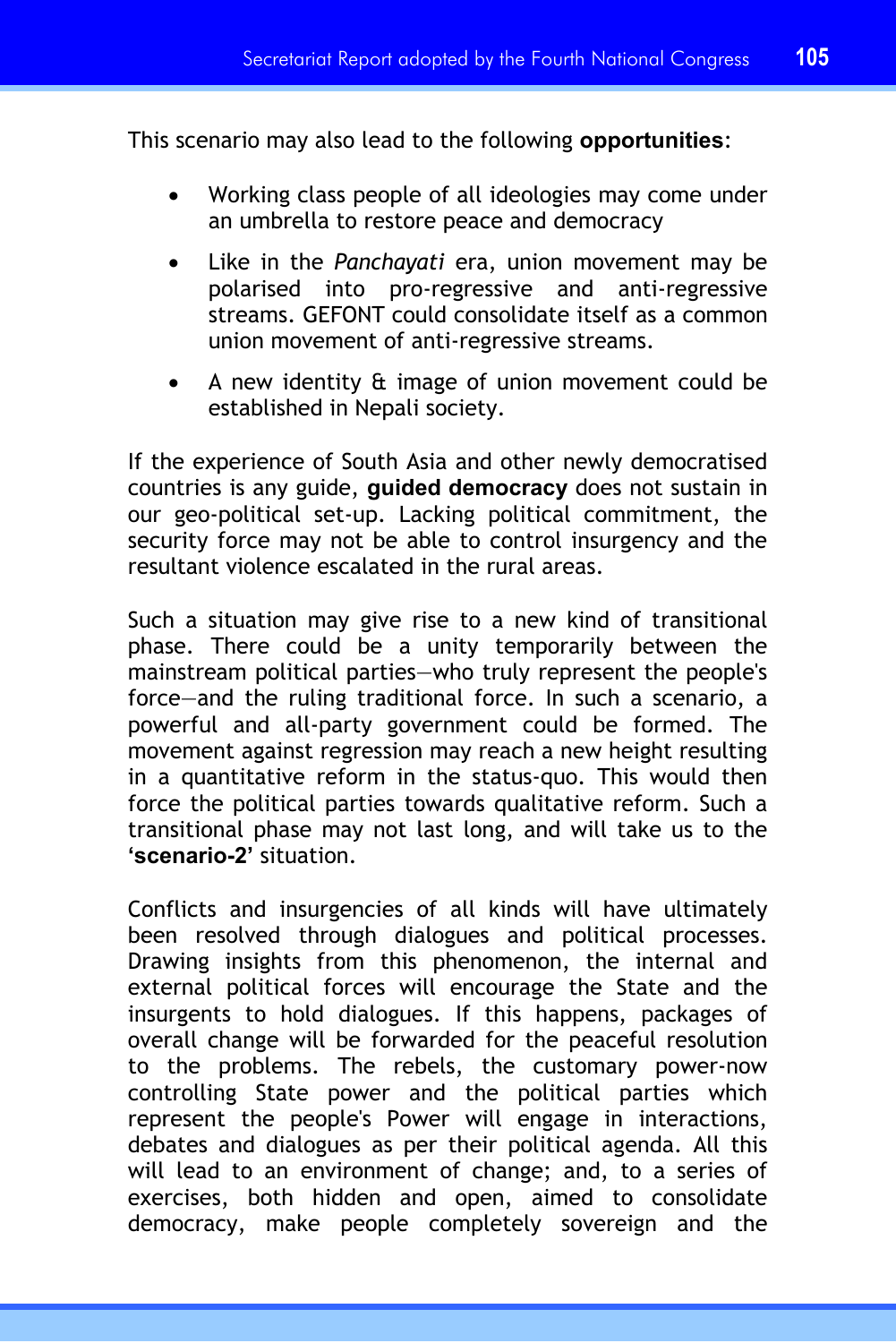This scenario may also lead to the following **opportunities**:

- Working class people of all ideologies may come under an umbrella to restore peace and democracy
- Like in the *Panchayati* era, union movement may be polarised into pro-regressive and anti-regressive streams. GEFONT could consolidate itself as a common union movement of anti-regressive streams.
- A new identity & image of union movement could be established in Nepali society.

If the experience of South Asia and other newly democratised countries is any guide, **guided democracy** does not sustain in our geo-political set-up. Lacking political commitment, the security force may not be able to control insurgency and the resultant violence escalated in the rural areas.

Such a situation may give rise to a new kind of transitional phase. There could be a unity temporarily between the mainstream political parties—who truly represent the people's force—and the ruling traditional force. In such a scenario, a powerful and all-party government could be formed. The movement against regression may reach a new height resulting in a quantitative reform in the status-quo. This would then force the political parties towards qualitative reform. Such a transitional phase may not last long, and will take us to the '**scenario-2**' situation.

Conflicts and insurgencies of all kinds will have ultimately been resolved through dialogues and political processes. Drawing insights from this phenomenon, the internal and external political forces will encourage the State and the insurgents to hold dialogues. If this happens, packages of overall change will be forwarded for the peaceful resolution to the problems. The rebels, the customary power-now controlling State power and the political parties which represent the people's Power will engage in interactions, debates and dialogues as per their political agenda. All this will lead to an environment of change; and, to a series of exercises, both hidden and open, aimed to consolidate democracy, make people completely sovereign and the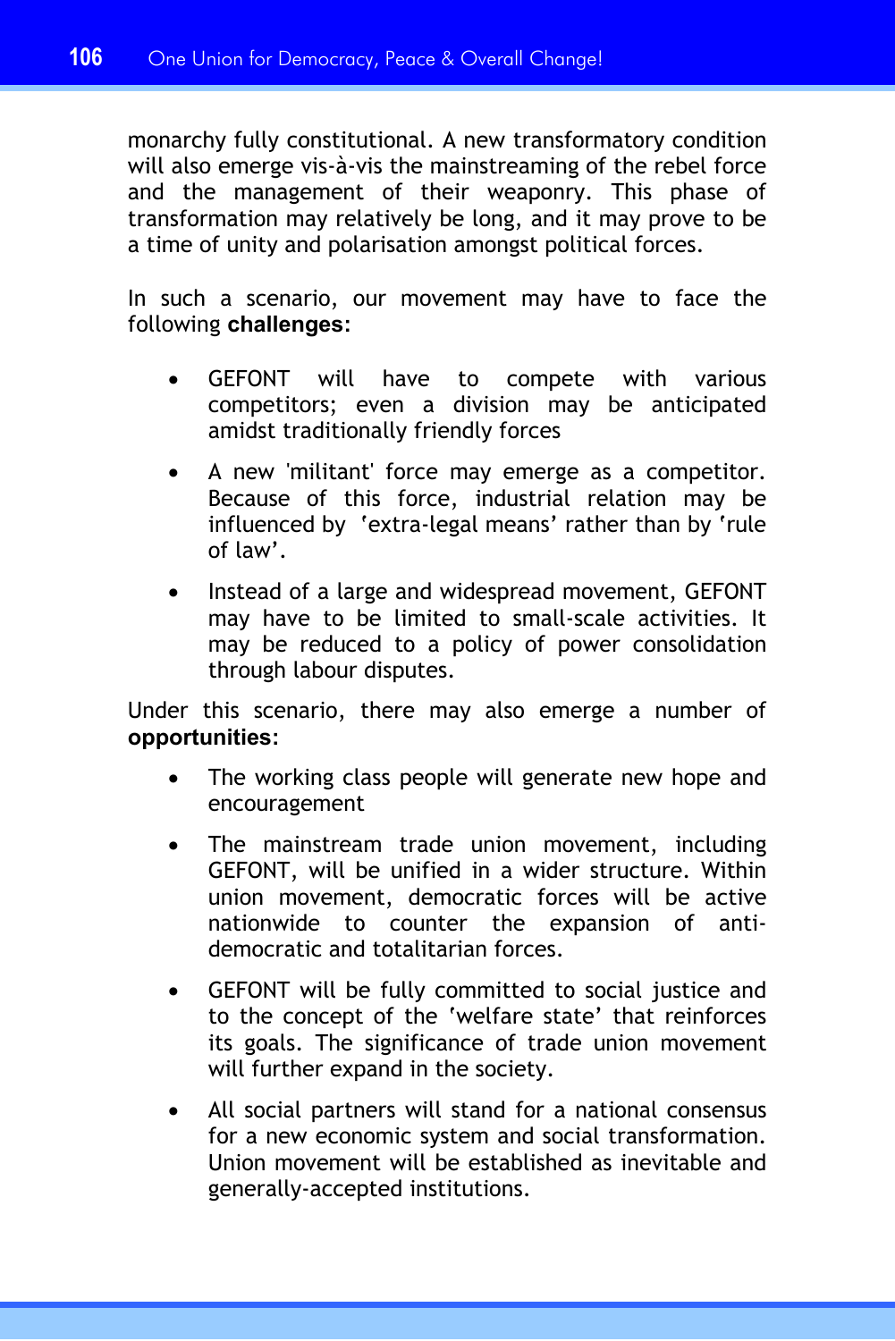monarchy fully constitutional. A new transformatory condition will also emerge vis-à-vis the mainstreaming of the rebel force and the management of their weaponry. This phase of transformation may relatively be long, and it may prove to be a time of unity and polarisation amongst political forces.

In such a scenario, our movement may have to face the following **challenges**:

- GEFONT will have to compete with various competitors; even a division may be anticipated amidst traditionally friendly forces
- A new 'militant' force may emerge as a competitor. Because of this force, industrial relation may be influenced by 'extra-legal means' rather than by 'rule of law'.
- Instead of a large and widespread movement, GEFONT may have to be limited to small-scale activities. It may be reduced to a policy of power consolidation through labour disputes.

Under this scenario, there may also emerge a number of **opportunities**:

- The working class people will generate new hope and encouragement
- The mainstream trade union movement, including GEFONT, will be unified in a wider structure. Within union movement, democratic forces will be active nationwide to counter the expansion of anti-democratic and totalitarian forces.
- GEFONT will be fully committed to social justice and to the concept of the 'welfare state' that reinforces its goals. The significance of trade union movement will further expand in the society.
- All social partners will stand for a national consensus for a new economic system and social transformation. Union movement will be established as inevitable and generally-accepted institutions.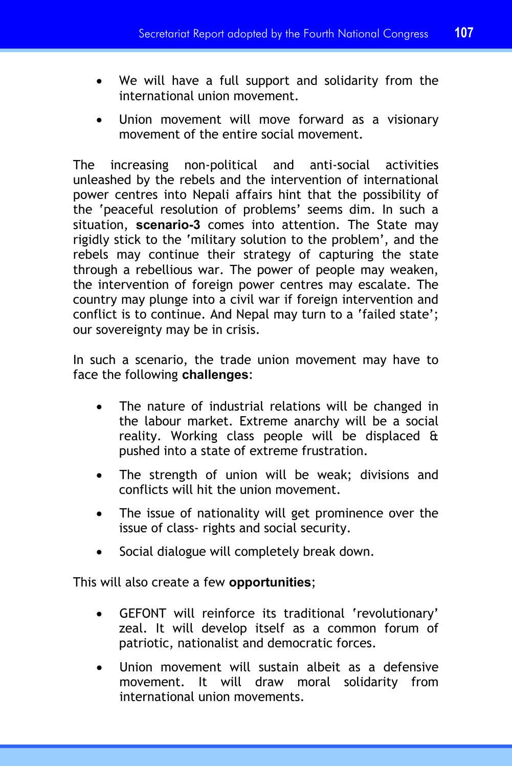- We will have a full support and solidarity from the international union movement.
- Union movement will move forward as a visionary movement of the entire social movement.

The increasing non-political and anti-social activities unleashed by the rebels and the intervention of international power centres into Nepali affairs hint that the possibility of the 'peaceful resolution of problems' seems dim. In such a situation, **scenario-3** comes into attention. The State may rigidly stick to the 'military solution to the problem', and the rebels may continue their strategy of capturing the state through a rebellious war. The power of people may weaken, the intervention of foreign power centres may escalate. The country may plunge into a civil war if foreign intervention and conflict is to continue. And Nepal may turn to a 'failed state'; our sovereignty may be in crisis.

In such a scenario, the trade union movement may have to face the following **challenges**:

- The nature of industrial relations will be changed in the labour market. Extreme anarchy will be a social reality. Working class people will be displaced & pushed into a state of extreme frustration.
- The strength of union will be weak; divisions and conflicts will hit the union movement.
- The issue of nationality will get prominence over the issue of class- rights and social security.
- Social dialogue will completely break down.

This will also create a few **opportunities**;

- GEFONT will reinforce its traditional 'revolutionary' zeal. It will develop itself as a common forum of patriotic, nationalist and democratic forces.
- Union movement will sustain albeit as a defensive movement. It will draw moral solidarity from international union movements.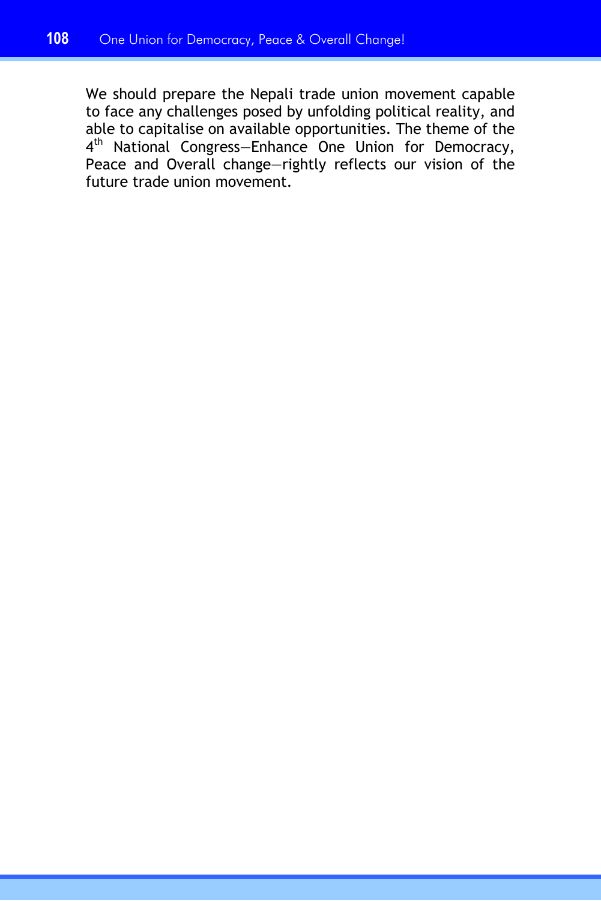We should prepare the Nepali trade union movement capable to face any challenges posed by unfolding political reality, and able to capitalise on available opportunities. The theme of the 4th National Congress—Enhance One Union for Democracy, Peace and Overall change—rightly reflects our vision of the future trade union movement.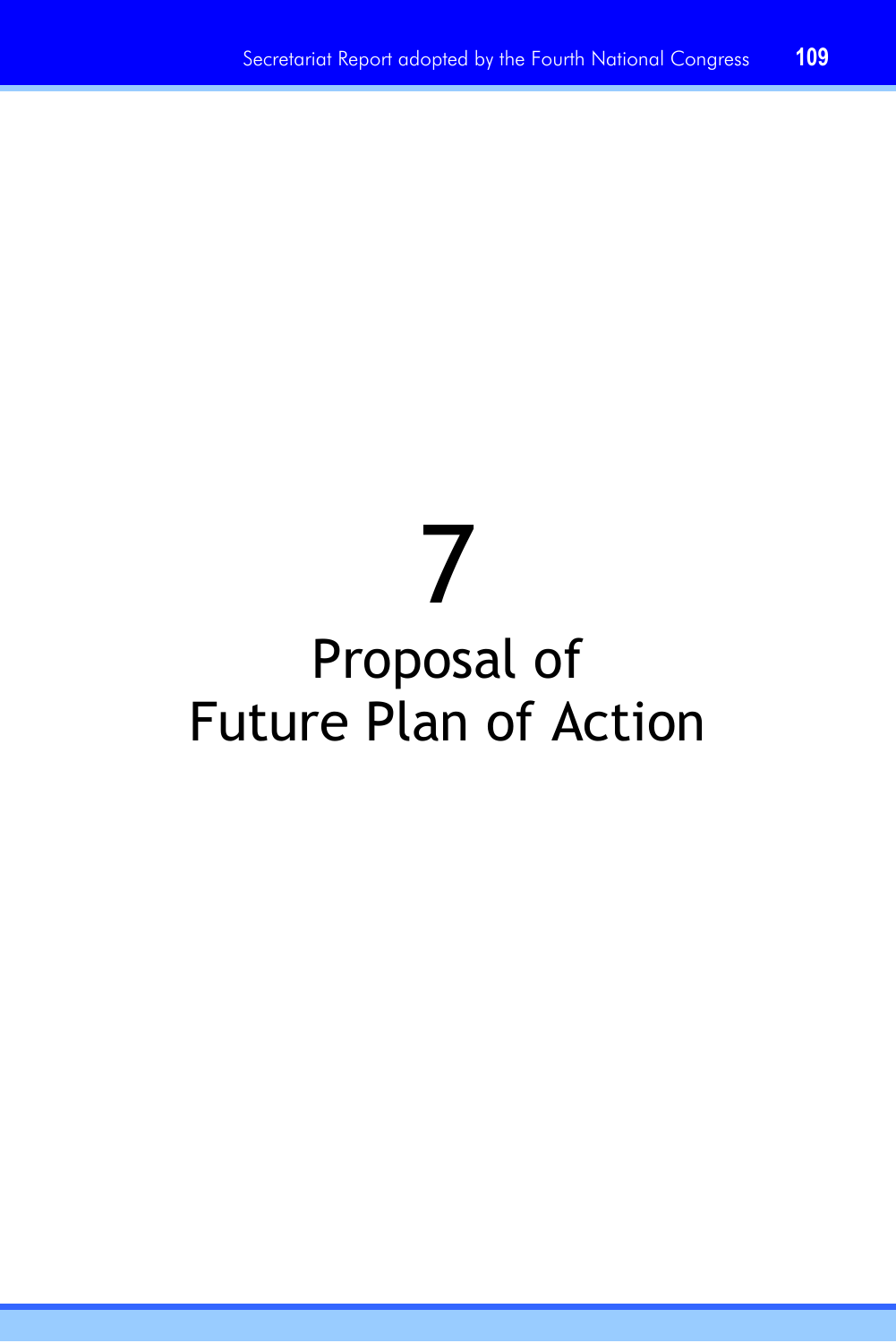# 7

# Proposal of Future Plan of Action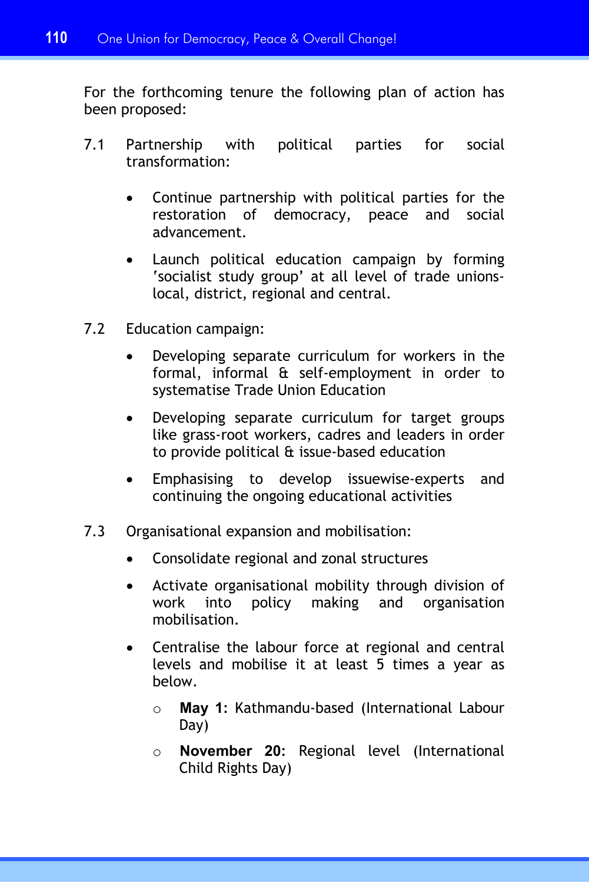For the forthcoming tenure the following plan of action has been proposed:

7.1 Partnership with political parties for social transformation:

- Continue partnership with political parties for the restoration of democracy, peace and social advancement.
- Launch political education campaign by forming 'socialist study group' at all level of trade unions-local, district, regional and central.

7.2 Education campaign:

- Developing separate curriculum for workers in the formal, informal & self-employment in order to systematise Trade Union Education
- Developing separate curriculum for target groups like grass-root workers, cadres and leaders in order to provide political & issue-based education
- Emphasising to develop issuewise-experts and continuing the ongoing educational activities

7.3 Organisational expansion and mobilisation:

- Consolidate regional and zonal structures
- Activate organisational mobility through division of work into policy making and organisation mobilisation.
- Centralise the labour force at regional and central levels and mobilise it at least 5 times a year as below.
    - **May 1:** Kathmandu-based (International Labour Day)
    - **November 20:** Regional level (International Child Rights Day)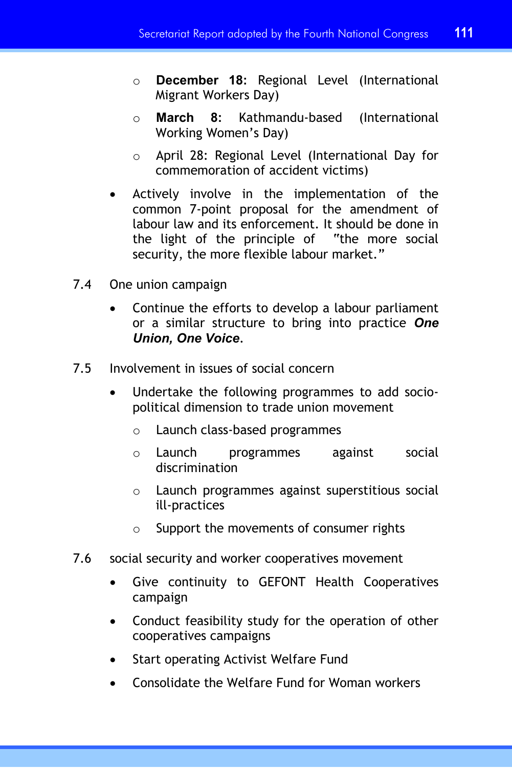- **December 18:** Regional Level (International Migrant Workers Day)
  - **March 8:** Kathmandu-based (International Working Women's Day)
  - April 28: Regional Level (International Day for commemoration of accident victims)
- Actively involve in the implementation of the common 7-point proposal for the amendment of labour law and its enforcement. It should be done in the light of the principle of "the more social security, the more flexible labour market."

7.4 One union campaign

- Continue the efforts to develop a labour parliament or a similar structure to bring into practice ***One Union, One Voice***.

7.5 Involvement in issues of social concern

- Undertake the following programmes to add socio-political dimension to trade union movement
  - Launch class-based programmes
  - Launch programmes against social discrimination
  - Launch programmes against superstitious social ill-practices
  - Support the movements of consumer rights

7.6 social security and worker cooperatives movement

- Give continuity to GEFONT Health Cooperatives campaign
- Conduct feasibility study for the operation of other cooperatives campaigns
- Start operating Activist Welfare Fund
- Consolidate the Welfare Fund for Woman workers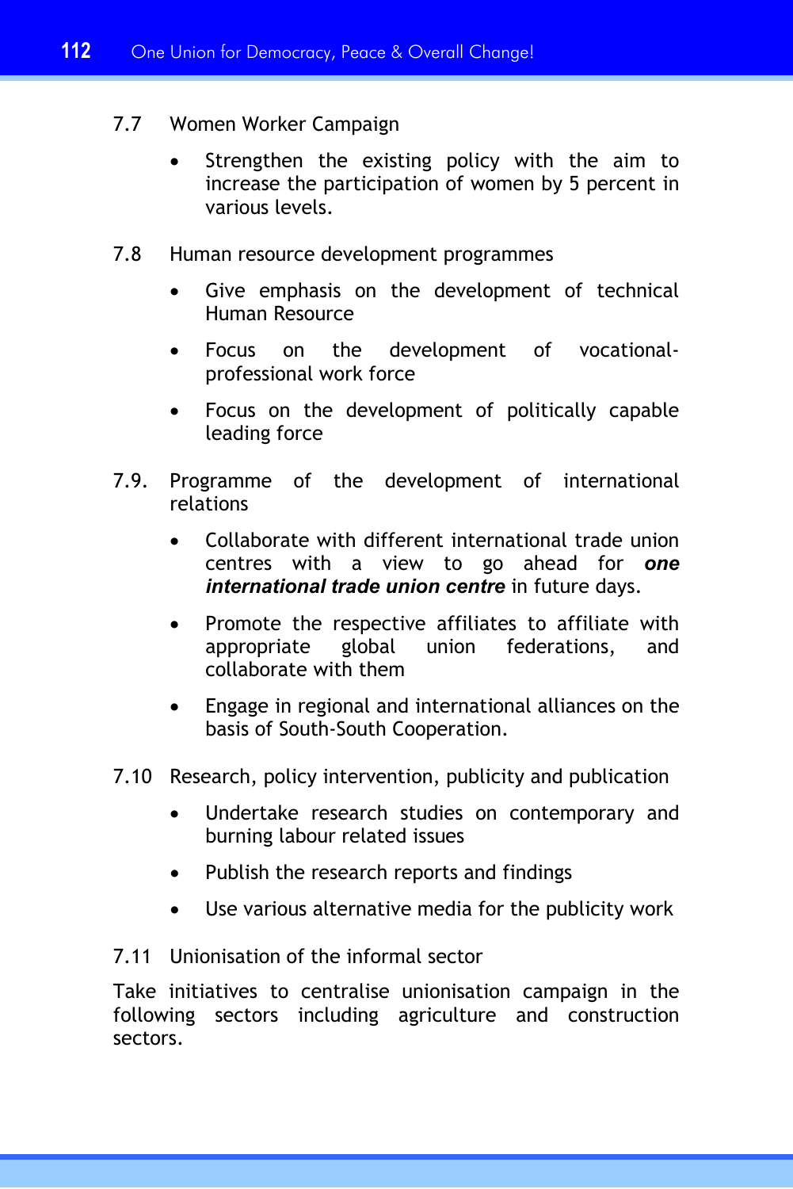7.7 Women Worker Campaign

- Strengthen the existing policy with the aim to increase the participation of women by 5 percent in various levels.

7.8 Human resource development programmes

- Give emphasis on the development of technical Human Resource
- Focus on the development of vocational-professional work force
- Focus on the development of politically capable leading force

7.9. Programme of the development of international relations

- Collaborate with different international trade union centres with a view to go ahead for ***one international trade union centre*** in future days.
- Promote the respective affiliates to affiliate with appropriate global union federations, and collaborate with them
- Engage in regional and international alliances on the basis of South-South Cooperation.

7.10 Research, policy intervention, publicity and publication

- Undertake research studies on contemporary and burning labour related issues
- Publish the research reports and findings
- Use various alternative media for the publicity work

7.11 Unionisation of the informal sector

Take initiatives to centralise unionisation campaign in the following sectors including agriculture and construction sectors.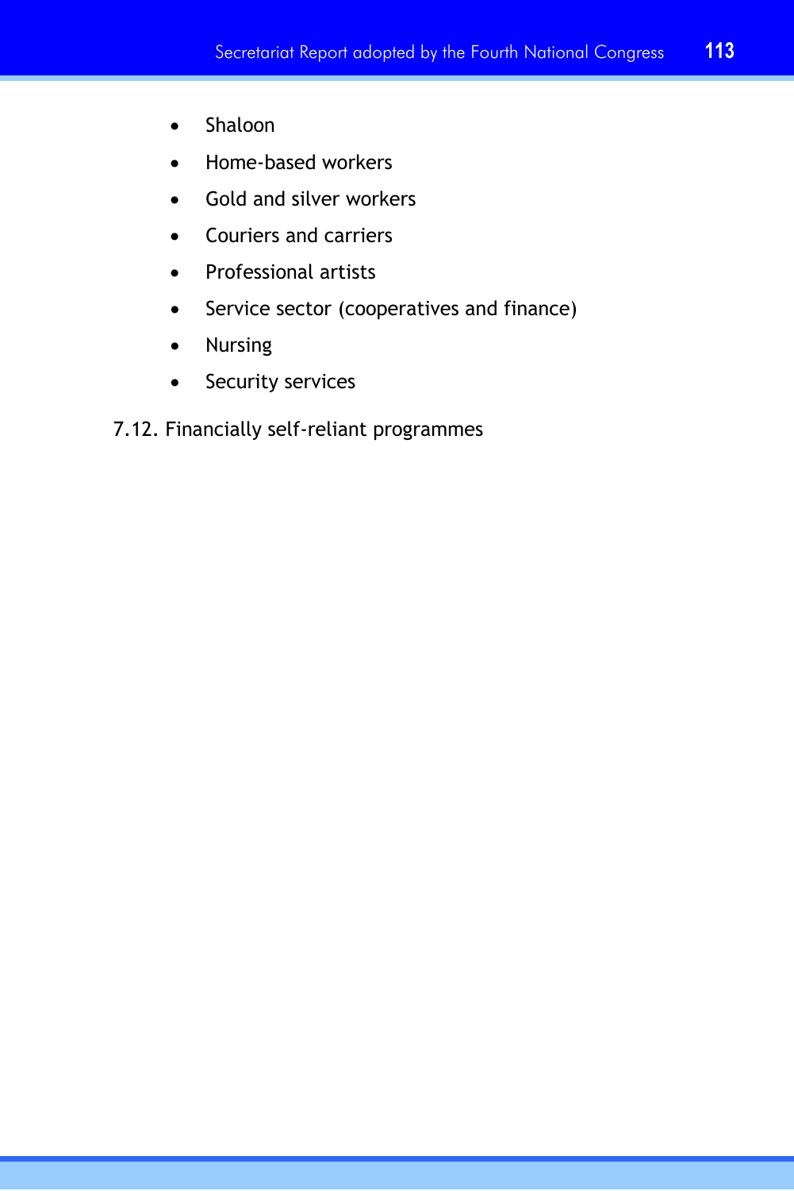- Shaloon
- Home-based workers
- Gold and silver workers
- Couriers and carriers
- Professional artists
- Service sector (cooperatives and finance)
- Nursing
- Security services

7.12. Financially self-reliant programmes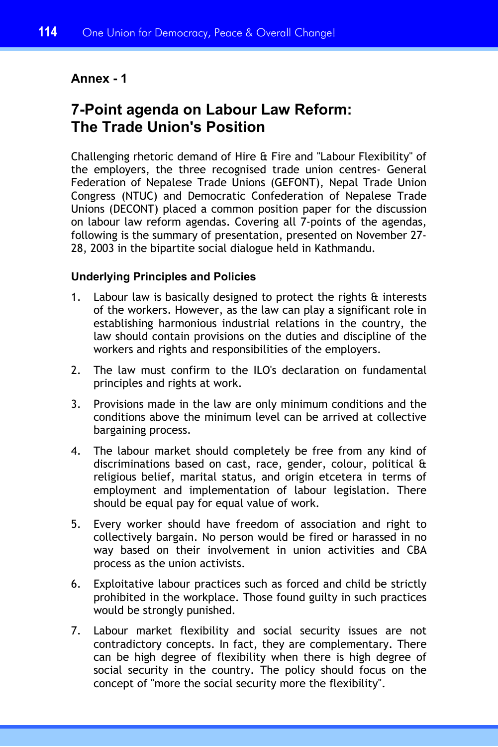## Annex - 1

# 7-Point agenda on Labour Law Reform: The Trade Union's Position

Challenging rhetoric demand of Hire & Fire and "Labour Flexibility" of the employers, the three recognised trade union centres- General Federation of Nepalese Trade Unions (GEFONT), Nepal Trade Union Congress (NTUC) and Democratic Confederation of Nepalese Trade Unions (DECONT) placed a common position paper for the discussion on labour law reform agendas. Covering all 7-points of the agendas, following is the summary of presentation, presented on November 27-28, 2003 in the bipartite social dialogue held in Kathmandu.

### Underlying Principles and Policies

1. Labour law is basically designed to protect the rights & interests of the workers. However, as the law can play a significant role in establishing harmonious industrial relations in the country, the law should contain provisions on the duties and discipline of the workers and rights and responsibilities of the employers.
2. The law must confirm to the ILO's declaration on fundamental principles and rights at work.
3. Provisions made in the law are only minimum conditions and the conditions above the minimum level can be arrived at collective bargaining process.
4. The labour market should completely be free from any kind of discriminations based on cast, race, gender, colour, political & religious belief, marital status, and origin etcetera in terms of employment and implementation of labour legislation. There should be equal pay for equal value of work.
5. Every worker should have freedom of association and right to collectively bargain. No person would be fired or harassed in no way based on their involvement in union activities and CBA process as the union activists.
6. Exploitative labour practices such as forced and child be strictly prohibited in the workplace. Those found guilty in such practices would be strongly punished.
7. Labour market flexibility and social security issues are not contradictory concepts. In fact, they are complementary. There can be high degree of flexibility when there is high degree of social security in the country. The policy should focus on the concept of "more the social security more the flexibility".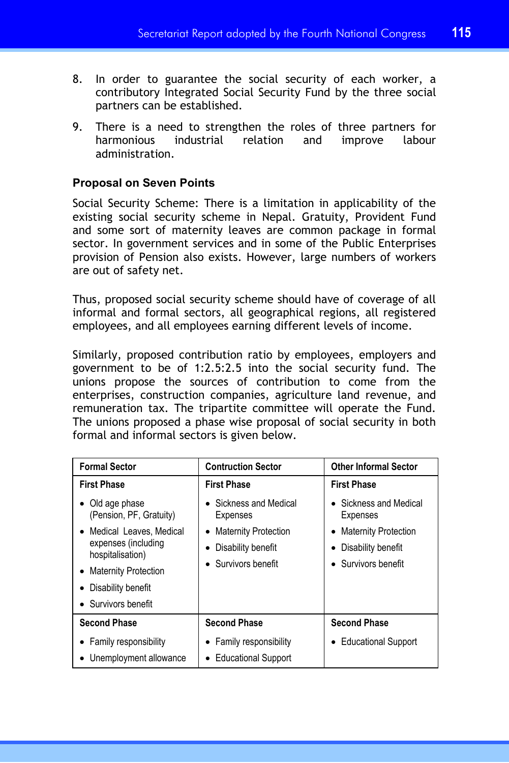8. In order to guarantee the social security of each worker, a contributory Integrated Social Security Fund by the three social partners can be established.

9. There is a need to strengthen the roles of three partners for harmonious industrial relation and improve labour administration.

### Proposal on Seven Points

Social Security Scheme: There is a limitation in applicability of the existing social security scheme in Nepal. Gratuity, Provident Fund and some sort of maternity leaves are common package in formal sector. In government services and in some of the Public Enterprises provision of Pension also exists. However, large numbers of workers are out of safety net.

Thus, proposed social security scheme should have of coverage of all informal and formal sectors, all geographical regions, all registered employees, and all employees earning different levels of income.

Similarly, proposed contribution ratio by employees, employers and government to be of 1:2.5:2.5 into the social security fund. The unions propose the sources of contribution to come from the enterprises, construction companies, agriculture land revenue, and remuneration tax. The tripartite committee will operate the Fund. The unions proposed a phase wise proposal of social security in both formal and informal sectors is given below.

| Formal Sector | Contruction Sector | Other Informal Sector |
|---|---|---|
| **First Phase**<br>• Old age phase (Pension, PF, Gratuity)<br>• Medical Leaves, Medical expenses (including hospitalisation)<br>• Maternity Protection<br>• Disability benefit<br>• Survivors benefit | **First Phase**<br>• Sickness and Medical Expenses<br>• Maternity Protection<br>• Disability benefit<br>• Survivors benefit | **First Phase**<br>• Sickness and Medical Expenses<br>• Maternity Protection<br>• Disability benefit<br>• Survivors benefit |
| **Second Phase**<br>• Family responsibility<br>• Unemployment allowance | **Second Phase**<br>• Family responsibility<br>• Educational Support | **Second Phase**<br>• Educational Support |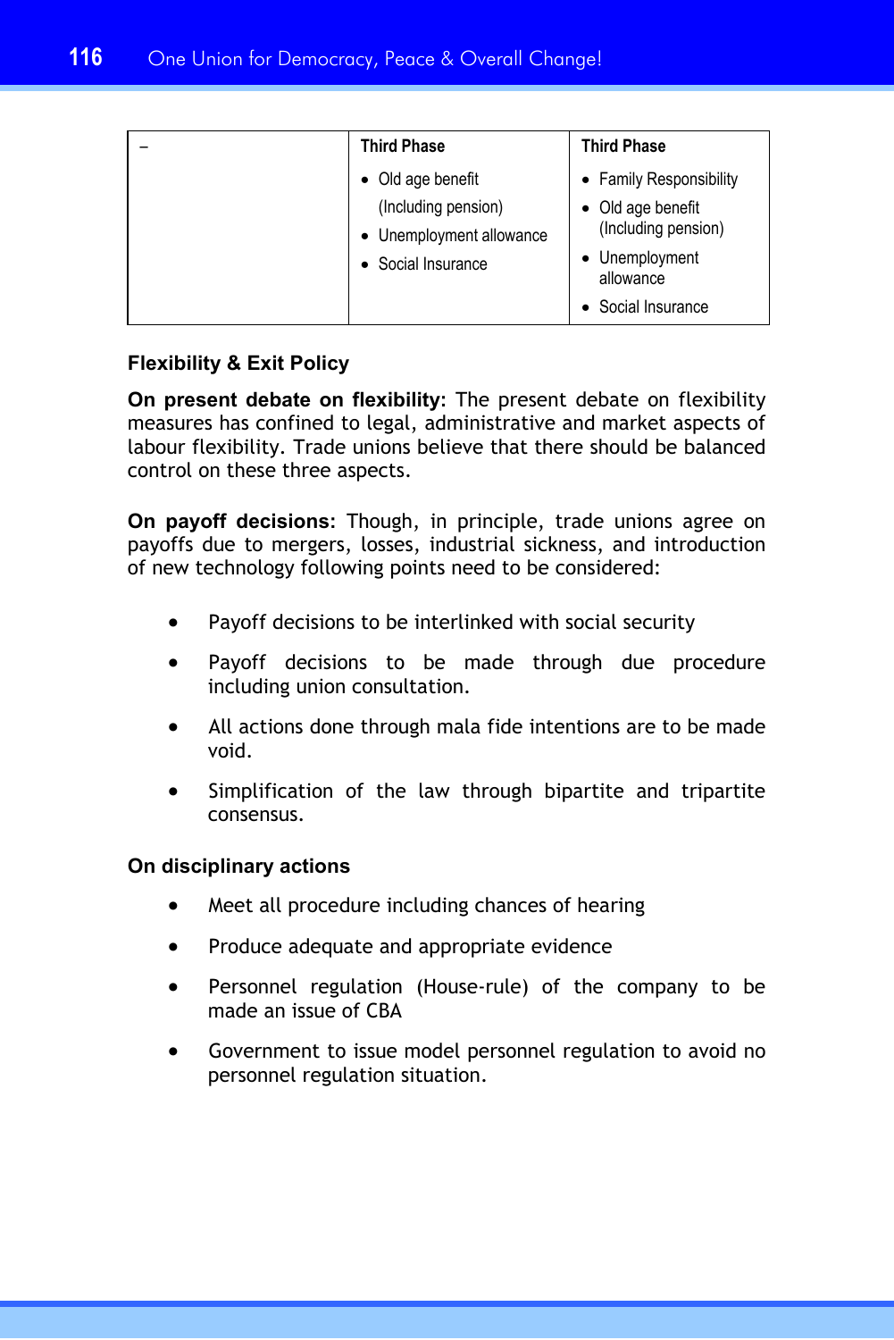| – | Third Phase<br>• Old age benefit (Including pension)<br>• Unemployment allowance<br>• Social Insurance | Third Phase<br>• Family Responsibility<br>• Old age benefit (Including pension)<br>• Unemployment allowance<br>• Social Insurance |
|---|---|---|

**Flexibility & Exit Policy**

**On present debate on flexibility**: The present debate on flexibility measures has confined to legal, administrative and market aspects of labour flexibility. Trade unions believe that there should be balanced control on these three aspects.

**On payoff decisions**: Though, in principle, trade unions agree on payoffs due to mergers, losses, industrial sickness, and introduction of new technology following points need to be considered:

- Payoff decisions to be interlinked with social security
- Payoff decisions to be made through due procedure including union consultation.
- All actions done through mala fide intentions are to be made void.
- Simplification of the law through bipartite and tripartite consensus.

**On disciplinary actions**

- Meet all procedure including chances of hearing
- Produce adequate and appropriate evidence
- Personnel regulation (House-rule) of the company to be made an issue of CBA
- Government to issue model personnel regulation to avoid no personnel regulation situation.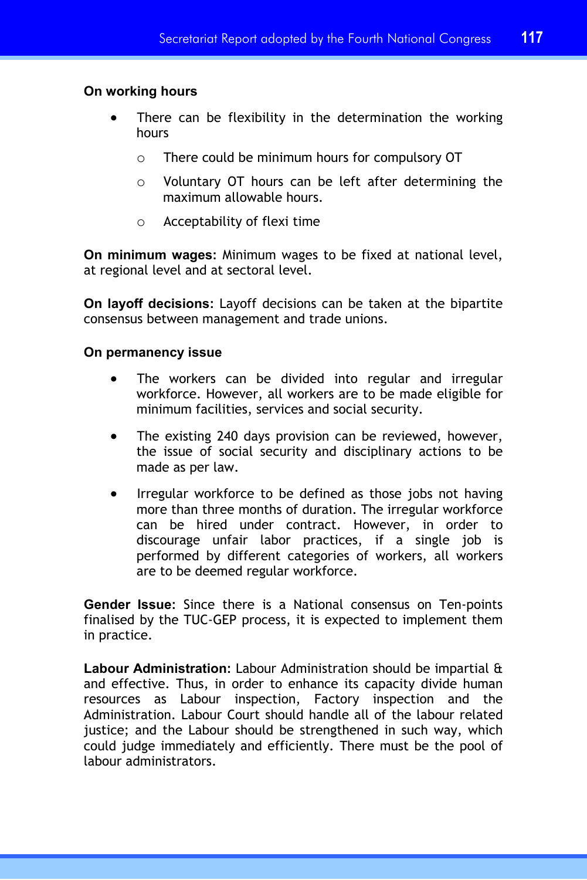**On working hours**

- There can be flexibility in the determination the working hours
  - There could be minimum hours for compulsory OT
  - Voluntary OT hours can be left after determining the maximum allowable hours.
  - Acceptability of flexi time

**On minimum wages:** Minimum wages to be fixed at national level, at regional level and at sectoral level.

**On layoff decisions**: Layoff decisions can be taken at the bipartite consensus between management and trade unions.

**On permanency issue**

- The workers can be divided into regular and irregular workforce. However, all workers are to be made eligible for minimum facilities, services and social security.
- The existing 240 days provision can be reviewed, however, the issue of social security and disciplinary actions to be made as per law.
- Irregular workforce to be defined as those jobs not having more than three months of duration. The irregular workforce can be hired under contract. However, in order to discourage unfair labor practices, if a single job is performed by different categories of workers, all workers are to be deemed regular workforce.

**Gender Issue:** Since there is a National consensus on Ten-points finalised by the TUC-GEP process, it is expected to implement them in practice.

**Labour Administration:** Labour Administration should be impartial & and effective. Thus, in order to enhance its capacity divide human resources as Labour inspection, Factory inspection and the Administration. Labour Court should handle all of the labour related justice; and the Labour should be strengthened in such way, which could judge immediately and efficiently. There must be the pool of labour administrators.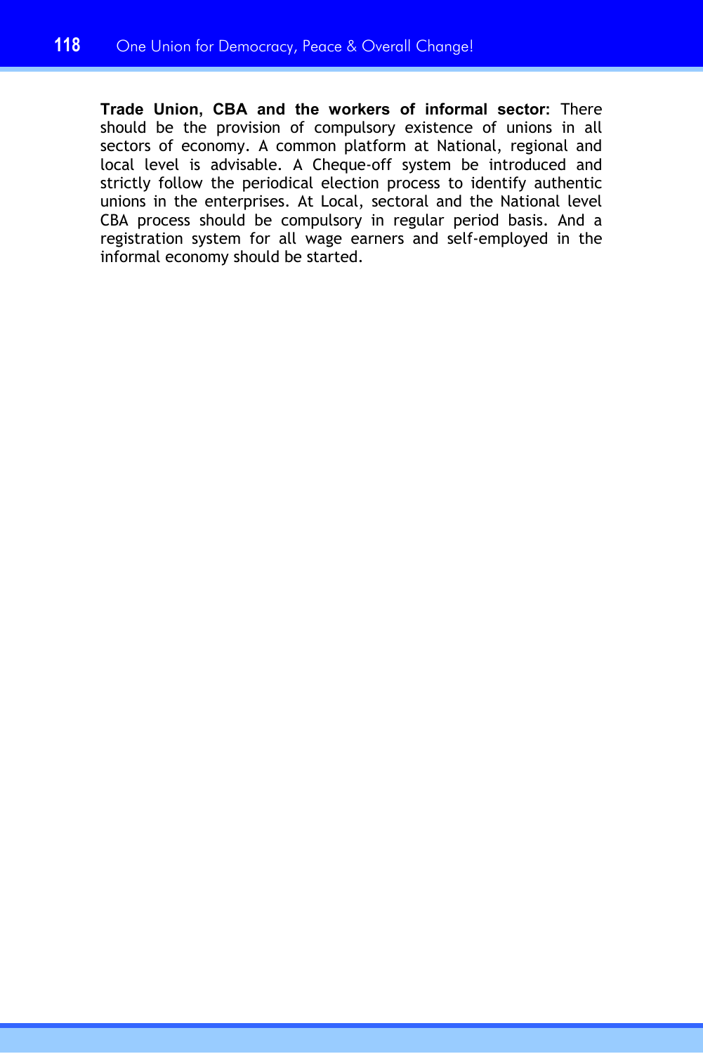**Trade Union, CBA and the workers of informal sector:** There should be the provision of compulsory existence of unions in all sectors of economy. A common platform at National, regional and local level is advisable. A Cheque-off system be introduced and strictly follow the periodical election process to identify authentic unions in the enterprises. At Local, sectoral and the National level CBA process should be compulsory in regular period basis. And a registration system for all wage earners and self-employed in the informal economy should be started.